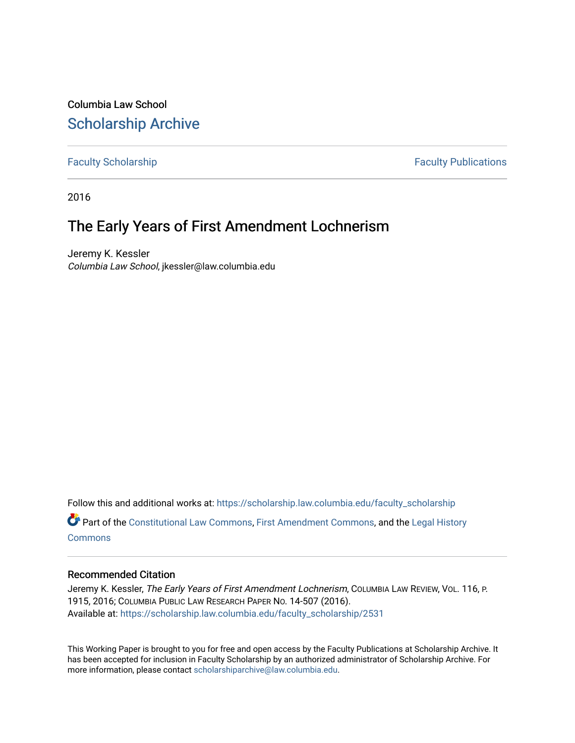Columbia Law School

## Scholarship Archive

Faculty Scholarship | Faculty Publications

2016

# The Early Years of First Amendment Lochnerism

Jeremy K. Kessler

*Columbia Law School*, jkessler@law.columbia.edu

Follow this and additional works at: https://scholarship.law.columbia.edu/faculty_scholarship

Part of the Constitutional Law Commons, First Amendment Commons, and the Legal History Commons

### Recommended Citation

Jeremy K. Kessler, *The Early Years of First Amendment Lochnerism*, Columbia Law Review, Vol. 116, p. 1915, 2016; Columbia Public Law Research Paper No. 14-507 (2016).
Available at: https://scholarship.law.columbia.edu/faculty_scholarship/2531

This Working Paper is brought to you for free and open access by the Faculty Publications at Scholarship Archive. It has been accepted for inclusion in Faculty Scholarship by an authorized administrator of Scholarship Archive. For more information, please contact scholarshiparchive@law.columbia.edu.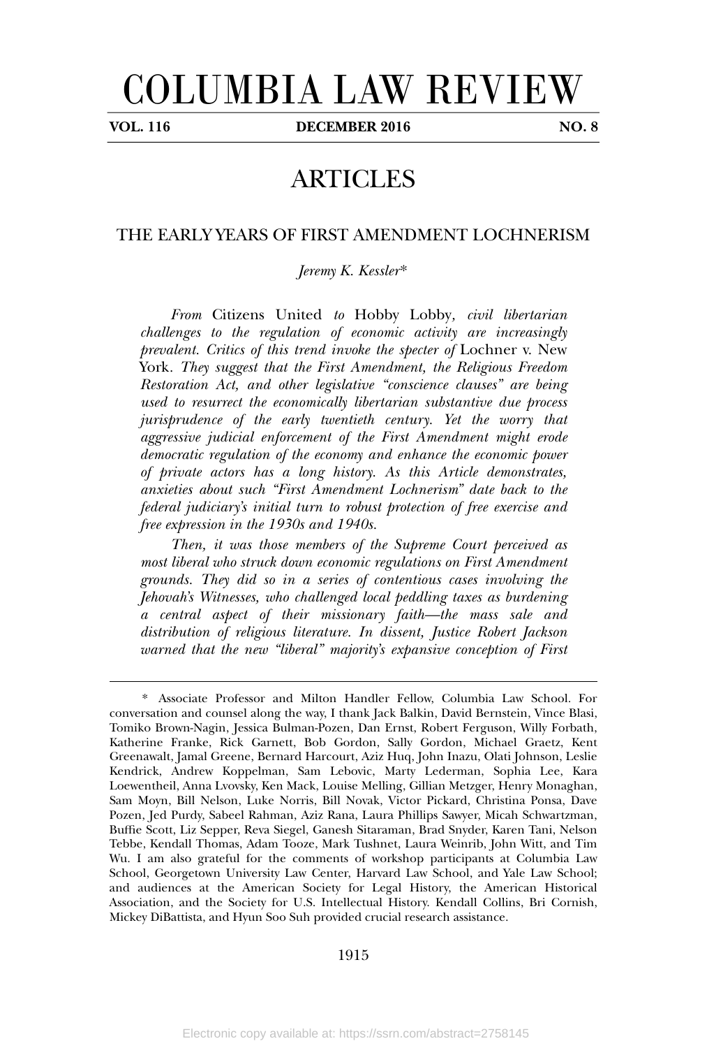# COLUMBIA LAW REVIEW

**VOL. 116** **DECEMBER 2016** **NO. 8**

## ARTICLES

### THE EARLY YEARS OF FIRST AMENDMENT LOCHNERISM

*Jeremy K. Kessler**

*From* Citizens United *to* Hobby Lobby, *civil libertarian challenges to the regulation of economic activity are increasingly prevalent. Critics of this trend invoke the specter of* Lochner v. New York. *They suggest that the First Amendment, the Religious Freedom Restoration Act, and other legislative "conscience clauses" are being used to resurrect the economically libertarian substantive due process jurisprudence of the early twentieth century. Yet the worry that aggressive judicial enforcement of the First Amendment might erode democratic regulation of the economy and enhance the economic power of private actors has a long history. As this Article demonstrates, anxieties about such "First Amendment Lochnerism" date back to the federal judiciary's initial turn to robust protection of free exercise and free expression in the 1930s and 1940s.*

*Then, it was those members of the Supreme Court perceived as most liberal who struck down economic regulations on First Amendment grounds. They did so in a series of contentious cases involving the Jehovah's Witnesses, who challenged local peddling taxes as burdening a central aspect of their missionary faith—the mass sale and distribution of religious literature. In dissent, Justice Robert Jackson warned that the new "liberal" majority's expansive conception of First*

---

\* Associate Professor and Milton Handler Fellow, Columbia Law School. For conversation and counsel along the way, I thank Jack Balkin, David Bernstein, Vince Blasi, Tomiko Brown-Nagin, Jessica Bulman-Pozen, Dan Ernst, Robert Ferguson, Willy Forbath, Katherine Franke, Rick Garnett, Bob Gordon, Sally Gordon, Michael Graetz, Kent Greenawalt, Jamal Greene, Bernard Harcourt, Aziz Huq, John Inazu, Olati Johnson, Leslie Kendrick, Andrew Koppelman, Sam Lebovic, Marty Lederman, Sophia Lee, Kara Loewentheil, Anna Lvovsky, Ken Mack, Louise Melling, Gillian Metzger, Henry Monaghan, Sam Moyn, Bill Nelson, Luke Norris, Bill Novak, Victor Pickard, Christina Ponsa, Dave Pozen, Jed Purdy, Sabeel Rahman, Aziz Rana, Laura Phillips Sawyer, Micah Schwartzman, Buffie Scott, Liz Sepper, Reva Siegel, Ganesh Sitaraman, Brad Snyder, Karen Tani, Nelson Tebbe, Kendall Thomas, Adam Tooze, Mark Tushnet, Laura Weinrib, John Witt, and Tim Wu. I am also grateful for the comments of workshop participants at Columbia Law School, Georgetown University Law Center, Harvard Law School, and Yale Law School; and audiences at the American Society for Legal History, the American Historical Association, and the Society for U.S. Intellectual History. Kendall Collins, Bri Cornish, Mickey DiBattista, and Hyun Soo Suh provided crucial research assistance.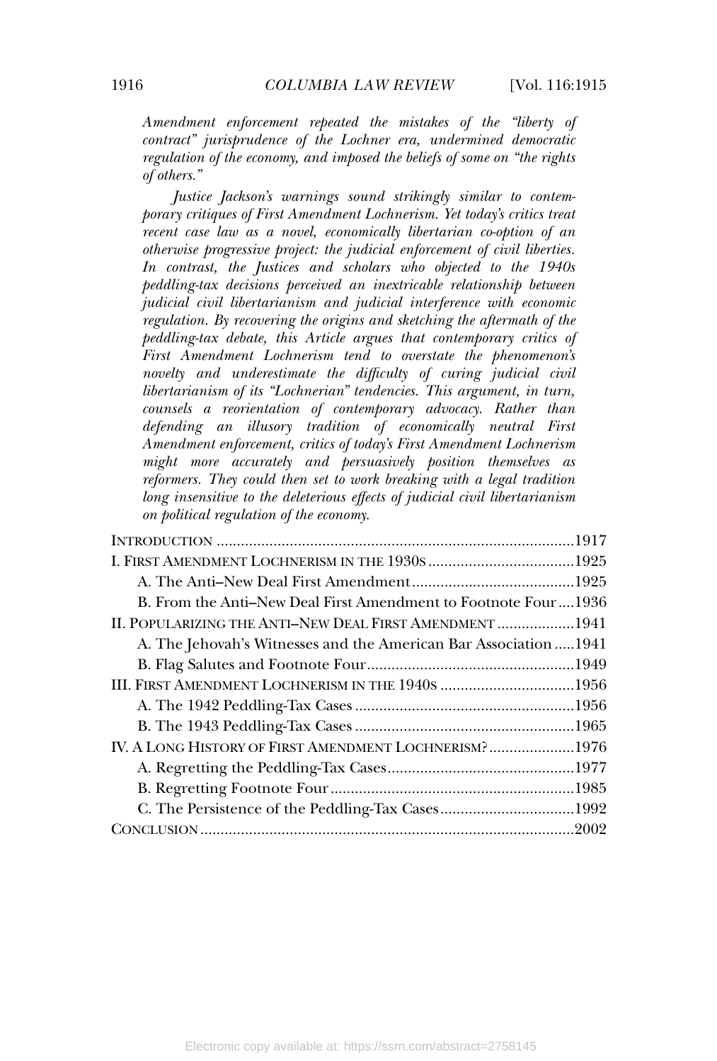*Amendment enforcement repeated the mistakes of the "liberty of contract" jurisprudence of the Lochner era, undermined democratic regulation of the economy, and imposed the beliefs of some on "the rights of others."*

*Justice Jackson's warnings sound strikingly similar to contemporary critiques of First Amendment Lochnerism. Yet today's critics treat recent case law as a novel, economically libertarian co-option of an otherwise progressive project: the judicial enforcement of civil liberties. In contrast, the Justices and scholars who objected to the 1940s peddling-tax decisions perceived an inextricable relationship between judicial civil libertarianism and judicial interference with economic regulation. By recovering the origins and sketching the aftermath of the peddling-tax debate, this Article argues that contemporary critics of First Amendment Lochnerism tend to overstate the phenomenon's novelty and underestimate the difficulty of curing judicial civil libertarianism of its "Lochnerian" tendencies. This argument, in turn, counsels a reorientation of contemporary advocacy. Rather than defending an illusory tradition of economically neutral First Amendment enforcement, critics of today's First Amendment Lochnerism might more accurately and persuasively position themselves as reformers. They could then set to work breaking with a legal tradition long insensitive to the deleterious effects of judicial civil libertarianism on political regulation of the economy.*

- INTRODUCTION ........................................................................................ 1917
- I. FIRST AMENDMENT LOCHNERISM IN THE 1930S ........................................ 1925
  - A. The Anti–New Deal First Amendment ........................................ 1925
  - B. From the Anti–New Deal First Amendment to Footnote Four .... 1936
- II. POPULARIZING THE ANTI–NEW DEAL FIRST AMENDMENT ................... 1941
  - A. The Jehovah's Witnesses and the American Bar Association ..... 1941
  - B. Flag Salutes and Footnote Four .................................................. 1949
- III. FIRST AMENDMENT LOCHNERISM IN THE 1940S ................................. 1956
  - A. The 1942 Peddling-Tax Cases ...................................................... 1956
  - B. The 1943 Peddling-Tax Cases ...................................................... 1965
- IV. A LONG HISTORY OF FIRST AMENDMENT LOCHNERISM? ..................... 1976
  - A. Regretting the Peddling-Tax Cases ............................................. 1977
  - B. Regretting Footnote Four ............................................................ 1985
  - C. The Persistence of the Peddling-Tax Cases ................................. 1992
- CONCLUSION ............................................................................................ 2002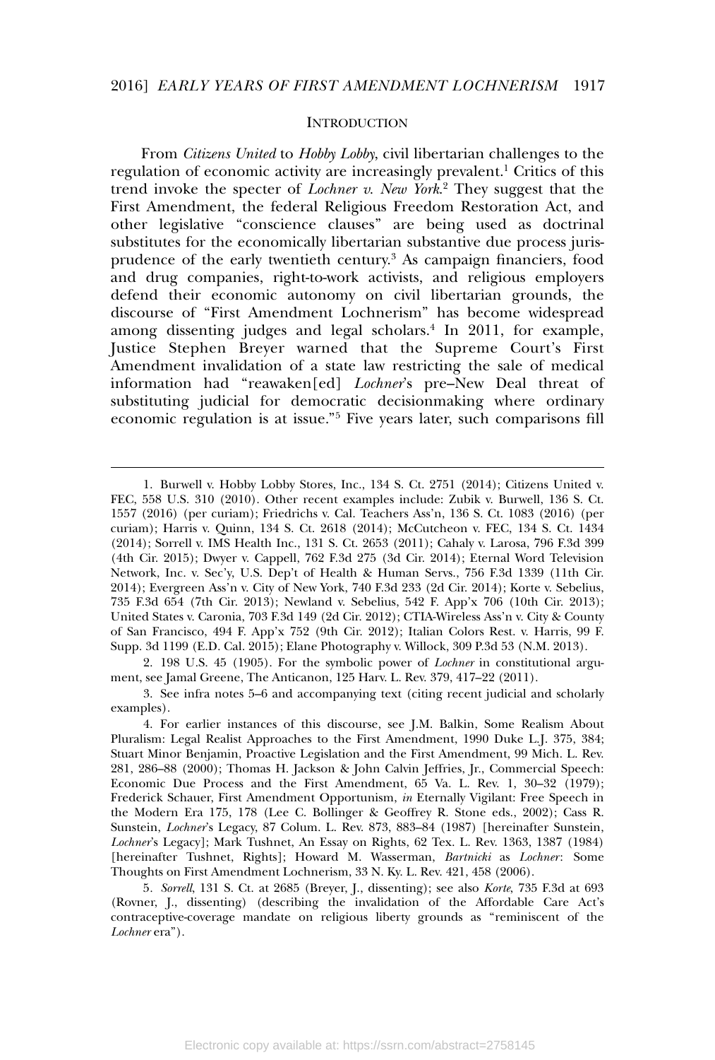## INTRODUCTION

From *Citizens United* to *Hobby Lobby*, civil libertarian challenges to the regulation of economic activity are increasingly prevalent.[1] Critics of this trend invoke the specter of *Lochner v. New York*.[2] They suggest that the First Amendment, the federal Religious Freedom Restoration Act, and other legislative "conscience clauses" are being used as doctrinal substitutes for the economically libertarian substantive due process jurisprudence of the early twentieth century.[3] As campaign financiers, food and drug companies, right-to-work activists, and religious employers defend their economic autonomy on civil libertarian grounds, the discourse of "First Amendment Lochnerism" has become widespread among dissenting judges and legal scholars.[4] In 2011, for example, Justice Stephen Breyer warned that the Supreme Court's First Amendment invalidation of a state law restricting the sale of medical information had "reawaken[ed] *Lochner*'s pre–New Deal threat of substituting judicial for democratic decisionmaking where ordinary economic regulation is at issue."[5] Five years later, such comparisons fill

---

1. Burwell v. Hobby Lobby Stores, Inc., 134 S. Ct. 2751 (2014); Citizens United v. FEC, 558 U.S. 310 (2010). Other recent examples include: Zubik v. Burwell, 136 S. Ct. 1557 (2016) (per curiam); Friedrichs v. Cal. Teachers Ass'n, 136 S. Ct. 1083 (2016) (per curiam); Harris v. Quinn, 134 S. Ct. 2618 (2014); McCutcheon v. FEC, 134 S. Ct. 1434 (2014); Sorrell v. IMS Health Inc., 131 S. Ct. 2653 (2011); Cahaly v. Larosa, 796 F.3d 399 (4th Cir. 2015); Dwyer v. Cappell, 762 F.3d 275 (3d Cir. 2014); Eternal Word Television Network, Inc. v. Sec'y, U.S. Dep't of Health & Human Servs., 756 F.3d 1339 (11th Cir. 2014); Evergreen Ass'n v. City of New York, 740 F.3d 233 (2d Cir. 2014); Korte v. Sebelius, 735 F.3d 654 (7th Cir. 2013); Newland v. Sebelius, 542 F. App'x 706 (10th Cir. 2013); United States v. Caronia, 703 F.3d 149 (2d Cir. 2012); CTIA-Wireless Ass'n v. City & County of San Francisco, 494 F. App'x 752 (9th Cir. 2012); Italian Colors Rest. v. Harris, 99 F. Supp. 3d 1199 (E.D. Cal. 2015); Elane Photography v. Willock, 309 P.3d 53 (N.M. 2013).

2. 198 U.S. 45 (1905). For the symbolic power of *Lochner* in constitutional argument, see Jamal Greene, The Anticanon, 125 Harv. L. Rev. 379, 417–22 (2011).

3. See infra notes 5–6 and accompanying text (citing recent judicial and scholarly examples).

4. For earlier instances of this discourse, see J.M. Balkin, Some Realism About Pluralism: Legal Realist Approaches to the First Amendment, 1990 Duke L.J. 375, 384; Stuart Minor Benjamin, Proactive Legislation and the First Amendment, 99 Mich. L. Rev. 281, 286–88 (2000); Thomas H. Jackson & John Calvin Jeffries, Jr., Commercial Speech: Economic Due Process and the First Amendment, 65 Va. L. Rev. 1, 30–32 (1979); Frederick Schauer, First Amendment Opportunism, *in* Eternally Vigilant: Free Speech in the Modern Era 175, 178 (Lee C. Bollinger & Geoffrey R. Stone eds., 2002); Cass R. Sunstein, *Lochner*'s Legacy, 87 Colum. L. Rev. 873, 883–84 (1987) [hereinafter Sunstein, *Lochner*'s Legacy]; Mark Tushnet, An Essay on Rights, 62 Tex. L. Rev. 1363, 1387 (1984) [hereinafter Tushnet, Rights]; Howard M. Wasserman, *Bartnicki* as *Lochner*: Some Thoughts on First Amendment Lochnerism, 33 N. Ky. L. Rev. 421, 458 (2006).

5. *Sorrell*, 131 S. Ct. at 2685 (Breyer, J., dissenting); see also *Korte*, 735 F.3d at 693 (Rovner, J., dissenting) (describing the invalidation of the Affordable Care Act's contraceptive-coverage mandate on religious liberty grounds as "reminiscent of the *Lochner* era").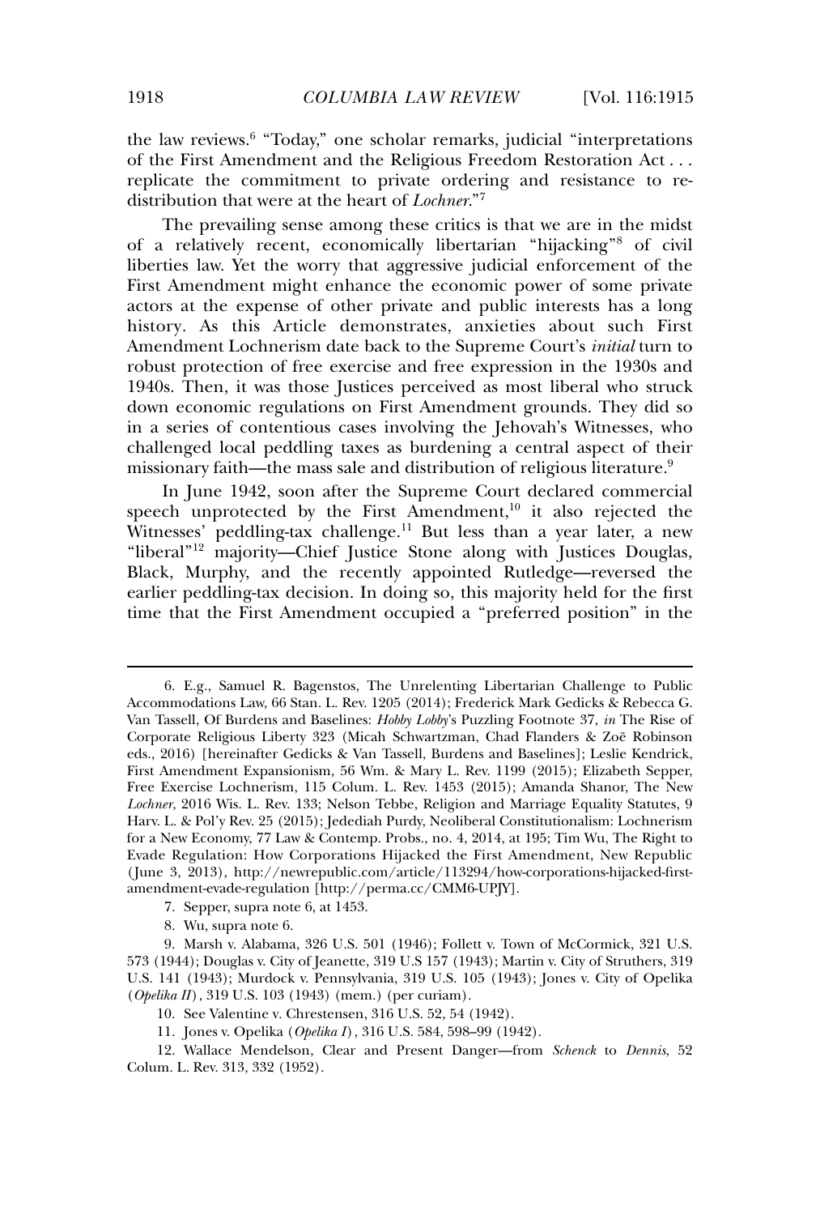the law reviews.[6] "Today," one scholar remarks, judicial "interpretations of the First Amendment and the Religious Freedom Restoration Act . . . replicate the commitment to private ordering and resistance to redistribution that were at the heart of *Lochner*."[7]

The prevailing sense among these critics is that we are in the midst of a relatively recent, economically libertarian "hijacking"[8] of civil liberties law. Yet the worry that aggressive judicial enforcement of the First Amendment might enhance the economic power of some private actors at the expense of other private and public interests has a long history. As this Article demonstrates, anxieties about such First Amendment Lochnerism date back to the Supreme Court's *initial* turn to robust protection of free exercise and free expression in the 1930s and 1940s. Then, it was those Justices perceived as most liberal who struck down economic regulations on First Amendment grounds. They did so in a series of contentious cases involving the Jehovah's Witnesses, who challenged local peddling taxes as burdening a central aspect of their missionary faith—the mass sale and distribution of religious literature.[9]

In June 1942, soon after the Supreme Court declared commercial speech unprotected by the First Amendment,[10] it also rejected the Witnesses' peddling-tax challenge.[11] But less than a year later, a new "liberal"[12] majority—Chief Justice Stone along with Justices Douglas, Black, Murphy, and the recently appointed Rutledge—reversed the earlier peddling-tax decision. In doing so, this majority held for the first time that the First Amendment occupied a "preferred position" in the

---

6. E.g., Samuel R. Bagenstos, The Unrelenting Libertarian Challenge to Public Accommodations Law, 66 Stan. L. Rev. 1205 (2014); Frederick Mark Gedicks & Rebecca G. Van Tassell, Of Burdens and Baselines: *Hobby Lobby*'s Puzzling Footnote 37, *in* The Rise of Corporate Religious Liberty 323 (Micah Schwartzman, Chad Flanders & Zoë Robinson eds., 2016) [hereinafter Gedicks & Van Tassell, Burdens and Baselines]; Leslie Kendrick, First Amendment Expansionism, 56 Wm. & Mary L. Rev. 1199 (2015); Elizabeth Sepper, Free Exercise Lochnerism, 115 Colum. L. Rev. 1453 (2015); Amanda Shanor, The New *Lochner*, 2016 Wis. L. Rev. 133; Nelson Tebbe, Religion and Marriage Equality Statutes, 9 Harv. L. & Pol'y Rev. 25 (2015); Jedediah Purdy, Neoliberal Constitutionalism: Lochnerism for a New Economy, 77 Law & Contemp. Probs., no. 4, 2014, at 195; Tim Wu, The Right to Evade Regulation: How Corporations Hijacked the First Amendment, New Republic (June 3, 2013), http://newrepublic.com/article/113294/how-corporations-hijacked-first-amendment-evade-regulation [http://perma.cc/CMM6-UPJY].

7. Sepper, supra note 6, at 1453.

8. Wu, supra note 6.

9. Marsh v. Alabama, 326 U.S. 501 (1946); Follett v. Town of McCormick, 321 U.S. 573 (1944); Douglas v. City of Jeanette, 319 U.S 157 (1943); Martin v. City of Struthers, 319 U.S. 141 (1943); Murdock v. Pennsylvania, 319 U.S. 105 (1943); Jones v. City of Opelika (*Opelika II*), 319 U.S. 103 (1943) (mem.) (per curiam).

10. See Valentine v. Chrestensen, 316 U.S. 52, 54 (1942).

11. Jones v. Opelika (*Opelika I*), 316 U.S. 584, 598–99 (1942).

12. Wallace Mendelson, Clear and Present Danger—from *Schenck* to *Dennis*, 52 Colum. L. Rev. 313, 332 (1952).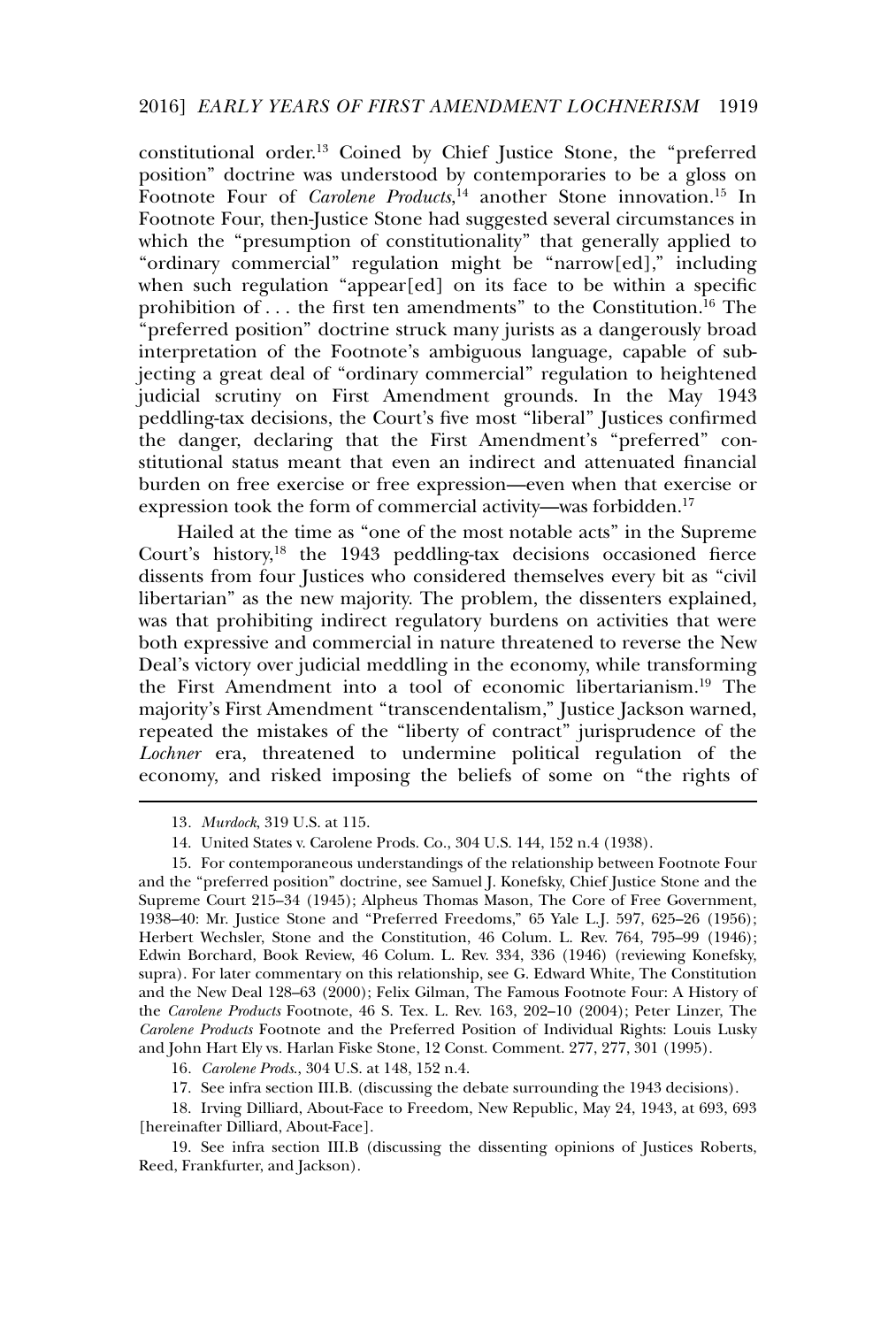constitutional order.[13] Coined by Chief Justice Stone, the "preferred position" doctrine was understood by contemporaries to be a gloss on Footnote Four of *Carolene Products*,[14] another Stone innovation.[15] In Footnote Four, then-Justice Stone had suggested several circumstances in which the "presumption of constitutionality" that generally applied to "ordinary commercial" regulation might be "narrow[ed]," including when such regulation "appear[ed] on its face to be within a specific prohibition of . . . the first ten amendments" to the Constitution.[16] The "preferred position" doctrine struck many jurists as a dangerously broad interpretation of the Footnote's ambiguous language, capable of subjecting a great deal of "ordinary commercial" regulation to heightened judicial scrutiny on First Amendment grounds. In the May 1943 peddling-tax decisions, the Court's five most "liberal" Justices confirmed the danger, declaring that the First Amendment's "preferred" constitutional status meant that even an indirect and attenuated financial burden on free exercise or free expression—even when that exercise or expression took the form of commercial activity—was forbidden.[17]

Hailed at the time as "one of the most notable acts" in the Supreme Court's history,[18] the 1943 peddling-tax decisions occasioned fierce dissents from four Justices who considered themselves every bit as "civil libertarian" as the new majority. The problem, the dissenters explained, was that prohibiting indirect regulatory burdens on activities that were both expressive and commercial in nature threatened to reverse the New Deal's victory over judicial meddling in the economy, while transforming the First Amendment into a tool of economic libertarianism.[19] The majority's First Amendment "transcendentalism," Justice Jackson warned, repeated the mistakes of the "liberty of contract" jurisprudence of the *Lochner* era, threatened to undermine political regulation of the economy, and risked imposing the beliefs of some on "the rights of

---

13. *Murdock*, 319 U.S. at 115.

14. United States v. Carolene Prods. Co., 304 U.S. 144, 152 n.4 (1938).

15. For contemporaneous understandings of the relationship between Footnote Four and the "preferred position" doctrine, see Samuel J. Konefsky, Chief Justice Stone and the Supreme Court 215–34 (1945); Alpheus Thomas Mason, The Core of Free Government, 1938–40: Mr. Justice Stone and "Preferred Freedoms," 65 Yale L.J. 597, 625–26 (1956); Herbert Wechsler, Stone and the Constitution, 46 Colum. L. Rev. 764, 795–99 (1946); Edwin Borchard, Book Review, 46 Colum. L. Rev. 334, 336 (1946) (reviewing Konefsky, supra). For later commentary on this relationship, see G. Edward White, The Constitution and the New Deal 128–63 (2000); Felix Gilman, The Famous Footnote Four: A History of the *Carolene Products* Footnote, 46 S. Tex. L. Rev. 163, 202–10 (2004); Peter Linzer, The *Carolene Products* Footnote and the Preferred Position of Individual Rights: Louis Lusky and John Hart Ely vs. Harlan Fiske Stone, 12 Const. Comment. 277, 277, 301 (1995).

16. *Carolene Prods.*, 304 U.S. at 148, 152 n.4.

17. See infra section III.B. (discussing the debate surrounding the 1943 decisions).

18. Irving Dilliard, About-Face to Freedom, New Republic, May 24, 1943, at 693, 693 [hereinafter Dilliard, About-Face].

19. See infra section III.B (discussing the dissenting opinions of Justices Roberts, Reed, Frankfurter, and Jackson).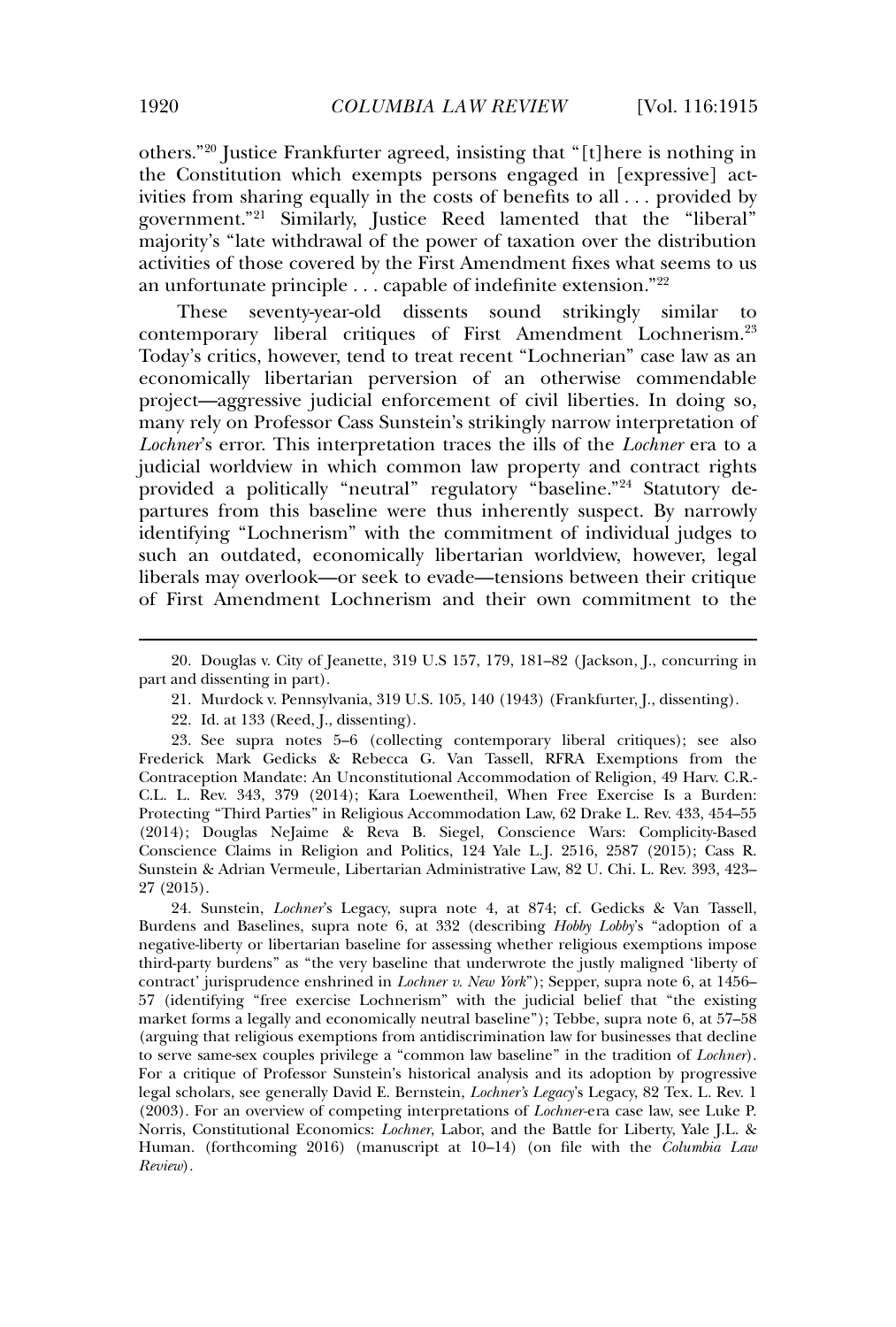others."[20] Justice Frankfurter agreed, insisting that "[t]here is nothing in the Constitution which exempts persons engaged in [expressive] activities from sharing equally in the costs of benefits to all . . . provided by government."[21] Similarly, Justice Reed lamented that the "liberal" majority's "late withdrawal of the power of taxation over the distribution activities of those covered by the First Amendment fixes what seems to us an unfortunate principle . . . capable of indefinite extension."[22]

These seventy-year-old dissents sound strikingly similar to contemporary liberal critiques of First Amendment Lochnerism.[23] Today's critics, however, tend to treat recent "Lochnerian" case law as an economically libertarian perversion of an otherwise commendable project—aggressive judicial enforcement of civil liberties. In doing so, many rely on Professor Cass Sunstein's strikingly narrow interpretation of *Lochner*'s error. This interpretation traces the ills of the *Lochner* era to a judicial worldview in which common law property and contract rights provided a politically "neutral" regulatory "baseline."[24] Statutory departures from this baseline were thus inherently suspect. By narrowly identifying "Lochnerism" with the commitment of individual judges to such an outdated, economically libertarian worldview, however, legal liberals may overlook—or seek to evade—tensions between their critique of First Amendment Lochnerism and their own commitment to the

---

20. Douglas v. City of Jeanette, 319 U.S 157, 179, 181–82 (Jackson, J., concurring in part and dissenting in part).

21. Murdock v. Pennsylvania, 319 U.S. 105, 140 (1943) (Frankfurter, J., dissenting).

22. Id. at 133 (Reed, J., dissenting).

23. See supra notes 5–6 (collecting contemporary liberal critiques); see also Frederick Mark Gedicks & Rebecca G. Van Tassell, RFRA Exemptions from the Contraception Mandate: An Unconstitutional Accommodation of Religion, 49 Harv. C.R.-C.L. L. Rev. 343, 379 (2014); Kara Loewentheil, When Free Exercise Is a Burden: Protecting "Third Parties" in Religious Accommodation Law, 62 Drake L. Rev. 433, 454–55 (2014); Douglas NeJaime & Reva B. Siegel, Conscience Wars: Complicity-Based Conscience Claims in Religion and Politics, 124 Yale L.J. 2516, 2587 (2015); Cass R. Sunstein & Adrian Vermeule, Libertarian Administrative Law, 82 U. Chi. L. Rev. 393, 423–27 (2015).

24. Sunstein, *Lochner*'s Legacy, supra note 4, at 874; cf. Gedicks & Van Tassell, Burdens and Baselines, supra note 6, at 332 (describing *Hobby Lobby*'s "adoption of a negative-liberty or libertarian baseline for assessing whether religious exemptions impose third-party burdens" as "the very baseline that underwrote the justly maligned 'liberty of contract' jurisprudence enshrined in *Lochner v. New York*"); Sepper, supra note 6, at 1456–57 (identifying "free exercise Lochnerism" with the judicial belief that "the existing market forms a legally and economically neutral baseline"); Tebbe, supra note 6, at 57–58 (arguing that religious exemptions from antidiscrimination law for businesses that decline to serve same-sex couples privilege a "common law baseline" in the tradition of *Lochner*). For a critique of Professor Sunstein's historical analysis and its adoption by progressive legal scholars, see generally David E. Bernstein, *Lochner's Legacy*'s Legacy, 82 Tex. L. Rev. 1 (2003). For an overview of competing interpretations of *Lochner*-era case law, see Luke P. Norris, Constitutional Economics: *Lochner*, Labor, and the Battle for Liberty, Yale J.L. & Human. (forthcoming 2016) (manuscript at 10–14) (on file with the *Columbia Law Review*).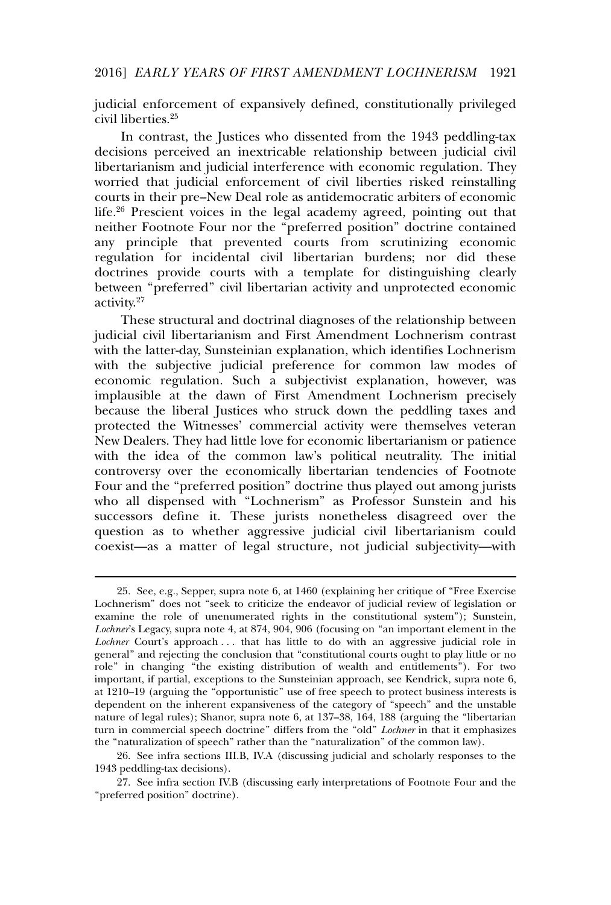judicial enforcement of expansively defined, constitutionally privileged civil liberties.[25]

In contrast, the Justices who dissented from the 1943 peddling-tax decisions perceived an inextricable relationship between judicial civil libertarianism and judicial interference with economic regulation. They worried that judicial enforcement of civil liberties risked reinstalling courts in their pre–New Deal role as antidemocratic arbiters of economic life.[26] Prescient voices in the legal academy agreed, pointing out that neither Footnote Four nor the "preferred position" doctrine contained any principle that prevented courts from scrutinizing economic regulation for incidental civil libertarian burdens; nor did these doctrines provide courts with a template for distinguishing clearly between "preferred" civil libertarian activity and unprotected economic activity.[27]

These structural and doctrinal diagnoses of the relationship between judicial civil libertarianism and First Amendment Lochnerism contrast with the latter-day, Sunsteinian explanation, which identifies Lochnerism with the subjective judicial preference for common law modes of economic regulation. Such a subjectivist explanation, however, was implausible at the dawn of First Amendment Lochnerism precisely because the liberal Justices who struck down the peddling taxes and protected the Witnesses' commercial activity were themselves veteran New Dealers. They had little love for economic libertarianism or patience with the idea of the common law's political neutrality. The initial controversy over the economically libertarian tendencies of Footnote Four and the "preferred position" doctrine thus played out among jurists who all dispensed with "Lochnerism" as Professor Sunstein and his successors define it. These jurists nonetheless disagreed over the question as to whether aggressive judicial civil libertarianism could coexist—as a matter of legal structure, not judicial subjectivity—with

---

25. See, e.g., Sepper, supra note 6, at 1460 (explaining her critique of "Free Exercise Lochnerism" does not "seek to criticize the endeavor of judicial review of legislation or examine the role of unenumerated rights in the constitutional system"); Sunstein, *Lochner*'s Legacy, supra note 4, at 874, 904, 906 (focusing on "an important element in the *Lochner* Court's approach . . . that has little to do with an aggressive judicial role in general" and rejecting the conclusion that "constitutional courts ought to play little or no role" in changing "the existing distribution of wealth and entitlements"). For two important, if partial, exceptions to the Sunsteinian approach, see Kendrick, supra note 6, at 1210–19 (arguing the "opportunistic" use of free speech to protect business interests is dependent on the inherent expansiveness of the category of "speech" and the unstable nature of legal rules); Shanor, supra note 6, at 137–38, 164, 188 (arguing the "libertarian turn in commercial speech doctrine" differs from the "old" *Lochner* in that it emphasizes the "naturalization of speech" rather than the "naturalization" of the common law).

26. See infra sections III.B, IV.A (discussing judicial and scholarly responses to the 1943 peddling-tax decisions).

27. See infra section IV.B (discussing early interpretations of Footnote Four and the "preferred position" doctrine).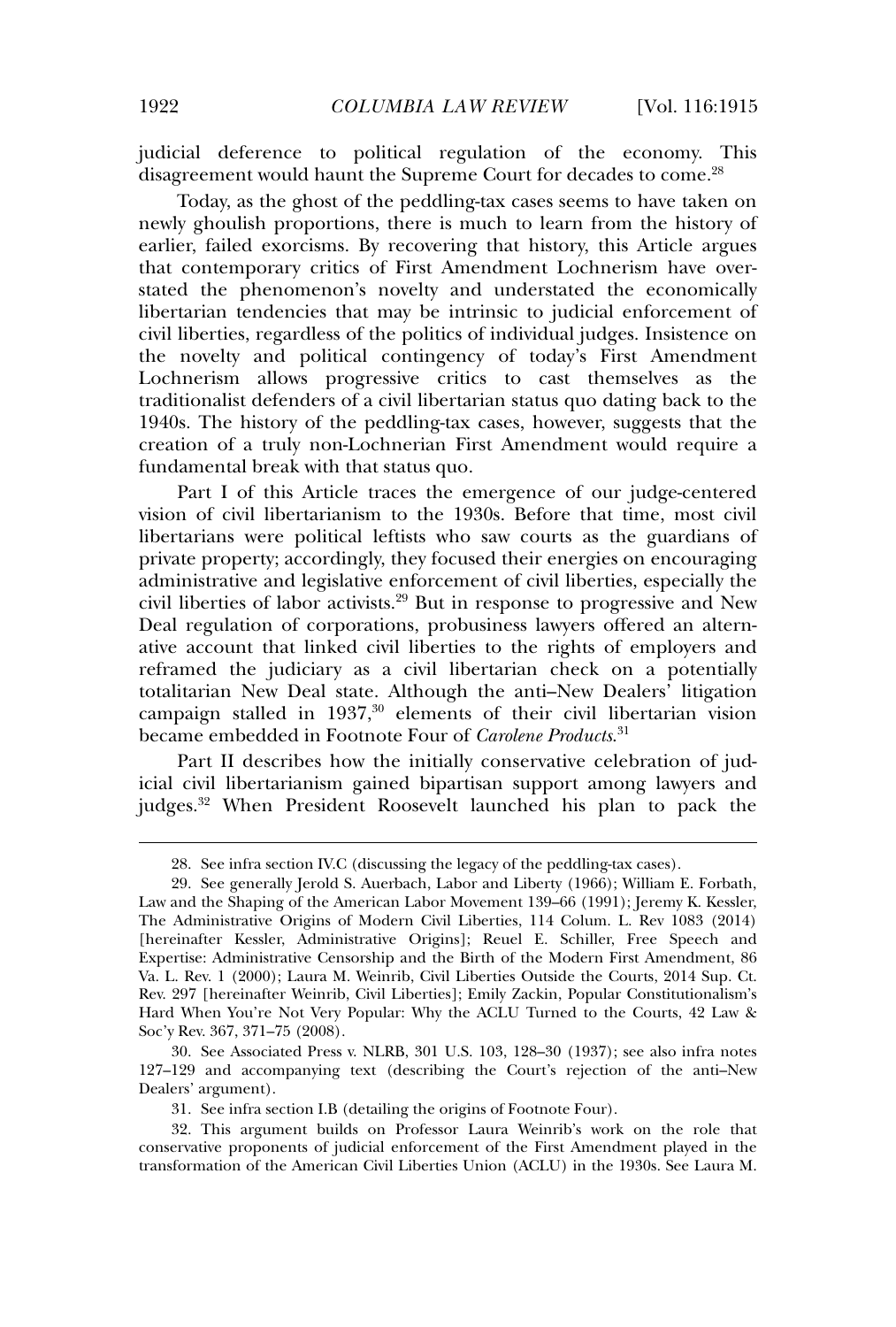judicial deference to political regulation of the economy. This disagreement would haunt the Supreme Court for decades to come.[28]

Today, as the ghost of the peddling-tax cases seems to have taken on newly ghoulish proportions, there is much to learn from the history of earlier, failed exorcisms. By recovering that history, this Article argues that contemporary critics of First Amendment Lochnerism have overstated the phenomenon's novelty and understated the economically libertarian tendencies that may be intrinsic to judicial enforcement of civil liberties, regardless of the politics of individual judges. Insistence on the novelty and political contingency of today's First Amendment Lochnerism allows progressive critics to cast themselves as the traditionalist defenders of a civil libertarian status quo dating back to the 1940s. The history of the peddling-tax cases, however, suggests that the creation of a truly non-Lochnerian First Amendment would require a fundamental break with that status quo.

Part I of this Article traces the emergence of our judge-centered vision of civil libertarianism to the 1930s. Before that time, most civil libertarians were political leftists who saw courts as the guardians of private property; accordingly, they focused their energies on encouraging administrative and legislative enforcement of civil liberties, especially the civil liberties of labor activists.[29] But in response to progressive and New Deal regulation of corporations, probusiness lawyers offered an alternative account that linked civil liberties to the rights of employers and reframed the judiciary as a civil libertarian check on a potentially totalitarian New Deal state. Although the anti–New Dealers' litigation campaign stalled in 1937,[30] elements of their civil libertarian vision became embedded in Footnote Four of *Carolene Products*.[31]

Part II describes how the initially conservative celebration of judicial civil libertarianism gained bipartisan support among lawyers and judges.[32] When President Roosevelt launched his plan to pack the

---

28. See infra section IV.C (discussing the legacy of the peddling-tax cases).

29. See generally Jerold S. Auerbach, Labor and Liberty (1966); William E. Forbath, Law and the Shaping of the American Labor Movement 139–66 (1991); Jeremy K. Kessler, The Administrative Origins of Modern Civil Liberties, 114 Colum. L. Rev 1083 (2014) [hereinafter Kessler, Administrative Origins]; Reuel E. Schiller, Free Speech and Expertise: Administrative Censorship and the Birth of the Modern First Amendment, 86 Va. L. Rev. 1 (2000); Laura M. Weinrib, Civil Liberties Outside the Courts, 2014 Sup. Ct. Rev. 297 [hereinafter Weinrib, Civil Liberties]; Emily Zackin, Popular Constitutionalism's Hard When You're Not Very Popular: Why the ACLU Turned to the Courts, 42 Law & Soc'y Rev. 367, 371–75 (2008).

30. See Associated Press v. NLRB, 301 U.S. 103, 128–30 (1937); see also infra notes 127–129 and accompanying text (describing the Court's rejection of the anti–New Dealers' argument).

31. See infra section I.B (detailing the origins of Footnote Four).

32. This argument builds on Professor Laura Weinrib's work on the role that conservative proponents of judicial enforcement of the First Amendment played in the transformation of the American Civil Liberties Union (ACLU) in the 1930s. See Laura M.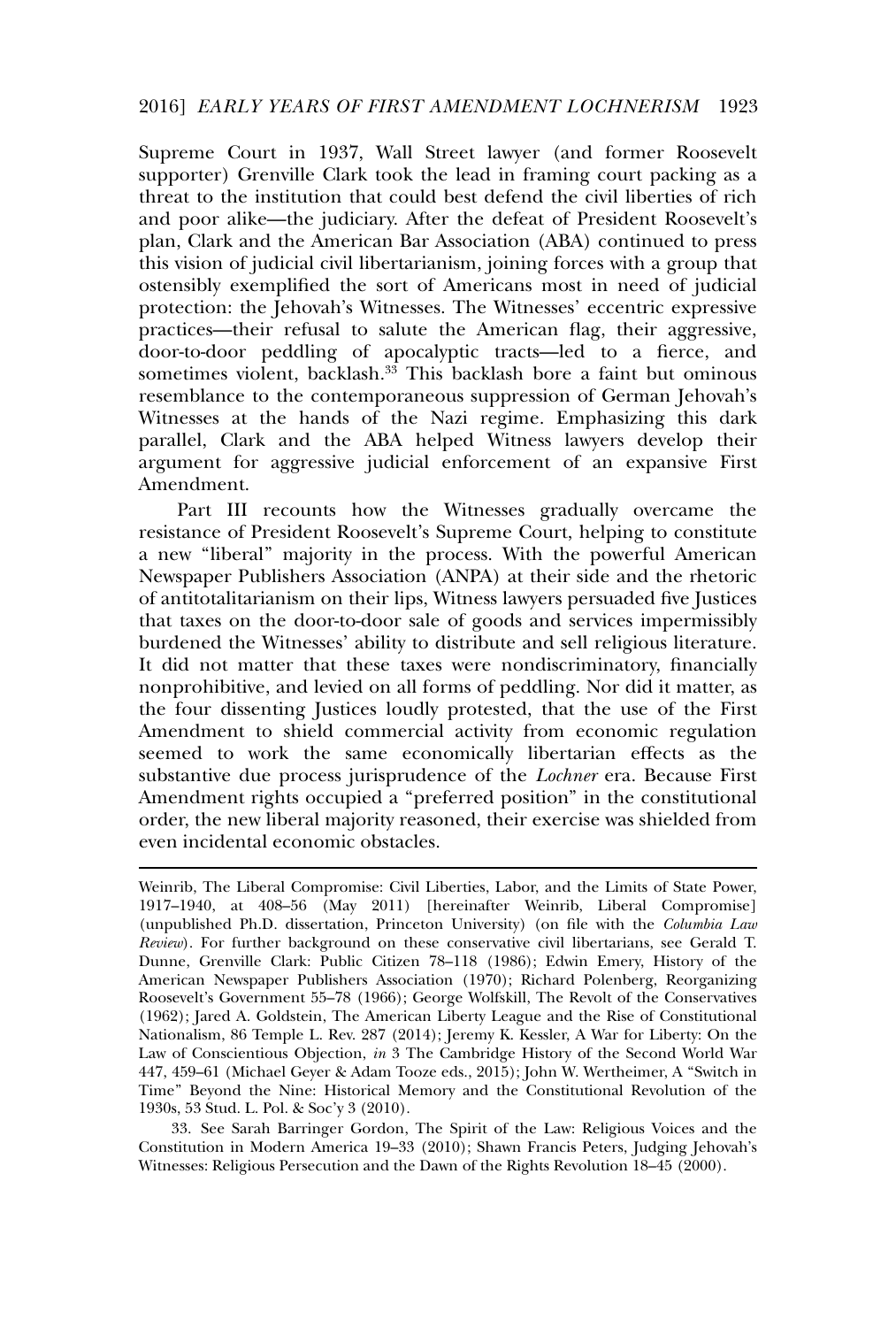Supreme Court in 1937, Wall Street lawyer (and former Roosevelt supporter) Grenville Clark took the lead in framing court packing as a threat to the institution that could best defend the civil liberties of rich and poor alike—the judiciary. After the defeat of President Roosevelt's plan, Clark and the American Bar Association (ABA) continued to press this vision of judicial civil libertarianism, joining forces with a group that ostensibly exemplified the sort of Americans most in need of judicial protection: the Jehovah's Witnesses. The Witnesses' eccentric expressive practices—their refusal to salute the American flag, their aggressive, door-to-door peddling of apocalyptic tracts—led to a fierce, and sometimes violent, backlash.[33] This backlash bore a faint but ominous resemblance to the contemporaneous suppression of German Jehovah's Witnesses at the hands of the Nazi regime. Emphasizing this dark parallel, Clark and the ABA helped Witness lawyers develop their argument for aggressive judicial enforcement of an expansive First Amendment.

Part III recounts how the Witnesses gradually overcame the resistance of President Roosevelt's Supreme Court, helping to constitute a new "liberal" majority in the process. With the powerful American Newspaper Publishers Association (ANPA) at their side and the rhetoric of antitotalitarianism on their lips, Witness lawyers persuaded five Justices that taxes on the door-to-door sale of goods and services impermissibly burdened the Witnesses' ability to distribute and sell religious literature. It did not matter that these taxes were nondiscriminatory, financially nonprohibitive, and levied on all forms of peddling. Nor did it matter, as the four dissenting Justices loudly protested, that the use of the First Amendment to shield commercial activity from economic regulation seemed to work the same economically libertarian effects as the substantive due process jurisprudence of the *Lochner* era. Because First Amendment rights occupied a "preferred position" in the constitutional order, the new liberal majority reasoned, their exercise was shielded from even incidental economic obstacles.

---

Weinrib, The Liberal Compromise: Civil Liberties, Labor, and the Limits of State Power, 1917–1940, at 408–56 (May 2011) [hereinafter Weinrib, Liberal Compromise] (unpublished Ph.D. dissertation, Princeton University) (on file with the *Columbia Law Review*). For further background on these conservative civil libertarians, see Gerald T. Dunne, Grenville Clark: Public Citizen 78–118 (1986); Edwin Emery, History of the American Newspaper Publishers Association (1970); Richard Polenberg, Reorganizing Roosevelt's Government 55–78 (1966); George Wolfskill, The Revolt of the Conservatives (1962); Jared A. Goldstein, The American Liberty League and the Rise of Constitutional Nationalism, 86 Temple L. Rev. 287 (2014); Jeremy K. Kessler, A War for Liberty: On the Law of Conscientious Objection, *in* 3 The Cambridge History of the Second World War 447, 459–61 (Michael Geyer & Adam Tooze eds., 2015); John W. Wertheimer, A "Switch in Time" Beyond the Nine: Historical Memory and the Constitutional Revolution of the 1930s, 53 Stud. L. Pol. & Soc'y 3 (2010).

33. See Sarah Barringer Gordon, The Spirit of the Law: Religious Voices and the Constitution in Modern America 19–33 (2010); Shawn Francis Peters, Judging Jehovah's Witnesses: Religious Persecution and the Dawn of the Rights Revolution 18–45 (2000).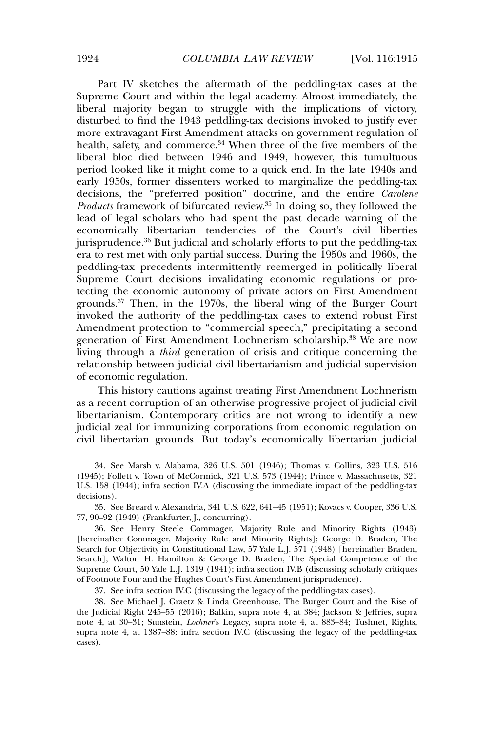Part IV sketches the aftermath of the peddling-tax cases at the Supreme Court and within the legal academy. Almost immediately, the liberal majority began to struggle with the implications of victory, disturbed to find the 1943 peddling-tax decisions invoked to justify ever more extravagant First Amendment attacks on government regulation of health, safety, and commerce.[34] When three of the five members of the liberal bloc died between 1946 and 1949, however, this tumultuous period looked like it might come to a quick end. In the late 1940s and early 1950s, former dissenters worked to marginalize the peddling-tax decisions, the "preferred position" doctrine, and the entire *Carolene Products* framework of bifurcated review.[35] In doing so, they followed the lead of legal scholars who had spent the past decade warning of the economically libertarian tendencies of the Court's civil liberties jurisprudence.[36] But judicial and scholarly efforts to put the peddling-tax era to rest met with only partial success. During the 1950s and 1960s, the peddling-tax precedents intermittently reemerged in politically liberal Supreme Court decisions invalidating economic regulations or protecting the economic autonomy of private actors on First Amendment grounds.[37] Then, in the 1970s, the liberal wing of the Burger Court invoked the authority of the peddling-tax cases to extend robust First Amendment protection to "commercial speech," precipitating a second generation of First Amendment Lochnerism scholarship.[38] We are now living through a *third* generation of crisis and critique concerning the relationship between judicial civil libertarianism and judicial supervision of economic regulation.

This history cautions against treating First Amendment Lochnerism as a recent corruption of an otherwise progressive project of judicial civil libertarianism. Contemporary critics are not wrong to identify a new judicial zeal for immunizing corporations from economic regulation on civil libertarian grounds. But today's economically libertarian judicial

---

34. See Marsh v. Alabama, 326 U.S. 501 (1946); Thomas v. Collins, 323 U.S. 516 (1945); Follett v. Town of McCormick, 321 U.S. 573 (1944); Prince v. Massachusetts, 321 U.S. 158 (1944); infra section IV.A (discussing the immediate impact of the peddling-tax decisions).

35. See Breard v. Alexandria, 341 U.S. 622, 641–45 (1951); Kovacs v. Cooper, 336 U.S. 77, 90–92 (1949) (Frankfurter, J., concurring).

36. See Henry Steele Commager, Majority Rule and Minority Rights (1943) [hereinafter Commager, Majority Rule and Minority Rights]; George D. Braden, The Search for Objectivity in Constitutional Law, 57 Yale L.J. 571 (1948) [hereinafter Braden, Search]; Walton H. Hamilton & George D. Braden, The Special Competence of the Supreme Court, 50 Yale L.J. 1319 (1941); infra section IV.B (discussing scholarly critiques of Footnote Four and the Hughes Court's First Amendment jurisprudence).

37. See infra section IV.C (discussing the legacy of the peddling-tax cases).

38. See Michael J. Graetz & Linda Greenhouse, The Burger Court and the Rise of the Judicial Right 245–55 (2016); Balkin, supra note 4, at 384; Jackson & Jeffries, supra note 4, at 30–31; Sunstein, *Lochner*'s Legacy, supra note 4, at 883–84; Tushnet, Rights, supra note 4, at 1387–88; infra section IV.C (discussing the legacy of the peddling-tax cases).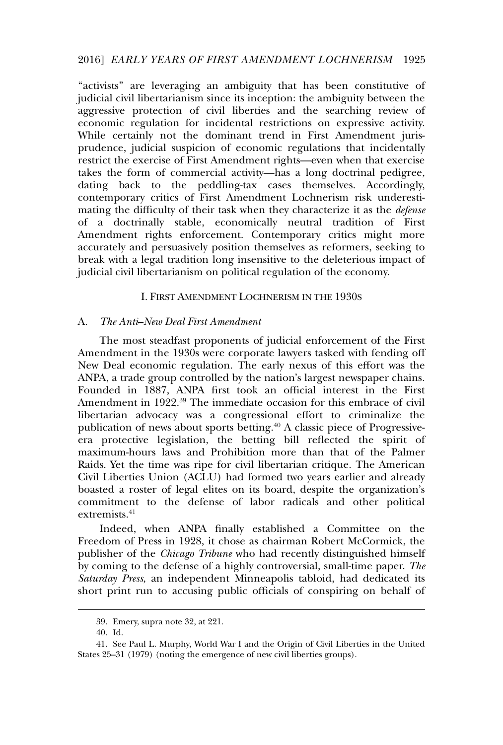"activists" are leveraging an ambiguity that has been constitutive of judicial civil libertarianism since its inception: the ambiguity between the aggressive protection of civil liberties and the searching review of economic regulation for incidental restrictions on expressive activity. While certainly not the dominant trend in First Amendment jurisprudence, judicial suspicion of economic regulations that incidentally restrict the exercise of First Amendment rights—even when that exercise takes the form of commercial activity—has a long doctrinal pedigree, dating back to the peddling-tax cases themselves. Accordingly, contemporary critics of First Amendment Lochnerism risk underestimating the difficulty of their task when they characterize it as the *defense* of a doctrinally stable, economically neutral tradition of First Amendment rights enforcement. Contemporary critics might more accurately and persuasively position themselves as reformers, seeking to break with a legal tradition long insensitive to the deleterious impact of judicial civil libertarianism on political regulation of the economy.

## I. FIRST AMENDMENT LOCHNERISM IN THE 1930S

### A. *The Anti–New Deal First Amendment*

The most steadfast proponents of judicial enforcement of the First Amendment in the 1930s were corporate lawyers tasked with fending off New Deal economic regulation. The early nexus of this effort was the ANPA, a trade group controlled by the nation's largest newspaper chains. Founded in 1887, ANPA first took an official interest in the First Amendment in 1922.[39] The immediate occasion for this embrace of civil libertarian advocacy was a congressional effort to criminalize the publication of news about sports betting.[40] A classic piece of Progressive-era protective legislation, the betting bill reflected the spirit of maximum-hours laws and Prohibition more than that of the Palmer Raids. Yet the time was ripe for civil libertarian critique. The American Civil Liberties Union (ACLU) had formed two years earlier and already boasted a roster of legal elites on its board, despite the organization's commitment to the defense of labor radicals and other political extremists.[41]

Indeed, when ANPA finally established a Committee on the Freedom of Press in 1928, it chose as chairman Robert McCormick, the publisher of the *Chicago Tribune* who had recently distinguished himself by coming to the defense of a highly controversial, small-time paper. *The Saturday Press*, an independent Minneapolis tabloid, had dedicated its short print run to accusing public officials of conspiring on behalf of

39. Emery, supra note 32, at 221.

40. Id.

41. See Paul L. Murphy, World War I and the Origin of Civil Liberties in the United States 25–31 (1979) (noting the emergence of new civil liberties groups).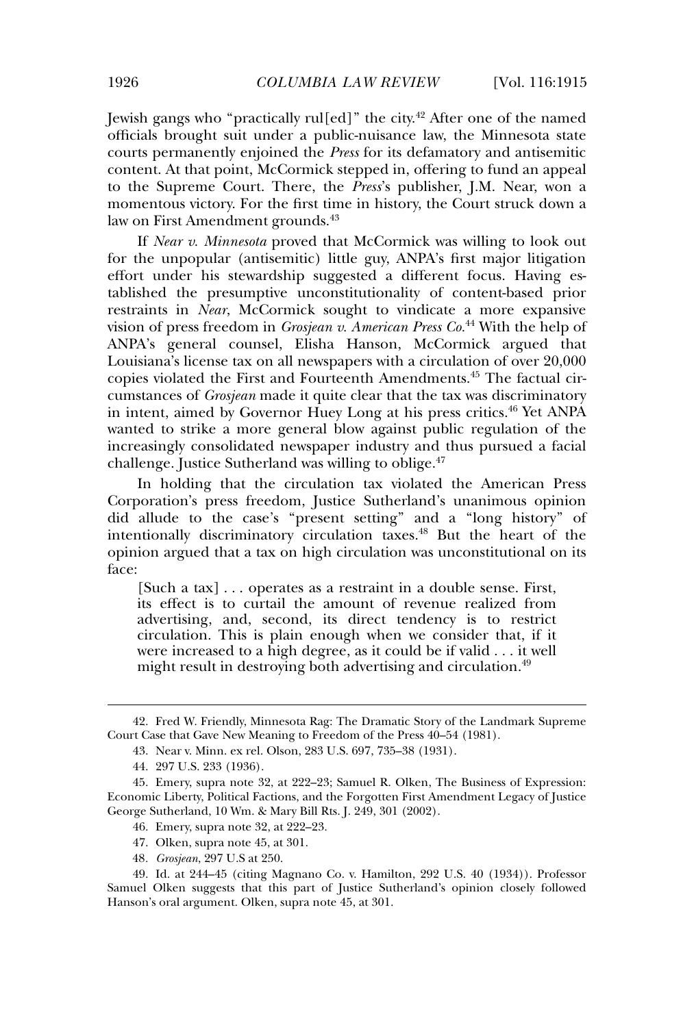Jewish gangs who "practically rul[ed]" the city.[42] After one of the named officials brought suit under a public-nuisance law, the Minnesota state courts permanently enjoined the *Press* for its defamatory and antisemitic content. At that point, McCormick stepped in, offering to fund an appeal to the Supreme Court. There, the *Press*'s publisher, J.M. Near, won a momentous victory. For the first time in history, the Court struck down a law on First Amendment grounds.[43]

If *Near v. Minnesota* proved that McCormick was willing to look out for the unpopular (antisemitic) little guy, ANPA's first major litigation effort under his stewardship suggested a different focus. Having established the presumptive unconstitutionality of content-based prior restraints in *Near*, McCormick sought to vindicate a more expansive vision of press freedom in *Grosjean v. American Press Co.*[44] With the help of ANPA's general counsel, Elisha Hanson, McCormick argued that Louisiana's license tax on all newspapers with a circulation of over 20,000 copies violated the First and Fourteenth Amendments.[45] The factual circumstances of *Grosjean* made it quite clear that the tax was discriminatory in intent, aimed by Governor Huey Long at his press critics.[46] Yet ANPA wanted to strike a more general blow against public regulation of the increasingly consolidated newspaper industry and thus pursued a facial challenge. Justice Sutherland was willing to oblige.[47]

In holding that the circulation tax violated the American Press Corporation's press freedom, Justice Sutherland's unanimous opinion did allude to the case's "present setting" and a "long history" of intentionally discriminatory circulation taxes.[48] But the heart of the opinion argued that a tax on high circulation was unconstitutional on its face:

> [Such a tax] . . . operates as a restraint in a double sense. First, its effect is to curtail the amount of revenue realized from advertising, and, second, its direct tendency is to restrict circulation. This is plain enough when we consider that, if it were increased to a high degree, as it could be if valid . . . it well might result in destroying both advertising and circulation.[49]

---

42. Fred W. Friendly, Minnesota Rag: The Dramatic Story of the Landmark Supreme Court Case that Gave New Meaning to Freedom of the Press 40–54 (1981).

43. Near v. Minn. ex rel. Olson, 283 U.S. 697, 735–38 (1931).

44. 297 U.S. 233 (1936).

45. Emery, supra note 32, at 222–23; Samuel R. Olken, The Business of Expression: Economic Liberty, Political Factions, and the Forgotten First Amendment Legacy of Justice George Sutherland, 10 Wm. & Mary Bill Rts. J. 249, 301 (2002).

46. Emery, supra note 32, at 222–23.

47. Olken, supra note 45, at 301.

48. *Grosjean*, 297 U.S at 250.

49. Id. at 244–45 (citing Magnano Co. v. Hamilton, 292 U.S. 40 (1934)). Professor Samuel Olken suggests that this part of Justice Sutherland's opinion closely followed Hanson's oral argument. Olken, supra note 45, at 301.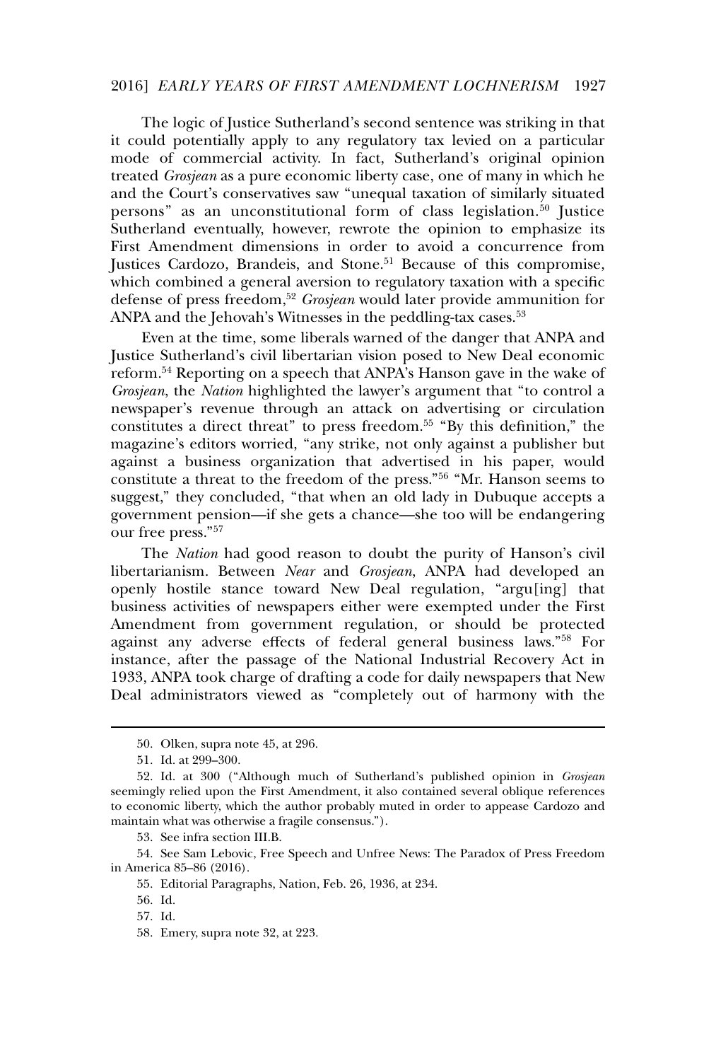The logic of Justice Sutherland's second sentence was striking in that it could potentially apply to any regulatory tax levied on a particular mode of commercial activity. In fact, Sutherland's original opinion treated *Grosjean* as a pure economic liberty case, one of many in which he and the Court's conservatives saw "unequal taxation of similarly situated persons" as an unconstitutional form of class legislation.[50] Justice Sutherland eventually, however, rewrote the opinion to emphasize its First Amendment dimensions in order to avoid a concurrence from Justices Cardozo, Brandeis, and Stone.[51] Because of this compromise, which combined a general aversion to regulatory taxation with a specific defense of press freedom,[52] *Grosjean* would later provide ammunition for ANPA and the Jehovah's Witnesses in the peddling-tax cases.[53]

Even at the time, some liberals warned of the danger that ANPA and Justice Sutherland's civil libertarian vision posed to New Deal economic reform.[54] Reporting on a speech that ANPA's Hanson gave in the wake of *Grosjean*, the *Nation* highlighted the lawyer's argument that "to control a newspaper's revenue through an attack on advertising or circulation constitutes a direct threat" to press freedom.[55] "By this definition," the magazine's editors worried, "any strike, not only against a publisher but against a business organization that advertised in his paper, would constitute a threat to the freedom of the press."[56] "Mr. Hanson seems to suggest," they concluded, "that when an old lady in Dubuque accepts a government pension—if she gets a chance—she too will be endangering our free press."[57]

The *Nation* had good reason to doubt the purity of Hanson's civil libertarianism. Between *Near* and *Grosjean*, ANPA had developed an openly hostile stance toward New Deal regulation, "argu[ing] that business activities of newspapers either were exempted under the First Amendment from government regulation, or should be protected against any adverse effects of federal general business laws."[58] For instance, after the passage of the National Industrial Recovery Act in 1933, ANPA took charge of drafting a code for daily newspapers that New Deal administrators viewed as "completely out of harmony with the

---

50. Olken, supra note 45, at 296.

51. Id. at 299–300.

52. Id. at 300 ("Although much of Sutherland's published opinion in *Grosjean* seemingly relied upon the First Amendment, it also contained several oblique references to economic liberty, which the author probably muted in order to appease Cardozo and maintain what was otherwise a fragile consensus.").

53. See infra section III.B.

54. See Sam Lebovic, Free Speech and Unfree News: The Paradox of Press Freedom in America 85–86 (2016).

55. Editorial Paragraphs, Nation, Feb. 26, 1936, at 234.

56. Id.

57. Id.

58. Emery, supra note 32, at 223.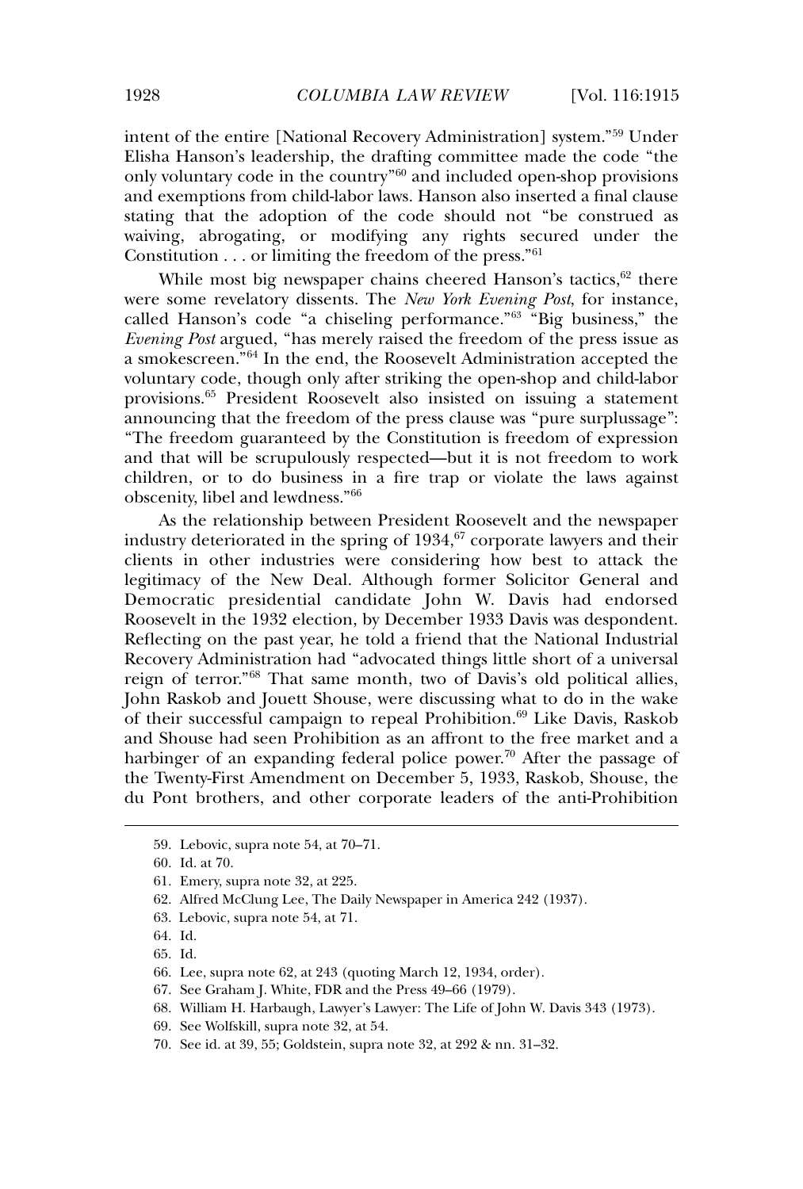intent of the entire [National Recovery Administration] system."[59] Under Elisha Hanson's leadership, the drafting committee made the code "the only voluntary code in the country"[60] and included open-shop provisions and exemptions from child-labor laws. Hanson also inserted a final clause stating that the adoption of the code should not "be construed as waiving, abrogating, or modifying any rights secured under the Constitution . . . or limiting the freedom of the press."[61]

While most big newspaper chains cheered Hanson's tactics,[62] there were some revelatory dissents. The *New York Evening Post*, for instance, called Hanson's code "a chiseling performance."[63] "Big business," the *Evening Post* argued, "has merely raised the freedom of the press issue as a smokescreen."[64] In the end, the Roosevelt Administration accepted the voluntary code, though only after striking the open-shop and child-labor provisions.[65] President Roosevelt also insisted on issuing a statement announcing that the freedom of the press clause was "pure surplussage": "The freedom guaranteed by the Constitution is freedom of expression and that will be scrupulously respected—but it is not freedom to work children, or to do business in a fire trap or violate the laws against obscenity, libel and lewdness."[66]

As the relationship between President Roosevelt and the newspaper industry deteriorated in the spring of 1934,[67] corporate lawyers and their clients in other industries were considering how best to attack the legitimacy of the New Deal. Although former Solicitor General and Democratic presidential candidate John W. Davis had endorsed Roosevelt in the 1932 election, by December 1933 Davis was despondent. Reflecting on the past year, he told a friend that the National Industrial Recovery Administration had "advocated things little short of a universal reign of terror."[68] That same month, two of Davis's old political allies, John Raskob and Jouett Shouse, were discussing what to do in the wake of their successful campaign to repeal Prohibition.[69] Like Davis, Raskob and Shouse had seen Prohibition as an affront to the free market and a harbinger of an expanding federal police power.[70] After the passage of the Twenty-First Amendment on December 5, 1933, Raskob, Shouse, the du Pont brothers, and other corporate leaders of the anti-Prohibition

59. Lebovic, supra note 54, at 70–71.

60. Id. at 70.

61. Emery, supra note 32, at 225.

62. Alfred McClung Lee, The Daily Newspaper in America 242 (1937).

63. Lebovic, supra note 54, at 71.

64. Id.

65. Id.

66. Lee, supra note 62, at 243 (quoting March 12, 1934, order).

67. See Graham J. White, FDR and the Press 49–66 (1979).

68. William H. Harbaugh, Lawyer's Lawyer: The Life of John W. Davis 343 (1973).

69. See Wolfskill, supra note 32, at 54.

70. See id. at 39, 55; Goldstein, supra note 32, at 292 & nn. 31–32.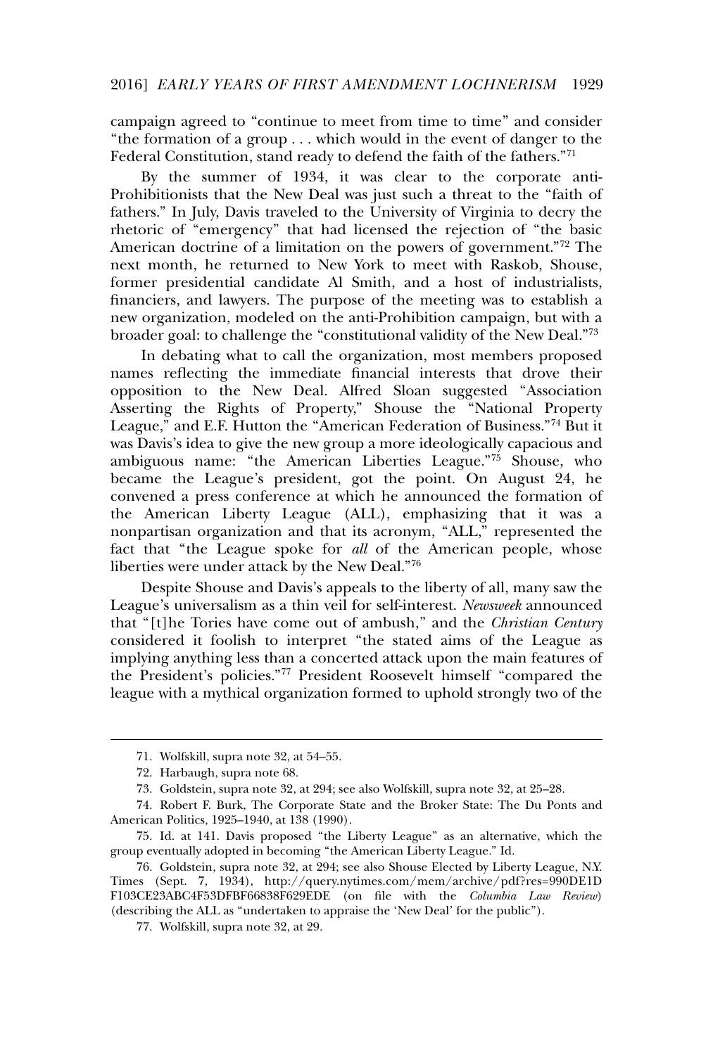campaign agreed to "continue to meet from time to time" and consider "the formation of a group . . . which would in the event of danger to the Federal Constitution, stand ready to defend the faith of the fathers."[71]

By the summer of 1934, it was clear to the corporate anti-Prohibitionists that the New Deal was just such a threat to the "faith of fathers." In July, Davis traveled to the University of Virginia to decry the rhetoric of "emergency" that had licensed the rejection of "the basic American doctrine of a limitation on the powers of government."[72] The next month, he returned to New York to meet with Raskob, Shouse, former presidential candidate Al Smith, and a host of industrialists, financiers, and lawyers. The purpose of the meeting was to establish a new organization, modeled on the anti-Prohibition campaign, but with a broader goal: to challenge the "constitutional validity of the New Deal."[73]

In debating what to call the organization, most members proposed names reflecting the immediate financial interests that drove their opposition to the New Deal. Alfred Sloan suggested "Association Asserting the Rights of Property," Shouse the "National Property League," and E.F. Hutton the "American Federation of Business."[74] But it was Davis's idea to give the new group a more ideologically capacious and ambiguous name: "the American Liberties League."[75] Shouse, who became the League's president, got the point. On August 24, he convened a press conference at which he announced the formation of the American Liberty League (ALL), emphasizing that it was a nonpartisan organization and that its acronym, "ALL," represented the fact that "the League spoke for *all* of the American people, whose liberties were under attack by the New Deal."[76]

Despite Shouse and Davis's appeals to the liberty of all, many saw the League's universalism as a thin veil for self-interest. *Newsweek* announced that "[t]he Tories have come out of ambush," and the *Christian Century* considered it foolish to interpret "the stated aims of the League as implying anything less than a concerted attack upon the main features of the President's policies."[77] President Roosevelt himself "compared the league with a mythical organization formed to uphold strongly two of the

---

71. Wolfskill, supra note 32, at 54–55.

72. Harbaugh, supra note 68.

73. Goldstein, supra note 32, at 294; see also Wolfskill, supra note 32, at 25–28.

74. Robert F. Burk, The Corporate State and the Broker State: The Du Ponts and American Politics, 1925–1940, at 138 (1990).

75. Id. at 141. Davis proposed "the Liberty League" as an alternative, which the group eventually adopted in becoming "the American Liberty League." Id.

76. Goldstein, supra note 32, at 294; see also Shouse Elected by Liberty League, N.Y. Times (Sept. 7, 1934), http://query.nytimes.com/mem/archive/pdf?res=990DE1DF103CE23ABC4F53DFBF66838F629EDE (on file with the *Columbia Law Review*) (describing the ALL as "undertaken to appraise the 'New Deal' for the public").

77. Wolfskill, supra note 32, at 29.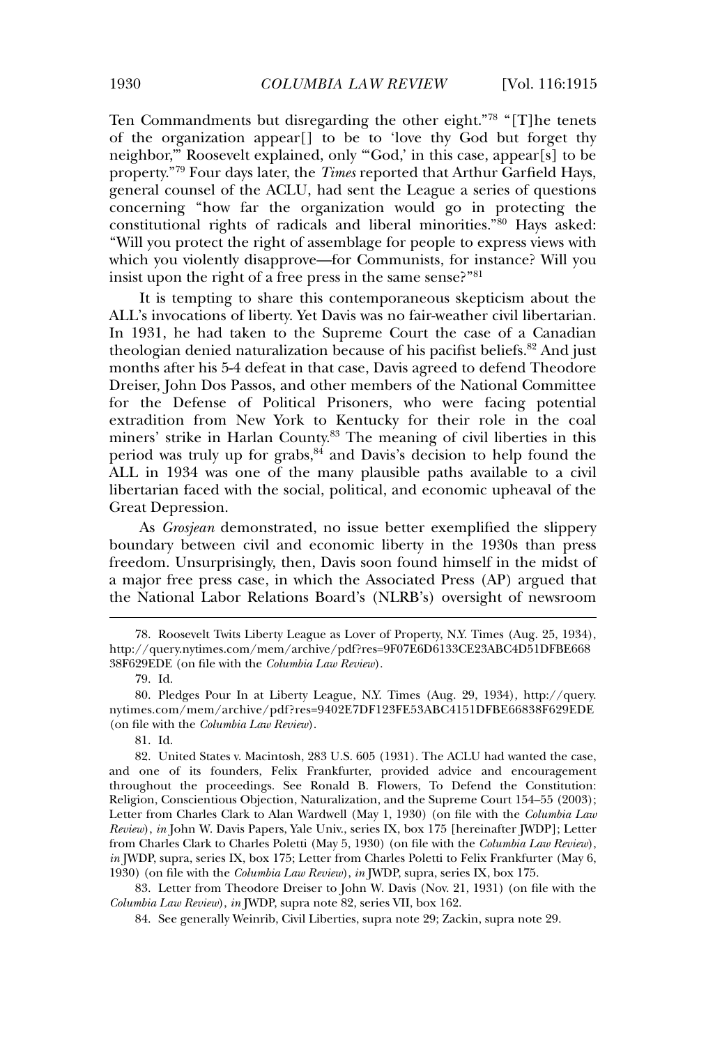Ten Commandments but disregarding the other eight."[78] "[T]he tenets of the organization appear[] to be to 'love thy God but forget thy neighbor,'" Roosevelt explained, only "'God,' in this case, appear[s] to be property."[79] Four days later, the *Times* reported that Arthur Garfield Hays, general counsel of the ACLU, had sent the League a series of questions concerning "how far the organization would go in protecting the constitutional rights of radicals and liberal minorities."[80] Hays asked: "Will you protect the right of assemblage for people to express views with which you violently disapprove—for Communists, for instance? Will you insist upon the right of a free press in the same sense?"[81]

It is tempting to share this contemporaneous skepticism about the ALL's invocations of liberty. Yet Davis was no fair-weather civil libertarian. In 1931, he had taken to the Supreme Court the case of a Canadian theologian denied naturalization because of his pacifist beliefs.[82] And just months after his 5-4 defeat in that case, Davis agreed to defend Theodore Dreiser, John Dos Passos, and other members of the National Committee for the Defense of Political Prisoners, who were facing potential extradition from New York to Kentucky for their role in the coal miners' strike in Harlan County.[83] The meaning of civil liberties in this period was truly up for grabs,[84] and Davis's decision to help found the ALL in 1934 was one of the many plausible paths available to a civil libertarian faced with the social, political, and economic upheaval of the Great Depression.

As *Grosjean* demonstrated, no issue better exemplified the slippery boundary between civil and economic liberty in the 1930s than press freedom. Unsurprisingly, then, Davis soon found himself in the midst of a major free press case, in which the Associated Press (AP) argued that the National Labor Relations Board's (NLRB's) oversight of newsroom

---

78. Roosevelt Twits Liberty League as Lover of Property, N.Y. Times (Aug. 25, 1934), http://query.nytimes.com/mem/archive/pdf?res=9F07E6D6133CE23ABC4D51DFBE668 38F629EDE (on file with the *Columbia Law Review*).

79. Id.

80. Pledges Pour In at Liberty League, N.Y. Times (Aug. 29, 1934), http://query.nytimes.com/mem/archive/pdf?res=9402E7DF123FE53ABC4151DFBE66838F629EDE (on file with the *Columbia Law Review*).

81. Id.

82. United States v. Macintosh, 283 U.S. 605 (1931). The ACLU had wanted the case, and one of its founders, Felix Frankfurter, provided advice and encouragement throughout the proceedings. See Ronald B. Flowers, To Defend the Constitution: Religion, Conscientious Objection, Naturalization, and the Supreme Court 154–55 (2003); Letter from Charles Clark to Alan Wardwell (May 1, 1930) (on file with the *Columbia Law Review*), *in* John W. Davis Papers, Yale Univ., series IX, box 175 [hereinafter JWDP]; Letter from Charles Clark to Charles Poletti (May 5, 1930) (on file with the *Columbia Law Review*), *in* JWDP, supra, series IX, box 175; Letter from Charles Poletti to Felix Frankfurter (May 6, 1930) (on file with the *Columbia Law Review*), *in* JWDP, supra, series IX, box 175.

83. Letter from Theodore Dreiser to John W. Davis (Nov. 21, 1931) (on file with the *Columbia Law Review*), *in* JWDP, supra note 82, series VII, box 162.

84. See generally Weinrib, Civil Liberties, supra note 29; Zackin, supra note 29.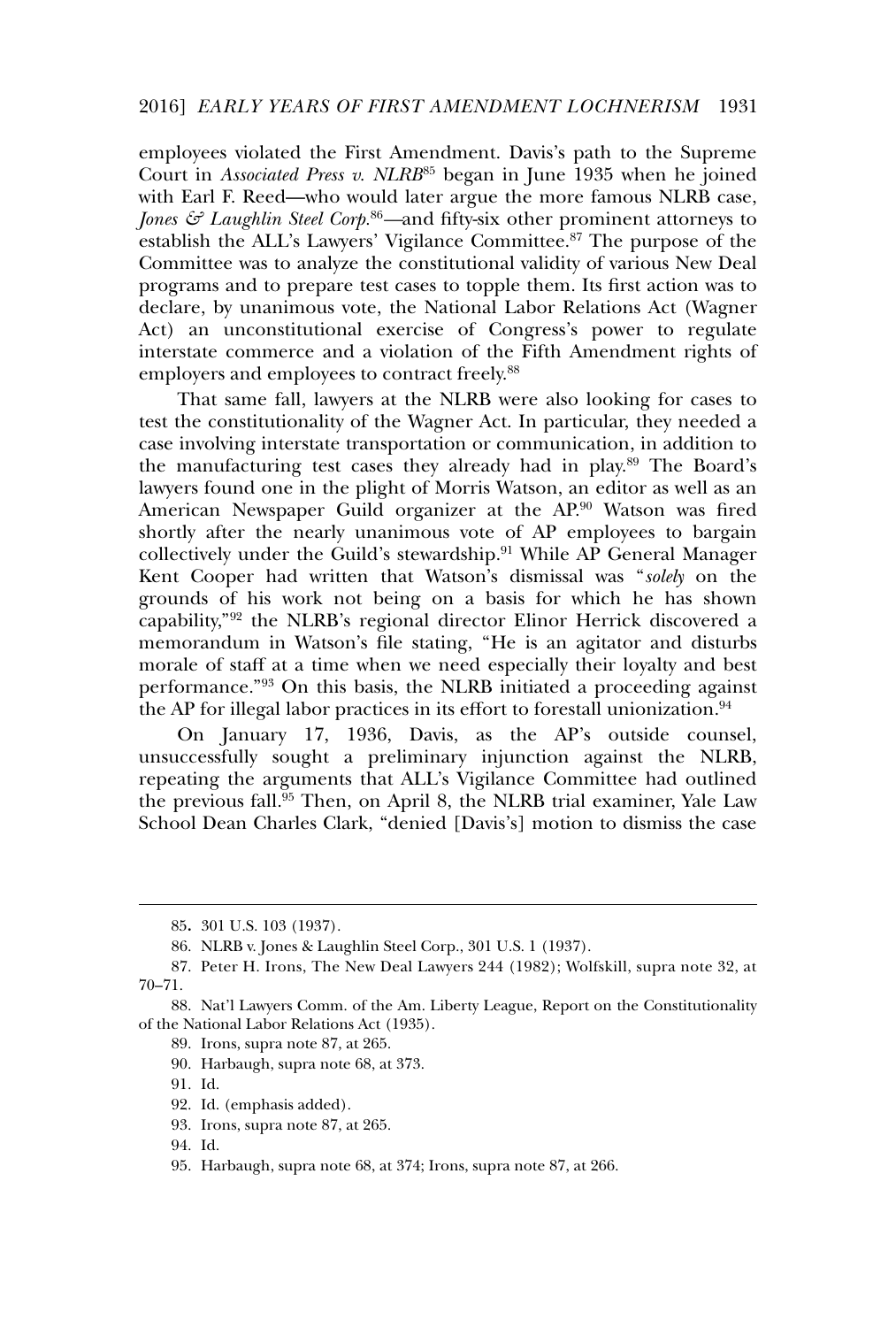employees violated the First Amendment. Davis's path to the Supreme Court in *Associated Press v. NLRB*[85] began in June 1935 when he joined with Earl F. Reed—who would later argue the more famous NLRB case, *Jones & Laughlin Steel Corp.*[86]—and fifty-six other prominent attorneys to establish the ALL's Lawyers' Vigilance Committee.[87] The purpose of the Committee was to analyze the constitutional validity of various New Deal programs and to prepare test cases to topple them. Its first action was to declare, by unanimous vote, the National Labor Relations Act (Wagner Act) an unconstitutional exercise of Congress's power to regulate interstate commerce and a violation of the Fifth Amendment rights of employers and employees to contract freely.[88]

That same fall, lawyers at the NLRB were also looking for cases to test the constitutionality of the Wagner Act. In particular, they needed a case involving interstate transportation or communication, in addition to the manufacturing test cases they already had in play.[89] The Board's lawyers found one in the plight of Morris Watson, an editor as well as an American Newspaper Guild organizer at the AP.[90] Watson was fired shortly after the nearly unanimous vote of AP employees to bargain collectively under the Guild's stewardship.[91] While AP General Manager Kent Cooper had written that Watson's dismissal was "*solely* on the grounds of his work not being on a basis for which he has shown capability,"[92] the NLRB's regional director Elinor Herrick discovered a memorandum in Watson's file stating, "He is an agitator and disturbs morale of staff at a time when we need especially their loyalty and best performance."[93] On this basis, the NLRB initiated a proceeding against the AP for illegal labor practices in its effort to forestall unionization.[94]

On January 17, 1936, Davis, as the AP's outside counsel, unsuccessfully sought a preliminary injunction against the NLRB, repeating the arguments that ALL's Vigilance Committee had outlined the previous fall.[95] Then, on April 8, the NLRB trial examiner, Yale Law School Dean Charles Clark, "denied [Davis's] motion to dismiss the case

---

85. 301 U.S. 103 (1937).

86. NLRB v. Jones & Laughlin Steel Corp., 301 U.S. 1 (1937).

87. Peter H. Irons, The New Deal Lawyers 244 (1982); Wolfskill, supra note 32, at 70–71.

88. Nat'l Lawyers Comm. of the Am. Liberty League, Report on the Constitutionality of the National Labor Relations Act (1935).

89. Irons, supra note 87, at 265.

90. Harbaugh, supra note 68, at 373.

91. Id.

92. Id. (emphasis added).

93. Irons, supra note 87, at 265.

94. Id.

95. Harbaugh, supra note 68, at 374; Irons, supra note 87, at 266.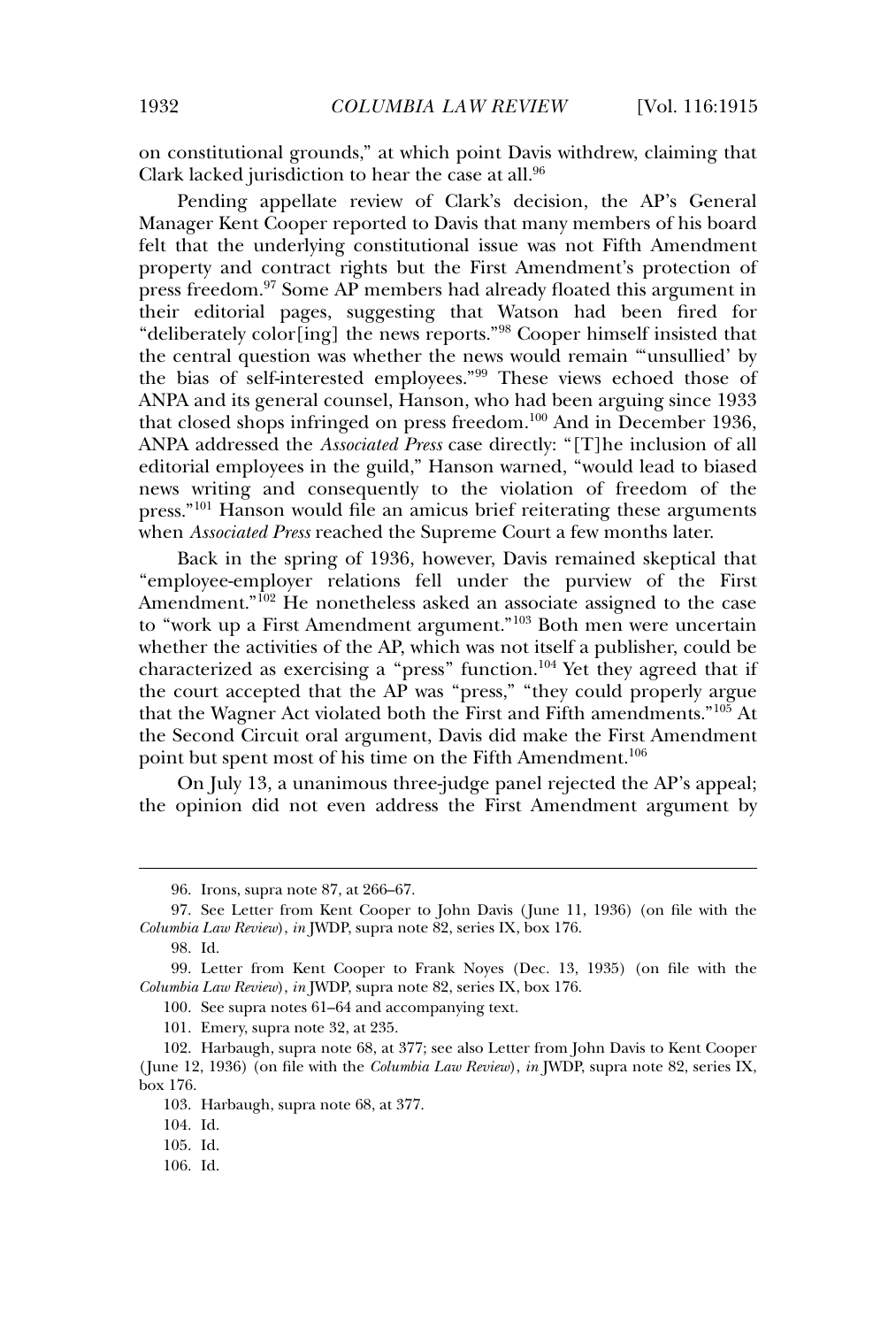on constitutional grounds," at which point Davis withdrew, claiming that Clark lacked jurisdiction to hear the case at all.[96]

Pending appellate review of Clark's decision, the AP's General Manager Kent Cooper reported to Davis that many members of his board felt that the underlying constitutional issue was not Fifth Amendment property and contract rights but the First Amendment's protection of press freedom.[97] Some AP members had already floated this argument in their editorial pages, suggesting that Watson had been fired for "deliberately color[ing] the news reports."[98] Cooper himself insisted that the central question was whether the news would remain "'unsullied' by the bias of self-interested employees."[99] These views echoed those of ANPA and its general counsel, Hanson, who had been arguing since 1933 that closed shops infringed on press freedom.[100] And in December 1936, ANPA addressed the *Associated Press* case directly: "[T]he inclusion of all editorial employees in the guild," Hanson warned, "would lead to biased news writing and consequently to the violation of freedom of the press."[101] Hanson would file an amicus brief reiterating these arguments when *Associated Press* reached the Supreme Court a few months later.

Back in the spring of 1936, however, Davis remained skeptical that "employee-employer relations fell under the purview of the First Amendment."[102] He nonetheless asked an associate assigned to the case to "work up a First Amendment argument."[103] Both men were uncertain whether the activities of the AP, which was not itself a publisher, could be characterized as exercising a "press" function.[104] Yet they agreed that if the court accepted that the AP was "press," "they could properly argue that the Wagner Act violated both the First and Fifth amendments."[105] At the Second Circuit oral argument, Davis did make the First Amendment point but spent most of his time on the Fifth Amendment.[106]

On July 13, a unanimous three-judge panel rejected the AP's appeal; the opinion did not even address the First Amendment argument by

---

96. Irons, supra note 87, at 266–67.

97. See Letter from Kent Cooper to John Davis (June 11, 1936) (on file with the *Columbia Law Review*), *in* JWDP, supra note 82, series IX, box 176.

98. Id.

99. Letter from Kent Cooper to Frank Noyes (Dec. 13, 1935) (on file with the *Columbia Law Review*), *in* JWDP, supra note 82, series IX, box 176.

100. See supra notes 61–64 and accompanying text.

101. Emery, supra note 32, at 235.

102. Harbaugh, supra note 68, at 377; see also Letter from John Davis to Kent Cooper (June 12, 1936) (on file with the *Columbia Law Review*), *in* JWDP, supra note 82, series IX, box 176.

103. Harbaugh, supra note 68, at 377.

104. Id.

105. Id.

106. Id.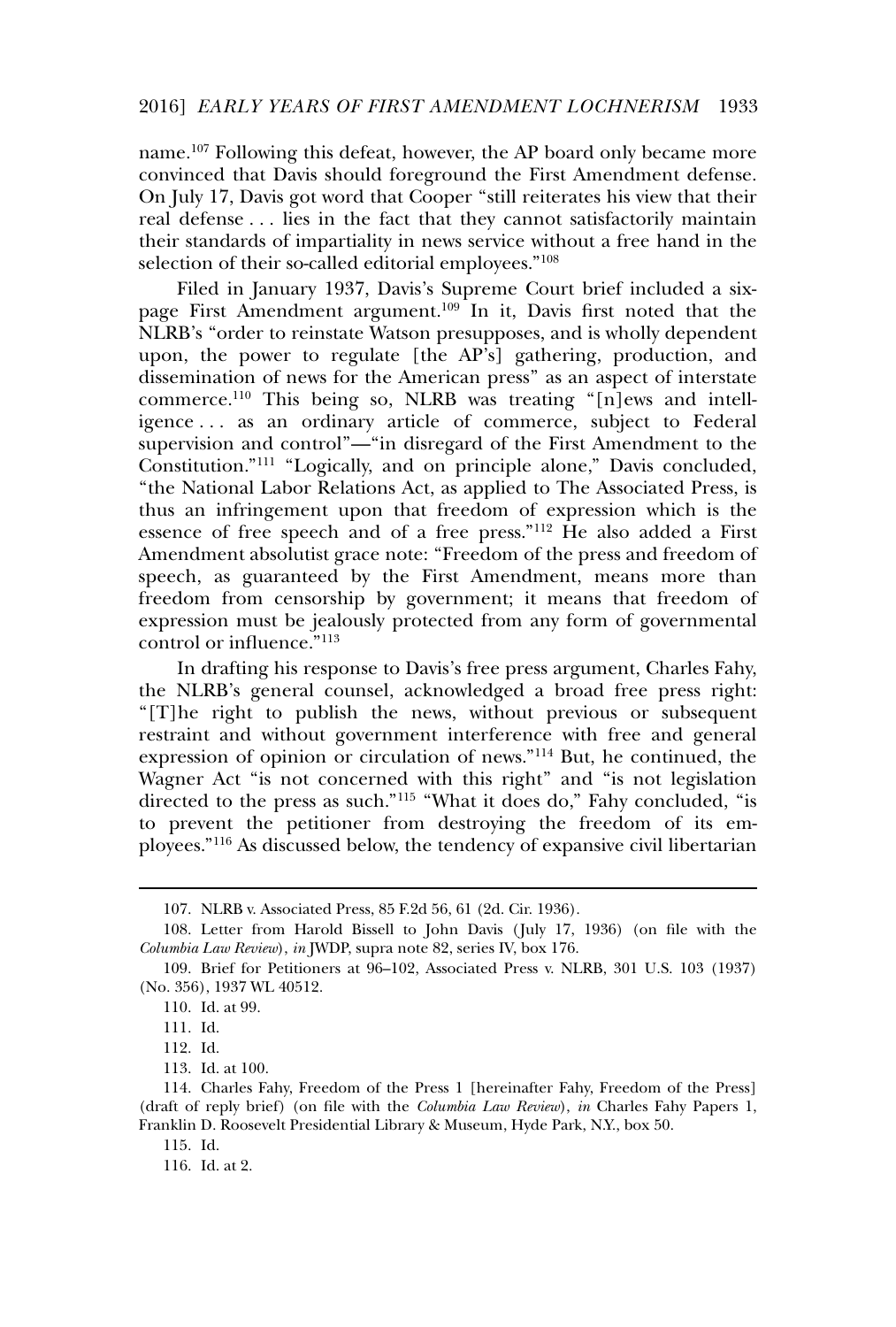name.[107] Following this defeat, however, the AP board only became more convinced that Davis should foreground the First Amendment defense. On July 17, Davis got word that Cooper "still reiterates his view that their real defense . . . lies in the fact that they cannot satisfactorily maintain their standards of impartiality in news service without a free hand in the selection of their so-called editorial employees."[108]

Filed in January 1937, Davis's Supreme Court brief included a six-page First Amendment argument.[109] In it, Davis first noted that the NLRB's "order to reinstate Watson presupposes, and is wholly dependent upon, the power to regulate [the AP's] gathering, production, and dissemination of news for the American press" as an aspect of interstate commerce.[110] This being so, NLRB was treating "[n]ews and intelligence . . . as an ordinary article of commerce, subject to Federal supervision and control"—"in disregard of the First Amendment to the Constitution."[111] "Logically, and on principle alone," Davis concluded, "the National Labor Relations Act, as applied to The Associated Press, is thus an infringement upon that freedom of expression which is the essence of free speech and of a free press."[112] He also added a First Amendment absolutist grace note: "Freedom of the press and freedom of speech, as guaranteed by the First Amendment, means more than freedom from censorship by government; it means that freedom of expression must be jealously protected from any form of governmental control or influence."[113]

In drafting his response to Davis's free press argument, Charles Fahy, the NLRB's general counsel, acknowledged a broad free press right: "[T]he right to publish the news, without previous or subsequent restraint and without government interference with free and general expression of opinion or circulation of news."[114] But, he continued, the Wagner Act "is not concerned with this right" and "is not legislation directed to the press as such."[115] "What it does do," Fahy concluded, "is to prevent the petitioner from destroying the freedom of its employees."[116] As discussed below, the tendency of expansive civil libertarian

---

107. NLRB v. Associated Press, 85 F.2d 56, 61 (2d. Cir. 1936).

108. Letter from Harold Bissell to John Davis (July 17, 1936) (on file with the *Columbia Law Review*), *in* JWDP, supra note 82, series IV, box 176.

109. Brief for Petitioners at 96–102, Associated Press v. NLRB, 301 U.S. 103 (1937) (No. 356), 1937 WL 40512.

110. Id. at 99.

111. Id.

112. Id.

113. Id. at 100.

114. Charles Fahy, Freedom of the Press 1 [hereinafter Fahy, Freedom of the Press] (draft of reply brief) (on file with the *Columbia Law Review*), *in* Charles Fahy Papers 1, Franklin D. Roosevelt Presidential Library & Museum, Hyde Park, N.Y., box 50.

115. Id.

116. Id. at 2.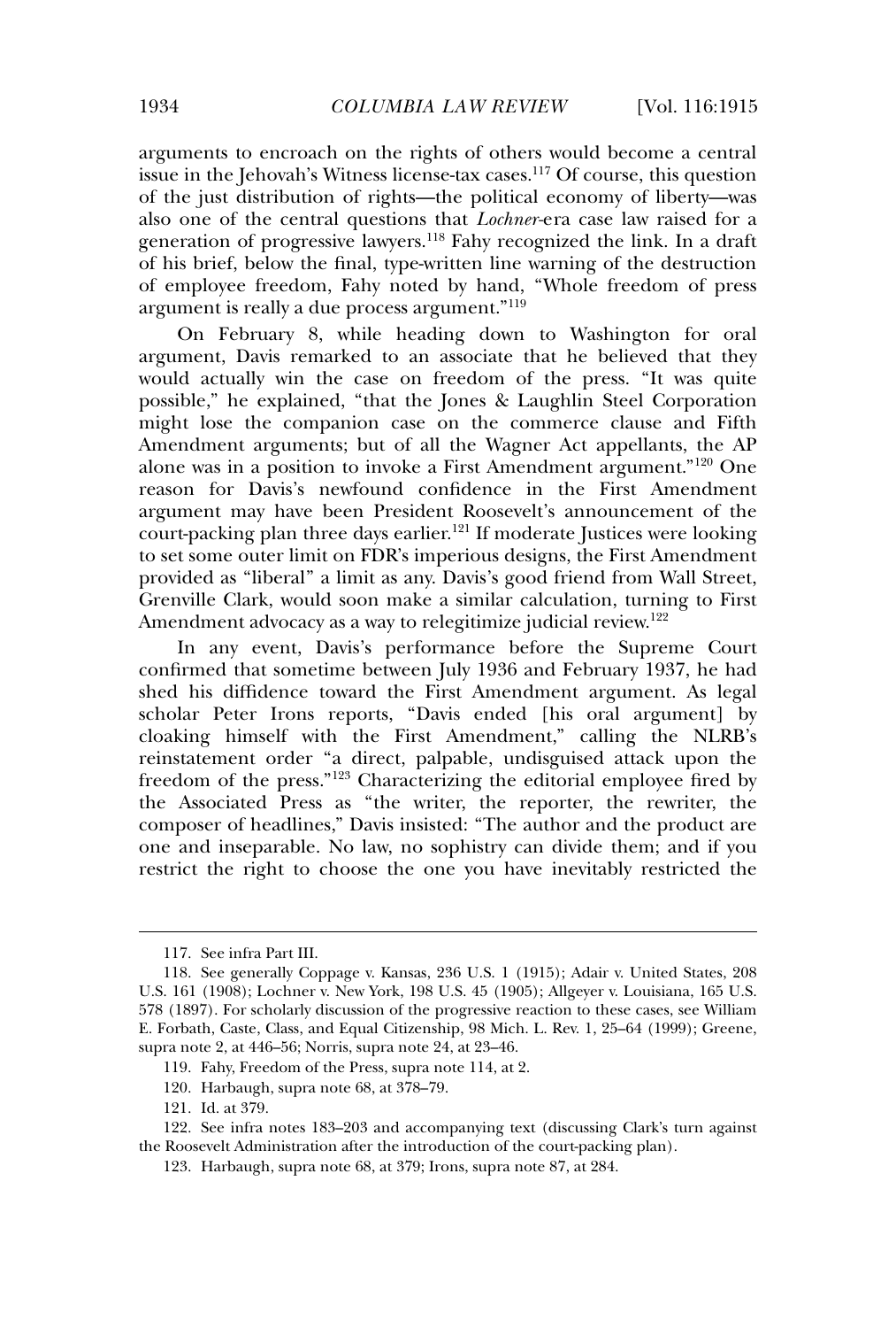arguments to encroach on the rights of others would become a central issue in the Jehovah's Witness license-tax cases.[117] Of course, this question of the just distribution of rights—the political economy of liberty—was also one of the central questions that *Lochner*-era case law raised for a generation of progressive lawyers.[118] Fahy recognized the link. In a draft of his brief, below the final, type-written line warning of the destruction of employee freedom, Fahy noted by hand, "Whole freedom of press argument is really a due process argument."[119]

On February 8, while heading down to Washington for oral argument, Davis remarked to an associate that he believed that they would actually win the case on freedom of the press. "It was quite possible," he explained, "that the Jones & Laughlin Steel Corporation might lose the companion case on the commerce clause and Fifth Amendment arguments; but of all the Wagner Act appellants, the AP alone was in a position to invoke a First Amendment argument."[120] One reason for Davis's newfound confidence in the First Amendment argument may have been President Roosevelt's announcement of the court-packing plan three days earlier.[121] If moderate Justices were looking to set some outer limit on FDR's imperious designs, the First Amendment provided as "liberal" a limit as any. Davis's good friend from Wall Street, Grenville Clark, would soon make a similar calculation, turning to First Amendment advocacy as a way to relegitimize judicial review.[122]

In any event, Davis's performance before the Supreme Court confirmed that sometime between July 1936 and February 1937, he had shed his diffidence toward the First Amendment argument. As legal scholar Peter Irons reports, "Davis ended [his oral argument] by cloaking himself with the First Amendment," calling the NLRB's reinstatement order "a direct, palpable, undisguised attack upon the freedom of the press."[123] Characterizing the editorial employee fired by the Associated Press as "the writer, the reporter, the rewriter, the composer of headlines," Davis insisted: "The author and the product are one and inseparable. No law, no sophistry can divide them; and if you restrict the right to choose the one you have inevitably restricted the

---

117. See infra Part III.

118. See generally Coppage v. Kansas, 236 U.S. 1 (1915); Adair v. United States, 208 U.S. 161 (1908); Lochner v. New York, 198 U.S. 45 (1905); Allgeyer v. Louisiana, 165 U.S. 578 (1897). For scholarly discussion of the progressive reaction to these cases, see William E. Forbath, Caste, Class, and Equal Citizenship, 98 Mich. L. Rev. 1, 25–64 (1999); Greene, supra note 2, at 446–56; Norris, supra note 24, at 23–46.

119. Fahy, Freedom of the Press, supra note 114, at 2.

120. Harbaugh, supra note 68, at 378–79.

121. Id. at 379.

122. See infra notes 183–203 and accompanying text (discussing Clark's turn against the Roosevelt Administration after the introduction of the court-packing plan).

123. Harbaugh, supra note 68, at 379; Irons, supra note 87, at 284.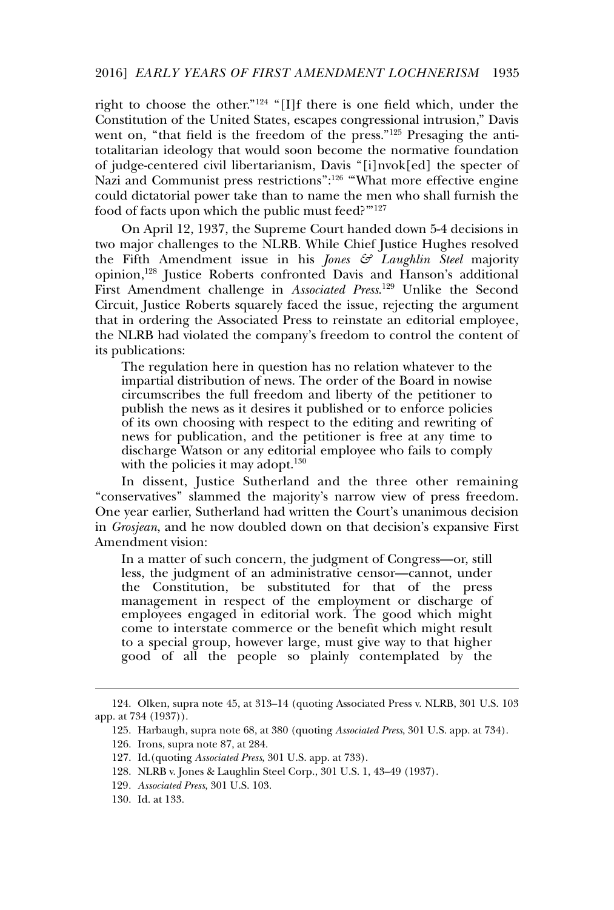right to choose the other."[124] "[I]f there is one field which, under the Constitution of the United States, escapes congressional intrusion," Davis went on, "that field is the freedom of the press."[125] Presaging the anti-totalitarian ideology that would soon become the normative foundation of judge-centered civil libertarianism, Davis "[i]nvok[ed] the specter of Nazi and Communist press restrictions":[126] "'What more effective engine could dictatorial power take than to name the men who shall furnish the food of facts upon which the public must feed?'"[127]

On April 12, 1937, the Supreme Court handed down 5-4 decisions in two major challenges to the NLRB. While Chief Justice Hughes resolved the Fifth Amendment issue in his *Jones & Laughlin Steel* majority opinion,[128] Justice Roberts confronted Davis and Hanson's additional First Amendment challenge in *Associated Press*.[129] Unlike the Second Circuit, Justice Roberts squarely faced the issue, rejecting the argument that in ordering the Associated Press to reinstate an editorial employee, the NLRB had violated the company's freedom to control the content of its publications:

> The regulation here in question has no relation whatever to the impartial distribution of news. The order of the Board in nowise circumscribes the full freedom and liberty of the petitioner to publish the news as it desires it published or to enforce policies of its own choosing with respect to the editing and rewriting of news for publication, and the petitioner is free at any time to discharge Watson or any editorial employee who fails to comply with the policies it may adopt.[130]

In dissent, Justice Sutherland and the three other remaining "conservatives" slammed the majority's narrow view of press freedom. One year earlier, Sutherland had written the Court's unanimous decision in *Grosjean*, and he now doubled down on that decision's expansive First Amendment vision:

> In a matter of such concern, the judgment of Congress—or, still less, the judgment of an administrative censor—cannot, under the Constitution, be substituted for that of the press management in respect of the employment or discharge of employees engaged in editorial work. The good which might come to interstate commerce or the benefit which might result to a special group, however large, must give way to that higher good of all the people so plainly contemplated by the

---

124. Olken, supra note 45, at 313–14 (quoting Associated Press v. NLRB, 301 U.S. 103 app. at 734 (1937)).

125. Harbaugh, supra note 68, at 380 (quoting *Associated Press*, 301 U.S. app. at 734).

126. Irons, supra note 87, at 284.

127. Id. (quoting *Associated Press*, 301 U.S. app. at 733).

128. NLRB v. Jones & Laughlin Steel Corp., 301 U.S. 1, 43–49 (1937).

129. *Associated Press*, 301 U.S. 103.

130. Id. at 133.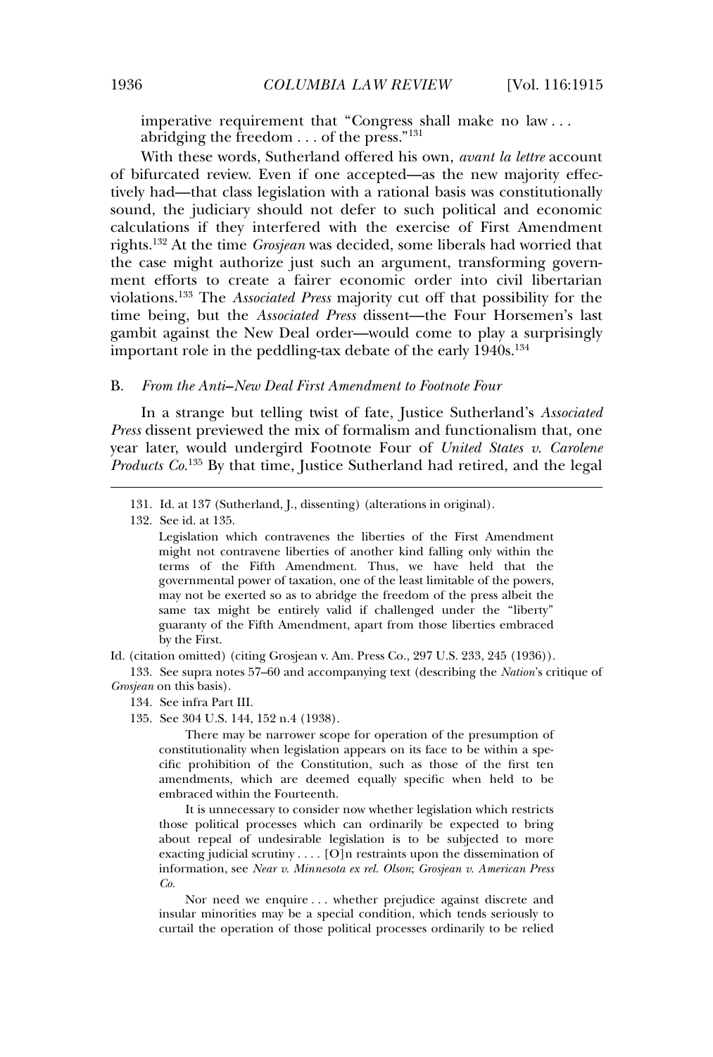imperative requirement that "Congress shall make no law . . . abridging the freedom . . . of the press."[131]

With these words, Sutherland offered his own, *avant la lettre* account of bifurcated review. Even if one accepted—as the new majority effectively had—that class legislation with a rational basis was constitutionally sound, the judiciary should not defer to such political and economic calculations if they interfered with the exercise of First Amendment rights.[132] At the time *Grosjean* was decided, some liberals had worried that the case might authorize just such an argument, transforming government efforts to create a fairer economic order into civil libertarian violations.[133] The *Associated Press* majority cut off that possibility for the time being, but the *Associated Press* dissent—the Four Horsemen's last gambit against the New Deal order—would come to play a surprisingly important role in the peddling-tax debate of the early 1940s.[134]

## B. *From the Anti–New Deal First Amendment to Footnote Four*

In a strange but telling twist of fate, Justice Sutherland's *Associated Press* dissent previewed the mix of formalism and functionalism that, one year later, would undergird Footnote Four of *United States v. Carolene Products Co.*[135] By that time, Justice Sutherland had retired, and the legal

---

131. Id. at 137 (Sutherland, J., dissenting) (alterations in original).

132. See id. at 135.

> Legislation which contravenes the liberties of the First Amendment might not contravene liberties of another kind falling only within the terms of the Fifth Amendment. Thus, we have held that the governmental power of taxation, one of the least limitable of the powers, may not be exerted so as to abridge the freedom of the press albeit the same tax might be entirely valid if challenged under the "liberty" guaranty of the Fifth Amendment, apart from those liberties embraced by the First.

Id. (citation omitted) (citing Grosjean v. Am. Press Co., 297 U.S. 233, 245 (1936)).

133. See supra notes 57–60 and accompanying text (describing the *Nation*'s critique of *Grosjean* on this basis).

134. See infra Part III.

135. See 304 U.S. 144, 152 n.4 (1938).

> There may be narrower scope for operation of the presumption of constitutionality when legislation appears on its face to be within a specific prohibition of the Constitution, such as those of the first ten amendments, which are deemed equally specific when held to be embraced within the Fourteenth.
>
> It is unnecessary to consider now whether legislation which restricts those political processes which can ordinarily be expected to bring about repeal of undesirable legislation is to be subjected to more exacting judicial scrutiny . . . . [O]n restraints upon the dissemination of information, see *Near v. Minnesota ex rel. Olson*; *Grosjean v. American Press Co.*
>
> Nor need we enquire . . . whether prejudice against discrete and insular minorities may be a special condition, which tends seriously to curtail the operation of those political processes ordinarily to be relied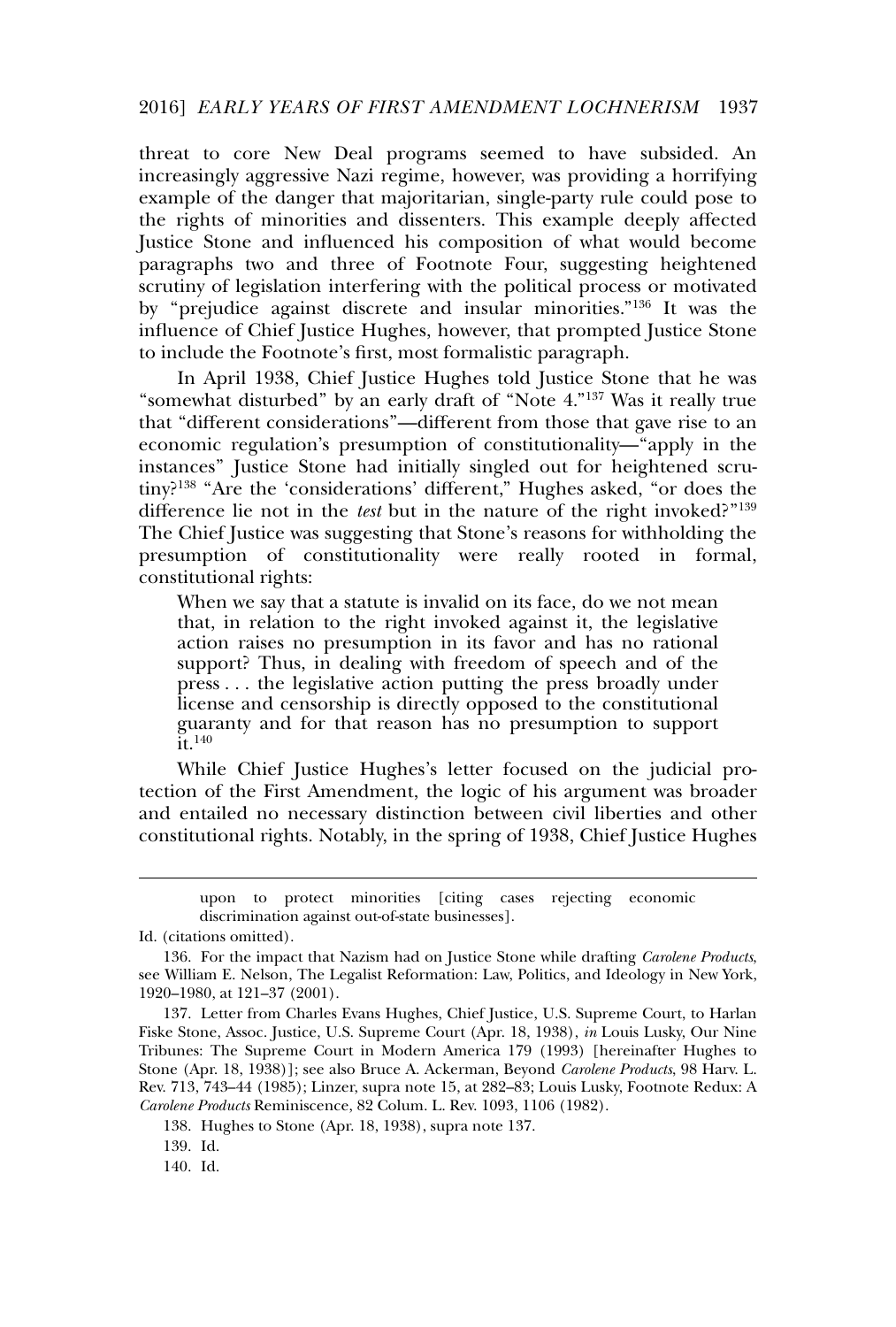threat to core New Deal programs seemed to have subsided. An increasingly aggressive Nazi regime, however, was providing a horrifying example of the danger that majoritarian, single-party rule could pose to the rights of minorities and dissenters. This example deeply affected Justice Stone and influenced his composition of what would become paragraphs two and three of Footnote Four, suggesting heightened scrutiny of legislation interfering with the political process or motivated by "prejudice against discrete and insular minorities."[136] It was the influence of Chief Justice Hughes, however, that prompted Justice Stone to include the Footnote's first, most formalistic paragraph.

In April 1938, Chief Justice Hughes told Justice Stone that he was "somewhat disturbed" by an early draft of "Note 4."[137] Was it really true that "different considerations"—different from those that gave rise to an economic regulation's presumption of constitutionality—"apply in the instances" Justice Stone had initially singled out for heightened scrutiny?[138] "Are the 'considerations' different," Hughes asked, "or does the difference lie not in the *test* but in the nature of the right invoked?"[139] The Chief Justice was suggesting that Stone's reasons for withholding the presumption of constitutionality were really rooted in formal, constitutional rights:

> When we say that a statute is invalid on its face, do we not mean that, in relation to the right invoked against it, the legislative action raises no presumption in its favor and has no rational support? Thus, in dealing with freedom of speech and of the press . . . the legislative action putting the press broadly under license and censorship is directly opposed to the constitutional guaranty and for that reason has no presumption to support it.[140]

While Chief Justice Hughes's letter focused on the judicial protection of the First Amendment, the logic of his argument was broader and entailed no necessary distinction between civil liberties and other constitutional rights. Notably, in the spring of 1938, Chief Justice Hughes

---

> upon to protect minorities [citing cases rejecting economic discrimination against out-of-state businesses].

Id. (citations omitted).

136. For the impact that Nazism had on Justice Stone while drafting *Carolene Products*, see William E. Nelson, The Legalist Reformation: Law, Politics, and Ideology in New York, 1920–1980, at 121–37 (2001).

137. Letter from Charles Evans Hughes, Chief Justice, U.S. Supreme Court, to Harlan Fiske Stone, Assoc. Justice, U.S. Supreme Court (Apr. 18, 1938), *in* Louis Lusky, Our Nine Tribunes: The Supreme Court in Modern America 179 (1993) [hereinafter Hughes to Stone (Apr. 18, 1938)]; see also Bruce A. Ackerman, Beyond *Carolene Products*, 98 Harv. L. Rev. 713, 743–44 (1985); Linzer, supra note 15, at 282–83; Louis Lusky, Footnote Redux: A *Carolene Products* Reminiscence, 82 Colum. L. Rev. 1093, 1106 (1982).

138. Hughes to Stone (Apr. 18, 1938), supra note 137.

139. Id.

140. Id.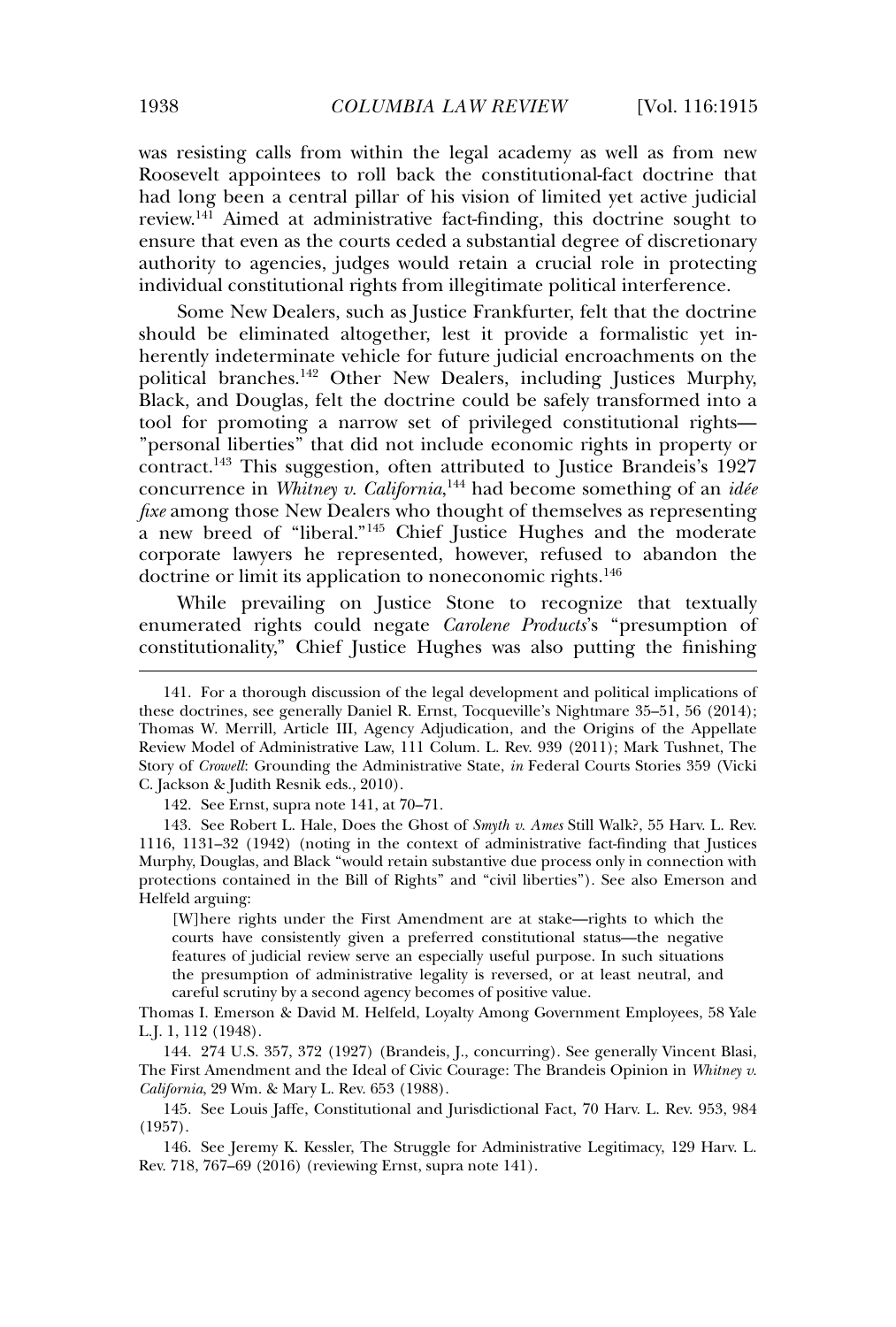was resisting calls from within the legal academy as well as from new Roosevelt appointees to roll back the constitutional-fact doctrine that had long been a central pillar of his vision of limited yet active judicial review.[141] Aimed at administrative fact-finding, this doctrine sought to ensure that even as the courts ceded a substantial degree of discretionary authority to agencies, judges would retain a crucial role in protecting individual constitutional rights from illegitimate political interference.

Some New Dealers, such as Justice Frankfurter, felt that the doctrine should be eliminated altogether, lest it provide a formalistic yet inherently indeterminate vehicle for future judicial encroachments on the political branches.[142] Other New Dealers, including Justices Murphy, Black, and Douglas, felt the doctrine could be safely transformed into a tool for promoting a narrow set of privileged constitutional rights—"personal liberties" that did not include economic rights in property or contract.[143] This suggestion, often attributed to Justice Brandeis's 1927 concurrence in *Whitney v. California*,[144] had become something of an *idée fixe* among those New Dealers who thought of themselves as representing a new breed of "liberal."[145] Chief Justice Hughes and the moderate corporate lawyers he represented, however, refused to abandon the doctrine or limit its application to noneconomic rights.[146]

While prevailing on Justice Stone to recognize that textually enumerated rights could negate *Carolene Products*'s "presumption of constitutionality," Chief Justice Hughes was also putting the finishing

---

141. For a thorough discussion of the legal development and political implications of these doctrines, see generally Daniel R. Ernst, Tocqueville's Nightmare 35–51, 56 (2014); Thomas W. Merrill, Article III, Agency Adjudication, and the Origins of the Appellate Review Model of Administrative Law, 111 Colum. L. Rev. 939 (2011); Mark Tushnet, The Story of *Crowell*: Grounding the Administrative State, *in* Federal Courts Stories 359 (Vicki C. Jackson & Judith Resnik eds., 2010).

142. See Ernst, supra note 141, at 70–71.

143. See Robert L. Hale, Does the Ghost of *Smyth v. Ames* Still Walk?, 55 Harv. L. Rev. 1116, 1131–32 (1942) (noting in the context of administrative fact-finding that Justices Murphy, Douglas, and Black "would retain substantive due process only in connection with protections contained in the Bill of Rights" and "civil liberties"). See also Emerson and Helfeld arguing:

> [W]here rights under the First Amendment are at stake—rights to which the courts have consistently given a preferred constitutional status—the negative features of judicial review serve an especially useful purpose. In such situations the presumption of administrative legality is reversed, or at least neutral, and careful scrutiny by a second agency becomes of positive value.

Thomas I. Emerson & David M. Helfeld, Loyalty Among Government Employees, 58 Yale L.J. 1, 112 (1948).

144. 274 U.S. 357, 372 (1927) (Brandeis, J., concurring). See generally Vincent Blasi, The First Amendment and the Ideal of Civic Courage: The Brandeis Opinion in *Whitney v. California*, 29 Wm. & Mary L. Rev. 653 (1988).

145. See Louis Jaffe, Constitutional and Jurisdictional Fact, 70 Harv. L. Rev. 953, 984 (1957).

146. See Jeremy K. Kessler, The Struggle for Administrative Legitimacy, 129 Harv. L. Rev. 718, 767–69 (2016) (reviewing Ernst, supra note 141).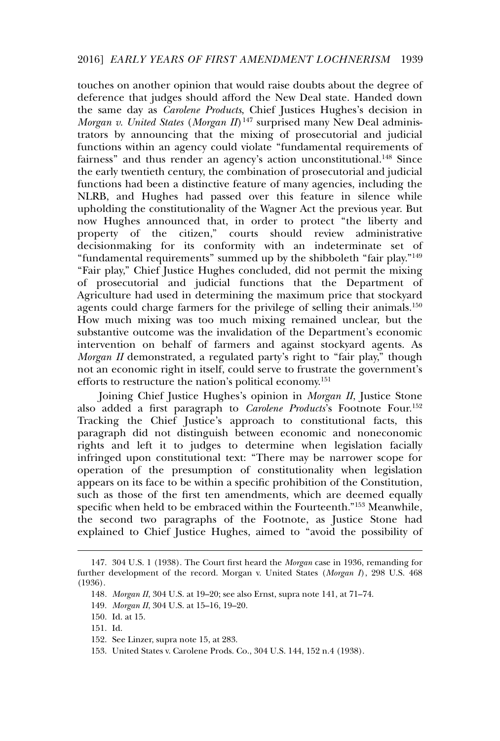touches on another opinion that would raise doubts about the degree of deference that judges should afford the New Deal state. Handed down the same day as *Carolene Products*, Chief Justices Hughes's decision in *Morgan v. United States* (*Morgan II*)[147] surprised many New Deal administrators by announcing that the mixing of prosecutorial and judicial functions within an agency could violate "fundamental requirements of fairness" and thus render an agency's action unconstitutional.[148] Since the early twentieth century, the combination of prosecutorial and judicial functions had been a distinctive feature of many agencies, including the NLRB, and Hughes had passed over this feature in silence while upholding the constitutionality of the Wagner Act the previous year. But now Hughes announced that, in order to protect "the liberty and property of the citizen," courts should review administrative decisionmaking for its conformity with an indeterminate set of "fundamental requirements" summed up by the shibboleth "fair play."[149] "Fair play," Chief Justice Hughes concluded, did not permit the mixing of prosecutorial and judicial functions that the Department of Agriculture had used in determining the maximum price that stockyard agents could charge farmers for the privilege of selling their animals.[150] How much mixing was too much mixing remained unclear, but the substantive outcome was the invalidation of the Department's economic intervention on behalf of farmers and against stockyard agents. As *Morgan II* demonstrated, a regulated party's right to "fair play," though not an economic right in itself, could serve to frustrate the government's efforts to restructure the nation's political economy.[151]

Joining Chief Justice Hughes's opinion in *Morgan II*, Justice Stone also added a first paragraph to *Carolene Products*'s Footnote Four.[152] Tracking the Chief Justice's approach to constitutional facts, this paragraph did not distinguish between economic and noneconomic rights and left it to judges to determine when legislation facially infringed upon constitutional text: "There may be narrower scope for operation of the presumption of constitutionality when legislation appears on its face to be within a specific prohibition of the Constitution, such as those of the first ten amendments, which are deemed equally specific when held to be embraced within the Fourteenth."[153] Meanwhile, the second two paragraphs of the Footnote, as Justice Stone had explained to Chief Justice Hughes, aimed to "avoid the possibility of

147. 304 U.S. 1 (1938). The Court first heard the *Morgan* case in 1936, remanding for further development of the record. Morgan v. United States (*Morgan I*), 298 U.S. 468 (1936).

148. *Morgan II*, 304 U.S. at 19–20; see also Ernst, supra note 141, at 71–74.

149. *Morgan II*, 304 U.S. at 15–16, 19–20.

150. Id. at 15.

151. Id.

152. See Linzer, supra note 15, at 283.

153. United States v. Carolene Prods. Co., 304 U.S. 144, 152 n.4 (1938).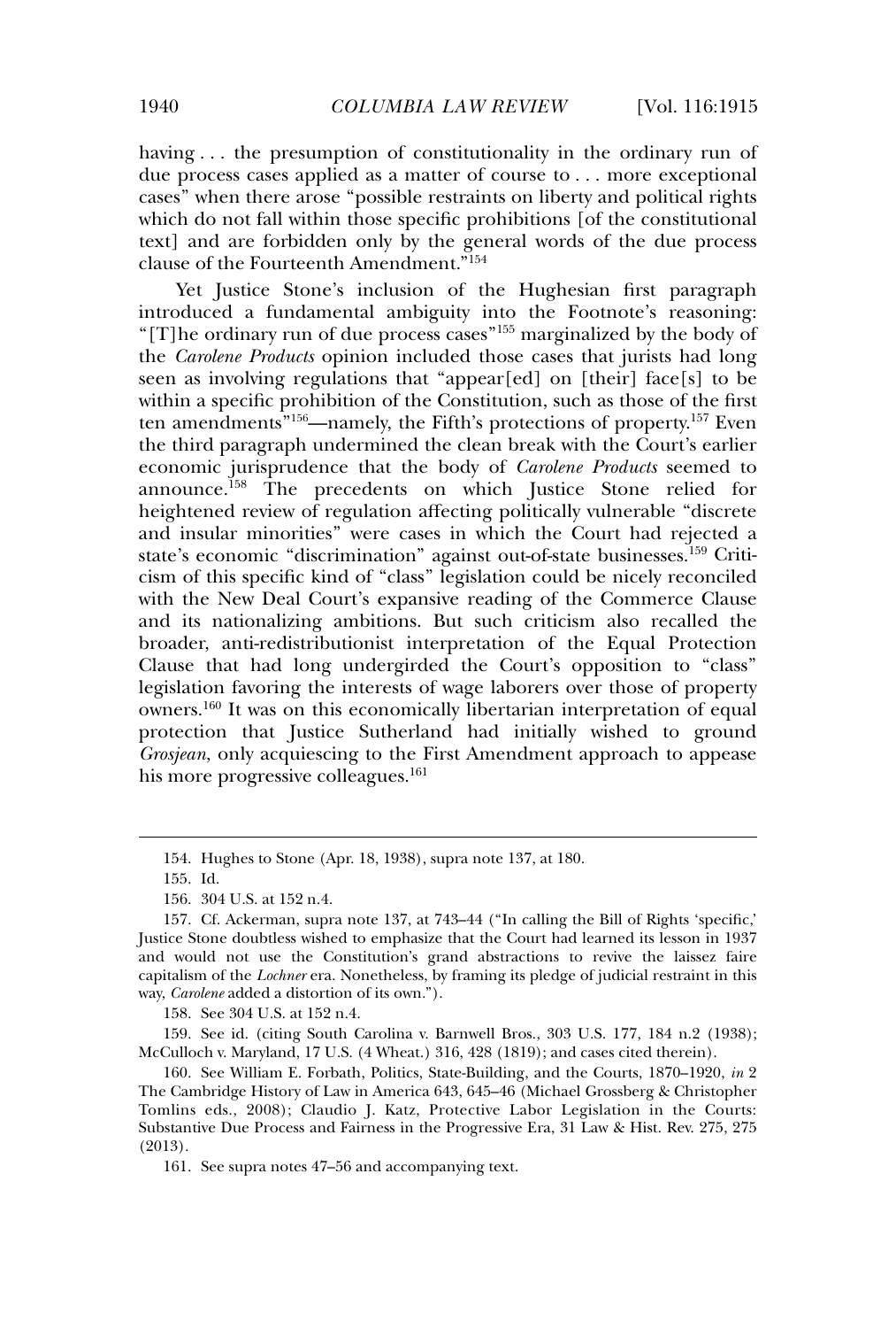having . . . the presumption of constitutionality in the ordinary run of due process cases applied as a matter of course to . . . more exceptional cases" when there arose "possible restraints on liberty and political rights which do not fall within those specific prohibitions [of the constitutional text] and are forbidden only by the general words of the due process clause of the Fourteenth Amendment."[154]

Yet Justice Stone's inclusion of the Hughesian first paragraph introduced a fundamental ambiguity into the Footnote's reasoning: "[T]he ordinary run of due process cases"[155] marginalized by the body of the *Carolene Products* opinion included those cases that jurists had long seen as involving regulations that "appear[ed] on [their] face[s] to be within a specific prohibition of the Constitution, such as those of the first ten amendments"[156]—namely, the Fifth's protections of property.[157] Even the third paragraph undermined the clean break with the Court's earlier economic jurisprudence that the body of *Carolene Products* seemed to announce.[158] The precedents on which Justice Stone relied for heightened review of regulation affecting politically vulnerable "discrete and insular minorities" were cases in which the Court had rejected a state's economic "discrimination" against out-of-state businesses.[159] Criticism of this specific kind of "class" legislation could be nicely reconciled with the New Deal Court's expansive reading of the Commerce Clause and its nationalizing ambitions. But such criticism also recalled the broader, anti-redistributionist interpretation of the Equal Protection Clause that had long undergirded the Court's opposition to "class" legislation favoring the interests of wage laborers over those of property owners.[160] It was on this economically libertarian interpretation of equal protection that Justice Sutherland had initially wished to ground *Grosjean*, only acquiescing to the First Amendment approach to appease his more progressive colleagues.[161]

---

154. Hughes to Stone (Apr. 18, 1938), supra note 137, at 180.

155. Id.

156. 304 U.S. at 152 n.4.

157. Cf. Ackerman, supra note 137, at 743–44 ("In calling the Bill of Rights 'specific,' Justice Stone doubtless wished to emphasize that the Court had learned its lesson in 1937 and would not use the Constitution's grand abstractions to revive the laissez faire capitalism of the *Lochner* era. Nonetheless, by framing its pledge of judicial restraint in this way, *Carolene* added a distortion of its own.").

158. See 304 U.S. at 152 n.4.

159. See id. (citing South Carolina v. Barnwell Bros., 303 U.S. 177, 184 n.2 (1938); McCulloch v. Maryland, 17 U.S. (4 Wheat.) 316, 428 (1819); and cases cited therein).

160. See William E. Forbath, Politics, State-Building, and the Courts, 1870–1920, *in* 2 The Cambridge History of Law in America 643, 645–46 (Michael Grossberg & Christopher Tomlins eds., 2008); Claudio J. Katz, Protective Labor Legislation in the Courts: Substantive Due Process and Fairness in the Progressive Era, 31 Law & Hist. Rev. 275, 275 (2013).

161. See supra notes 47–56 and accompanying text.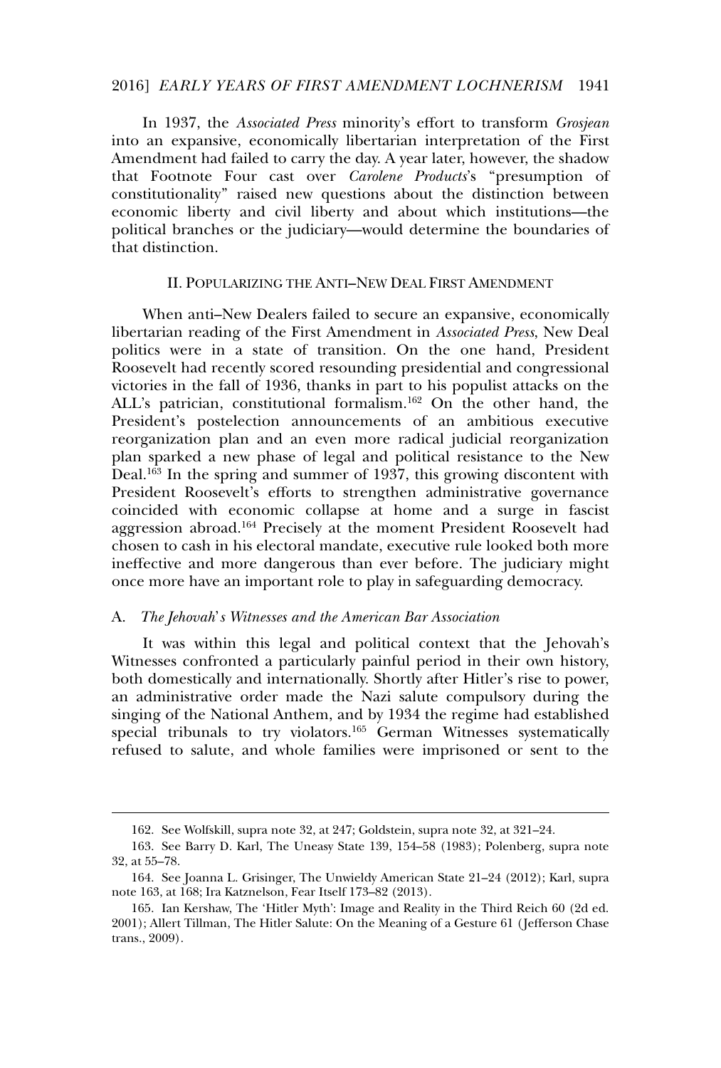In 1937, the *Associated Press* minority's effort to transform *Grosjean* into an expansive, economically libertarian interpretation of the First Amendment had failed to carry the day. A year later, however, the shadow that Footnote Four cast over *Carolene Products*'s "presumption of constitutionality" raised new questions about the distinction between economic liberty and civil liberty and about which institutions—the political branches or the judiciary—would determine the boundaries of that distinction.

## II. Popularizing the Anti–New Deal First Amendment

When anti–New Dealers failed to secure an expansive, economically libertarian reading of the First Amendment in *Associated Press*, New Deal politics were in a state of transition. On the one hand, President Roosevelt had recently scored resounding presidential and congressional victories in the fall of 1936, thanks in part to his populist attacks on the ALL's patrician, constitutional formalism.[162] On the other hand, the President's postelection announcements of an ambitious executive reorganization plan and an even more radical judicial reorganization plan sparked a new phase of legal and political resistance to the New Deal.[163] In the spring and summer of 1937, this growing discontent with President Roosevelt's efforts to strengthen administrative governance coincided with economic collapse at home and a surge in fascist aggression abroad.[164] Precisely at the moment President Roosevelt had chosen to cash in his electoral mandate, executive rule looked both more ineffective and more dangerous than ever before. The judiciary might once more have an important role to play in safeguarding democracy.

### A. *The Jehovah's Witnesses and the American Bar Association*

It was within this legal and political context that the Jehovah's Witnesses confronted a particularly painful period in their own history, both domestically and internationally. Shortly after Hitler's rise to power, an administrative order made the Nazi salute compulsory during the singing of the National Anthem, and by 1934 the regime had established special tribunals to try violators.[165] German Witnesses systematically refused to salute, and whole families were imprisoned or sent to the

---

162. See Wolfskill, supra note 32, at 247; Goldstein, supra note 32, at 321–24.

163. See Barry D. Karl, The Uneasy State 139, 154–58 (1983); Polenberg, supra note 32, at 55–78.

164. See Joanna L. Grisinger, The Unwieldy American State 21–24 (2012); Karl, supra note 163, at 168; Ira Katznelson, Fear Itself 173–82 (2013).

165. Ian Kershaw, The 'Hitler Myth': Image and Reality in the Third Reich 60 (2d ed. 2001); Allert Tillman, The Hitler Salute: On the Meaning of a Gesture 61 (Jefferson Chase trans., 2009).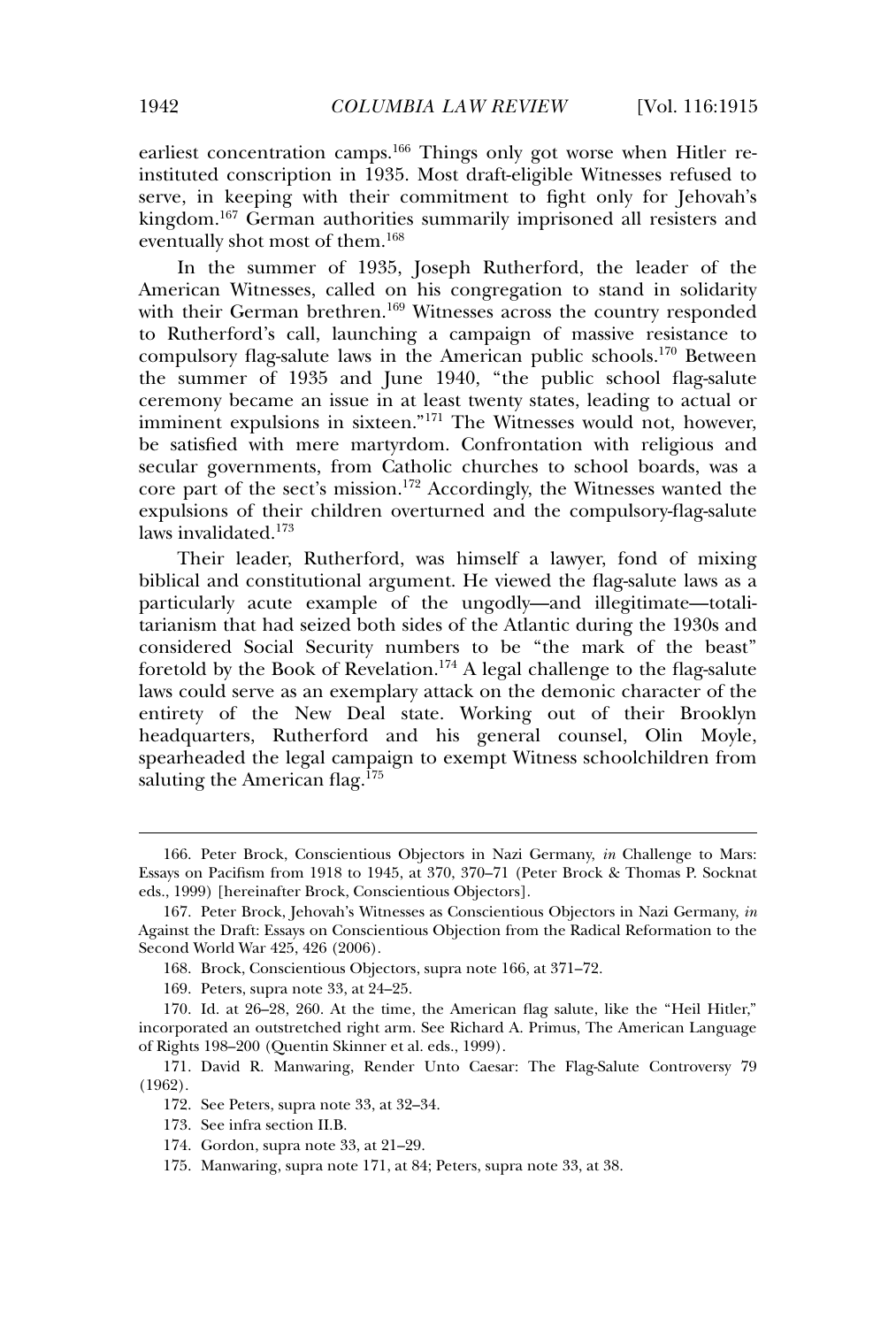earliest concentration camps.[166] Things only got worse when Hitler re-instituted conscription in 1935. Most draft-eligible Witnesses refused to serve, in keeping with their commitment to fight only for Jehovah's kingdom.[167] German authorities summarily imprisoned all resisters and eventually shot most of them.[168]

In the summer of 1935, Joseph Rutherford, the leader of the American Witnesses, called on his congregation to stand in solidarity with their German brethren.[169] Witnesses across the country responded to Rutherford's call, launching a campaign of massive resistance to compulsory flag-salute laws in the American public schools.[170] Between the summer of 1935 and June 1940, "the public school flag-salute ceremony became an issue in at least twenty states, leading to actual or imminent expulsions in sixteen."[171] The Witnesses would not, however, be satisfied with mere martyrdom. Confrontation with religious and secular governments, from Catholic churches to school boards, was a core part of the sect's mission.[172] Accordingly, the Witnesses wanted the expulsions of their children overturned and the compulsory-flag-salute laws invalidated.[173]

Their leader, Rutherford, was himself a lawyer, fond of mixing biblical and constitutional argument. He viewed the flag-salute laws as a particularly acute example of the ungodly—and illegitimate—totalitarianism that had seized both sides of the Atlantic during the 1930s and considered Social Security numbers to be "the mark of the beast" foretold by the Book of Revelation.[174] A legal challenge to the flag-salute laws could serve as an exemplary attack on the demonic character of the entirety of the New Deal state. Working out of their Brooklyn headquarters, Rutherford and his general counsel, Olin Moyle, spearheaded the legal campaign to exempt Witness schoolchildren from saluting the American flag.[175]

---

166. Peter Brock, Conscientious Objectors in Nazi Germany, *in* Challenge to Mars: Essays on Pacifism from 1918 to 1945, at 370, 370–71 (Peter Brock & Thomas P. Socknat eds., 1999) [hereinafter Brock, Conscientious Objectors].

167. Peter Brock, Jehovah's Witnesses as Conscientious Objectors in Nazi Germany, *in* Against the Draft: Essays on Conscientious Objection from the Radical Reformation to the Second World War 425, 426 (2006).

168. Brock, Conscientious Objectors, supra note 166, at 371–72.

169. Peters, supra note 33, at 24–25.

170. Id. at 26–28, 260. At the time, the American flag salute, like the "Heil Hitler," incorporated an outstretched right arm. See Richard A. Primus, The American Language of Rights 198–200 (Quentin Skinner et al. eds., 1999).

171. David R. Manwaring, Render Unto Caesar: The Flag-Salute Controversy 79 (1962).

172. See Peters, supra note 33, at 32–34.

173. See infra section II.B.

174. Gordon, supra note 33, at 21–29.

175. Manwaring, supra note 171, at 84; Peters, supra note 33, at 38.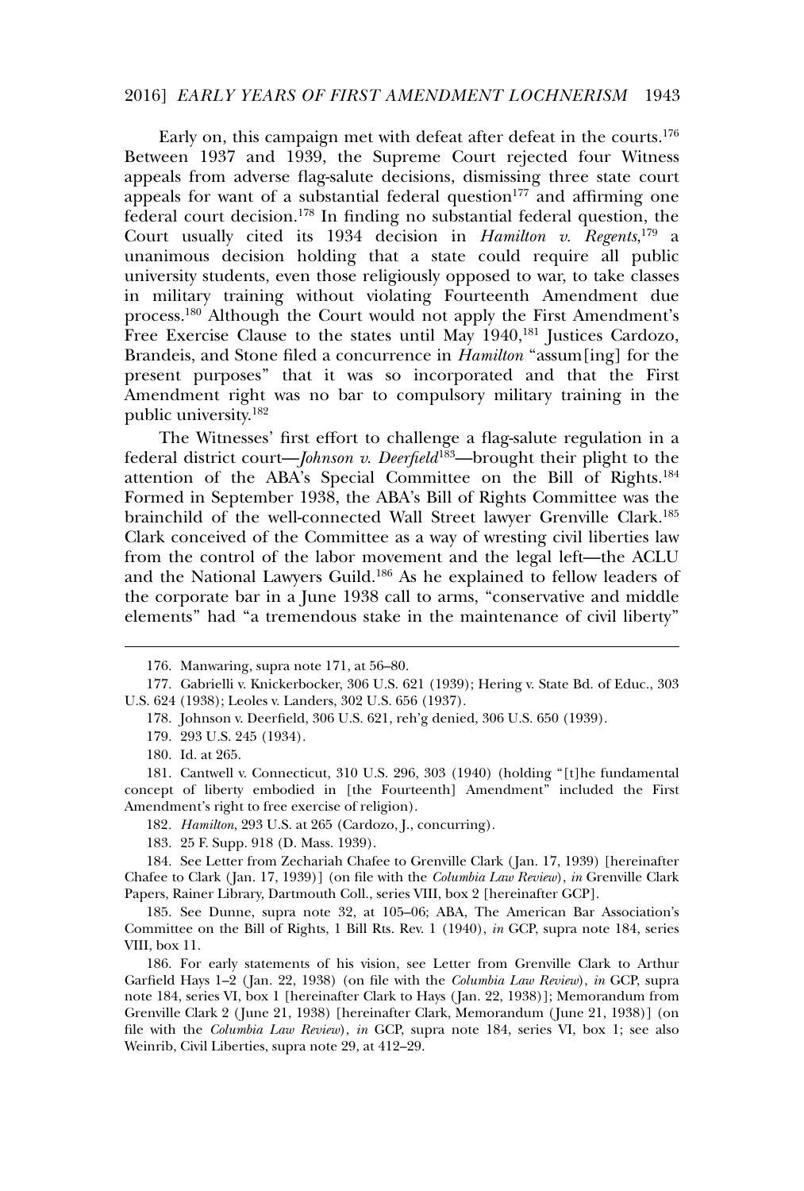Early on, this campaign met with defeat after defeat in the courts.[176] Between 1937 and 1939, the Supreme Court rejected four Witness appeals from adverse flag-salute decisions, dismissing three state court appeals for want of a substantial federal question[177] and affirming one federal court decision.[178] In finding no substantial federal question, the Court usually cited its 1934 decision in *Hamilton v. Regents*,[179] a unanimous decision holding that a state could require all public university students, even those religiously opposed to war, to take classes in military training without violating Fourteenth Amendment due process.[180] Although the Court would not apply the First Amendment's Free Exercise Clause to the states until May 1940,[181] Justices Cardozo, Brandeis, and Stone filed a concurrence in *Hamilton* "assum[ing] for the present purposes" that it was so incorporated and that the First Amendment right was no bar to compulsory military training in the public university.[182]

The Witnesses' first effort to challenge a flag-salute regulation in a federal district court—*Johnson v. Deerfield*[183]—brought their plight to the attention of the ABA's Special Committee on the Bill of Rights.[184] Formed in September 1938, the ABA's Bill of Rights Committee was the brainchild of the well-connected Wall Street lawyer Grenville Clark.[185] Clark conceived of the Committee as a way of wresting civil liberties law from the control of the labor movement and the legal left—the ACLU and the National Lawyers Guild.[186] As he explained to fellow leaders of the corporate bar in a June 1938 call to arms, "conservative and middle elements" had "a tremendous stake in the maintenance of civil liberty"

---

176. Manwaring, supra note 171, at 56–80.

177. Gabrielli v. Knickerbocker, 306 U.S. 621 (1939); Hering v. State Bd. of Educ., 303 U.S. 624 (1938); Leoles v. Landers, 302 U.S. 656 (1937).

178. Johnson v. Deerfield, 306 U.S. 621, reh'g denied, 306 U.S. 650 (1939).

179. 293 U.S. 245 (1934).

180. Id. at 265.

181. Cantwell v. Connecticut, 310 U.S. 296, 303 (1940) (holding "[t]he fundamental concept of liberty embodied in [the Fourteenth] Amendment" included the First Amendment's right to free exercise of religion).

182. *Hamilton*, 293 U.S. at 265 (Cardozo, J., concurring).

183. 25 F. Supp. 918 (D. Mass. 1939).

184. See Letter from Zechariah Chafee to Grenville Clark (Jan. 17, 1939) [hereinafter Chafee to Clark (Jan. 17, 1939)] (on file with the *Columbia Law Review*), *in* Grenville Clark Papers, Rainer Library, Dartmouth Coll., series VIII, box 2 [hereinafter GCP].

185. See Dunne, supra note 32, at 105–06; ABA, The American Bar Association's Committee on the Bill of Rights, 1 Bill Rts. Rev. 1 (1940), *in* GCP, supra note 184, series VIII, box 11.

186. For early statements of his vision, see Letter from Grenville Clark to Arthur Garfield Hays 1–2 (Jan. 22, 1938) (on file with the *Columbia Law Review*), *in* GCP, supra note 184, series VI, box 1 [hereinafter Clark to Hays (Jan. 22, 1938)]; Memorandum from Grenville Clark 2 (June 21, 1938) [hereinafter Clark, Memorandum (June 21, 1938)] (on file with the *Columbia Law Review*), *in* GCP, supra note 184, series VI, box 1; see also Weinrib, Civil Liberties, supra note 29, at 412–29.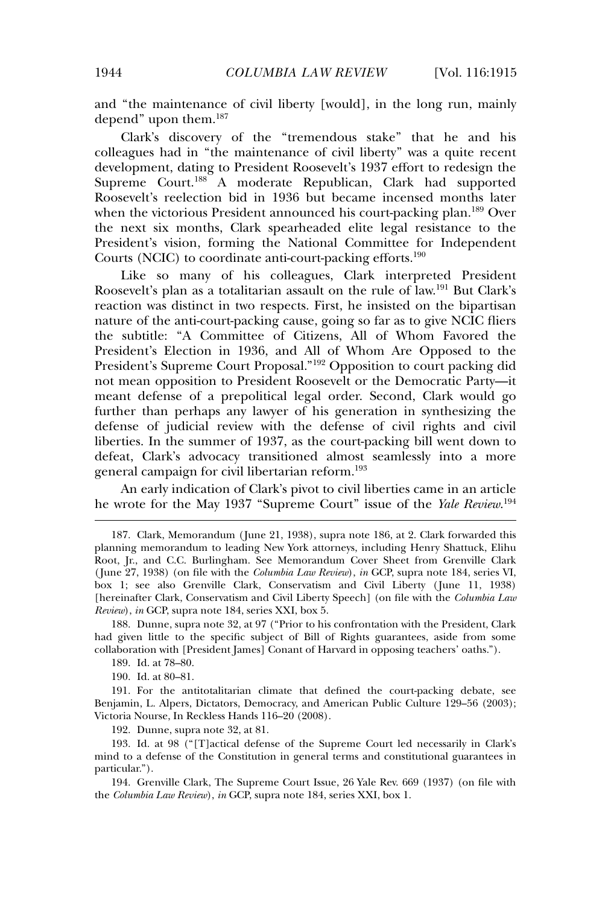and "the maintenance of civil liberty [would], in the long run, mainly depend" upon them.[187]

Clark's discovery of the "tremendous stake" that he and his colleagues had in "the maintenance of civil liberty" was a quite recent development, dating to President Roosevelt's 1937 effort to redesign the Supreme Court.[188] A moderate Republican, Clark had supported Roosevelt's reelection bid in 1936 but became incensed months later when the victorious President announced his court-packing plan.[189] Over the next six months, Clark spearheaded elite legal resistance to the President's vision, forming the National Committee for Independent Courts (NCIC) to coordinate anti-court-packing efforts.[190]

Like so many of his colleagues, Clark interpreted President Roosevelt's plan as a totalitarian assault on the rule of law.[191] But Clark's reaction was distinct in two respects. First, he insisted on the bipartisan nature of the anti-court-packing cause, going so far as to give NCIC fliers the subtitle: "A Committee of Citizens, All of Whom Favored the President's Election in 1936, and All of Whom Are Opposed to the President's Supreme Court Proposal."[192] Opposition to court packing did not mean opposition to President Roosevelt or the Democratic Party—it meant defense of a prepolitical legal order. Second, Clark would go further than perhaps any lawyer of his generation in synthesizing the defense of judicial review with the defense of civil rights and civil liberties. In the summer of 1937, as the court-packing bill went down to defeat, Clark's advocacy transitioned almost seamlessly into a more general campaign for civil libertarian reform.[193]

An early indication of Clark's pivot to civil liberties came in an article he wrote for the May 1937 "Supreme Court" issue of the *Yale Review*.[194]

---

187. Clark, Memorandum (June 21, 1938), supra note 186, at 2. Clark forwarded this planning memorandum to leading New York attorneys, including Henry Shattuck, Elihu Root, Jr., and C.C. Burlingham. See Memorandum Cover Sheet from Grenville Clark (June 27, 1938) (on file with the *Columbia Law Review*), *in* GCP, supra note 184, series VI, box 1; see also Grenville Clark, Conservatism and Civil Liberty (June 11, 1938) [hereinafter Clark, Conservatism and Civil Liberty Speech] (on file with the *Columbia Law Review*), *in* GCP, supra note 184, series XXI, box 5.

188. Dunne, supra note 32, at 97 ("Prior to his confrontation with the President, Clark had given little to the specific subject of Bill of Rights guarantees, aside from some collaboration with [President James] Conant of Harvard in opposing teachers' oaths.").

189. Id. at 78–80.

190. Id. at 80–81.

191. For the antitotalitarian climate that defined the court-packing debate, see Benjamin, L. Alpers, Dictators, Democracy, and American Public Culture 129–56 (2003); Victoria Nourse, In Reckless Hands 116–20 (2008).

192. Dunne, supra note 32, at 81.

193. Id. at 98 ("[T]actical defense of the Supreme Court led necessarily in Clark's mind to a defense of the Constitution in general terms and constitutional guarantees in particular.").

194. Grenville Clark, The Supreme Court Issue, 26 Yale Rev. 669 (1937) (on file with the *Columbia Law Review*), *in* GCP, supra note 184, series XXI, box 1.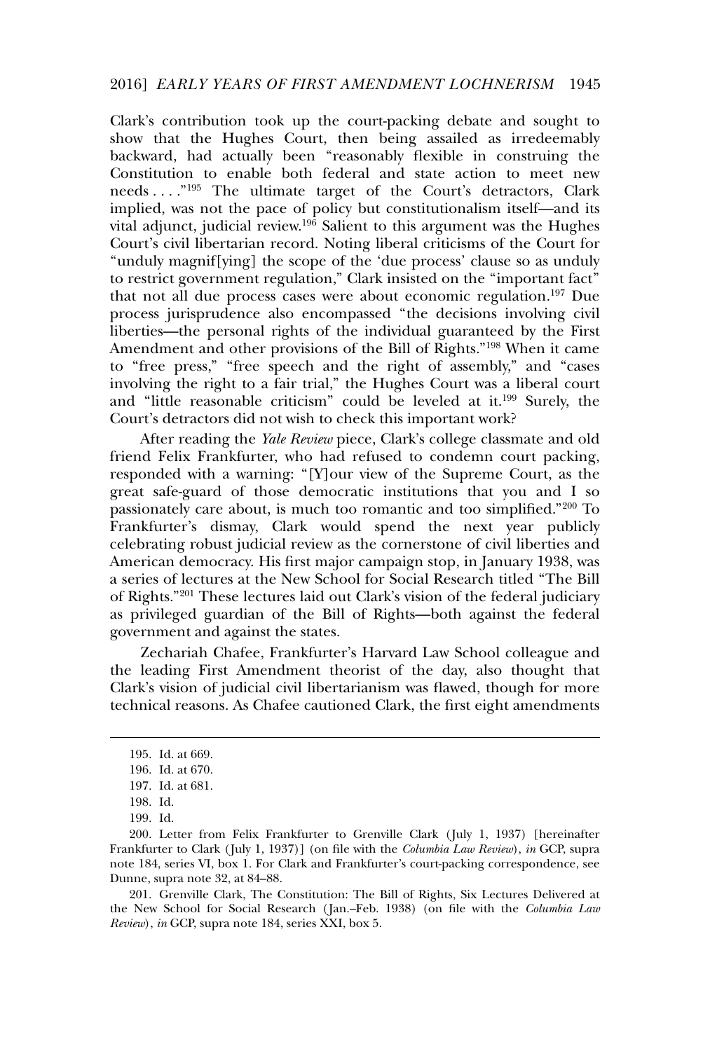Clark's contribution took up the court-packing debate and sought to show that the Hughes Court, then being assailed as irredeemably backward, had actually been "reasonably flexible in construing the Constitution to enable both federal and state action to meet new needs . . . ."[195] The ultimate target of the Court's detractors, Clark implied, was not the pace of policy but constitutionalism itself—and its vital adjunct, judicial review.[196] Salient to this argument was the Hughes Court's civil libertarian record. Noting liberal criticisms of the Court for "unduly magnif[ying] the scope of the 'due process' clause so as unduly to restrict government regulation," Clark insisted on the "important fact" that not all due process cases were about economic regulation.[197] Due process jurisprudence also encompassed "the decisions involving civil liberties—the personal rights of the individual guaranteed by the First Amendment and other provisions of the Bill of Rights."[198] When it came to "free press," "free speech and the right of assembly," and "cases involving the right to a fair trial," the Hughes Court was a liberal court and "little reasonable criticism" could be leveled at it.[199] Surely, the Court's detractors did not wish to check this important work?

After reading the *Yale Review* piece, Clark's college classmate and old friend Felix Frankfurter, who had refused to condemn court packing, responded with a warning: "[Y]our view of the Supreme Court, as the great safe-guard of those democratic institutions that you and I so passionately care about, is much too romantic and too simplified."[200] To Frankfurter's dismay, Clark would spend the next year publicly celebrating robust judicial review as the cornerstone of civil liberties and American democracy. His first major campaign stop, in January 1938, was a series of lectures at the New School for Social Research titled "The Bill of Rights."[201] These lectures laid out Clark's vision of the federal judiciary as privileged guardian of the Bill of Rights—both against the federal government and against the states.

Zechariah Chafee, Frankfurter's Harvard Law School colleague and the leading First Amendment theorist of the day, also thought that Clark's vision of judicial civil libertarianism was flawed, though for more technical reasons. As Chafee cautioned Clark, the first eight amendments

---

195. Id. at 669.

196. Id. at 670.

197. Id. at 681.

198. Id.

199. Id.

200. Letter from Felix Frankfurter to Grenville Clark (July 1, 1937) [hereinafter Frankfurter to Clark (July 1, 1937)] (on file with the *Columbia Law Review*), *in* GCP, supra note 184, series VI, box 1. For Clark and Frankfurter's court-packing correspondence, see Dunne, supra note 32, at 84–88.

201. Grenville Clark, The Constitution: The Bill of Rights, Six Lectures Delivered at the New School for Social Research (Jan.–Feb. 1938) (on file with the *Columbia Law Review*), *in* GCP, supra note 184, series XXI, box 5.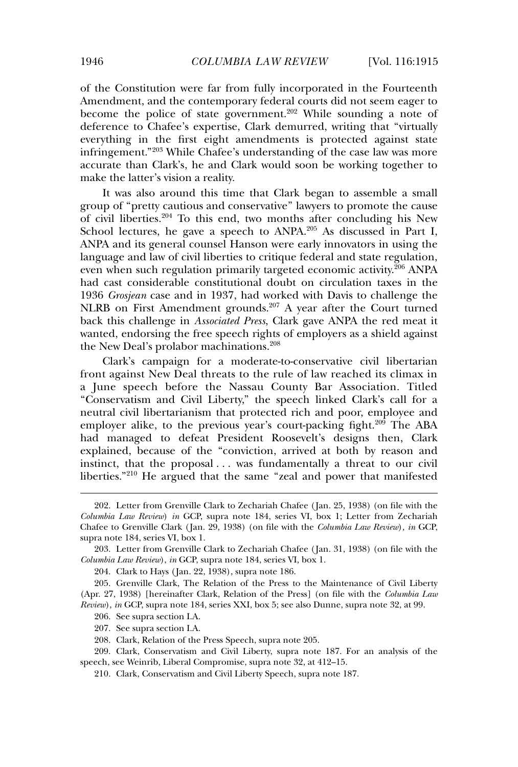of the Constitution were far from fully incorporated in the Fourteenth Amendment, and the contemporary federal courts did not seem eager to become the police of state government.[202] While sounding a note of deference to Chafee's expertise, Clark demurred, writing that "virtually everything in the first eight amendments is protected against state infringement."[203] While Chafee's understanding of the case law was more accurate than Clark's, he and Clark would soon be working together to make the latter's vision a reality.

It was also around this time that Clark began to assemble a small group of "pretty cautious and conservative" lawyers to promote the cause of civil liberties.[204] To this end, two months after concluding his New School lectures, he gave a speech to ANPA.[205] As discussed in Part I, ANPA and its general counsel Hanson were early innovators in using the language and law of civil liberties to critique federal and state regulation, even when such regulation primarily targeted economic activity.[206] ANPA had cast considerable constitutional doubt on circulation taxes in the 1936 *Grosjean* case and in 1937, had worked with Davis to challenge the NLRB on First Amendment grounds.[207] A year after the Court turned back this challenge in *Associated Press*, Clark gave ANPA the red meat it wanted, endorsing the free speech rights of employers as a shield against the New Deal's prolabor machinations.[208]

Clark's campaign for a moderate-to-conservative civil libertarian front against New Deal threats to the rule of law reached its climax in a June speech before the Nassau County Bar Association. Titled "Conservatism and Civil Liberty," the speech linked Clark's call for a neutral civil libertarianism that protected rich and poor, employee and employer alike, to the previous year's court-packing fight.[209] The ABA had managed to defeat President Roosevelt's designs then, Clark explained, because of the "conviction, arrived at both by reason and instinct, that the proposal . . . was fundamentally a threat to our civil liberties."[210] He argued that the same "zeal and power that manifested

---

202. Letter from Grenville Clark to Zechariah Chafee (Jan. 25, 1938) (on file with the *Columbia Law Review*) *in* GCP, supra note 184, series VI, box 1; Letter from Zechariah Chafee to Grenville Clark (Jan. 29, 1938) (on file with the *Columbia Law Review*), *in* GCP, supra note 184, series VI, box 1.

203. Letter from Grenville Clark to Zechariah Chafee (Jan. 31, 1938) (on file with the *Columbia Law Review*), *in* GCP, supra note 184, series VI, box 1.

204. Clark to Hays (Jan. 22, 1938), supra note 186.

205. Grenville Clark, The Relation of the Press to the Maintenance of Civil Liberty (Apr. 27, 1938) [hereinafter Clark, Relation of the Press] (on file with the *Columbia Law Review*), *in* GCP, supra note 184, series XXI, box 5; see also Dunne, supra note 32, at 99.

206. See supra section I.A.

207. See supra section I.A.

208. Clark, Relation of the Press Speech, supra note 205.

209. Clark, Conservatism and Civil Liberty, supra note 187. For an analysis of the speech, see Weinrib, Liberal Compromise, supra note 32, at 412–15.

210. Clark, Conservatism and Civil Liberty Speech, supra note 187.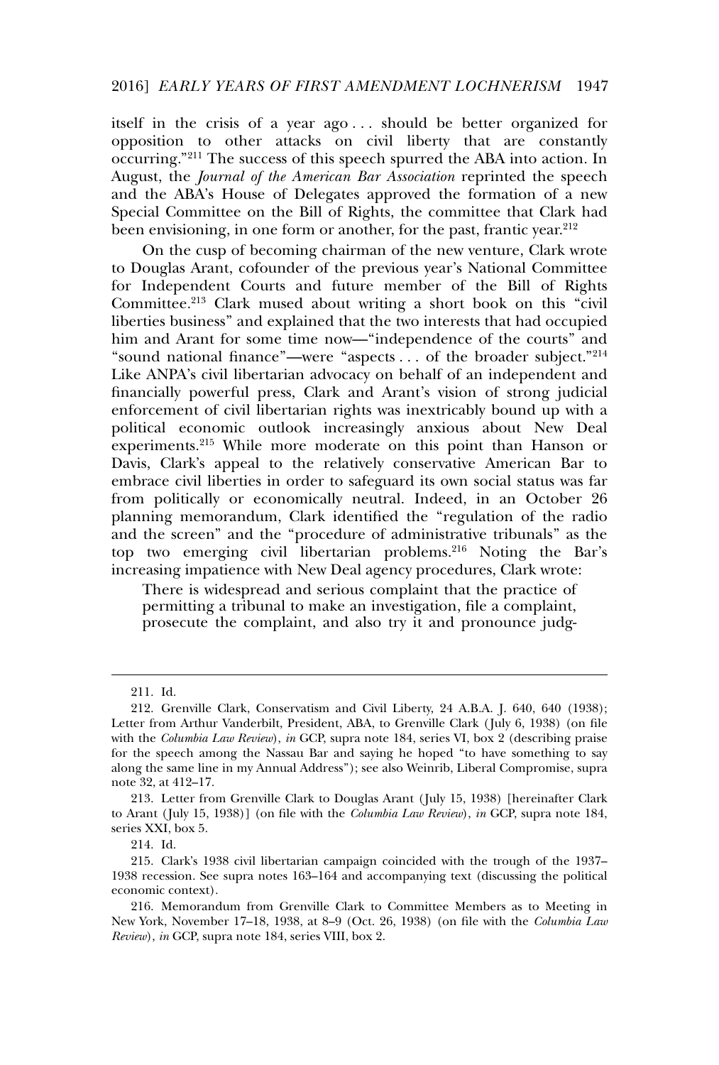itself in the crisis of a year ago . . . should be better organized for opposition to other attacks on civil liberty that are constantly occurring."[211] The success of this speech spurred the ABA into action. In August, the *Journal of the American Bar Association* reprinted the speech and the ABA's House of Delegates approved the formation of a new Special Committee on the Bill of Rights, the committee that Clark had been envisioning, in one form or another, for the past, frantic year.[212]

On the cusp of becoming chairman of the new venture, Clark wrote to Douglas Arant, cofounder of the previous year's National Committee for Independent Courts and future member of the Bill of Rights Committee.[213] Clark mused about writing a short book on this "civil liberties business" and explained that the two interests that had occupied him and Arant for some time now—"independence of the courts" and "sound national finance"—were "aspects . . . of the broader subject."[214] Like ANPA's civil libertarian advocacy on behalf of an independent and financially powerful press, Clark and Arant's vision of strong judicial enforcement of civil libertarian rights was inextricably bound up with a political economic outlook increasingly anxious about New Deal experiments.[215] While more moderate on this point than Hanson or Davis, Clark's appeal to the relatively conservative American Bar to embrace civil liberties in order to safeguard its own social status was far from politically or economically neutral. Indeed, in an October 26 planning memorandum, Clark identified the "regulation of the radio and the screen" and the "procedure of administrative tribunals" as the top two emerging civil libertarian problems.[216] Noting the Bar's increasing impatience with New Deal agency procedures, Clark wrote:

> There is widespread and serious complaint that the practice of permitting a tribunal to make an investigation, file a complaint, prosecute the complaint, and also try it and pronounce judg-

---

211. Id.

212. Grenville Clark, Conservatism and Civil Liberty, 24 A.B.A. J. 640, 640 (1938); Letter from Arthur Vanderbilt, President, ABA, to Grenville Clark (July 6, 1938) (on file with the *Columbia Law Review*), *in* GCP, supra note 184, series VI, box 2 (describing praise for the speech among the Nassau Bar and saying he hoped "to have something to say along the same line in my Annual Address"); see also Weinrib, Liberal Compromise, supra note 32, at 412–17.

213. Letter from Grenville Clark to Douglas Arant (July 15, 1938) [hereinafter Clark to Arant (July 15, 1938)] (on file with the *Columbia Law Review*), *in* GCP, supra note 184, series XXI, box 5.

214. Id.

215. Clark's 1938 civil libertarian campaign coincided with the trough of the 1937–1938 recession. See supra notes 163–164 and accompanying text (discussing the political economic context).

216. Memorandum from Grenville Clark to Committee Members as to Meeting in New York, November 17–18, 1938, at 8–9 (Oct. 26, 1938) (on file with the *Columbia Law Review*), *in* GCP, supra note 184, series VIII, box 2.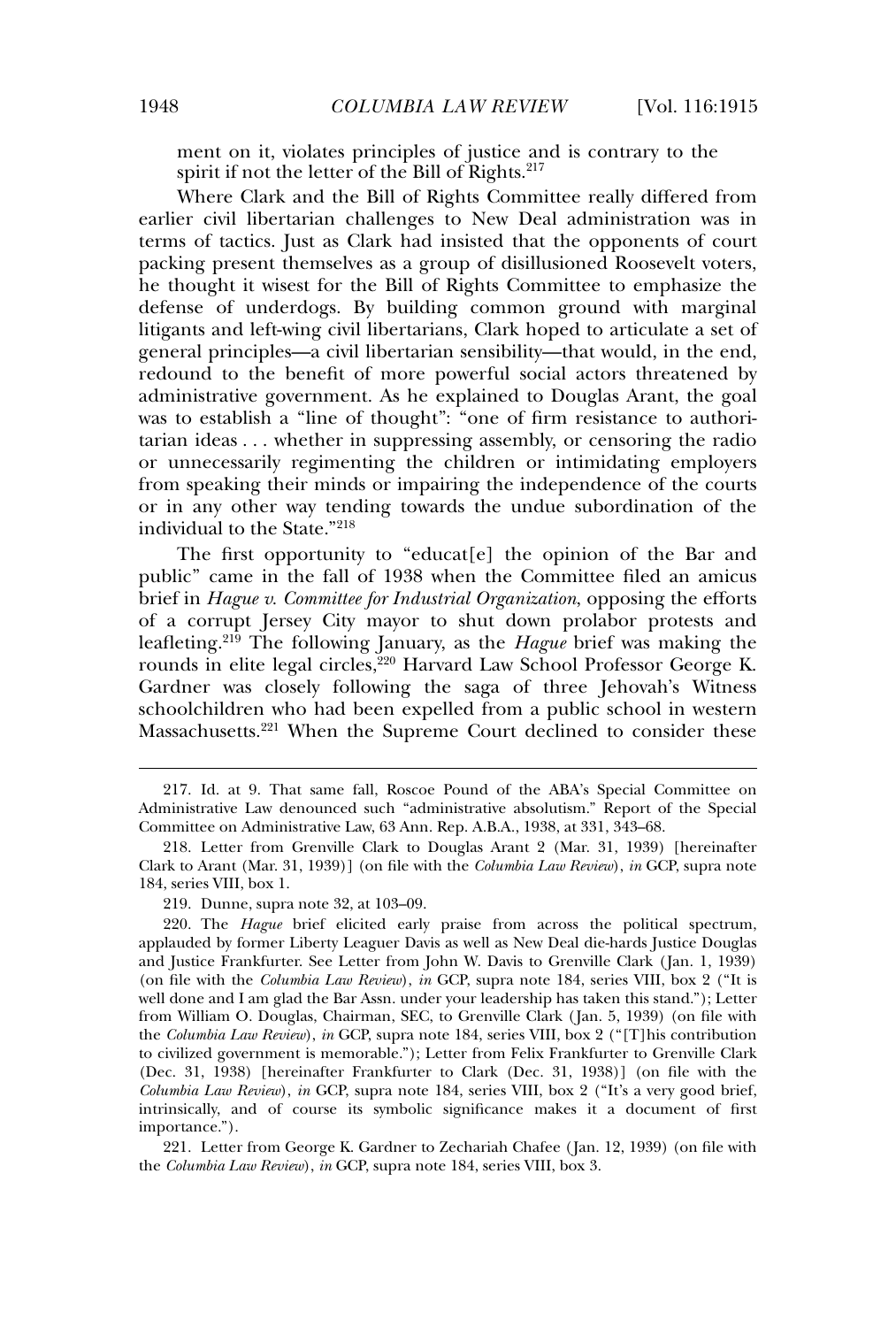ment on it, violates principles of justice and is contrary to the spirit if not the letter of the Bill of Rights.[217]

Where Clark and the Bill of Rights Committee really differed from earlier civil libertarian challenges to New Deal administration was in terms of tactics. Just as Clark had insisted that the opponents of court packing present themselves as a group of disillusioned Roosevelt voters, he thought it wisest for the Bill of Rights Committee to emphasize the defense of underdogs. By building common ground with marginal litigants and left-wing civil libertarians, Clark hoped to articulate a set of general principles—a civil libertarian sensibility—that would, in the end, redound to the benefit of more powerful social actors threatened by administrative government. As he explained to Douglas Arant, the goal was to establish a "line of thought": "one of firm resistance to authoritarian ideas . . . whether in suppressing assembly, or censoring the radio or unnecessarily regimenting the children or intimidating employers from speaking their minds or impairing the independence of the courts or in any other way tending towards the undue subordination of the individual to the State."[218]

The first opportunity to "educat[e] the opinion of the Bar and public" came in the fall of 1938 when the Committee filed an amicus brief in *Hague v. Committee for Industrial Organization*, opposing the efforts of a corrupt Jersey City mayor to shut down prolabor protests and leafleting.[219] The following January, as the *Hague* brief was making the rounds in elite legal circles,[220] Harvard Law School Professor George K. Gardner was closely following the saga of three Jehovah's Witness schoolchildren who had been expelled from a public school in western Massachusetts.[221] When the Supreme Court declined to consider these

217. Id. at 9. That same fall, Roscoe Pound of the ABA's Special Committee on Administrative Law denounced such "administrative absolutism." Report of the Special Committee on Administrative Law, 63 Ann. Rep. A.B.A., 1938, at 331, 343–68.

218. Letter from Grenville Clark to Douglas Arant 2 (Mar. 31, 1939) [hereinafter Clark to Arant (Mar. 31, 1939)] (on file with the *Columbia Law Review*), *in* GCP, supra note 184, series VIII, box 1.

219. Dunne, supra note 32, at 103–09.

220. The *Hague* brief elicited early praise from across the political spectrum, applauded by former Liberty Leaguer Davis as well as New Deal die-hards Justice Douglas and Justice Frankfurter. See Letter from John W. Davis to Grenville Clark (Jan. 1, 1939) (on file with the *Columbia Law Review*), *in* GCP, supra note 184, series VIII, box 2 ("It is well done and I am glad the Bar Assn. under your leadership has taken this stand."); Letter from William O. Douglas, Chairman, SEC, to Grenville Clark (Jan. 5, 1939) (on file with the *Columbia Law Review*), *in* GCP, supra note 184, series VIII, box 2 ("[T]his contribution to civilized government is memorable."); Letter from Felix Frankfurter to Grenville Clark (Dec. 31, 1938) [hereinafter Frankfurter to Clark (Dec. 31, 1938)] (on file with the *Columbia Law Review*), *in* GCP, supra note 184, series VIII, box 2 ("It's a very good brief, intrinsically, and of course its symbolic significance makes it a document of first importance.").

221. Letter from George K. Gardner to Zechariah Chafee (Jan. 12, 1939) (on file with the *Columbia Law Review*), *in* GCP, supra note 184, series VIII, box 3.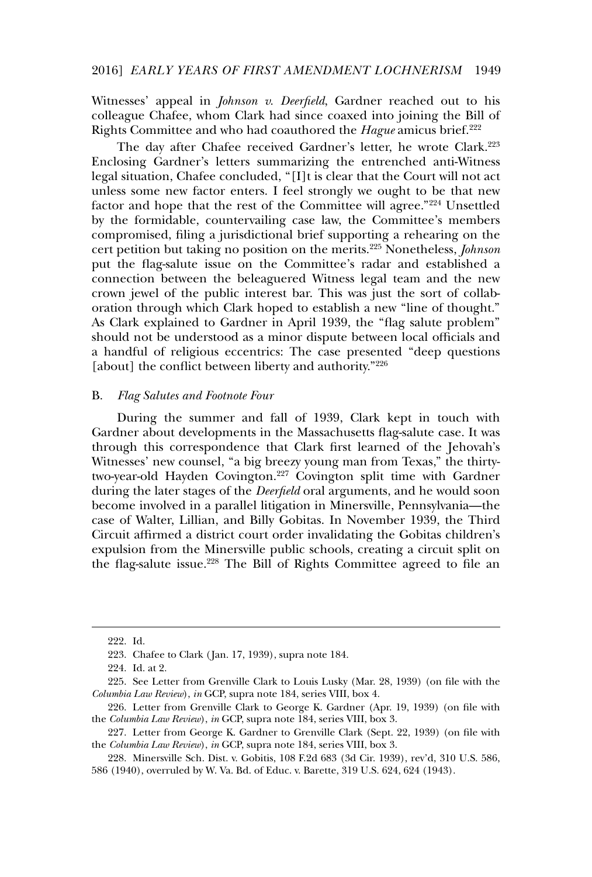Witnesses' appeal in *Johnson v. Deerfield*, Gardner reached out to his colleague Chafee, whom Clark had since coaxed into joining the Bill of Rights Committee and who had coauthored the *Hague* amicus brief.[222]

The day after Chafee received Gardner's letter, he wrote Clark.[223] Enclosing Gardner's letters summarizing the entrenched anti-Witness legal situation, Chafee concluded, "[I]t is clear that the Court will not act unless some new factor enters. I feel strongly we ought to be that new factor and hope that the rest of the Committee will agree."[224] Unsettled by the formidable, countervailing case law, the Committee's members compromised, filing a jurisdictional brief supporting a rehearing on the cert petition but taking no position on the merits.[225] Nonetheless, *Johnson* put the flag-salute issue on the Committee's radar and established a connection between the beleaguered Witness legal team and the new crown jewel of the public interest bar. This was just the sort of collaboration through which Clark hoped to establish a new "line of thought." As Clark explained to Gardner in April 1939, the "flag salute problem" should not be understood as a minor dispute between local officials and a handful of religious eccentrics: The case presented "deep questions [about] the conflict between liberty and authority."[226]

## B. *Flag Salutes and Footnote Four*

During the summer and fall of 1939, Clark kept in touch with Gardner about developments in the Massachusetts flag-salute case. It was through this correspondence that Clark first learned of the Jehovah's Witnesses' new counsel, "a big breezy young man from Texas," the thirty-two-year-old Hayden Covington.[227] Covington split time with Gardner during the later stages of the *Deerfield* oral arguments, and he would soon become involved in a parallel litigation in Minersville, Pennsylvania—the case of Walter, Lillian, and Billy Gobitas. In November 1939, the Third Circuit affirmed a district court order invalidating the Gobitas children's expulsion from the Minersville public schools, creating a circuit split on the flag-salute issue.[228] The Bill of Rights Committee agreed to file an

---

222. Id.

223. Chafee to Clark (Jan. 17, 1939), supra note 184.

224. Id. at 2.

225. See Letter from Grenville Clark to Louis Lusky (Mar. 28, 1939) (on file with the *Columbia Law Review*), *in* GCP, supra note 184, series VIII, box 4.

226. Letter from Grenville Clark to George K. Gardner (Apr. 19, 1939) (on file with the *Columbia Law Review*), *in* GCP, supra note 184, series VIII, box 3.

227. Letter from George K. Gardner to Grenville Clark (Sept. 22, 1939) (on file with the *Columbia Law Review*), *in* GCP, supra note 184, series VIII, box 3.

228. Minersville Sch. Dist. v. Gobitis, 108 F.2d 683 (3d Cir. 1939), rev'd, 310 U.S. 586, 586 (1940), overruled by W. Va. Bd. of Educ. v. Barette, 319 U.S. 624, 624 (1943).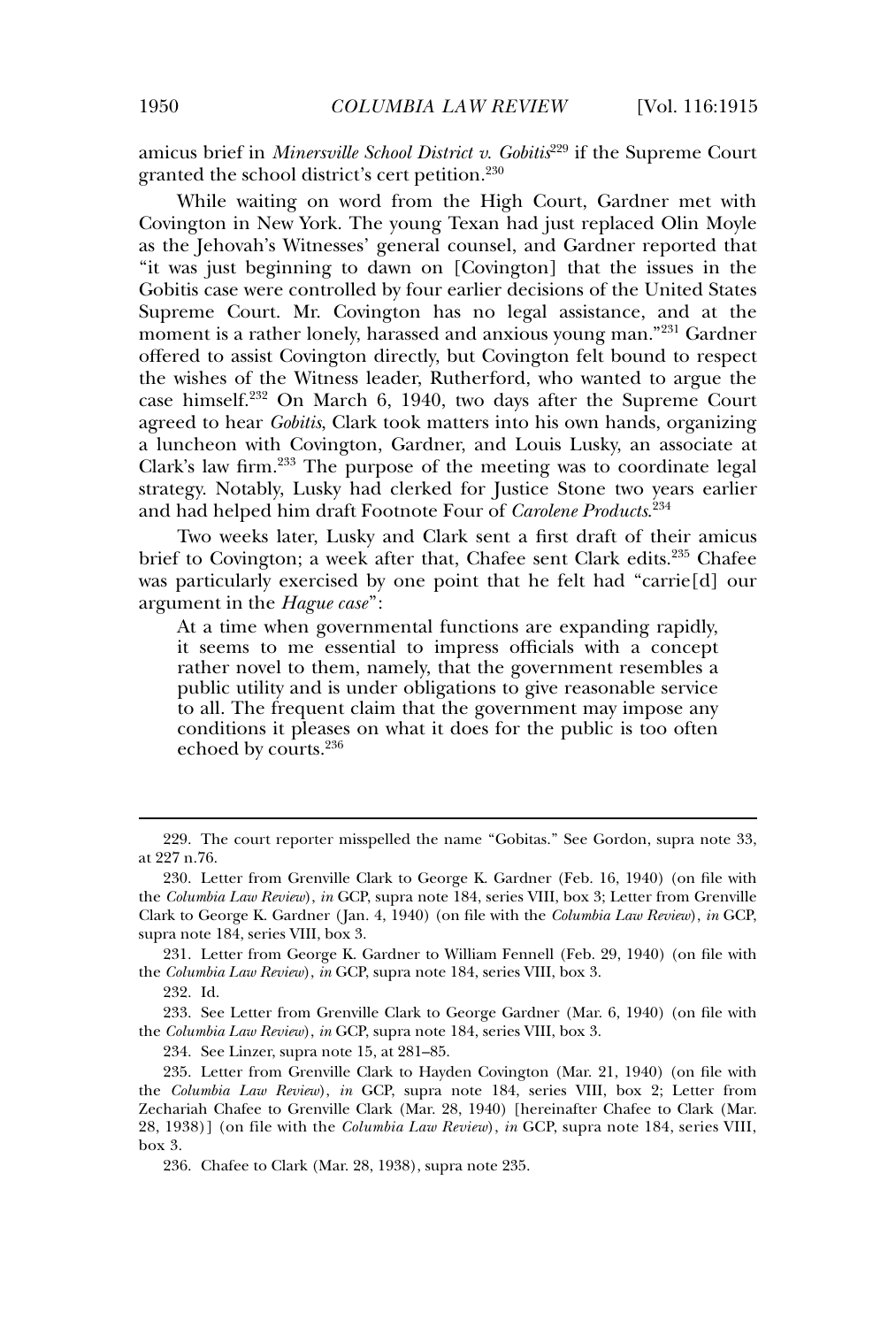amicus brief in *Minersville School District v. Gobitis*[229] if the Supreme Court granted the school district's cert petition.[230]

While waiting on word from the High Court, Gardner met with Covington in New York. The young Texan had just replaced Olin Moyle as the Jehovah's Witnesses' general counsel, and Gardner reported that "it was just beginning to dawn on [Covington] that the issues in the Gobitis case were controlled by four earlier decisions of the United States Supreme Court. Mr. Covington has no legal assistance, and at the moment is a rather lonely, harassed and anxious young man."[231] Gardner offered to assist Covington directly, but Covington felt bound to respect the wishes of the Witness leader, Rutherford, who wanted to argue the case himself.[232] On March 6, 1940, two days after the Supreme Court agreed to hear *Gobitis*, Clark took matters into his own hands, organizing a luncheon with Covington, Gardner, and Louis Lusky, an associate at Clark's law firm.[233] The purpose of the meeting was to coordinate legal strategy. Notably, Lusky had clerked for Justice Stone two years earlier and had helped him draft Footnote Four of *Carolene Products*.[234]

Two weeks later, Lusky and Clark sent a first draft of their amicus brief to Covington; a week after that, Chafee sent Clark edits.[235] Chafee was particularly exercised by one point that he felt had "carrie[d] our argument in the *Hague case*":

> At a time when governmental functions are expanding rapidly, it seems to me essential to impress officials with a concept rather novel to them, namely, that the government resembles a public utility and is under obligations to give reasonable service to all. The frequent claim that the government may impose any conditions it pleases on what it does for the public is too often echoed by courts.[236]

---

229. The court reporter misspelled the name "Gobitas." See Gordon, supra note 33, at 227 n.76.

230. Letter from Grenville Clark to George K. Gardner (Feb. 16, 1940) (on file with the *Columbia Law Review*), *in* GCP, supra note 184, series VIII, box 3; Letter from Grenville Clark to George K. Gardner (Jan. 4, 1940) (on file with the *Columbia Law Review*), *in* GCP, supra note 184, series VIII, box 3.

231. Letter from George K. Gardner to William Fennell (Feb. 29, 1940) (on file with the *Columbia Law Review*), *in* GCP, supra note 184, series VIII, box 3.

232. Id.

233. See Letter from Grenville Clark to George Gardner (Mar. 6, 1940) (on file with the *Columbia Law Review*), *in* GCP, supra note 184, series VIII, box 3.

234. See Linzer, supra note 15, at 281–85.

235. Letter from Grenville Clark to Hayden Covington (Mar. 21, 1940) (on file with the *Columbia Law Review*), *in* GCP, supra note 184, series VIII, box 2; Letter from Zechariah Chafee to Grenville Clark (Mar. 28, 1940) [hereinafter Chafee to Clark (Mar. 28, 1938)] (on file with the *Columbia Law Review*), *in* GCP, supra note 184, series VIII, box 3.

236. Chafee to Clark (Mar. 28, 1938), supra note 235.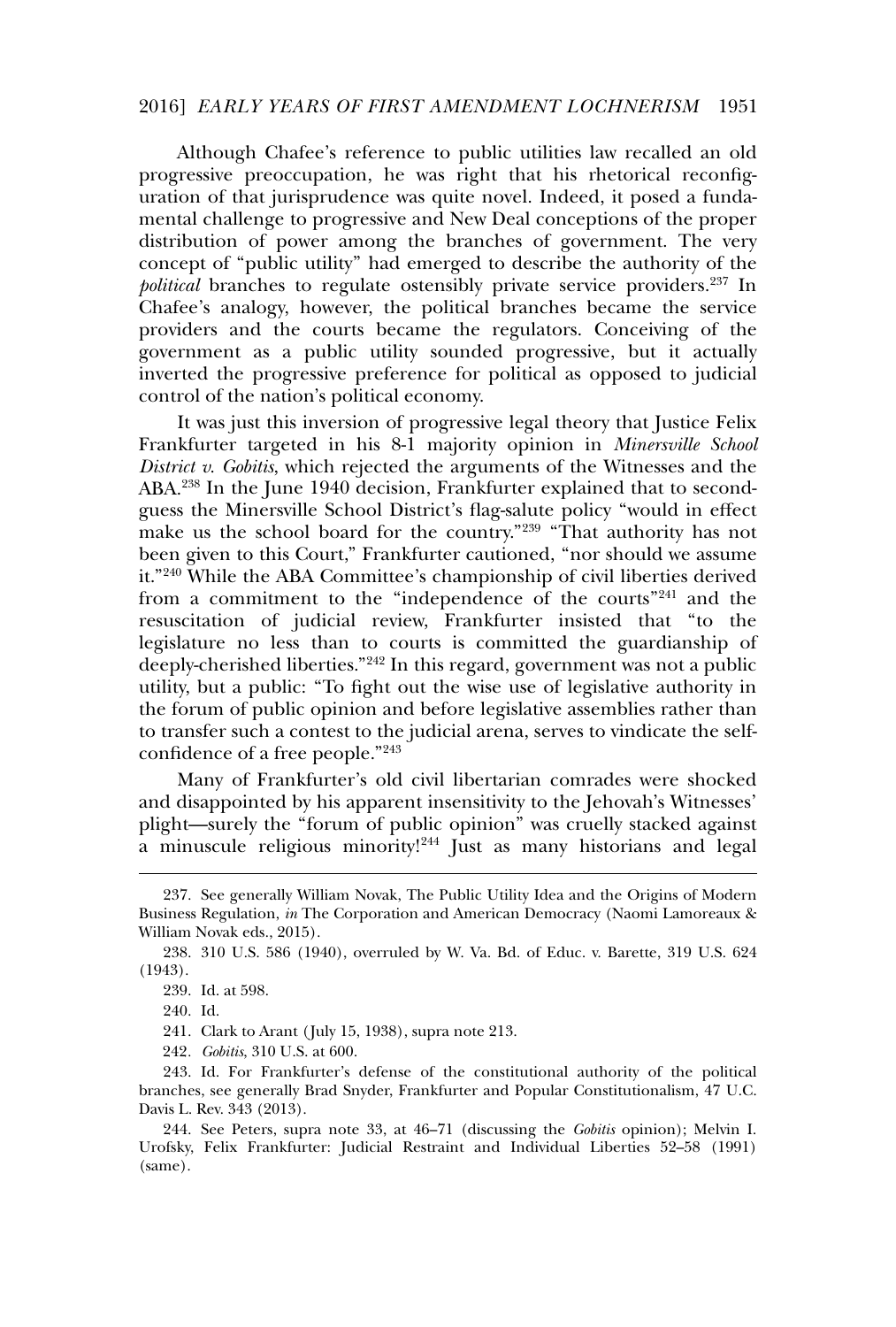Although Chafee's reference to public utilities law recalled an old progressive preoccupation, he was right that his rhetorical reconfiguration of that jurisprudence was quite novel. Indeed, it posed a fundamental challenge to progressive and New Deal conceptions of the proper distribution of power among the branches of government. The very concept of "public utility" had emerged to describe the authority of the *political* branches to regulate ostensibly private service providers.[237] In Chafee's analogy, however, the political branches became the service providers and the courts became the regulators. Conceiving of the government as a public utility sounded progressive, but it actually inverted the progressive preference for political as opposed to judicial control of the nation's political economy.

It was just this inversion of progressive legal theory that Justice Felix Frankfurter targeted in his 8-1 majority opinion in *Minersville School District v. Gobitis*, which rejected the arguments of the Witnesses and the ABA.[238] In the June 1940 decision, Frankfurter explained that to second-guess the Minersville School District's flag-salute policy "would in effect make us the school board for the country."[239] "That authority has not been given to this Court," Frankfurter cautioned, "nor should we assume it."[240] While the ABA Committee's championship of civil liberties derived from a commitment to the "independence of the courts"[241] and the resuscitation of judicial review, Frankfurter insisted that "to the legislature no less than to courts is committed the guardianship of deeply-cherished liberties."[242] In this regard, government was not a public utility, but a public: "To fight out the wise use of legislative authority in the forum of public opinion and before legislative assemblies rather than to transfer such a contest to the judicial arena, serves to vindicate the self-confidence of a free people."[243]

Many of Frankfurter's old civil libertarian comrades were shocked and disappointed by his apparent insensitivity to the Jehovah's Witnesses' plight—surely the "forum of public opinion" was cruelly stacked against a minuscule religious minority![244] Just as many historians and legal

---

237. See generally William Novak, The Public Utility Idea and the Origins of Modern Business Regulation, *in* The Corporation and American Democracy (Naomi Lamoreaux & William Novak eds., 2015).

238. 310 U.S. 586 (1940), overruled by W. Va. Bd. of Educ. v. Barette, 319 U.S. 624 (1943).

239. Id. at 598.

240. Id.

241. Clark to Arant (July 15, 1938), supra note 213.

242. *Gobitis*, 310 U.S. at 600.

243. Id. For Frankfurter's defense of the constitutional authority of the political branches, see generally Brad Snyder, Frankfurter and Popular Constitutionalism, 47 U.C. Davis L. Rev. 343 (2013).

244. See Peters, supra note 33, at 46–71 (discussing the *Gobitis* opinion); Melvin I. Urofsky, Felix Frankfurter: Judicial Restraint and Individual Liberties 52–58 (1991) (same).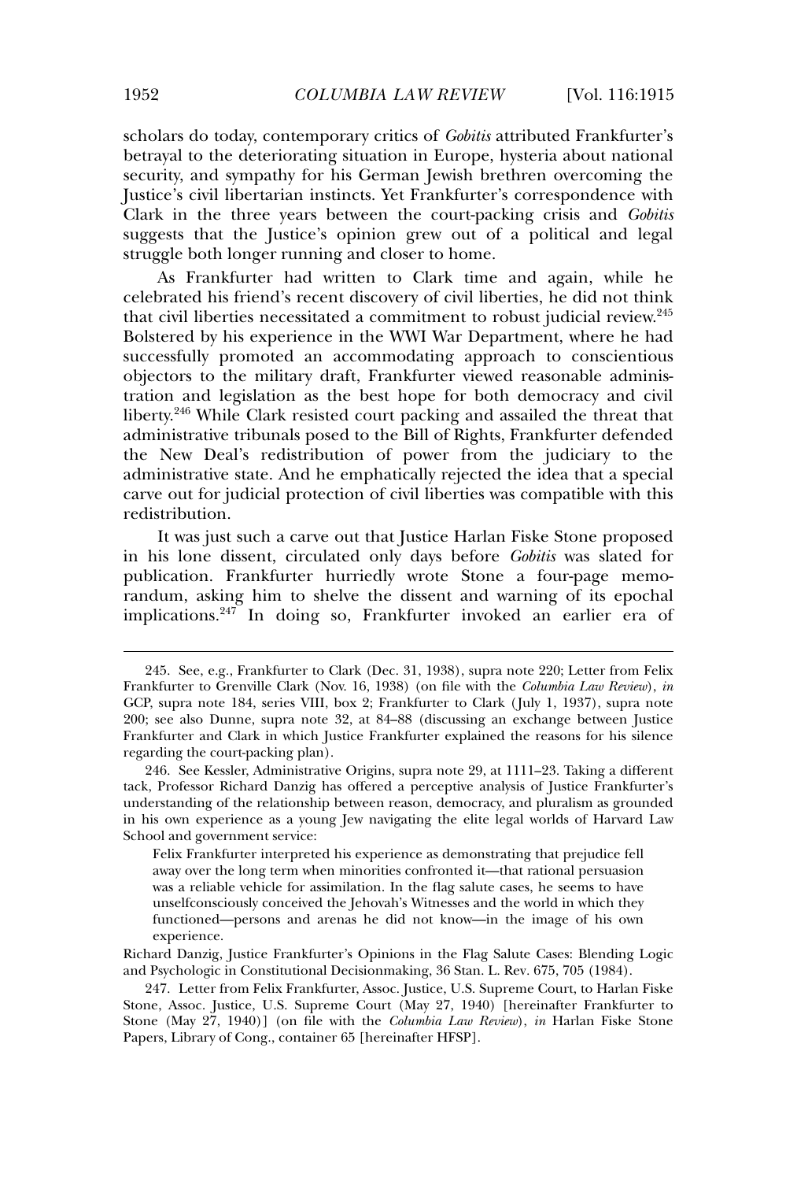scholars do today, contemporary critics of *Gobitis* attributed Frankfurter's betrayal to the deteriorating situation in Europe, hysteria about national security, and sympathy for his German Jewish brethren overcoming the Justice's civil libertarian instincts. Yet Frankfurter's correspondence with Clark in the three years between the court-packing crisis and *Gobitis* suggests that the Justice's opinion grew out of a political and legal struggle both longer running and closer to home.

As Frankfurter had written to Clark time and again, while he celebrated his friend's recent discovery of civil liberties, he did not think that civil liberties necessitated a commitment to robust judicial review.[245] Bolstered by his experience in the WWI War Department, where he had successfully promoted an accommodating approach to conscientious objectors to the military draft, Frankfurter viewed reasonable administration and legislation as the best hope for both democracy and civil liberty.[246] While Clark resisted court packing and assailed the threat that administrative tribunals posed to the Bill of Rights, Frankfurter defended the New Deal's redistribution of power from the judiciary to the administrative state. And he emphatically rejected the idea that a special carve out for judicial protection of civil liberties was compatible with this redistribution.

It was just such a carve out that Justice Harlan Fiske Stone proposed in his lone dissent, circulated only days before *Gobitis* was slated for publication. Frankfurter hurriedly wrote Stone a four-page memorandum, asking him to shelve the dissent and warning of its epochal implications.[247] In doing so, Frankfurter invoked an earlier era of

---

245. See, e.g., Frankfurter to Clark (Dec. 31, 1938), supra note 220; Letter from Felix Frankfurter to Grenville Clark (Nov. 16, 1938) (on file with the *Columbia Law Review*), *in* GCP, supra note 184, series VIII, box 2; Frankfurter to Clark (July 1, 1937), supra note 200; see also Dunne, supra note 32, at 84–88 (discussing an exchange between Justice Frankfurter and Clark in which Justice Frankfurter explained the reasons for his silence regarding the court-packing plan).

246. See Kessler, Administrative Origins, supra note 29, at 1111–23. Taking a different tack, Professor Richard Danzig has offered a perceptive analysis of Justice Frankfurter's understanding of the relationship between reason, democracy, and pluralism as grounded in his own experience as a young Jew navigating the elite legal worlds of Harvard Law School and government service:

> Felix Frankfurter interpreted his experience as demonstrating that prejudice fell away over the long term when minorities confronted it—that rational persuasion was a reliable vehicle for assimilation. In the flag salute cases, he seems to have unselfconsciously conceived the Jehovah's Witnesses and the world in which they functioned—persons and arenas he did not know—in the image of his own experience.

Richard Danzig, Justice Frankfurter's Opinions in the Flag Salute Cases: Blending Logic and Psychologic in Constitutional Decisionmaking, 36 Stan. L. Rev. 675, 705 (1984).

247. Letter from Felix Frankfurter, Assoc. Justice, U.S. Supreme Court, to Harlan Fiske Stone, Assoc. Justice, U.S. Supreme Court (May 27, 1940) [hereinafter Frankfurter to Stone (May 27, 1940)] (on file with the *Columbia Law Review*), *in* Harlan Fiske Stone Papers, Library of Cong., container 65 [hereinafter HFSP].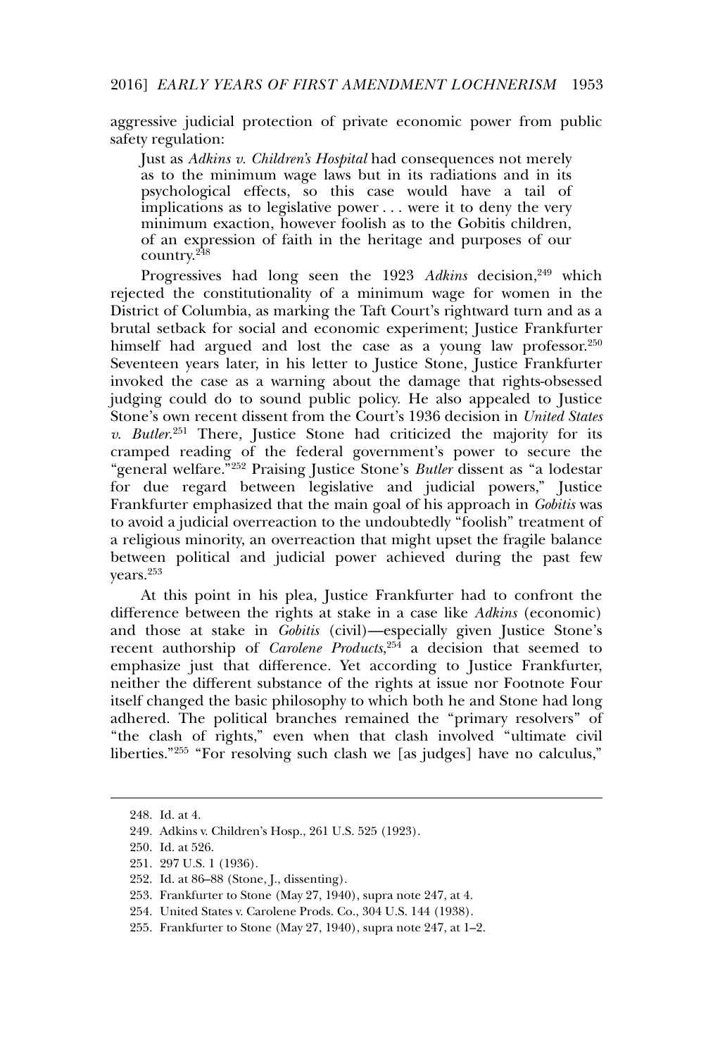aggressive judicial protection of private economic power from public safety regulation:

> Just as *Adkins v. Children's Hospital* had consequences not merely as to the minimum wage laws but in its radiations and in its psychological effects, so this case would have a tail of implications as to legislative power . . . were it to deny the very minimum exaction, however foolish as to the Gobitis children, of an expression of faith in the heritage and purposes of our country.[248]

Progressives had long seen the 1923 *Adkins* decision,[249] which rejected the constitutionality of a minimum wage for women in the District of Columbia, as marking the Taft Court's rightward turn and as a brutal setback for social and economic experiment; Justice Frankfurter himself had argued and lost the case as a young law professor.[250] Seventeen years later, in his letter to Justice Stone, Justice Frankfurter invoked the case as a warning about the damage that rights-obsessed judging could do to sound public policy. He also appealed to Justice Stone's own recent dissent from the Court's 1936 decision in *United States v. Butler*.[251] There, Justice Stone had criticized the majority for its cramped reading of the federal government's power to secure the "general welfare."[252] Praising Justice Stone's *Butler* dissent as "a lodestar for due regard between legislative and judicial powers," Justice Frankfurter emphasized that the main goal of his approach in *Gobitis* was to avoid a judicial overreaction to the undoubtedly "foolish" treatment of a religious minority, an overreaction that might upset the fragile balance between political and judicial power achieved during the past few years.[253]

At this point in his plea, Justice Frankfurter had to confront the difference between the rights at stake in a case like *Adkins* (economic) and those at stake in *Gobitis* (civil)—especially given Justice Stone's recent authorship of *Carolene Products*,[254] a decision that seemed to emphasize just that difference. Yet according to Justice Frankfurter, neither the different substance of the rights at issue nor Footnote Four itself changed the basic philosophy to which both he and Stone had long adhered. The political branches remained the "primary resolvers" of "the clash of rights," even when that clash involved "ultimate civil liberties."[255] "For resolving such clash we [as judges] have no calculus,"

---

248. Id. at 4.

249. Adkins v. Children's Hosp., 261 U.S. 525 (1923).

250. Id. at 526.

251. 297 U.S. 1 (1936).

252. Id. at 86–88 (Stone, J., dissenting).

253. Frankfurter to Stone (May 27, 1940), supra note 247, at 4.

254. United States v. Carolene Prods. Co., 304 U.S. 144 (1938).

255. Frankfurter to Stone (May 27, 1940), supra note 247, at 1–2.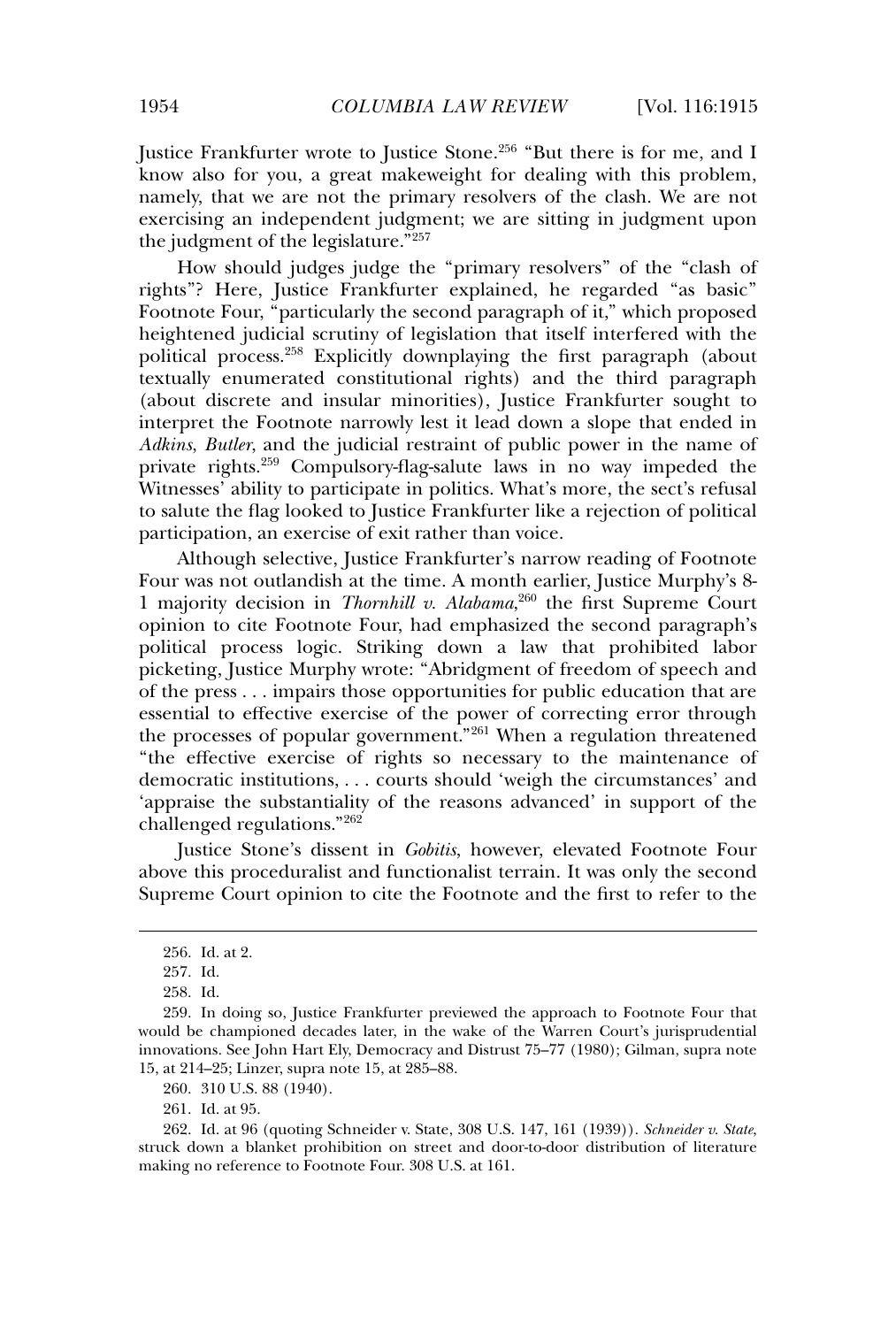Justice Frankfurter wrote to Justice Stone.[256] "But there is for me, and I know also for you, a great makeweight for dealing with this problem, namely, that we are not the primary resolvers of the clash. We are not exercising an independent judgment; we are sitting in judgment upon the judgment of the legislature."[257]

How should judges judge the "primary resolvers" of the "clash of rights"? Here, Justice Frankfurter explained, he regarded "as basic" Footnote Four, "particularly the second paragraph of it," which proposed heightened judicial scrutiny of legislation that itself interfered with the political process.[258] Explicitly downplaying the first paragraph (about textually enumerated constitutional rights) and the third paragraph (about discrete and insular minorities), Justice Frankfurter sought to interpret the Footnote narrowly lest it lead down a slope that ended in *Adkins*, *Butler*, and the judicial restraint of public power in the name of private rights.[259] Compulsory-flag-salute laws in no way impeded the Witnesses' ability to participate in politics. What's more, the sect's refusal to salute the flag looked to Justice Frankfurter like a rejection of political participation, an exercise of exit rather than voice.

Although selective, Justice Frankfurter's narrow reading of Footnote Four was not outlandish at the time. A month earlier, Justice Murphy's 8-1 majority decision in *Thornhill v. Alabama*,[260] the first Supreme Court opinion to cite Footnote Four, had emphasized the second paragraph's political process logic. Striking down a law that prohibited labor picketing, Justice Murphy wrote: "Abridgment of freedom of speech and of the press . . . impairs those opportunities for public education that are essential to effective exercise of the power of correcting error through the processes of popular government."[261] When a regulation threatened "the effective exercise of rights so necessary to the maintenance of democratic institutions, . . . courts should 'weigh the circumstances' and 'appraise the substantiality of the reasons advanced' in support of the challenged regulations."[262]

Justice Stone's dissent in *Gobitis*, however, elevated Footnote Four above this proceduralist and functionalist terrain. It was only the second Supreme Court opinion to cite the Footnote and the first to refer to the

---

256. Id. at 2.

257. Id.

258. Id.

259. In doing so, Justice Frankfurter previewed the approach to Footnote Four that would be championed decades later, in the wake of the Warren Court's jurisprudential innovations. See John Hart Ely, Democracy and Distrust 75–77 (1980); Gilman, supra note 15, at 214–25; Linzer, supra note 15, at 285–88.

260. 310 U.S. 88 (1940).

261. Id. at 95.

262. Id. at 96 (quoting Schneider v. State, 308 U.S. 147, 161 (1939)). *Schneider v. State*, struck down a blanket prohibition on street and door-to-door distribution of literature making no reference to Footnote Four. 308 U.S. at 161.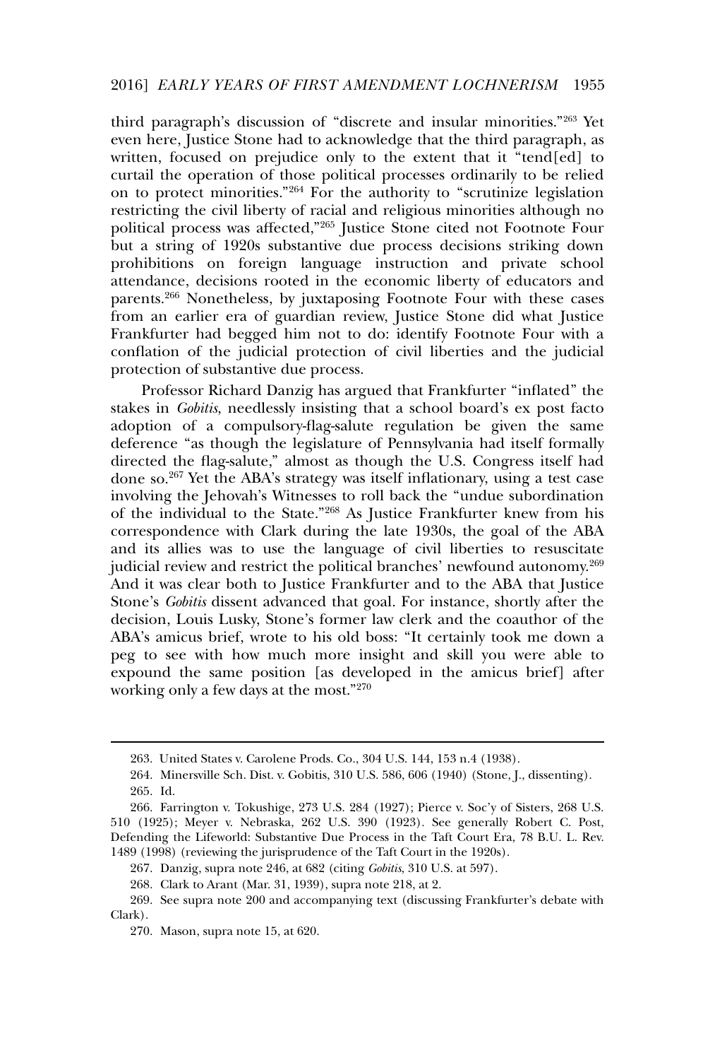third paragraph's discussion of "discrete and insular minorities."[263] Yet even here, Justice Stone had to acknowledge that the third paragraph, as written, focused on prejudice only to the extent that it "tend[ed] to curtail the operation of those political processes ordinarily to be relied on to protect minorities."[264] For the authority to "scrutinize legislation restricting the civil liberty of racial and religious minorities although no political process was affected,"[265] Justice Stone cited not Footnote Four but a string of 1920s substantive due process decisions striking down prohibitions on foreign language instruction and private school attendance, decisions rooted in the economic liberty of educators and parents.[266] Nonetheless, by juxtaposing Footnote Four with these cases from an earlier era of guardian review, Justice Stone did what Justice Frankfurter had begged him not to do: identify Footnote Four with a conflation of the judicial protection of civil liberties and the judicial protection of substantive due process.

Professor Richard Danzig has argued that Frankfurter "inflated" the stakes in *Gobitis*, needlessly insisting that a school board's ex post facto adoption of a compulsory-flag-salute regulation be given the same deference "as though the legislature of Pennsylvania had itself formally directed the flag-salute," almost as though the U.S. Congress itself had done so.[267] Yet the ABA's strategy was itself inflationary, using a test case involving the Jehovah's Witnesses to roll back the "undue subordination of the individual to the State."[268] As Justice Frankfurter knew from his correspondence with Clark during the late 1930s, the goal of the ABA and its allies was to use the language of civil liberties to resuscitate judicial review and restrict the political branches' newfound autonomy.[269] And it was clear both to Justice Frankfurter and to the ABA that Justice Stone's *Gobitis* dissent advanced that goal. For instance, shortly after the decision, Louis Lusky, Stone's former law clerk and the coauthor of the ABA's amicus brief, wrote to his old boss: "It certainly took me down a peg to see with how much more insight and skill you were able to expound the same position [as developed in the amicus brief] after working only a few days at the most."[270]

---

263. United States v. Carolene Prods. Co., 304 U.S. 144, 153 n.4 (1938).

264. Minersville Sch. Dist. v. Gobitis, 310 U.S. 586, 606 (1940) (Stone, J., dissenting).

265. Id.

266. Farrington v. Tokushige, 273 U.S. 284 (1927); Pierce v. Soc'y of Sisters, 268 U.S. 510 (1925); Meyer v. Nebraska, 262 U.S. 390 (1923). See generally Robert C. Post, Defending the Lifeworld: Substantive Due Process in the Taft Court Era, 78 B.U. L. Rev. 1489 (1998) (reviewing the jurisprudence of the Taft Court in the 1920s).

267. Danzig, supra note 246, at 682 (citing *Gobitis*, 310 U.S. at 597).

268. Clark to Arant (Mar. 31, 1939), supra note 218, at 2.

269. See supra note 200 and accompanying text (discussing Frankfurter's debate with Clark).

270. Mason, supra note 15, at 620.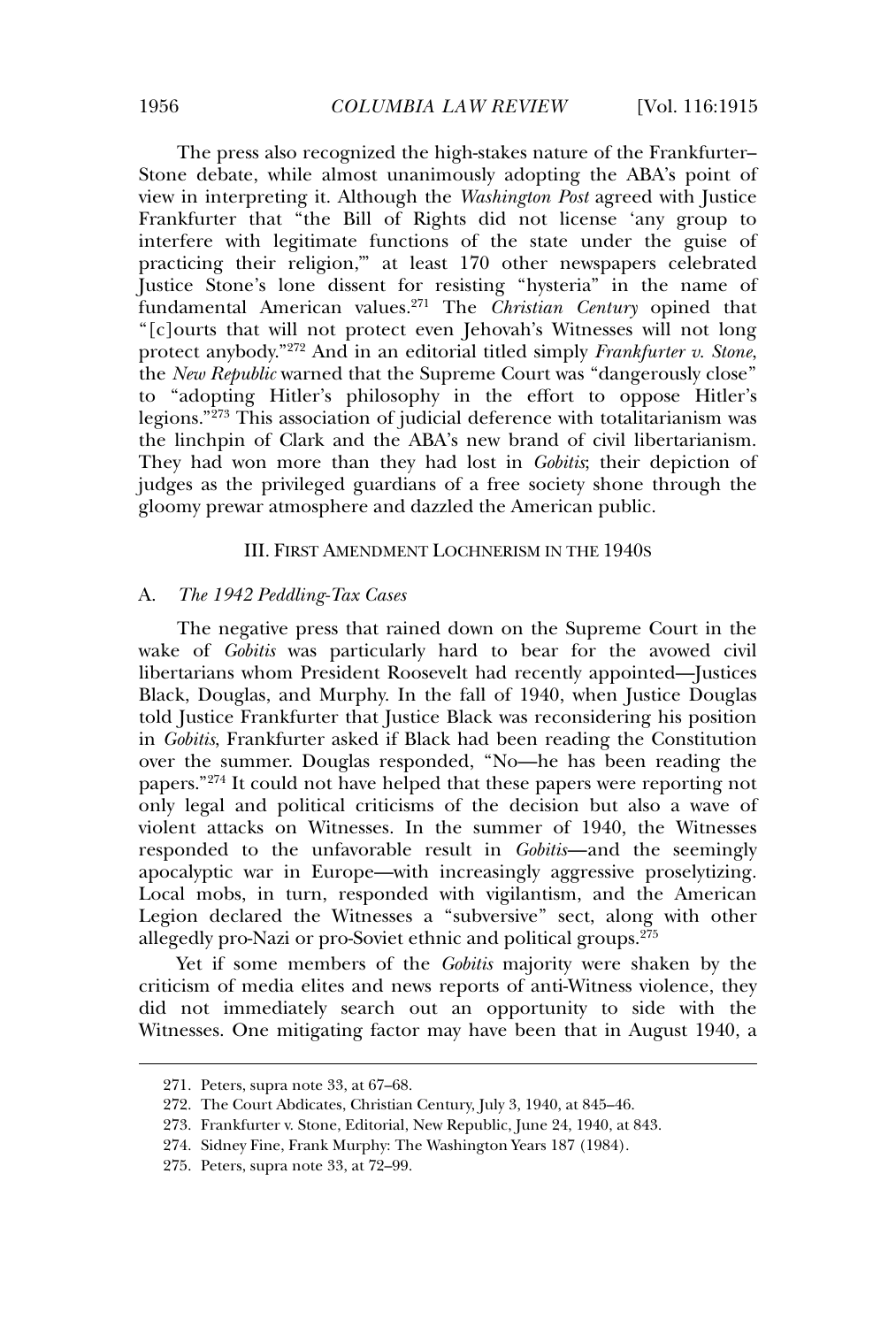The press also recognized the high-stakes nature of the Frankfurter–Stone debate, while almost unanimously adopting the ABA's point of view in interpreting it. Although the *Washington Post* agreed with Justice Frankfurter that "the Bill of Rights did not license 'any group to interfere with legitimate functions of the state under the guise of practicing their religion,'" at least 170 other newspapers celebrated Justice Stone's lone dissent for resisting "hysteria" in the name of fundamental American values.[271] The *Christian Century* opined that "[c]ourts that will not protect even Jehovah's Witnesses will not long protect anybody."[272] And in an editorial titled simply *Frankfurter v. Stone*, the *New Republic* warned that the Supreme Court was "dangerously close" to "adopting Hitler's philosophy in the effort to oppose Hitler's legions."[273] This association of judicial deference with totalitarianism was the linchpin of Clark and the ABA's new brand of civil libertarianism. They had won more than they had lost in *Gobitis*; their depiction of judges as the privileged guardians of a free society shone through the gloomy prewar atmosphere and dazzled the American public.

## III. First Amendment Lochnerism in the 1940s

### A. *The 1942 Peddling-Tax Cases*

The negative press that rained down on the Supreme Court in the wake of *Gobitis* was particularly hard to bear for the avowed civil libertarians whom President Roosevelt had recently appointed—Justices Black, Douglas, and Murphy. In the fall of 1940, when Justice Douglas told Justice Frankfurter that Justice Black was reconsidering his position in *Gobitis*, Frankfurter asked if Black had been reading the Constitution over the summer. Douglas responded, "No—he has been reading the papers."[274] It could not have helped that these papers were reporting not only legal and political criticisms of the decision but also a wave of violent attacks on Witnesses. In the summer of 1940, the Witnesses responded to the unfavorable result in *Gobitis*—and the seemingly apocalyptic war in Europe—with increasingly aggressive proselytizing. Local mobs, in turn, responded with vigilantism, and the American Legion declared the Witnesses a "subversive" sect, along with other allegedly pro-Nazi or pro-Soviet ethnic and political groups.[275]

Yet if some members of the *Gobitis* majority were shaken by the criticism of media elites and news reports of anti-Witness violence, they did not immediately search out an opportunity to side with the Witnesses. One mitigating factor may have been that in August 1940, a

---

271. Peters, supra note 33, at 67–68.

272. The Court Abdicates, Christian Century, July 3, 1940, at 845–46.

273. Frankfurter v. Stone, Editorial, New Republic, June 24, 1940, at 843.

274. Sidney Fine, Frank Murphy: The Washington Years 187 (1984).

275. Peters, supra note 33, at 72–99.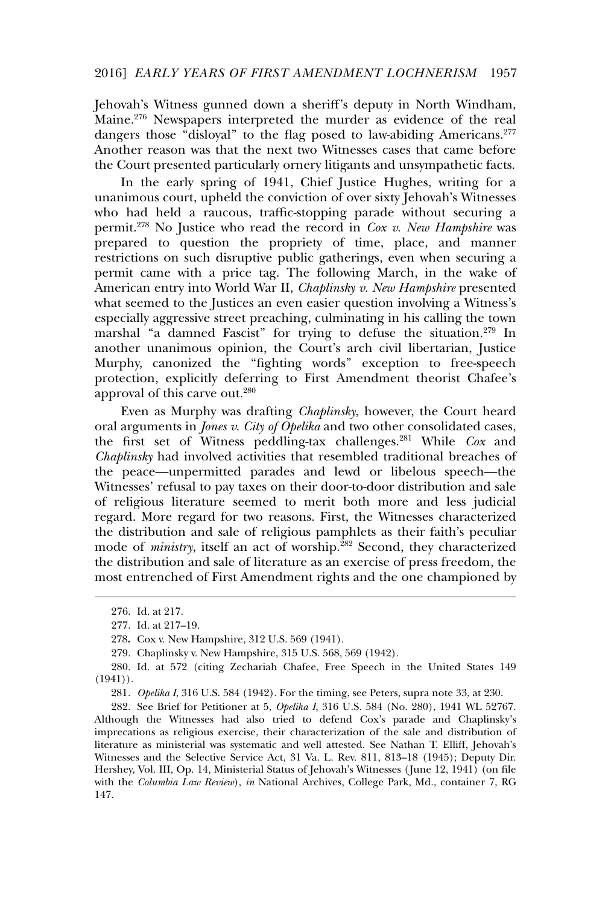Jehovah's Witness gunned down a sheriff's deputy in North Windham, Maine.[276] Newspapers interpreted the murder as evidence of the real dangers those "disloyal" to the flag posed to law-abiding Americans.[277] Another reason was that the next two Witnesses cases that came before the Court presented particularly ornery litigants and unsympathetic facts.

In the early spring of 1941, Chief Justice Hughes, writing for a unanimous court, upheld the conviction of over sixty Jehovah's Witnesses who had held a raucous, traffic-stopping parade without securing a permit.[278] No Justice who read the record in *Cox v. New Hampshire* was prepared to question the propriety of time, place, and manner restrictions on such disruptive public gatherings, even when securing a permit came with a price tag. The following March, in the wake of American entry into World War II, *Chaplinsky v. New Hampshire* presented what seemed to the Justices an even easier question involving a Witness's especially aggressive street preaching, culminating in his calling the town marshal "a damned Fascist" for trying to defuse the situation.[279] In another unanimous opinion, the Court's arch civil libertarian, Justice Murphy, canonized the "fighting words" exception to free-speech protection, explicitly deferring to First Amendment theorist Chafee's approval of this carve out.[280]

Even as Murphy was drafting *Chaplinsky*, however, the Court heard oral arguments in *Jones v. City of Opelika* and two other consolidated cases, the first set of Witness peddling-tax challenges.[281] While *Cox* and *Chaplinsky* had involved activities that resembled traditional breaches of the peace—unpermitted parades and lewd or libelous speech—the Witnesses' refusal to pay taxes on their door-to-door distribution and sale of religious literature seemed to merit both more and less judicial regard. More regard for two reasons. First, the Witnesses characterized the distribution and sale of religious pamphlets as their faith's peculiar mode of *ministry*, itself an act of worship.[282] Second, they characterized the distribution and sale of literature as an exercise of press freedom, the most entrenched of First Amendment rights and the one championed by

---

276. Id. at 217.

277. Id. at 217–19.

278. Cox v. New Hampshire, 312 U.S. 569 (1941).

279. Chaplinsky v. New Hampshire, 315 U.S. 568, 569 (1942).

280. Id. at 572 (citing Zechariah Chafee, Free Speech in the United States 149 (1941)).

281. *Opelika I*, 316 U.S. 584 (1942). For the timing, see Peters, supra note 33, at 230.

282. See Brief for Petitioner at 5, *Opelika I*, 316 U.S. 584 (No. 280), 1941 WL 52767. Although the Witnesses had also tried to defend Cox's parade and Chaplinsky's imprecations as religious exercise, their characterization of the sale and distribution of literature as ministerial was systematic and well attested. See Nathan T. Elliff, Jehovah's Witnesses and the Selective Service Act, 31 Va. L. Rev. 811, 813–18 (1945); Deputy Dir. Hershey, Vol. III, Op. 14, Ministerial Status of Jehovah's Witnesses (June 12, 1941) (on file with the *Columbia Law Review*), *in* National Archives, College Park, Md., container 7, RG 147.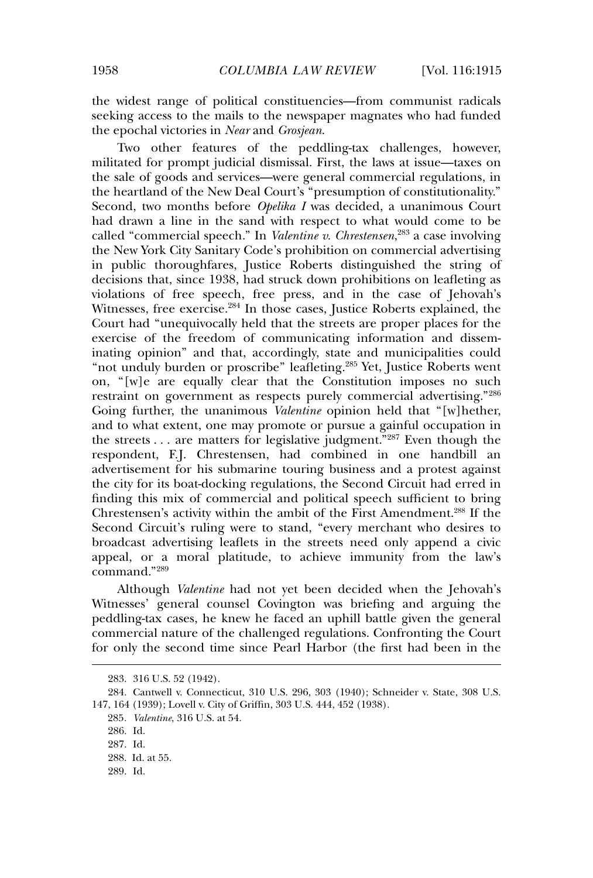the widest range of political constituencies—from communist radicals seeking access to the mails to the newspaper magnates who had funded the epochal victories in *Near* and *Grosjean*.

Two other features of the peddling-tax challenges, however, militated for prompt judicial dismissal. First, the laws at issue—taxes on the sale of goods and services—were general commercial regulations, in the heartland of the New Deal Court's "presumption of constitutionality." Second, two months before *Opelika I* was decided, a unanimous Court had drawn a line in the sand with respect to what would come to be called "commercial speech." In *Valentine v. Chrestensen*,[283] a case involving the New York City Sanitary Code's prohibition on commercial advertising in public thoroughfares, Justice Roberts distinguished the string of decisions that, since 1938, had struck down prohibitions on leafleting as violations of free speech, free press, and in the case of Jehovah's Witnesses, free exercise.[284] In those cases, Justice Roberts explained, the Court had "unequivocally held that the streets are proper places for the exercise of the freedom of communicating information and disseminating opinion" and that, accordingly, state and municipalities could "not unduly burden or proscribe" leafleting.[285] Yet, Justice Roberts went on, "[w]e are equally clear that the Constitution imposes no such restraint on government as respects purely commercial advertising."[286] Going further, the unanimous *Valentine* opinion held that "[w]hether, and to what extent, one may promote or pursue a gainful occupation in the streets . . . are matters for legislative judgment."[287] Even though the respondent, F.J. Chrestensen, had combined in one handbill an advertisement for his submarine touring business and a protest against the city for its boat-docking regulations, the Second Circuit had erred in finding this mix of commercial and political speech sufficient to bring Chrestensen's activity within the ambit of the First Amendment.[288] If the Second Circuit's ruling were to stand, "every merchant who desires to broadcast advertising leaflets in the streets need only append a civic appeal, or a moral platitude, to achieve immunity from the law's command."[289]

Although *Valentine* had not yet been decided when the Jehovah's Witnesses' general counsel Covington was briefing and arguing the peddling-tax cases, he knew he faced an uphill battle given the general commercial nature of the challenged regulations. Confronting the Court for only the second time since Pearl Harbor (the first had been in the

---

283. 316 U.S. 52 (1942).

284. Cantwell v. Connecticut, 310 U.S. 296, 303 (1940); Schneider v. State, 308 U.S. 147, 164 (1939); Lovell v. City of Griffin, 303 U.S. 444, 452 (1938).

285. *Valentine*, 316 U.S. at 54.

286. Id.

287. Id.

288. Id. at 55.

289. Id.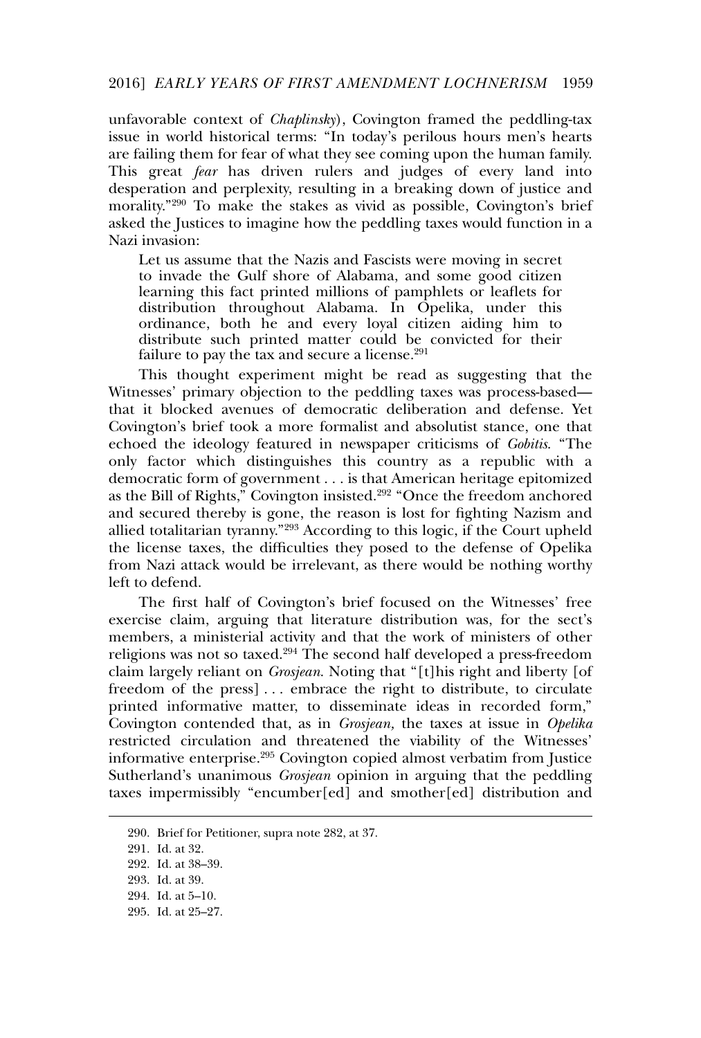unfavorable context of *Chaplinsky*), Covington framed the peddling-tax issue in world historical terms: "In today's perilous hours men's hearts are failing them for fear of what they see coming upon the human family. This great *fear* has driven rulers and judges of every land into desperation and perplexity, resulting in a breaking down of justice and morality."[290] To make the stakes as vivid as possible, Covington's brief asked the Justices to imagine how the peddling taxes would function in a Nazi invasion:

> Let us assume that the Nazis and Fascists were moving in secret to invade the Gulf shore of Alabama, and some good citizen learning this fact printed millions of pamphlets or leaflets for distribution throughout Alabama. In Opelika, under this ordinance, both he and every loyal citizen aiding him to distribute such printed matter could be convicted for their failure to pay the tax and secure a license.[291]

This thought experiment might be read as suggesting that the Witnesses' primary objection to the peddling taxes was process-based—that it blocked avenues of democratic deliberation and defense. Yet Covington's brief took a more formalist and absolutist stance, one that echoed the ideology featured in newspaper criticisms of *Gobitis*. "The only factor which distinguishes this country as a republic with a democratic form of government . . . is that American heritage epitomized as the Bill of Rights," Covington insisted.[292] "Once the freedom anchored and secured thereby is gone, the reason is lost for fighting Nazism and allied totalitarian tyranny."[293] According to this logic, if the Court upheld the license taxes, the difficulties they posed to the defense of Opelika from Nazi attack would be irrelevant, as there would be nothing worthy left to defend.

The first half of Covington's brief focused on the Witnesses' free exercise claim, arguing that literature distribution was, for the sect's members, a ministerial activity and that the work of ministers of other religions was not so taxed.[294] The second half developed a press-freedom claim largely reliant on *Grosjean*. Noting that "[t]his right and liberty [of freedom of the press] . . . embrace the right to distribute, to circulate printed informative matter, to disseminate ideas in recorded form," Covington contended that, as in *Grosjean,* the taxes at issue in *Opelika* restricted circulation and threatened the viability of the Witnesses' informative enterprise.[295] Covington copied almost verbatim from Justice Sutherland's unanimous *Grosjean* opinion in arguing that the peddling taxes impermissibly "encumber[ed] and smother[ed] distribution and

---

290. Brief for Petitioner, supra note 282, at 37.

291. Id. at 32.

292. Id. at 38–39.

293. Id. at 39.

294. Id. at 5–10.

295. Id. at 25–27.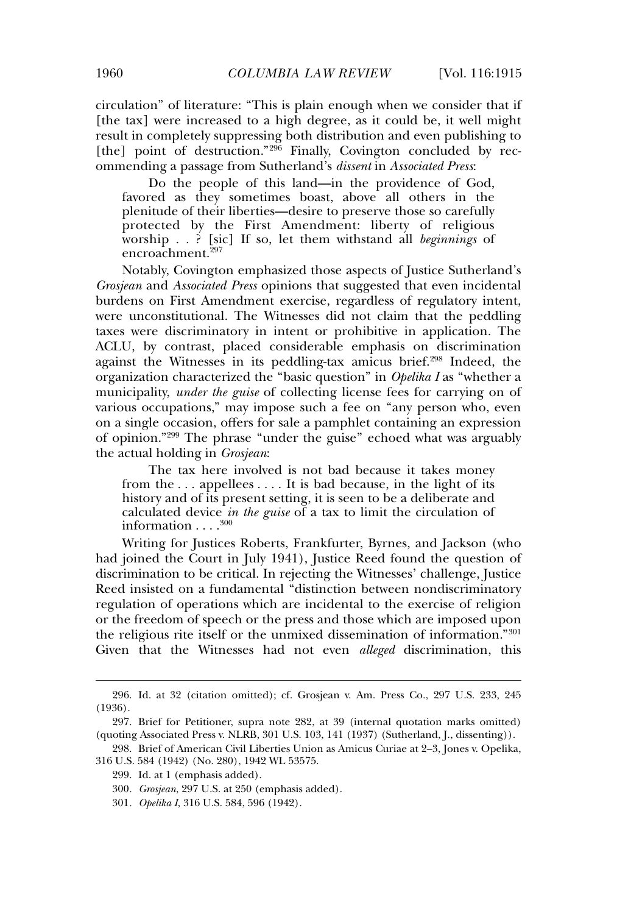circulation" of literature: "This is plain enough when we consider that if [the tax] were increased to a high degree, as it could be, it well might result in completely suppressing both distribution and even publishing to [the] point of destruction."[296] Finally, Covington concluded by recommending a passage from Sutherland's *dissent* in *Associated Press*:

> Do the people of this land—in the providence of God, favored as they sometimes boast, above all others in the plenitude of their liberties—desire to preserve those so carefully protected by the First Amendment: liberty of religious worship . . ? [sic] If so, let them withstand all *beginnings* of encroachment.[297]

Notably, Covington emphasized those aspects of Justice Sutherland's *Grosjean* and *Associated Press* opinions that suggested that even incidental burdens on First Amendment exercise, regardless of regulatory intent, were unconstitutional. The Witnesses did not claim that the peddling taxes were discriminatory in intent or prohibitive in application. The ACLU, by contrast, placed considerable emphasis on discrimination against the Witnesses in its peddling-tax amicus brief.[298] Indeed, the organization characterized the "basic question" in *Opelika I* as "whether a municipality, *under the guise* of collecting license fees for carrying on of various occupations," may impose such a fee on "any person who, even on a single occasion, offers for sale a pamphlet containing an expression of opinion."[299] The phrase "under the guise" echoed what was arguably the actual holding in *Grosjean*:

> The tax here involved is not bad because it takes money from the . . . appellees . . . . It is bad because, in the light of its history and of its present setting, it is seen to be a deliberate and calculated device *in the guise* of a tax to limit the circulation of information . . . .[300]

Writing for Justices Roberts, Frankfurter, Byrnes, and Jackson (who had joined the Court in July 1941), Justice Reed found the question of discrimination to be critical. In rejecting the Witnesses' challenge, Justice Reed insisted on a fundamental "distinction between nondiscriminatory regulation of operations which are incidental to the exercise of religion or the freedom of speech or the press and those which are imposed upon the religious rite itself or the unmixed dissemination of information."[301] Given that the Witnesses had not even *alleged* discrimination, this

---

296. Id. at 32 (citation omitted); cf. Grosjean v. Am. Press Co., 297 U.S. 233, 245 (1936).

297. Brief for Petitioner, supra note 282, at 39 (internal quotation marks omitted) (quoting Associated Press v. NLRB, 301 U.S. 103, 141 (1937) (Sutherland, J., dissenting)).

298. Brief of American Civil Liberties Union as Amicus Curiae at 2–3, Jones v. Opelika, 316 U.S. 584 (1942) (No. 280), 1942 WL 53575.

299. Id. at 1 (emphasis added).

300. *Grosjean*, 297 U.S. at 250 (emphasis added).

301. *Opelika I*, 316 U.S. 584, 596 (1942).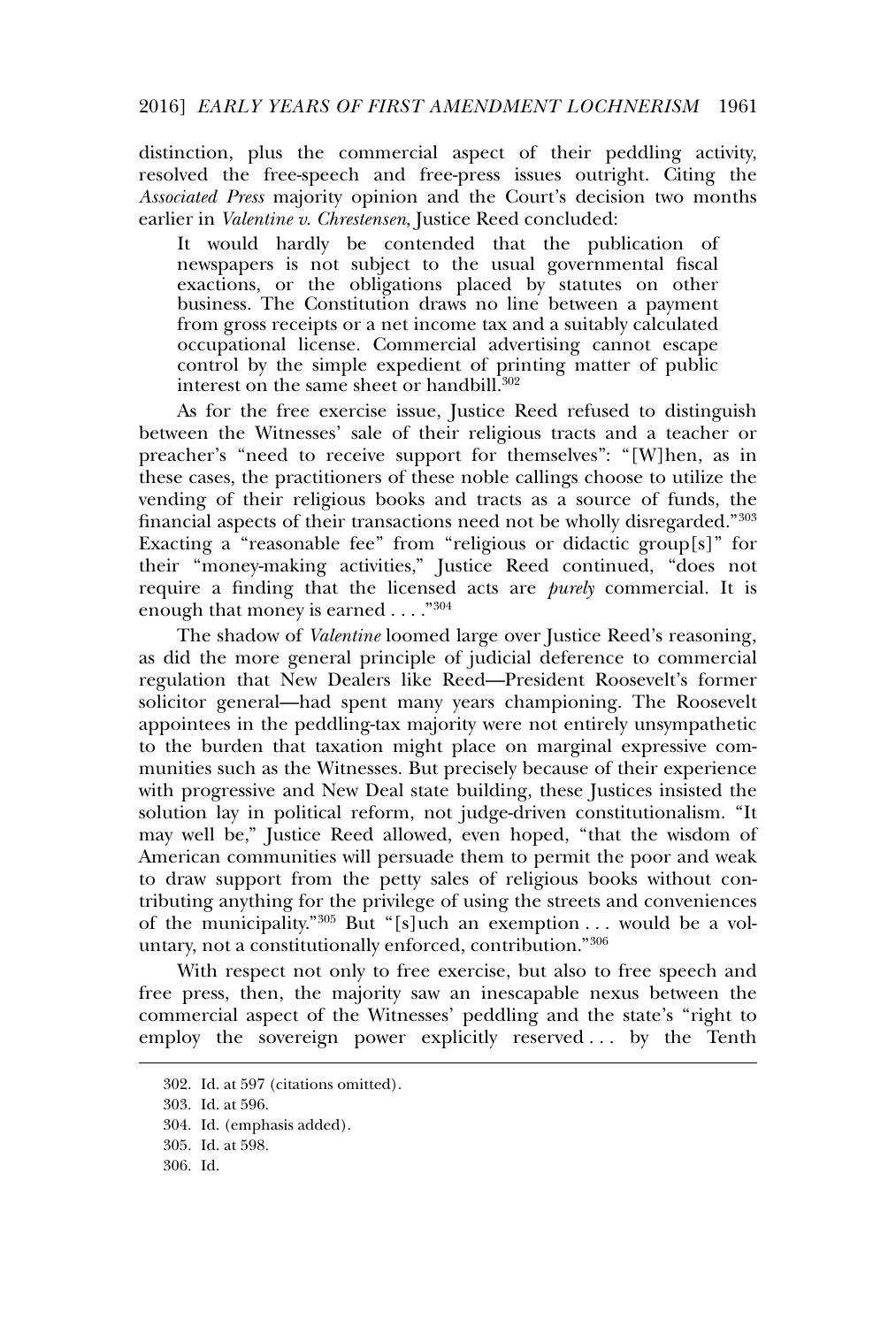distinction, plus the commercial aspect of their peddling activity, resolved the free-speech and free-press issues outright. Citing the *Associated Press* majority opinion and the Court's decision two months earlier in *Valentine v. Chrestensen*, Justice Reed concluded:

> It would hardly be contended that the publication of newspapers is not subject to the usual governmental fiscal exactions, or the obligations placed by statutes on other business. The Constitution draws no line between a payment from gross receipts or a net income tax and a suitably calculated occupational license. Commercial advertising cannot escape control by the simple expedient of printing matter of public interest on the same sheet or handbill.[302]

As for the free exercise issue, Justice Reed refused to distinguish between the Witnesses' sale of their religious tracts and a teacher or preacher's "need to receive support for themselves": "[W]hen, as in these cases, the practitioners of these noble callings choose to utilize the vending of their religious books and tracts as a source of funds, the financial aspects of their transactions need not be wholly disregarded."[303] Exacting a "reasonable fee" from "religious or didactic group[s]" for their "money-making activities," Justice Reed continued, "does not require a finding that the licensed acts are *purely* commercial. It is enough that money is earned . . . ."[304]

The shadow of *Valentine* loomed large over Justice Reed's reasoning, as did the more general principle of judicial deference to commercial regulation that New Dealers like Reed—President Roosevelt's former solicitor general—had spent many years championing. The Roosevelt appointees in the peddling-tax majority were not entirely unsympathetic to the burden that taxation might place on marginal expressive communities such as the Witnesses. But precisely because of their experience with progressive and New Deal state building, these Justices insisted the solution lay in political reform, not judge-driven constitutionalism. "It may well be," Justice Reed allowed, even hoped, "that the wisdom of American communities will persuade them to permit the poor and weak to draw support from the petty sales of religious books without contributing anything for the privilege of using the streets and conveniences of the municipality."[305] But "[s]uch an exemption . . . would be a voluntary, not a constitutionally enforced, contribution."[306]

With respect not only to free exercise, but also to free speech and free press, then, the majority saw an inescapable nexus between the commercial aspect of the Witnesses' peddling and the state's "right to employ the sovereign power explicitly reserved . . . by the Tenth

---

302. Id. at 597 (citations omitted).

303. Id. at 596.

304. Id. (emphasis added).

305. Id. at 598.

306. Id.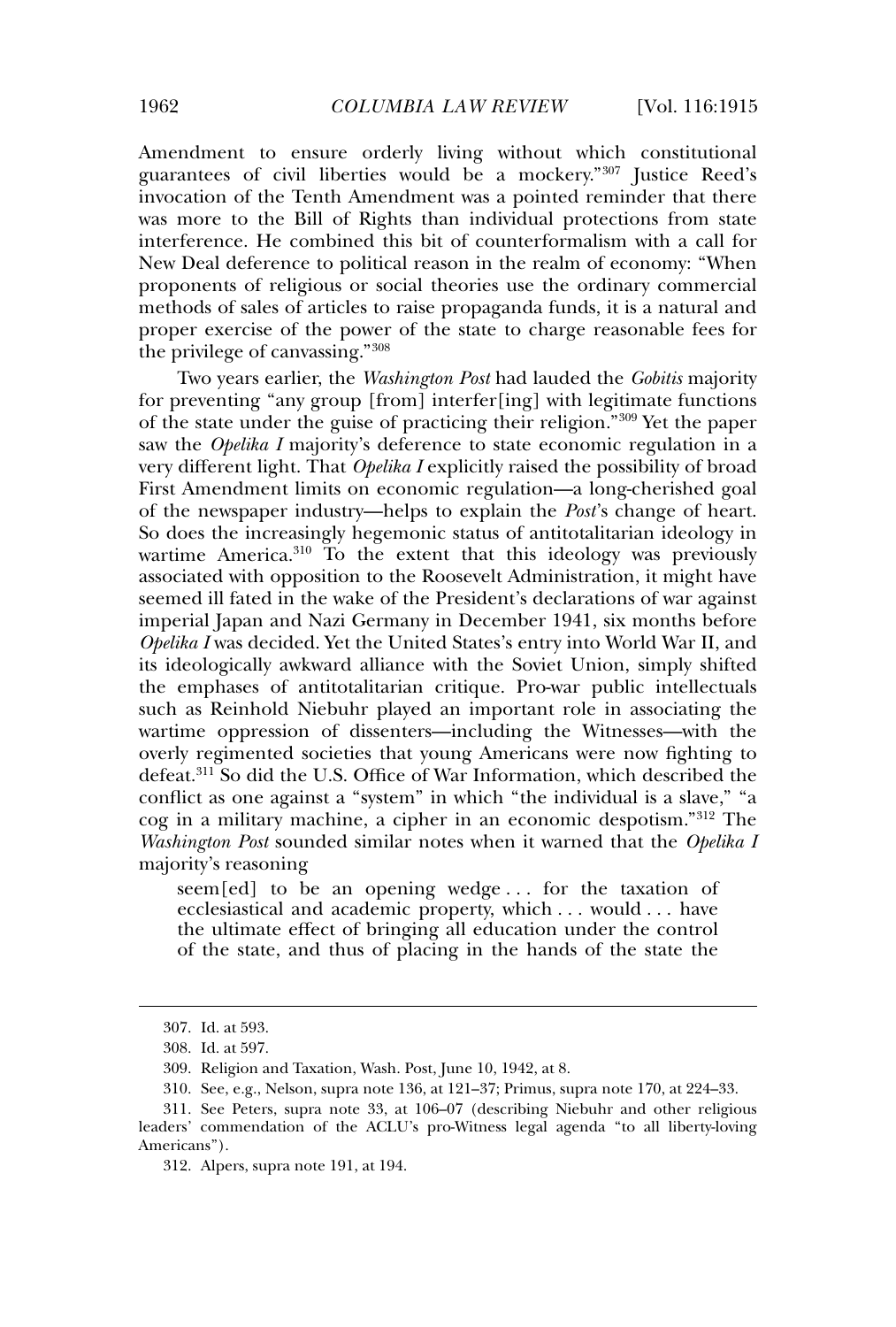Amendment to ensure orderly living without which constitutional guarantees of civil liberties would be a mockery."[307] Justice Reed's invocation of the Tenth Amendment was a pointed reminder that there was more to the Bill of Rights than individual protections from state interference. He combined this bit of counterformalism with a call for New Deal deference to political reason in the realm of economy: "When proponents of religious or social theories use the ordinary commercial methods of sales of articles to raise propaganda funds, it is a natural and proper exercise of the power of the state to charge reasonable fees for the privilege of canvassing."[308]

Two years earlier, the *Washington Post* had lauded the *Gobitis* majority for preventing "any group [from] interfer[ing] with legitimate functions of the state under the guise of practicing their religion."[309] Yet the paper saw the *Opelika I* majority's deference to state economic regulation in a very different light. That *Opelika I* explicitly raised the possibility of broad First Amendment limits on economic regulation—a long-cherished goal of the newspaper industry—helps to explain the *Post*'s change of heart. So does the increasingly hegemonic status of antitotalitarian ideology in wartime America.[310] To the extent that this ideology was previously associated with opposition to the Roosevelt Administration, it might have seemed ill fated in the wake of the President's declarations of war against imperial Japan and Nazi Germany in December 1941, six months before *Opelika I* was decided. Yet the United States's entry into World War II, and its ideologically awkward alliance with the Soviet Union, simply shifted the emphases of antitotalitarian critique. Pro-war public intellectuals such as Reinhold Niebuhr played an important role in associating the wartime oppression of dissenters—including the Witnesses—with the overly regimented societies that young Americans were now fighting to defeat.[311] So did the U.S. Office of War Information, which described the conflict as one against a "system" in which "the individual is a slave," "a cog in a military machine, a cipher in an economic despotism."[312] The *Washington Post* sounded similar notes when it warned that the *Opelika I* majority's reasoning

> seem[ed] to be an opening wedge . . . for the taxation of ecclesiastical and academic property, which . . . would . . . have the ultimate effect of bringing all education under the control of the state, and thus of placing in the hands of the state the

---

307. Id. at 593.

308. Id. at 597.

309. Religion and Taxation, Wash. Post, June 10, 1942, at 8.

310. See, e.g., Nelson, supra note 136, at 121–37; Primus, supra note 170, at 224–33.

311. See Peters, supra note 33, at 106–07 (describing Niebuhr and other religious leaders' commendation of the ACLU's pro-Witness legal agenda "to all liberty-loving Americans").

312. Alpers, supra note 191, at 194.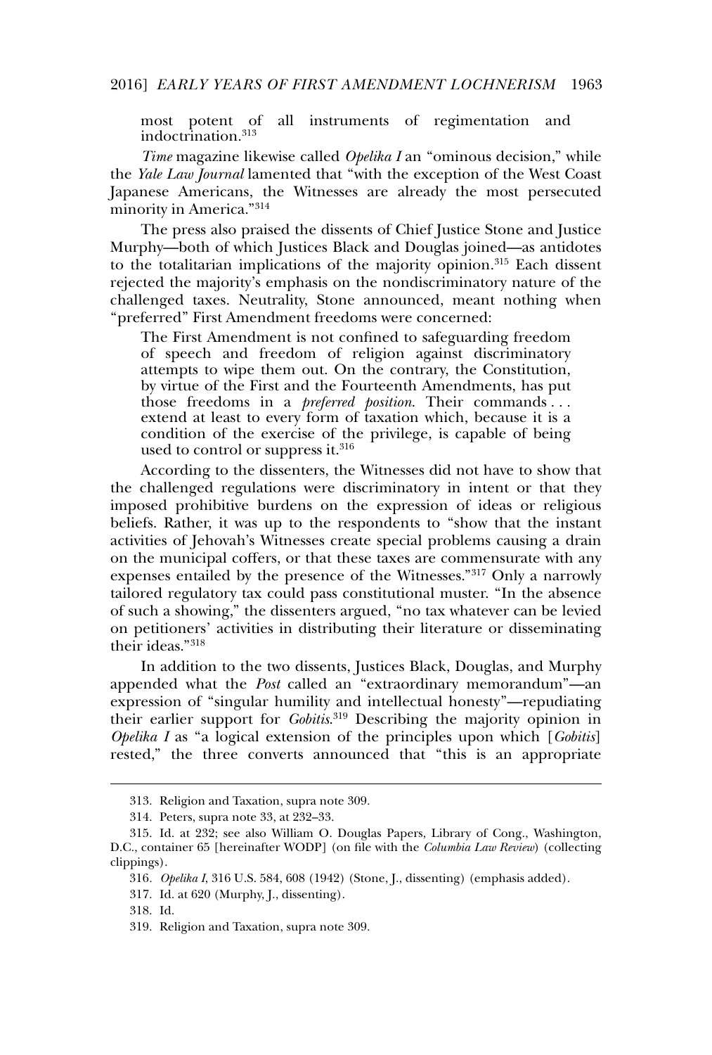most potent of all instruments of regimentation and indoctrination.[313]

*Time* magazine likewise called *Opelika I* an "ominous decision," while the *Yale Law Journal* lamented that "with the exception of the West Coast Japanese Americans, the Witnesses are already the most persecuted minority in America."[314]

The press also praised the dissents of Chief Justice Stone and Justice Murphy—both of which Justices Black and Douglas joined—as antidotes to the totalitarian implications of the majority opinion.[315] Each dissent rejected the majority's emphasis on the nondiscriminatory nature of the challenged taxes. Neutrality, Stone announced, meant nothing when "preferred" First Amendment freedoms were concerned:

> The First Amendment is not confined to safeguarding freedom of speech and freedom of religion against discriminatory attempts to wipe them out. On the contrary, the Constitution, by virtue of the First and the Fourteenth Amendments, has put those freedoms in a *preferred position*. Their commands . . . extend at least to every form of taxation which, because it is a condition of the exercise of the privilege, is capable of being used to control or suppress it.[316]

According to the dissenters, the Witnesses did not have to show that the challenged regulations were discriminatory in intent or that they imposed prohibitive burdens on the expression of ideas or religious beliefs. Rather, it was up to the respondents to "show that the instant activities of Jehovah's Witnesses create special problems causing a drain on the municipal coffers, or that these taxes are commensurate with any expenses entailed by the presence of the Witnesses."[317] Only a narrowly tailored regulatory tax could pass constitutional muster. "In the absence of such a showing," the dissenters argued, "no tax whatever can be levied on petitioners' activities in distributing their literature or disseminating their ideas."[318]

In addition to the two dissents, Justices Black, Douglas, and Murphy appended what the *Post* called an "extraordinary memorandum"—an expression of "singular humility and intellectual honesty"—repudiating their earlier support for *Gobitis*.[319] Describing the majority opinion in *Opelika I* as "a logical extension of the principles upon which [*Gobitis*] rested," the three converts announced that "this is an appropriate

---

313. Religion and Taxation, supra note 309.

314. Peters, supra note 33, at 232–33.

315. Id. at 232; see also William O. Douglas Papers, Library of Cong., Washington, D.C., container 65 [hereinafter WODP] (on file with the *Columbia Law Review*) (collecting clippings).

316. *Opelika I*, 316 U.S. 584, 608 (1942) (Stone, J., dissenting) (emphasis added).

317. Id. at 620 (Murphy, J., dissenting).

318. Id.

319. Religion and Taxation, supra note 309.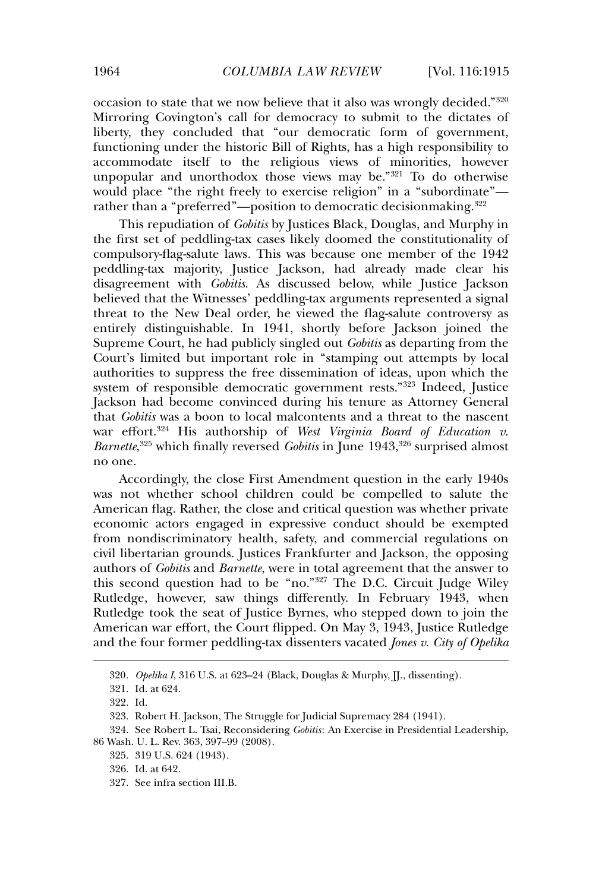occasion to state that we now believe that it also was wrongly decided."[320] Mirroring Covington's call for democracy to submit to the dictates of liberty, they concluded that "our democratic form of government, functioning under the historic Bill of Rights, has a high responsibility to accommodate itself to the religious views of minorities, however unpopular and unorthodox those views may be."[321] To do otherwise would place "the right freely to exercise religion" in a "subordinate"—rather than a "preferred"—position to democratic decisionmaking.[322]

This repudiation of *Gobitis* by Justices Black, Douglas, and Murphy in the first set of peddling-tax cases likely doomed the constitutionality of compulsory-flag-salute laws. This was because one member of the 1942 peddling-tax majority, Justice Jackson, had already made clear his disagreement with *Gobitis*. As discussed below, while Justice Jackson believed that the Witnesses' peddling-tax arguments represented a signal threat to the New Deal order, he viewed the flag-salute controversy as entirely distinguishable. In 1941, shortly before Jackson joined the Supreme Court, he had publicly singled out *Gobitis* as departing from the Court's limited but important role in "stamping out attempts by local authorities to suppress the free dissemination of ideas, upon which the system of responsible democratic government rests."[323] Indeed, Justice Jackson had become convinced during his tenure as Attorney General that *Gobitis* was a boon to local malcontents and a threat to the nascent war effort.[324] His authorship of *West Virginia Board of Education v. Barnette*,[325] which finally reversed *Gobitis* in June 1943,[326] surprised almost no one.

Accordingly, the close First Amendment question in the early 1940s was not whether school children could be compelled to salute the American flag. Rather, the close and critical question was whether private economic actors engaged in expressive conduct should be exempted from nondiscriminatory health, safety, and commercial regulations on civil libertarian grounds. Justices Frankfurter and Jackson, the opposing authors of *Gobitis* and *Barnette*, were in total agreement that the answer to this second question had to be "no."[327] The D.C. Circuit Judge Wiley Rutledge, however, saw things differently. In February 1943, when Rutledge took the seat of Justice Byrnes, who stepped down to join the American war effort, the Court flipped. On May 3, 1943, Justice Rutledge and the four former peddling-tax dissenters vacated *Jones v. City of Opelika*

---

320. *Opelika I*, 316 U.S. at 623–24 (Black, Douglas & Murphy, JJ., dissenting).

321. Id. at 624.

322. Id.

323. Robert H. Jackson, The Struggle for Judicial Supremacy 284 (1941).

324. See Robert L. Tsai, Reconsidering *Gobitis*: An Exercise in Presidential Leadership, 86 Wash. U. L. Rev. 363, 397–99 (2008).

325. 319 U.S. 624 (1943).

326. Id. at 642.

327. See infra section III.B.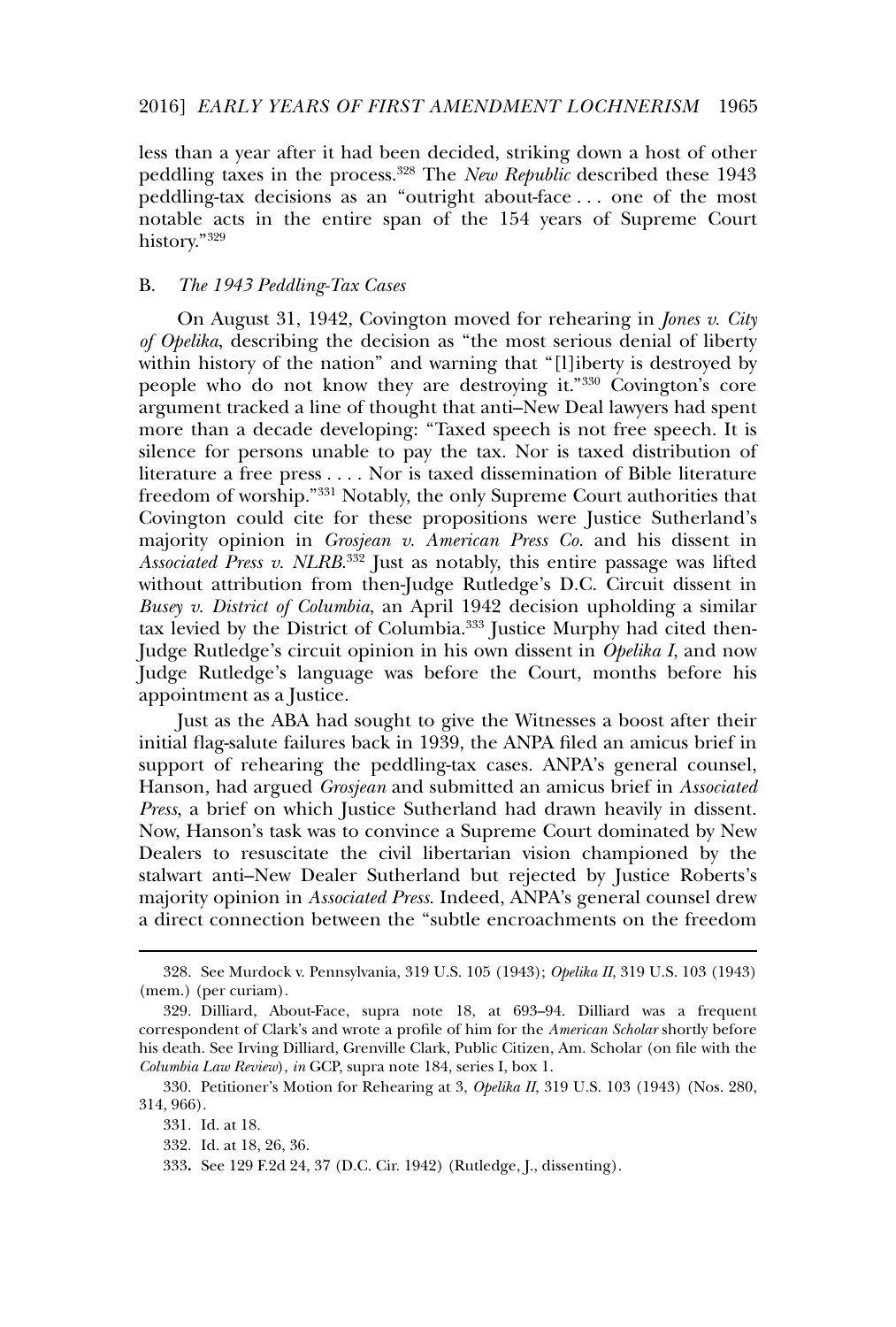less than a year after it had been decided, striking down a host of other peddling taxes in the process.[328] The *New Republic* described these 1943 peddling-tax decisions as an "outright about-face . . . one of the most notable acts in the entire span of the 154 years of Supreme Court history."[329]

### B. *The 1943 Peddling-Tax Cases*

On August 31, 1942, Covington moved for rehearing in *Jones v. City of Opelika*, describing the decision as "the most serious denial of liberty within history of the nation" and warning that "[l]iberty is destroyed by people who do not know they are destroying it."[330] Covington's core argument tracked a line of thought that anti–New Deal lawyers had spent more than a decade developing: "Taxed speech is not free speech. It is silence for persons unable to pay the tax. Nor is taxed distribution of literature a free press . . . . Nor is taxed dissemination of Bible literature freedom of worship."[331] Notably, the only Supreme Court authorities that Covington could cite for these propositions were Justice Sutherland's majority opinion in *Grosjean v. American Press Co.* and his dissent in *Associated Press v. NLRB*.[332] Just as notably, this entire passage was lifted without attribution from then-Judge Rutledge's D.C. Circuit dissent in *Busey v. District of Columbia*, an April 1942 decision upholding a similar tax levied by the District of Columbia.[333] Justice Murphy had cited then-Judge Rutledge's circuit opinion in his own dissent in *Opelika I*, and now Judge Rutledge's language was before the Court, months before his appointment as a Justice.

Just as the ABA had sought to give the Witnesses a boost after their initial flag-salute failures back in 1939, the ANPA filed an amicus brief in support of rehearing the peddling-tax cases. ANPA's general counsel, Hanson, had argued *Grosjean* and submitted an amicus brief in *Associated Press*, a brief on which Justice Sutherland had drawn heavily in dissent. Now, Hanson's task was to convince a Supreme Court dominated by New Dealers to resuscitate the civil libertarian vision championed by the stalwart anti–New Dealer Sutherland but rejected by Justice Roberts's majority opinion in *Associated Press*. Indeed, ANPA's general counsel drew a direct connection between the "subtle encroachments on the freedom

---

328. See Murdock v. Pennsylvania, 319 U.S. 105 (1943); *Opelika II*, 319 U.S. 103 (1943) (mem.) (per curiam).

329. Dilliard, About-Face, supra note 18, at 693–94. Dilliard was a frequent correspondent of Clark's and wrote a profile of him for the *American Scholar* shortly before his death. See Irving Dilliard, Grenville Clark, Public Citizen, Am. Scholar (on file with the *Columbia Law Review*), *in* GCP, supra note 184, series I, box 1.

330. Petitioner's Motion for Rehearing at 3, *Opelika II*, 319 U.S. 103 (1943) (Nos. 280, 314, 966).

331. Id. at 18.

332. Id. at 18, 26, 36.

333. See 129 F.2d 24, 37 (D.C. Cir. 1942) (Rutledge, J., dissenting).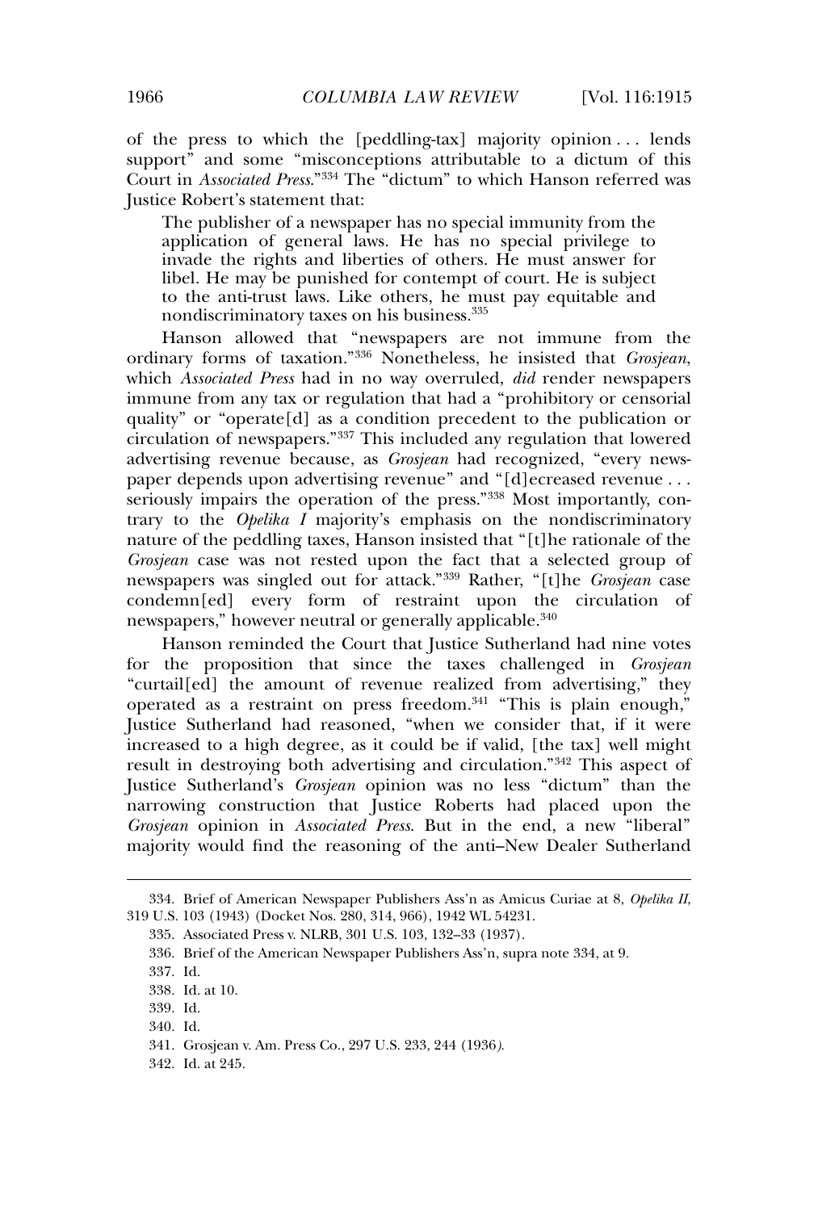of the press to which the [peddling-tax] majority opinion . . . lends support" and some "misconceptions attributable to a dictum of this Court in *Associated Press*."[334] The "dictum" to which Hanson referred was Justice Robert's statement that:

> The publisher of a newspaper has no special immunity from the application of general laws. He has no special privilege to invade the rights and liberties of others. He must answer for libel. He may be punished for contempt of court. He is subject to the anti-trust laws. Like others, he must pay equitable and nondiscriminatory taxes on his business.[335]

Hanson allowed that "newspapers are not immune from the ordinary forms of taxation."[336] Nonetheless, he insisted that *Grosjean*, which *Associated Press* had in no way overruled, *did* render newspapers immune from any tax or regulation that had a "prohibitory or censorial quality" or "operate[d] as a condition precedent to the publication or circulation of newspapers."[337] This included any regulation that lowered advertising revenue because, as *Grosjean* had recognized, "every newspaper depends upon advertising revenue" and "[d]ecreased revenue . . . seriously impairs the operation of the press."[338] Most importantly, contrary to the *Opelika I* majority's emphasis on the nondiscriminatory nature of the peddling taxes, Hanson insisted that "[t]he rationale of the *Grosjean* case was not rested upon the fact that a selected group of newspapers was singled out for attack."[339] Rather, "[t]he *Grosjean* case condemn[ed] every form of restraint upon the circulation of newspapers," however neutral or generally applicable.[340]

Hanson reminded the Court that Justice Sutherland had nine votes for the proposition that since the taxes challenged in *Grosjean* "curtail[ed] the amount of revenue realized from advertising," they operated as a restraint on press freedom.[341] "This is plain enough," Justice Sutherland had reasoned, "when we consider that, if it were increased to a high degree, as it could be if valid, [the tax] well might result in destroying both advertising and circulation."[342] This aspect of Justice Sutherland's *Grosjean* opinion was no less "dictum" than the narrowing construction that Justice Roberts had placed upon the *Grosjean* opinion in *Associated Press*. But in the end, a new "liberal" majority would find the reasoning of the anti–New Dealer Sutherland

---

334. Brief of American Newspaper Publishers Ass'n as Amicus Curiae at 8, *Opelika II*, 319 U.S. 103 (1943) (Docket Nos. 280, 314, 966), 1942 WL 54231.

335. Associated Press v. NLRB, 301 U.S. 103, 132–33 (1937).

336. Brief of the American Newspaper Publishers Ass'n, supra note 334, at 9.

337. Id.

338. Id. at 10.

339. Id.

340. Id.

341. Grosjean v. Am. Press Co., 297 U.S. 233, 244 (1936).

342. Id. at 245.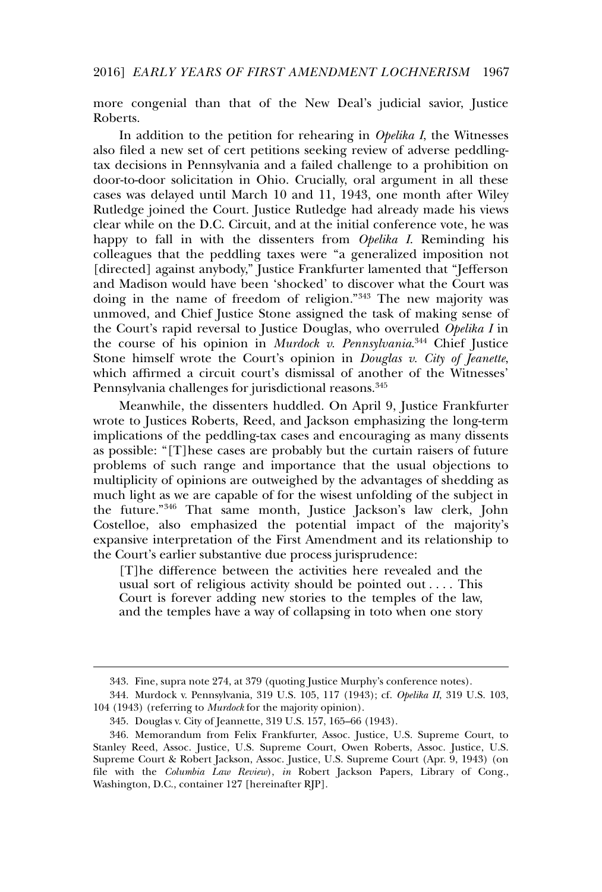more congenial than that of the New Deal's judicial savior, Justice Roberts.

In addition to the petition for rehearing in *Opelika I*, the Witnesses also filed a new set of cert petitions seeking review of adverse peddling-tax decisions in Pennsylvania and a failed challenge to a prohibition on door-to-door solicitation in Ohio. Crucially, oral argument in all these cases was delayed until March 10 and 11, 1943, one month after Wiley Rutledge joined the Court. Justice Rutledge had already made his views clear while on the D.C. Circuit, and at the initial conference vote, he was happy to fall in with the dissenters from *Opelika I*. Reminding his colleagues that the peddling taxes were "a generalized imposition not [directed] against anybody," Justice Frankfurter lamented that "Jefferson and Madison would have been 'shocked' to discover what the Court was doing in the name of freedom of religion."[343] The new majority was unmoved, and Chief Justice Stone assigned the task of making sense of the Court's rapid reversal to Justice Douglas, who overruled *Opelika I* in the course of his opinion in *Murdock v. Pennsylvania*.[344] Chief Justice Stone himself wrote the Court's opinion in *Douglas v. City of Jeanette*, which affirmed a circuit court's dismissal of another of the Witnesses' Pennsylvania challenges for jurisdictional reasons.[345]

Meanwhile, the dissenters huddled. On April 9, Justice Frankfurter wrote to Justices Roberts, Reed, and Jackson emphasizing the long-term implications of the peddling-tax cases and encouraging as many dissents as possible: "[T]hese cases are probably but the curtain raisers of future problems of such range and importance that the usual objections to multiplicity of opinions are outweighed by the advantages of shedding as much light as we are capable of for the wisest unfolding of the subject in the future."[346] That same month, Justice Jackson's law clerk, John Costelloe, also emphasized the potential impact of the majority's expansive interpretation of the First Amendment and its relationship to the Court's earlier substantive due process jurisprudence:

> [T]he difference between the activities here revealed and the usual sort of religious activity should be pointed out . . . . This Court is forever adding new stories to the temples of the law, and the temples have a way of collapsing in toto when one story

---

343. Fine, supra note 274, at 379 (quoting Justice Murphy's conference notes).

344. Murdock v. Pennsylvania, 319 U.S. 105, 117 (1943); cf. *Opelika II*, 319 U.S. 103, 104 (1943) (referring to *Murdock* for the majority opinion).

345. Douglas v. City of Jeannette, 319 U.S. 157, 165–66 (1943).

346. Memorandum from Felix Frankfurter, Assoc. Justice, U.S. Supreme Court, to Stanley Reed, Assoc. Justice, U.S. Supreme Court, Owen Roberts, Assoc. Justice, U.S. Supreme Court & Robert Jackson, Assoc. Justice, U.S. Supreme Court (Apr. 9, 1943) (on file with the *Columbia Law Review*), *in* Robert Jackson Papers, Library of Cong., Washington, D.C., container 127 [hereinafter RJP].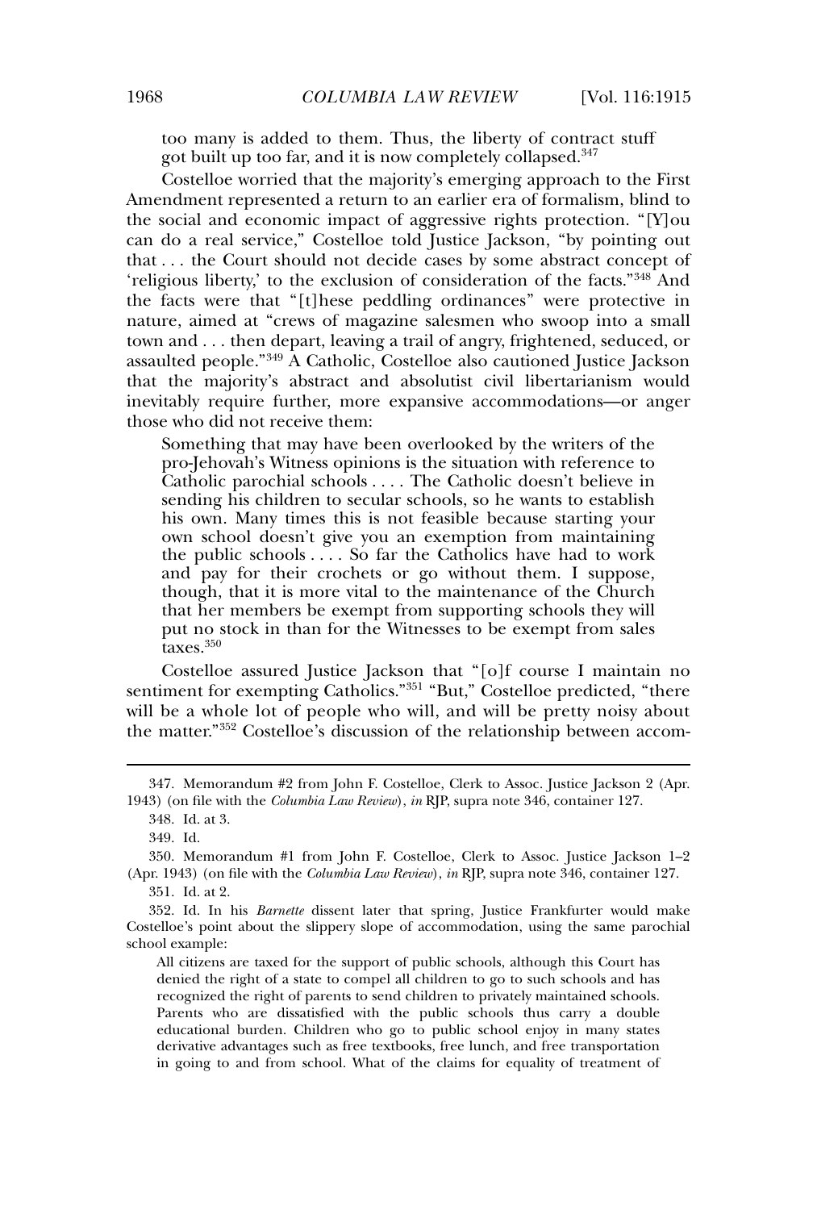too many is added to them. Thus, the liberty of contract stuff got built up too far, and it is now completely collapsed.[347]

Costelloe worried that the majority's emerging approach to the First Amendment represented a return to an earlier era of formalism, blind to the social and economic impact of aggressive rights protection. "[Y]ou can do a real service," Costelloe told Justice Jackson, "by pointing out that . . . the Court should not decide cases by some abstract concept of 'religious liberty,' to the exclusion of consideration of the facts."[348] And the facts were that "[t]hese peddling ordinances" were protective in nature, aimed at "crews of magazine salesmen who swoop into a small town and . . . then depart, leaving a trail of angry, frightened, seduced, or assaulted people."[349] A Catholic, Costelloe also cautioned Justice Jackson that the majority's abstract and absolutist civil libertarianism would inevitably require further, more expansive accommodations—or anger those who did not receive them:

> Something that may have been overlooked by the writers of the pro-Jehovah's Witness opinions is the situation with reference to Catholic parochial schools . . . . The Catholic doesn't believe in sending his children to secular schools, so he wants to establish his own. Many times this is not feasible because starting your own school doesn't give you an exemption from maintaining the public schools . . . . So far the Catholics have had to work and pay for their crochets or go without them. I suppose, though, that it is more vital to the maintenance of the Church that her members be exempt from supporting schools they will put no stock in than for the Witnesses to be exempt from sales taxes.[350]

Costelloe assured Justice Jackson that "[o]f course I maintain no sentiment for exempting Catholics."[351] "But," Costelloe predicted, "there will be a whole lot of people who will, and will be pretty noisy about the matter."[352] Costelloe's discussion of the relationship between accom-

---

347. Memorandum #2 from John F. Costelloe, Clerk to Assoc. Justice Jackson 2 (Apr. 1943) (on file with the *Columbia Law Review*), *in* RJP, supra note 346, container 127.

348. Id. at 3.

349. Id.

350. Memorandum #1 from John F. Costelloe, Clerk to Assoc. Justice Jackson 1–2 (Apr. 1943) (on file with the *Columbia Law Review*), *in* RJP, supra note 346, container 127.

351. Id. at 2.

352. Id. In his *Barnette* dissent later that spring, Justice Frankfurter would make Costelloe's point about the slippery slope of accommodation, using the same parochial school example:

> All citizens are taxed for the support of public schools, although this Court has denied the right of a state to compel all children to go to such schools and has recognized the right of parents to send children to privately maintained schools. Parents who are dissatisfied with the public schools thus carry a double educational burden. Children who go to public school enjoy in many states derivative advantages such as free textbooks, free lunch, and free transportation in going to and from school. What of the claims for equality of treatment of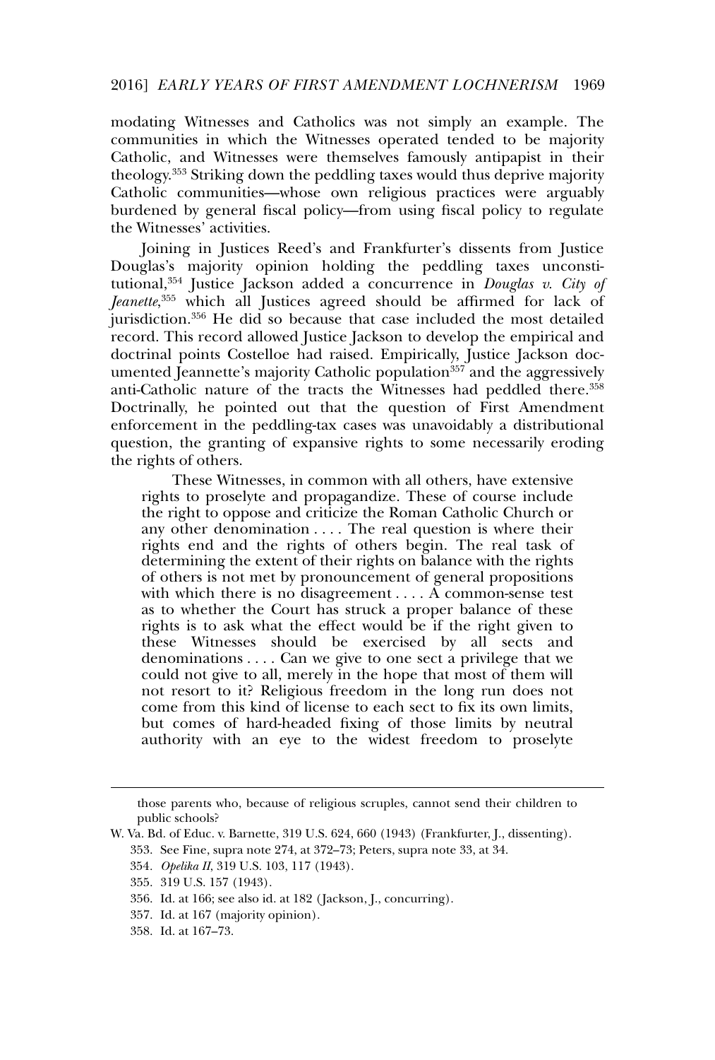modating Witnesses and Catholics was not simply an example. The communities in which the Witnesses operated tended to be majority Catholic, and Witnesses were themselves famously antipapist in their theology.[353] Striking down the peddling taxes would thus deprive majority Catholic communities—whose own religious practices were arguably burdened by general fiscal policy—from using fiscal policy to regulate the Witnesses' activities.

Joining in Justices Reed's and Frankfurter's dissents from Justice Douglas's majority opinion holding the peddling taxes unconstitutional,[354] Justice Jackson added a concurrence in *Douglas v. City of Jeanette*,[355] which all Justices agreed should be affirmed for lack of jurisdiction.[356] He did so because that case included the most detailed record. This record allowed Justice Jackson to develop the empirical and doctrinal points Costelloe had raised. Empirically, Justice Jackson documented Jeannette's majority Catholic population[357] and the aggressively anti-Catholic nature of the tracts the Witnesses had peddled there.[358] Doctrinally, he pointed out that the question of First Amendment enforcement in the peddling-tax cases was unavoidably a distributional question, the granting of expansive rights to some necessarily eroding the rights of others.

> These Witnesses, in common with all others, have extensive rights to proselyte and propagandize. These of course include the right to oppose and criticize the Roman Catholic Church or any other denomination . . . . The real question is where their rights end and the rights of others begin. The real task of determining the extent of their rights on balance with the rights of others is not met by pronouncement of general propositions with which there is no disagreement . . . . A common-sense test as to whether the Court has struck a proper balance of these rights is to ask what the effect would be if the right given to these Witnesses should be exercised by all sects and denominations . . . . Can we give to one sect a privilege that we could not give to all, merely in the hope that most of them will not resort to it? Religious freedom in the long run does not come from this kind of license to each sect to fix its own limits, but comes of hard-headed fixing of those limits by neutral authority with an eye to the widest freedom to proselyte

---

those parents who, because of religious scruples, cannot send their children to public schools?

W. Va. Bd. of Educ. v. Barnette, 319 U.S. 624, 660 (1943) (Frankfurter, J., dissenting).

353. See Fine, supra note 274, at 372–73; Peters, supra note 33, at 34.

354. *Opelika II*, 319 U.S. 103, 117 (1943).

355. 319 U.S. 157 (1943).

356. Id. at 166; see also id. at 182 (Jackson, J., concurring).

357. Id. at 167 (majority opinion).

358. Id. at 167–73.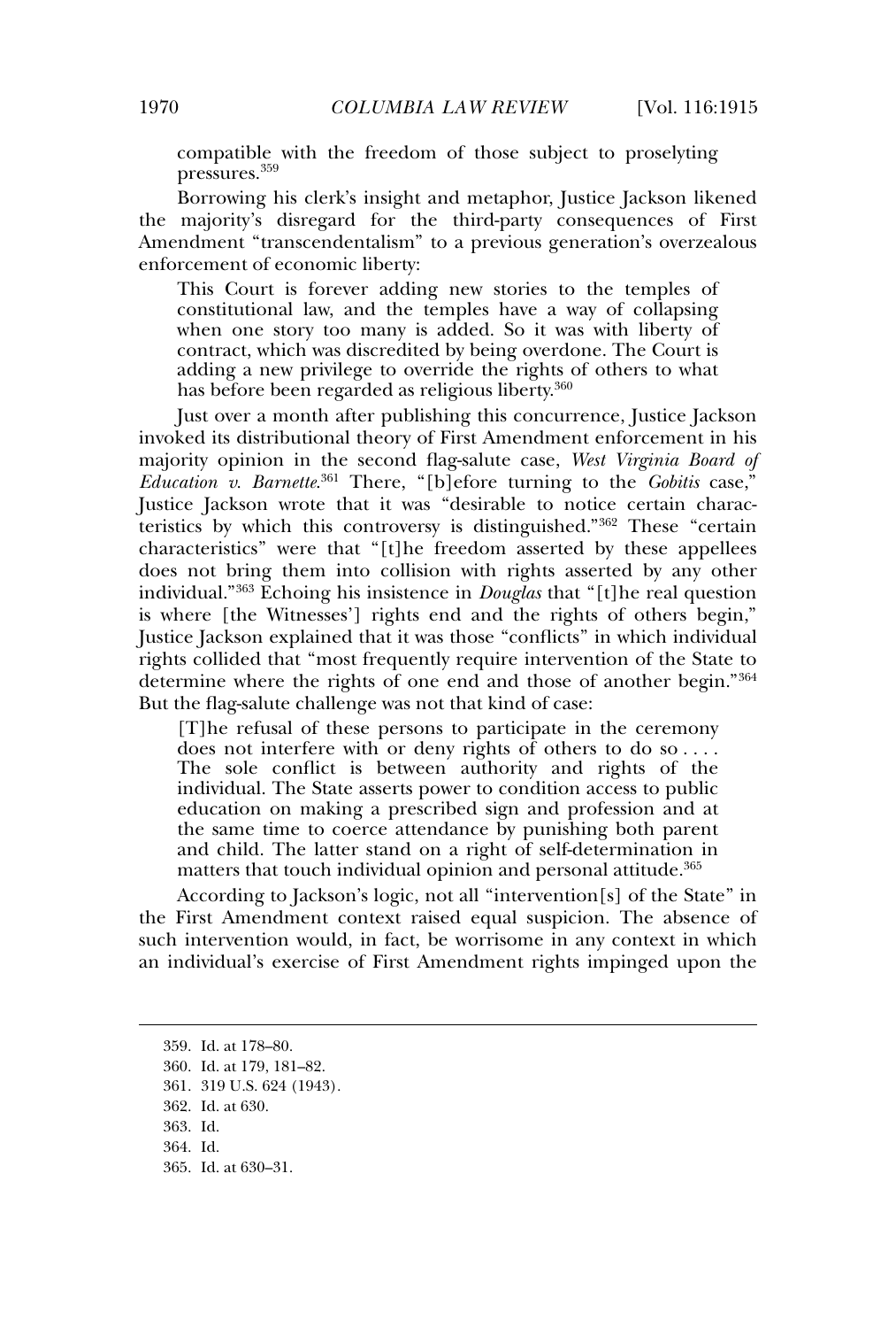compatible with the freedom of those subject to proselyting pressures.[359]

Borrowing his clerk's insight and metaphor, Justice Jackson likened the majority's disregard for the third-party consequences of First Amendment "transcendentalism" to a previous generation's overzealous enforcement of economic liberty:

> This Court is forever adding new stories to the temples of constitutional law, and the temples have a way of collapsing when one story too many is added. So it was with liberty of contract, which was discredited by being overdone. The Court is adding a new privilege to override the rights of others to what has before been regarded as religious liberty.[360]

Just over a month after publishing this concurrence, Justice Jackson invoked its distributional theory of First Amendment enforcement in his majority opinion in the second flag-salute case, *West Virginia Board of Education v. Barnette*.[361] There, "[b]efore turning to the *Gobitis* case," Justice Jackson wrote that it was "desirable to notice certain characteristics by which this controversy is distinguished."[362] These "certain characteristics" were that "[t]he freedom asserted by these appellees does not bring them into collision with rights asserted by any other individual."[363] Echoing his insistence in *Douglas* that "[t]he real question is where [the Witnesses'] rights end and the rights of others begin," Justice Jackson explained that it was those "conflicts" in which individual rights collided that "most frequently require intervention of the State to determine where the rights of one end and those of another begin."[364] But the flag-salute challenge was not that kind of case:

> [T]he refusal of these persons to participate in the ceremony does not interfere with or deny rights of others to do so . . . . The sole conflict is between authority and rights of the individual. The State asserts power to condition access to public education on making a prescribed sign and profession and at the same time to coerce attendance by punishing both parent and child. The latter stand on a right of self-determination in matters that touch individual opinion and personal attitude.[365]

According to Jackson's logic, not all "intervention[s] of the State" in the First Amendment context raised equal suspicion. The absence of such intervention would, in fact, be worrisome in any context in which an individual's exercise of First Amendment rights impinged upon the

---

359. Id. at 178–80.
360. Id. at 179, 181–82.
361. 319 U.S. 624 (1943).
362. Id. at 630.
363. Id.
364. Id.
365. Id. at 630–31.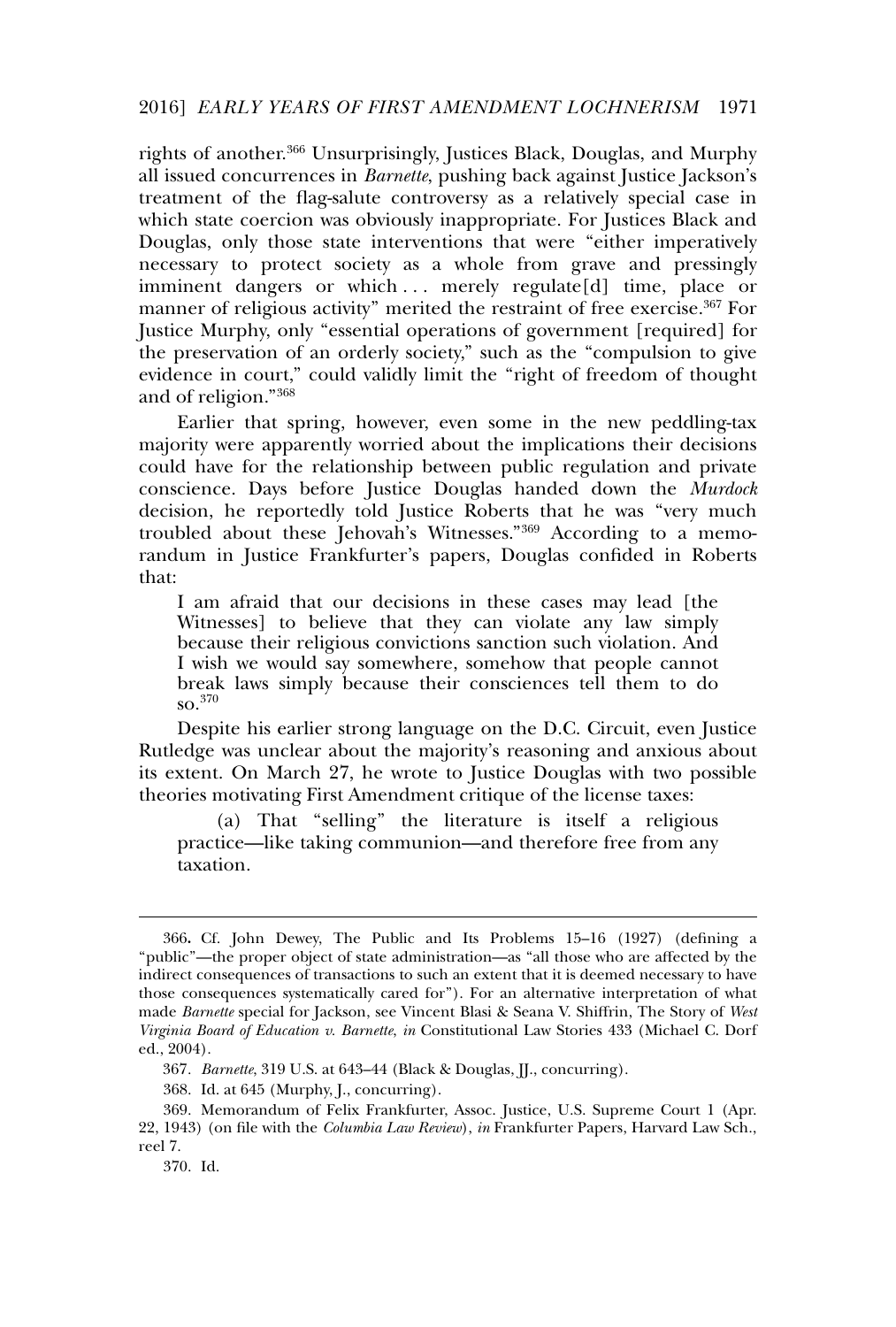rights of another.[366] Unsurprisingly, Justices Black, Douglas, and Murphy all issued concurrences in *Barnette*, pushing back against Justice Jackson's treatment of the flag-salute controversy as a relatively special case in which state coercion was obviously inappropriate. For Justices Black and Douglas, only those state interventions that were "either imperatively necessary to protect society as a whole from grave and pressingly imminent dangers or which . . . merely regulate[d] time, place or manner of religious activity" merited the restraint of free exercise.[367] For Justice Murphy, only "essential operations of government [required] for the preservation of an orderly society," such as the "compulsion to give evidence in court," could validly limit the "right of freedom of thought and of religion."[368]

Earlier that spring, however, even some in the new peddling-tax majority were apparently worried about the implications their decisions could have for the relationship between public regulation and private conscience. Days before Justice Douglas handed down the *Murdock* decision, he reportedly told Justice Roberts that he was "very much troubled about these Jehovah's Witnesses."[369] According to a memorandum in Justice Frankfurter's papers, Douglas confided in Roberts that:

> I am afraid that our decisions in these cases may lead [the Witnesses] to believe that they can violate any law simply because their religious convictions sanction such violation. And I wish we would say somewhere, somehow that people cannot break laws simply because their consciences tell them to do so.[370]

Despite his earlier strong language on the D.C. Circuit, even Justice Rutledge was unclear about the majority's reasoning and anxious about its extent. On March 27, he wrote to Justice Douglas with two possible theories motivating First Amendment critique of the license taxes:

> (a) That "selling" the literature is itself a religious practice—like taking communion—and therefore free from any taxation.

---

366. Cf. John Dewey, The Public and Its Problems 15–16 (1927) (defining a "public"—the proper object of state administration—as "all those who are affected by the indirect consequences of transactions to such an extent that it is deemed necessary to have those consequences systematically cared for"). For an alternative interpretation of what made *Barnette* special for Jackson, see Vincent Blasi & Seana V. Shiffrin, The Story of *West Virginia Board of Education v. Barnette*, *in* Constitutional Law Stories 433 (Michael C. Dorf ed., 2004).

367. *Barnette*, 319 U.S. at 643–44 (Black & Douglas, JJ., concurring).

368. Id. at 645 (Murphy, J., concurring).

369. Memorandum of Felix Frankfurter, Assoc. Justice, U.S. Supreme Court 1 (Apr. 22, 1943) (on file with the *Columbia Law Review*), *in* Frankfurter Papers, Harvard Law Sch., reel 7.

370. Id.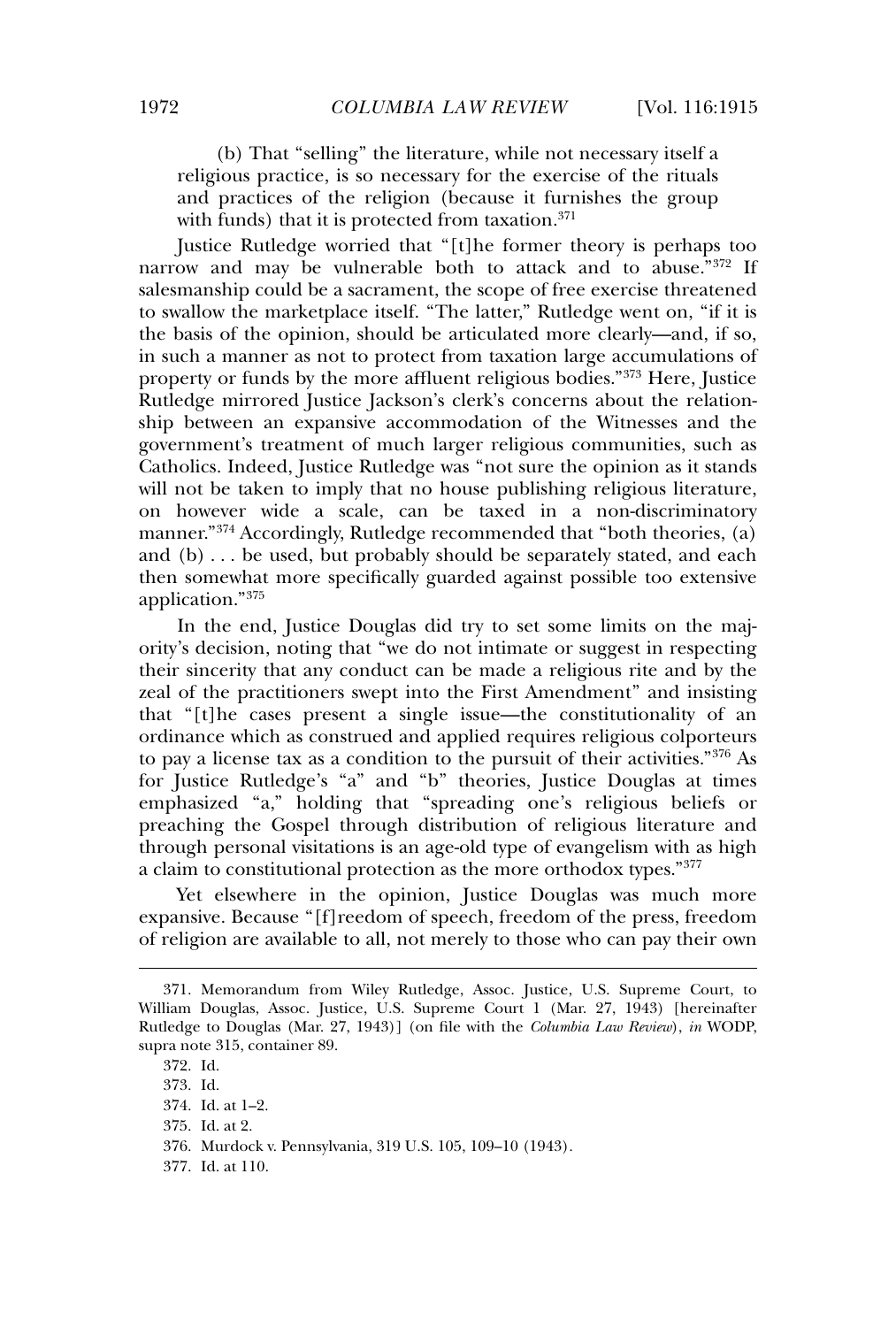(b) That "selling" the literature, while not necessary itself a religious practice, is so necessary for the exercise of the rituals and practices of the religion (because it furnishes the group with funds) that it is protected from taxation.[371]

Justice Rutledge worried that "[t]he former theory is perhaps too narrow and may be vulnerable both to attack and to abuse."[372] If salesmanship could be a sacrament, the scope of free exercise threatened to swallow the marketplace itself. "The latter," Rutledge went on, "if it is the basis of the opinion, should be articulated more clearly—and, if so, in such a manner as not to protect from taxation large accumulations of property or funds by the more affluent religious bodies."[373] Here, Justice Rutledge mirrored Justice Jackson's clerk's concerns about the relationship between an expansive accommodation of the Witnesses and the government's treatment of much larger religious communities, such as Catholics. Indeed, Justice Rutledge was "not sure the opinion as it stands will not be taken to imply that no house publishing religious literature, on however wide a scale, can be taxed in a non-discriminatory manner."[374] Accordingly, Rutledge recommended that "both theories, (a) and (b) . . . be used, but probably should be separately stated, and each then somewhat more specifically guarded against possible too extensive application."[375]

In the end, Justice Douglas did try to set some limits on the majority's decision, noting that "we do not intimate or suggest in respecting their sincerity that any conduct can be made a religious rite and by the zeal of the practitioners swept into the First Amendment" and insisting that "[t]he cases present a single issue—the constitutionality of an ordinance which as construed and applied requires religious colporteurs to pay a license tax as a condition to the pursuit of their activities."[376] As for Justice Rutledge's "a" and "b" theories, Justice Douglas at times emphasized "a," holding that "spreading one's religious beliefs or preaching the Gospel through distribution of religious literature and through personal visitations is an age-old type of evangelism with as high a claim to constitutional protection as the more orthodox types."[377]

Yet elsewhere in the opinion, Justice Douglas was much more expansive. Because "[f]reedom of speech, freedom of the press, freedom of religion are available to all, not merely to those who can pay their own

---

371. Memorandum from Wiley Rutledge, Assoc. Justice, U.S. Supreme Court, to William Douglas, Assoc. Justice, U.S. Supreme Court 1 (Mar. 27, 1943) [hereinafter Rutledge to Douglas (Mar. 27, 1943)] (on file with the *Columbia Law Review*), *in* WODP, supra note 315, container 89.

372. Id.

373. Id.

374. Id. at 1–2.

375. Id. at 2.

376. Murdock v. Pennsylvania, 319 U.S. 105, 109–10 (1943).

377. Id. at 110.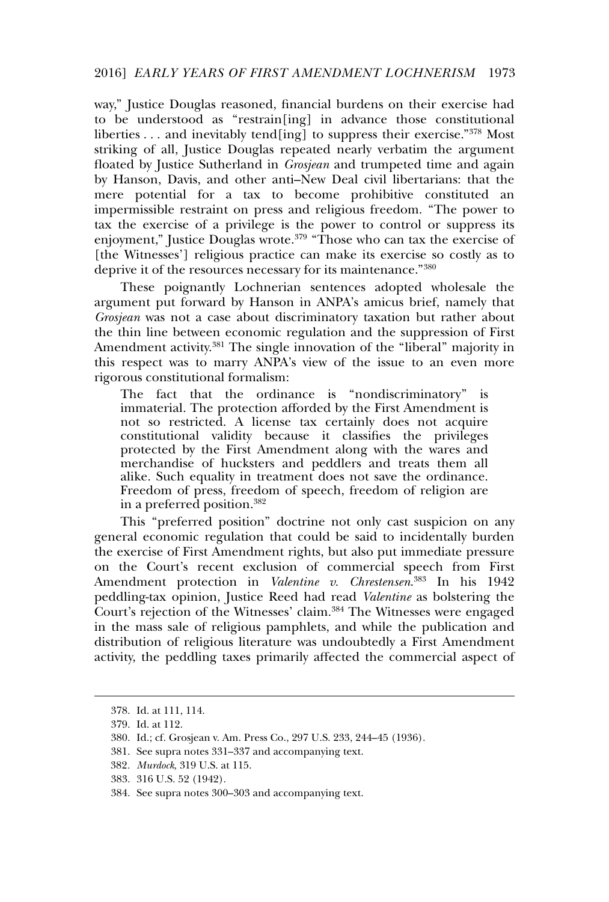way," Justice Douglas reasoned, financial burdens on their exercise had to be understood as "restrain[ing] in advance those constitutional liberties . . . and inevitably tend[ing] to suppress their exercise."[378] Most striking of all, Justice Douglas repeated nearly verbatim the argument floated by Justice Sutherland in *Grosjean* and trumpeted time and again by Hanson, Davis, and other anti–New Deal civil libertarians: that the mere potential for a tax to become prohibitive constituted an impermissible restraint on press and religious freedom. "The power to tax the exercise of a privilege is the power to control or suppress its enjoyment," Justice Douglas wrote.[379] "Those who can tax the exercise of [the Witnesses'] religious practice can make its exercise so costly as to deprive it of the resources necessary for its maintenance."[380]

These poignantly Lochnerian sentences adopted wholesale the argument put forward by Hanson in ANPA's amicus brief, namely that *Grosjean* was not a case about discriminatory taxation but rather about the thin line between economic regulation and the suppression of First Amendment activity.[381] The single innovation of the "liberal" majority in this respect was to marry ANPA's view of the issue to an even more rigorous constitutional formalism:

> The fact that the ordinance is "nondiscriminatory" is immaterial. The protection afforded by the First Amendment is not so restricted. A license tax certainly does not acquire constitutional validity because it classifies the privileges protected by the First Amendment along with the wares and merchandise of hucksters and peddlers and treats them all alike. Such equality in treatment does not save the ordinance. Freedom of press, freedom of speech, freedom of religion are in a preferred position.[382]

This "preferred position" doctrine not only cast suspicion on any general economic regulation that could be said to incidentally burden the exercise of First Amendment rights, but also put immediate pressure on the Court's recent exclusion of commercial speech from First Amendment protection in *Valentine v. Chrestensen*.[383] In his 1942 peddling-tax opinion, Justice Reed had read *Valentine* as bolstering the Court's rejection of the Witnesses' claim.[384] The Witnesses were engaged in the mass sale of religious pamphlets, and while the publication and distribution of religious literature was undoubtedly a First Amendment activity, the peddling taxes primarily affected the commercial aspect of

---

378. Id. at 111, 114.

379. Id. at 112.

380. Id.; cf. Grosjean v. Am. Press Co., 297 U.S. 233, 244–45 (1936).

381. See supra notes 331–337 and accompanying text.

382. *Murdock*, 319 U.S. at 115.

383. 316 U.S. 52 (1942).

384. See supra notes 300–303 and accompanying text.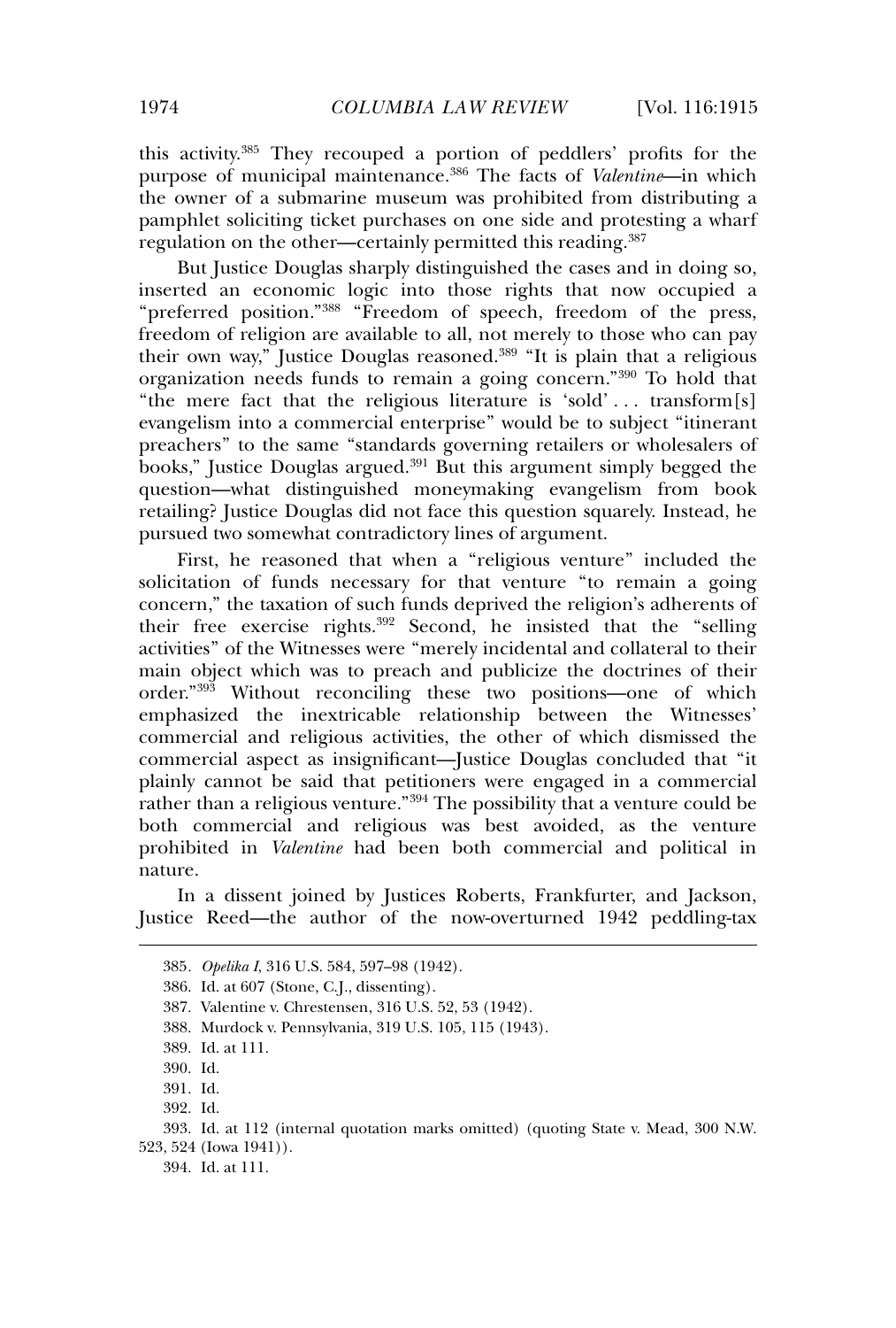this activity.[385] They recouped a portion of peddlers' profits for the purpose of municipal maintenance.[386] The facts of *Valentine*—in which the owner of a submarine museum was prohibited from distributing a pamphlet soliciting ticket purchases on one side and protesting a wharf regulation on the other—certainly permitted this reading.[387]

But Justice Douglas sharply distinguished the cases and in doing so, inserted an economic logic into those rights that now occupied a "preferred position."[388] "Freedom of speech, freedom of the press, freedom of religion are available to all, not merely to those who can pay their own way," Justice Douglas reasoned.[389] "It is plain that a religious organization needs funds to remain a going concern."[390] To hold that "the mere fact that the religious literature is 'sold' . . . transform[s] evangelism into a commercial enterprise" would be to subject "itinerant preachers" to the same "standards governing retailers or wholesalers of books," Justice Douglas argued.[391] But this argument simply begged the question—what distinguished moneymaking evangelism from book retailing? Justice Douglas did not face this question squarely. Instead, he pursued two somewhat contradictory lines of argument.

First, he reasoned that when a "religious venture" included the solicitation of funds necessary for that venture "to remain a going concern," the taxation of such funds deprived the religion's adherents of their free exercise rights.[392] Second, he insisted that the "selling activities" of the Witnesses were "merely incidental and collateral to their main object which was to preach and publicize the doctrines of their order."[393] Without reconciling these two positions—one of which emphasized the inextricable relationship between the Witnesses' commercial and religious activities, the other of which dismissed the commercial aspect as insignificant—Justice Douglas concluded that "it plainly cannot be said that petitioners were engaged in a commercial rather than a religious venture."[394] The possibility that a venture could be both commercial and religious was best avoided, as the venture prohibited in *Valentine* had been both commercial and political in nature.

In a dissent joined by Justices Roberts, Frankfurter, and Jackson, Justice Reed—the author of the now-overturned 1942 peddling-tax

---

385. *Opelika I*, 316 U.S. 584, 597–98 (1942).

386. Id. at 607 (Stone, C.J., dissenting).

387. Valentine v. Chrestensen, 316 U.S. 52, 53 (1942).

388. Murdock v. Pennsylvania, 319 U.S. 105, 115 (1943).

389. Id. at 111.

390. Id.

391. Id.

392. Id.

393. Id. at 112 (internal quotation marks omitted) (quoting State v. Mead, 300 N.W. 523, 524 (Iowa 1941)).

394. Id. at 111.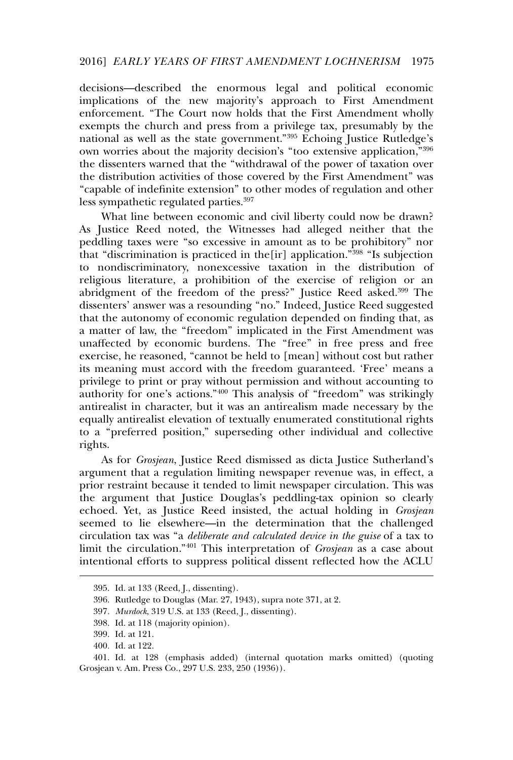decisions—described the enormous legal and political economic implications of the new majority's approach to First Amendment enforcement. "The Court now holds that the First Amendment wholly exempts the church and press from a privilege tax, presumably by the national as well as the state government."[395] Echoing Justice Rutledge's own worries about the majority decision's "too extensive application,"[396] the dissenters warned that the "withdrawal of the power of taxation over the distribution activities of those covered by the First Amendment" was "capable of indefinite extension" to other modes of regulation and other less sympathetic regulated parties.[397]

What line between economic and civil liberty could now be drawn? As Justice Reed noted, the Witnesses had alleged neither that the peddling taxes were "so excessive in amount as to be prohibitory" nor that "discrimination is practiced in the[ir] application."[398] "Is subjection to nondiscriminatory, nonexcessive taxation in the distribution of religious literature, a prohibition of the exercise of religion or an abridgment of the freedom of the press?" Justice Reed asked.[399] The dissenters' answer was a resounding "no." Indeed, Justice Reed suggested that the autonomy of economic regulation depended on finding that, as a matter of law, the "freedom" implicated in the First Amendment was unaffected by economic burdens. The "free" in free press and free exercise, he reasoned, "cannot be held to [mean] without cost but rather its meaning must accord with the freedom guaranteed. 'Free' means a privilege to print or pray without permission and without accounting to authority for one's actions."[400] This analysis of "freedom" was strikingly antirealist in character, but it was an antirealism made necessary by the equally antirealist elevation of textually enumerated constitutional rights to a "preferred position," superseding other individual and collective rights.

As for *Grosjean*, Justice Reed dismissed as dicta Justice Sutherland's argument that a regulation limiting newspaper revenue was, in effect, a prior restraint because it tended to limit newspaper circulation. This was the argument that Justice Douglas's peddling-tax opinion so clearly echoed. Yet, as Justice Reed insisted, the actual holding in *Grosjean* seemed to lie elsewhere—in the determination that the challenged circulation tax was "a *deliberate and calculated device in the guise* of a tax to limit the circulation."[401] This interpretation of *Grosjean* as a case about intentional efforts to suppress political dissent reflected how the ACLU

---

395. Id. at 133 (Reed, J., dissenting).

396. Rutledge to Douglas (Mar. 27, 1943), supra note 371, at 2.

397. *Murdock*, 319 U.S. at 133 (Reed, J., dissenting).

398. Id. at 118 (majority opinion).

399. Id. at 121.

400. Id. at 122.

401. Id. at 128 (emphasis added) (internal quotation marks omitted) (quoting Grosjean v. Am. Press Co., 297 U.S. 233, 250 (1936)).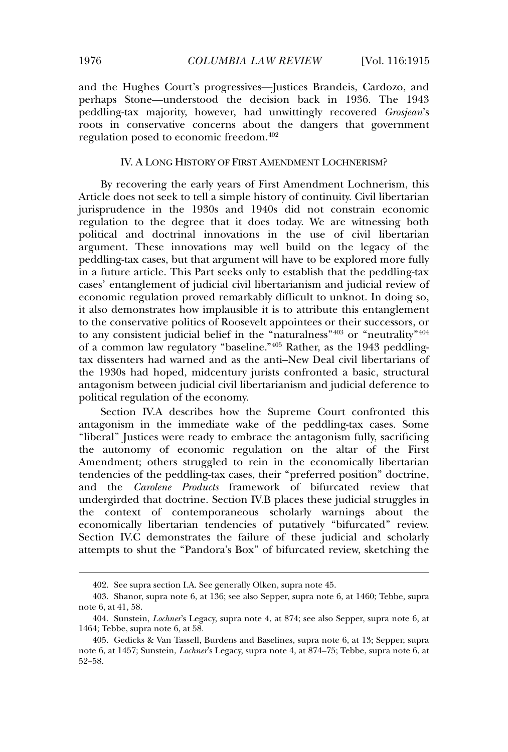and the Hughes Court's progressives—Justices Brandeis, Cardozo, and perhaps Stone—understood the decision back in 1936. The 1943 peddling-tax majority, however, had unwittingly recovered *Grosjean*'s roots in conservative concerns about the dangers that government regulation posed to economic freedom.[402]

## IV. A LONG HISTORY OF FIRST AMENDMENT LOCHNERISM?

By recovering the early years of First Amendment Lochnerism, this Article does not seek to tell a simple history of continuity. Civil libertarian jurisprudence in the 1930s and 1940s did not constrain economic regulation to the degree that it does today. We are witnessing both political and doctrinal innovations in the use of civil libertarian argument. These innovations may well build on the legacy of the peddling-tax cases, but that argument will have to be explored more fully in a future article. This Part seeks only to establish that the peddling-tax cases' entanglement of judicial civil libertarianism and judicial review of economic regulation proved remarkably difficult to unknot. In doing so, it also demonstrates how implausible it is to attribute this entanglement to the conservative politics of Roosevelt appointees or their successors, or to any consistent judicial belief in the "naturalness"[403] or "neutrality"[404] of a common law regulatory "baseline."[405] Rather, as the 1943 peddling-tax dissenters had warned and as the anti–New Deal civil libertarians of the 1930s had hoped, midcentury jurists confronted a basic, structural antagonism between judicial civil libertarianism and judicial deference to political regulation of the economy.

Section IV.A describes how the Supreme Court confronted this antagonism in the immediate wake of the peddling-tax cases. Some "liberal" Justices were ready to embrace the antagonism fully, sacrificing the autonomy of economic regulation on the altar of the First Amendment; others struggled to rein in the economically libertarian tendencies of the peddling-tax cases, their "preferred position" doctrine, and the *Carolene Products* framework of bifurcated review that undergirded that doctrine. Section IV.B places these judicial struggles in the context of contemporaneous scholarly warnings about the economically libertarian tendencies of putatively "bifurcated" review. Section IV.C demonstrates the failure of these judicial and scholarly attempts to shut the "Pandora's Box" of bifurcated review, sketching the

---

402. See supra section I.A. See generally Olken, supra note 45.

403. Shanor, supra note 6, at 136; see also Sepper, supra note 6, at 1460; Tebbe, supra note 6, at 41, 58.

404. Sunstein, *Lochner*'s Legacy, supra note 4, at 874; see also Sepper, supra note 6, at 1464; Tebbe, supra note 6, at 58.

405. Gedicks & Van Tassell, Burdens and Baselines, supra note 6, at 13; Sepper, supra note 6, at 1457; Sunstein, *Lochner*'s Legacy, supra note 4, at 874–75; Tebbe, supra note 6, at 52–58.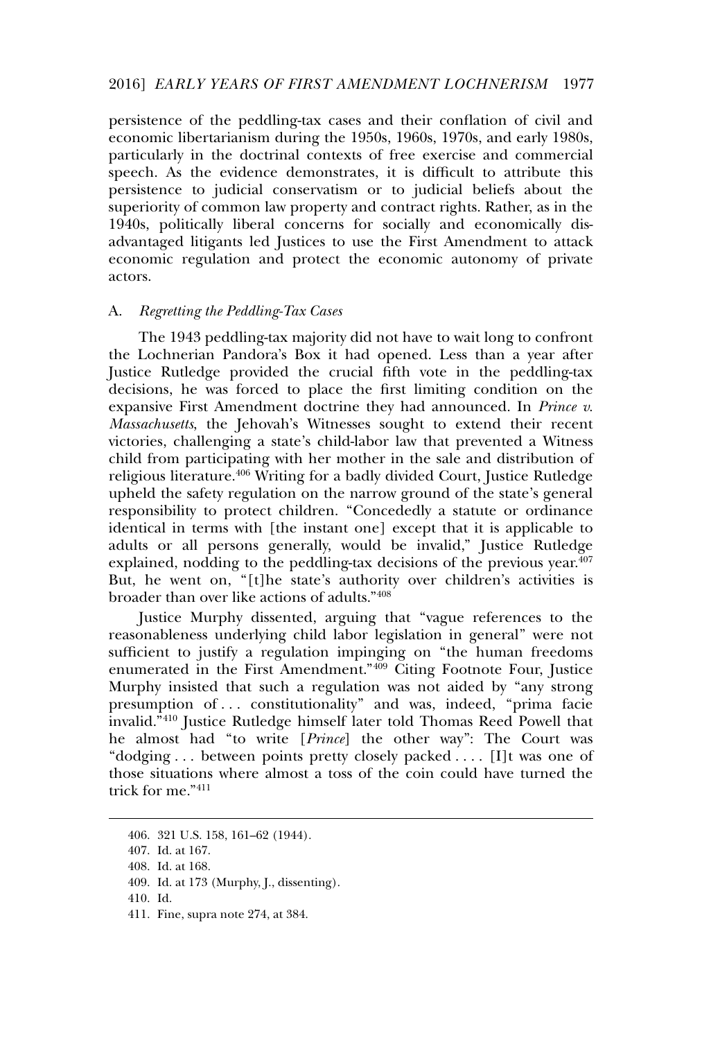persistence of the peddling-tax cases and their conflation of civil and economic libertarianism during the 1950s, 1960s, 1970s, and early 1980s, particularly in the doctrinal contexts of free exercise and commercial speech. As the evidence demonstrates, it is difficult to attribute this persistence to judicial conservatism or to judicial beliefs about the superiority of common law property and contract rights. Rather, as in the 1940s, politically liberal concerns for socially and economically disadvantaged litigants led Justices to use the First Amendment to attack economic regulation and protect the economic autonomy of private actors.

### A. *Regretting the Peddling-Tax Cases*

The 1943 peddling-tax majority did not have to wait long to confront the Lochnerian Pandora's Box it had opened. Less than a year after Justice Rutledge provided the crucial fifth vote in the peddling-tax decisions, he was forced to place the first limiting condition on the expansive First Amendment doctrine they had announced. In *Prince v. Massachusetts*, the Jehovah's Witnesses sought to extend their recent victories, challenging a state's child-labor law that prevented a Witness child from participating with her mother in the sale and distribution of religious literature.[406] Writing for a badly divided Court, Justice Rutledge upheld the safety regulation on the narrow ground of the state's general responsibility to protect children. "Concededly a statute or ordinance identical in terms with [the instant one] except that it is applicable to adults or all persons generally, would be invalid," Justice Rutledge explained, nodding to the peddling-tax decisions of the previous year.[407] But, he went on, "[t]he state's authority over children's activities is broader than over like actions of adults."[408]

Justice Murphy dissented, arguing that "vague references to the reasonableness underlying child labor legislation in general" were not sufficient to justify a regulation impinging on "the human freedoms enumerated in the First Amendment."[409] Citing Footnote Four, Justice Murphy insisted that such a regulation was not aided by "any strong presumption of . . . constitutionality" and was, indeed, "prima facie invalid."[410] Justice Rutledge himself later told Thomas Reed Powell that he almost had "to write [*Prince*] the other way": The Court was "dodging . . . between points pretty closely packed . . . . [I]t was one of those situations where almost a toss of the coin could have turned the trick for me."[411]

---

406. 321 U.S. 158, 161–62 (1944).

407. Id. at 167.

408. Id. at 168.

409. Id. at 173 (Murphy, J., dissenting).

410. Id.

411. Fine, supra note 274, at 384.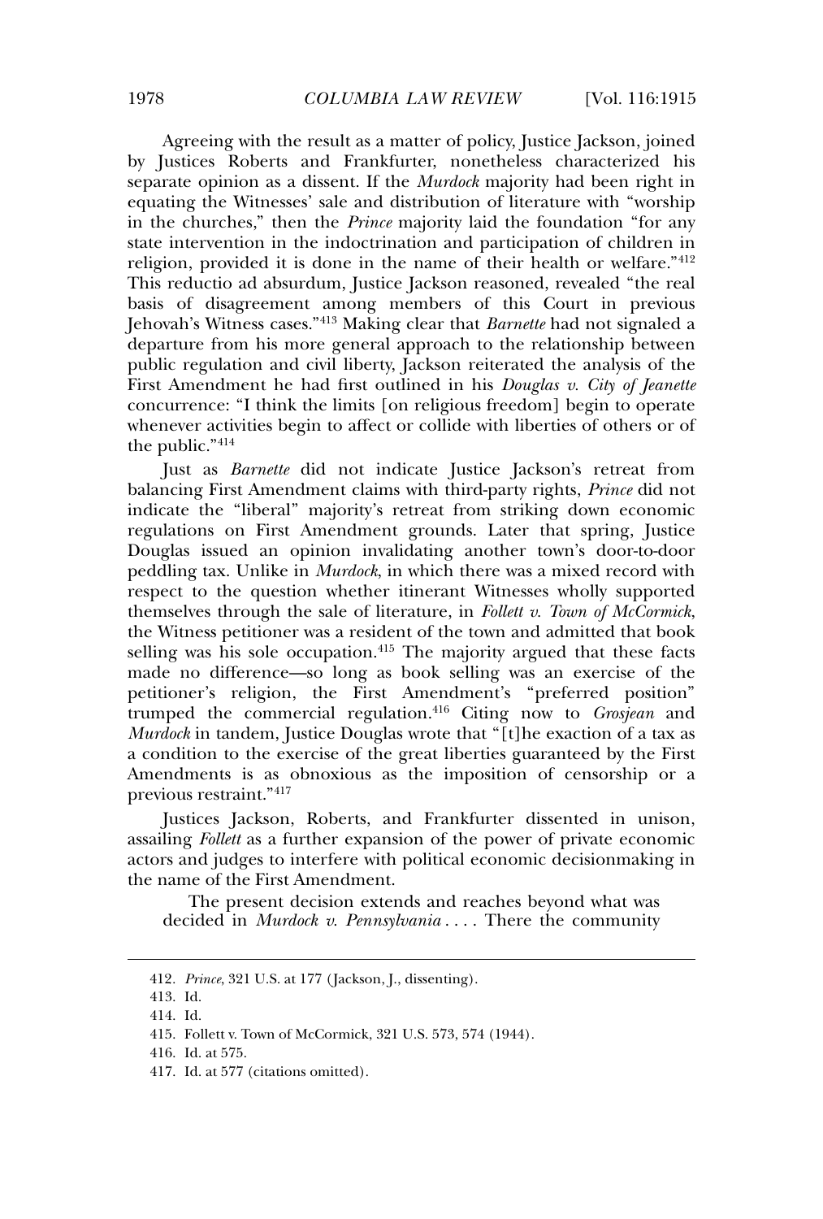Agreeing with the result as a matter of policy, Justice Jackson, joined by Justices Roberts and Frankfurter, nonetheless characterized his separate opinion as a dissent. If the *Murdock* majority had been right in equating the Witnesses' sale and distribution of literature with "worship in the churches," then the *Prince* majority laid the foundation "for any state intervention in the indoctrination and participation of children in religion, provided it is done in the name of their health or welfare."[412] This reductio ad absurdum, Justice Jackson reasoned, revealed "the real basis of disagreement among members of this Court in previous Jehovah's Witness cases."[413] Making clear that *Barnette* had not signaled a departure from his more general approach to the relationship between public regulation and civil liberty, Jackson reiterated the analysis of the First Amendment he had first outlined in his *Douglas v. City of Jeanette* concurrence: "I think the limits [on religious freedom] begin to operate whenever activities begin to affect or collide with liberties of others or of the public."[414]

Just as *Barnette* did not indicate Justice Jackson's retreat from balancing First Amendment claims with third-party rights, *Prince* did not indicate the "liberal" majority's retreat from striking down economic regulations on First Amendment grounds. Later that spring, Justice Douglas issued an opinion invalidating another town's door-to-door peddling tax. Unlike in *Murdock*, in which there was a mixed record with respect to the question whether itinerant Witnesses wholly supported themselves through the sale of literature, in *Follett v. Town of McCormick*, the Witness petitioner was a resident of the town and admitted that book selling was his sole occupation.[415] The majority argued that these facts made no difference—so long as book selling was an exercise of the petitioner's religion, the First Amendment's "preferred position" trumped the commercial regulation.[416] Citing now to *Grosjean* and *Murdock* in tandem, Justice Douglas wrote that "[t]he exaction of a tax as a condition to the exercise of the great liberties guaranteed by the First Amendments is as obnoxious as the imposition of censorship or a previous restraint."[417]

Justices Jackson, Roberts, and Frankfurter dissented in unison, assailing *Follett* as a further expansion of the power of private economic actors and judges to interfere with political economic decisionmaking in the name of the First Amendment.

> The present decision extends and reaches beyond what was decided in *Murdock v. Pennsylvania* . . . . There the community

---

412. *Prince*, 321 U.S. at 177 (Jackson, J., dissenting).

413. Id.

414. Id.

415. Follett v. Town of McCormick, 321 U.S. 573, 574 (1944).

416. Id. at 575.

417. Id. at 577 (citations omitted).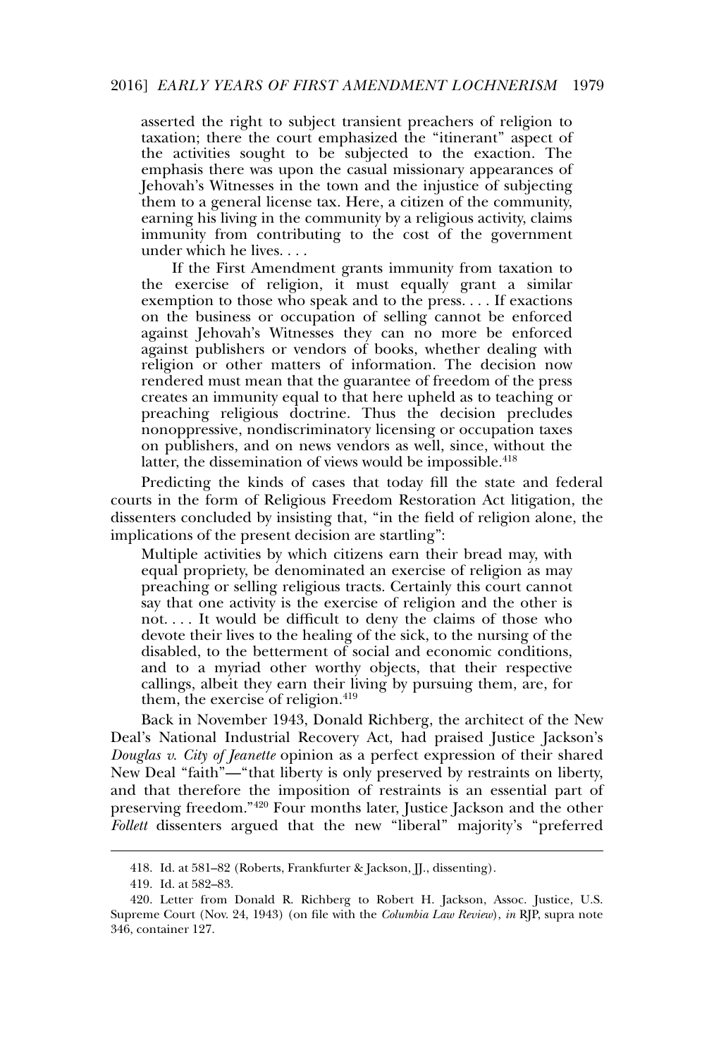> asserted the right to subject transient preachers of religion to taxation; there the court emphasized the "itinerant" aspect of the activities sought to be subjected to the exaction. The emphasis there was upon the casual missionary appearances of Jehovah's Witnesses in the town and the injustice of subjecting them to a general license tax. Here, a citizen of the community, earning his living in the community by a religious activity, claims immunity from contributing to the cost of the government under which he lives. . . .
>
> If the First Amendment grants immunity from taxation to the exercise of religion, it must equally grant a similar exemption to those who speak and to the press. . . . If exactions on the business or occupation of selling cannot be enforced against Jehovah's Witnesses they can no more be enforced against publishers or vendors of books, whether dealing with religion or other matters of information. The decision now rendered must mean that the guarantee of freedom of the press creates an immunity equal to that here upheld as to teaching or preaching religious doctrine. Thus the decision precludes nonoppressive, nondiscriminatory licensing or occupation taxes on publishers, and on news vendors as well, since, without the latter, the dissemination of views would be impossible.[418]

Predicting the kinds of cases that today fill the state and federal courts in the form of Religious Freedom Restoration Act litigation, the dissenters concluded by insisting that, "in the field of religion alone, the implications of the present decision are startling":

> Multiple activities by which citizens earn their bread may, with equal propriety, be denominated an exercise of religion as may preaching or selling religious tracts. Certainly this court cannot say that one activity is the exercise of religion and the other is not. . . . It would be difficult to deny the claims of those who devote their lives to the healing of the sick, to the nursing of the disabled, to the betterment of social and economic conditions, and to a myriad other worthy objects, that their respective callings, albeit they earn their living by pursuing them, are, for them, the exercise of religion.[419]

Back in November 1943, Donald Richberg, the architect of the New Deal's National Industrial Recovery Act, had praised Justice Jackson's *Douglas v. City of Jeanette* opinion as a perfect expression of their shared New Deal "faith"—"that liberty is only preserved by restraints on liberty, and that therefore the imposition of restraints is an essential part of preserving freedom."[420] Four months later, Justice Jackson and the other *Follett* dissenters argued that the new "liberal" majority's "preferred

---

418. Id. at 581–82 (Roberts, Frankfurter & Jackson, JJ., dissenting).

419. Id. at 582–83.

420. Letter from Donald R. Richberg to Robert H. Jackson, Assoc. Justice, U.S. Supreme Court (Nov. 24, 1943) (on file with the *Columbia Law Review*), *in* RJP, supra note 346, container 127.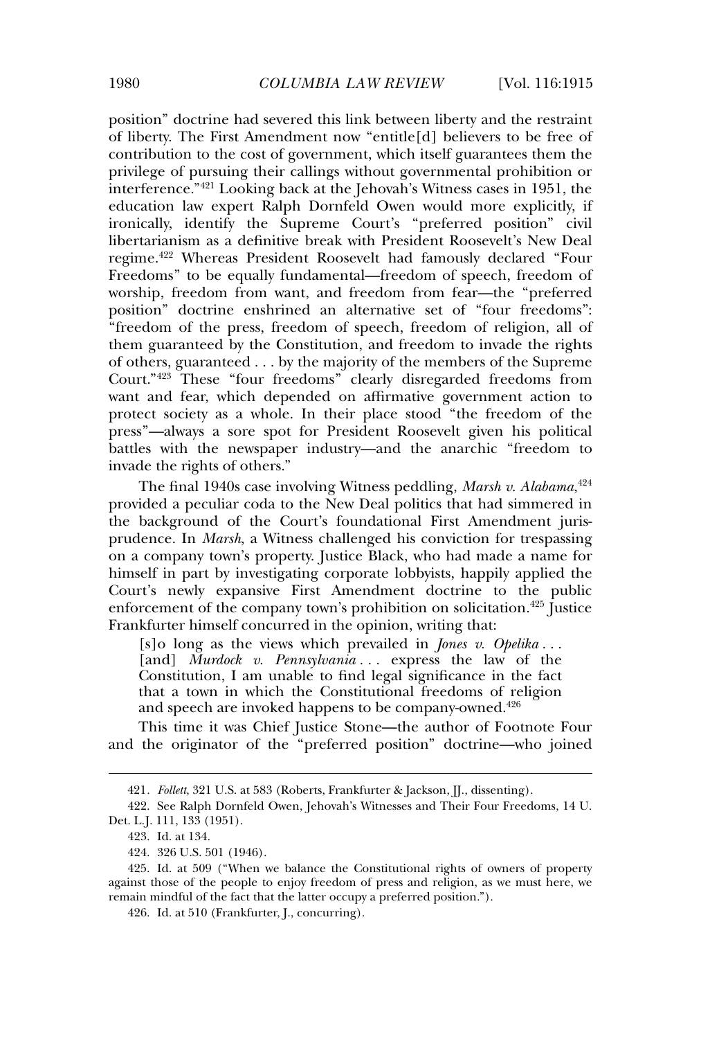position" doctrine had severed this link between liberty and the restraint of liberty. The First Amendment now "entitle[d] believers to be free of contribution to the cost of government, which itself guarantees them the privilege of pursuing their callings without governmental prohibition or interference."[421] Looking back at the Jehovah's Witness cases in 1951, the education law expert Ralph Dornfeld Owen would more explicitly, if ironically, identify the Supreme Court's "preferred position" civil libertarianism as a definitive break with President Roosevelt's New Deal regime.[422] Whereas President Roosevelt had famously declared "Four Freedoms" to be equally fundamental—freedom of speech, freedom of worship, freedom from want, and freedom from fear—the "preferred position" doctrine enshrined an alternative set of "four freedoms": "freedom of the press, freedom of speech, freedom of religion, all of them guaranteed by the Constitution, and freedom to invade the rights of others, guaranteed . . . by the majority of the members of the Supreme Court."[423] These "four freedoms" clearly disregarded freedoms from want and fear, which depended on affirmative government action to protect society as a whole. In their place stood "the freedom of the press"—always a sore spot for President Roosevelt given his political battles with the newspaper industry—and the anarchic "freedom to invade the rights of others."

The final 1940s case involving Witness peddling, *Marsh v. Alabama*,[424] provided a peculiar coda to the New Deal politics that had simmered in the background of the Court's foundational First Amendment jurisprudence. In *Marsh*, a Witness challenged his conviction for trespassing on a company town's property. Justice Black, who had made a name for himself in part by investigating corporate lobbyists, happily applied the Court's newly expansive First Amendment doctrine to the public enforcement of the company town's prohibition on solicitation.[425] Justice Frankfurter himself concurred in the opinion, writing that:

> [s]o long as the views which prevailed in *Jones v. Opelika* . . . [and] *Murdock v. Pennsylvania* . . . express the law of the Constitution, I am unable to find legal significance in the fact that a town in which the Constitutional freedoms of religion and speech are invoked happens to be company-owned.[426]

This time it was Chief Justice Stone—the author of Footnote Four and the originator of the "preferred position" doctrine—who joined

---

421. *Follett*, 321 U.S. at 583 (Roberts, Frankfurter & Jackson, JJ., dissenting).

422. See Ralph Dornfeld Owen, Jehovah's Witnesses and Their Four Freedoms, 14 U. Det. L.J. 111, 133 (1951).

423. Id. at 134.

424. 326 U.S. 501 (1946).

425. Id. at 509 ("When we balance the Constitutional rights of owners of property against those of the people to enjoy freedom of press and religion, as we must here, we remain mindful of the fact that the latter occupy a preferred position.").

426. Id. at 510 (Frankfurter, J., concurring).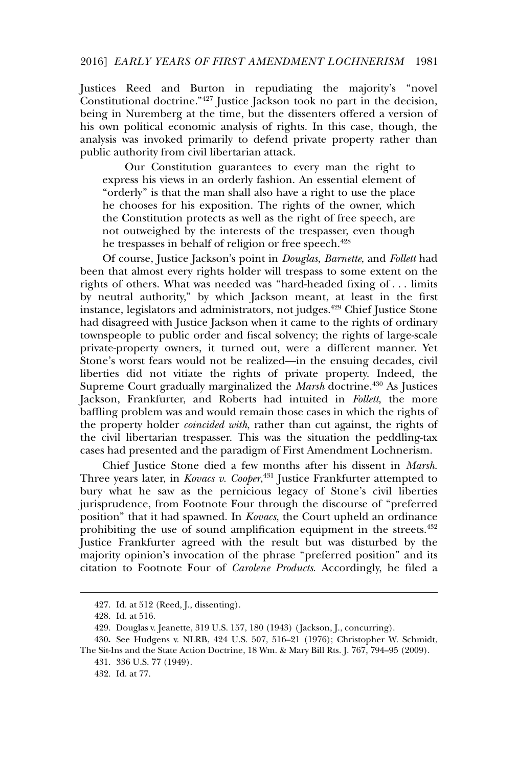Justices Reed and Burton in repudiating the majority's "novel Constitutional doctrine."[427] Justice Jackson took no part in the decision, being in Nuremberg at the time, but the dissenters offered a version of his own political economic analysis of rights. In this case, though, the analysis was invoked primarily to defend private property rather than public authority from civil libertarian attack.

> Our Constitution guarantees to every man the right to express his views in an orderly fashion. An essential element of "orderly" is that the man shall also have a right to use the place he chooses for his exposition. The rights of the owner, which the Constitution protects as well as the right of free speech, are not outweighed by the interests of the trespasser, even though he trespasses in behalf of religion or free speech.[428]

Of course, Justice Jackson's point in *Douglas*, *Barnette*, and *Follett* had been that almost every rights holder will trespass to some extent on the rights of others. What was needed was "hard-headed fixing of . . . limits by neutral authority," by which Jackson meant, at least in the first instance, legislators and administrators, not judges.[429] Chief Justice Stone had disagreed with Justice Jackson when it came to the rights of ordinary townspeople to public order and fiscal solvency; the rights of large-scale private-property owners, it turned out, were a different manner. Yet Stone's worst fears would not be realized—in the ensuing decades, civil liberties did not vitiate the rights of private property. Indeed, the Supreme Court gradually marginalized the *Marsh* doctrine.[430] As Justices Jackson, Frankfurter, and Roberts had intuited in *Follett*, the more baffling problem was and would remain those cases in which the rights of the property holder *coincided with*, rather than cut against, the rights of the civil libertarian trespasser. This was the situation the peddling-tax cases had presented and the paradigm of First Amendment Lochnerism.

Chief Justice Stone died a few months after his dissent in *Marsh*. Three years later, in *Kovacs v. Cooper*,[431] Justice Frankfurter attempted to bury what he saw as the pernicious legacy of Stone's civil liberties jurisprudence, from Footnote Four through the discourse of "preferred position" that it had spawned. In *Kovacs*, the Court upheld an ordinance prohibiting the use of sound amplification equipment in the streets.[432] Justice Frankfurter agreed with the result but was disturbed by the majority opinion's invocation of the phrase "preferred position" and its citation to Footnote Four of *Carolene Products*. Accordingly, he filed a

---

427. Id. at 512 (Reed, J., dissenting).

428. Id. at 516.

429. Douglas v. Jeanette, 319 U.S. 157, 180 (1943) (Jackson, J., concurring).

430. See Hudgens v. NLRB, 424 U.S. 507, 516–21 (1976); Christopher W. Schmidt, The Sit-Ins and the State Action Doctrine, 18 Wm. & Mary Bill Rts. J. 767, 794–95 (2009).

431. 336 U.S. 77 (1949).

432. Id. at 77.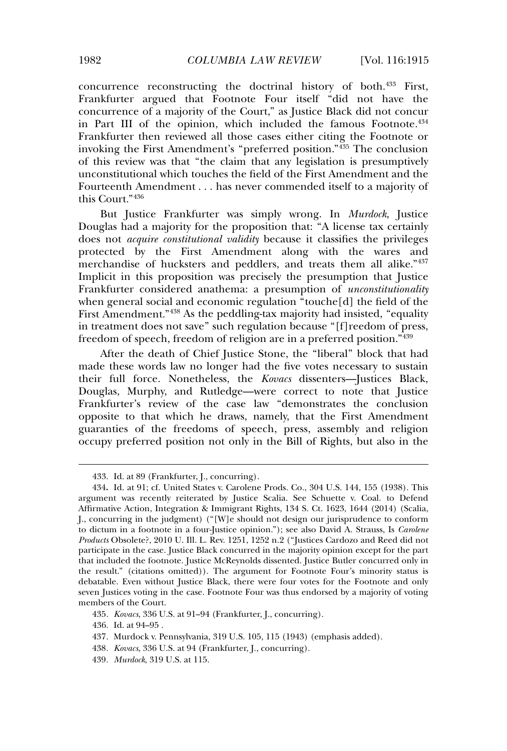concurrence reconstructing the doctrinal history of both.[433] First, Frankfurter argued that Footnote Four itself "did not have the concurrence of a majority of the Court," as Justice Black did not concur in Part III of the opinion, which included the famous Footnote.[434] Frankfurter then reviewed all those cases either citing the Footnote or invoking the First Amendment's "preferred position."[435] The conclusion of this review was that "the claim that any legislation is presumptively unconstitutional which touches the field of the First Amendment and the Fourteenth Amendment . . . has never commended itself to a majority of this Court."[436]

But Justice Frankfurter was simply wrong. In *Murdock*, Justice Douglas had a majority for the proposition that: "A license tax certainly does not *acquire constitutional validity* because it classifies the privileges protected by the First Amendment along with the wares and merchandise of hucksters and peddlers, and treats them all alike."[437] Implicit in this proposition was precisely the presumption that Justice Frankfurter considered anathema: a presumption of *unconstitutionality* when general social and economic regulation "touche[d] the field of the First Amendment."[438] As the peddling-tax majority had insisted, "equality in treatment does not save" such regulation because "[f]reedom of press, freedom of speech, freedom of religion are in a preferred position."[439]

After the death of Chief Justice Stone, the "liberal" block that had made these words law no longer had the five votes necessary to sustain their full force. Nonetheless, the *Kovacs* dissenters—Justices Black, Douglas, Murphy, and Rutledge—were correct to note that Justice Frankfurter's review of the case law "demonstrates the conclusion opposite to that which he draws, namely, that the First Amendment guaranties of the freedoms of speech, press, assembly and religion occupy preferred position not only in the Bill of Rights, but also in the

---

433. Id. at 89 (Frankfurter, J., concurring).

434. Id. at 91; cf. United States v. Carolene Prods. Co., 304 U.S. 144, 155 (1938). This argument was recently reiterated by Justice Scalia. See Schuette v. Coal. to Defend Affirmative Action, Integration & Immigrant Rights, 134 S. Ct. 1623, 1644 (2014) (Scalia, J., concurring in the judgment) ("[W]e should not design our jurisprudence to conform to dictum in a footnote in a four-Justice opinion."); see also David A. Strauss, Is *Carolene Products* Obsolete?, 2010 U. Ill. L. Rev. 1251, 1252 n.2 ("Justices Cardozo and Reed did not participate in the case. Justice Black concurred in the majority opinion except for the part that included the footnote. Justice McReynolds dissented. Justice Butler concurred only in the result." (citations omitted)). The argument for Footnote Four's minority status is debatable. Even without Justice Black, there were four votes for the Footnote and only seven Justices voting in the case. Footnote Four was thus endorsed by a majority of voting members of the Court.

435. *Kovacs*, 336 U.S. at 91–94 (Frankfurter, J., concurring).

436. Id. at 94–95 .

437. Murdock v. Pennsylvania, 319 U.S. 105, 115 (1943) (emphasis added).

438. *Kovacs*, 336 U.S. at 94 (Frankfurter, J., concurring).

439. *Murdock*, 319 U.S. at 115.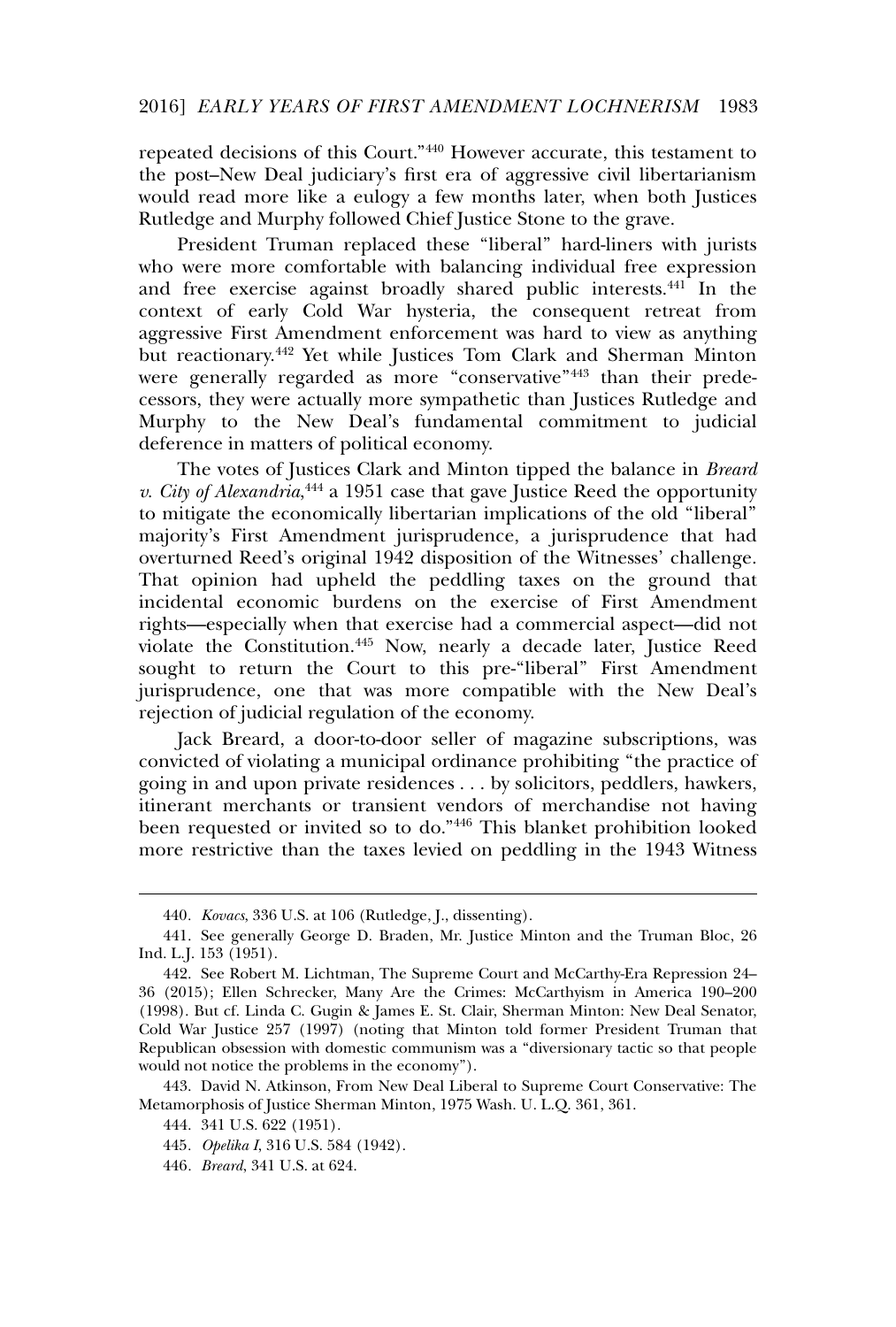repeated decisions of this Court."[440] However accurate, this testament to the post–New Deal judiciary's first era of aggressive civil libertarianism would read more like a eulogy a few months later, when both Justices Rutledge and Murphy followed Chief Justice Stone to the grave.

President Truman replaced these "liberal" hard-liners with jurists who were more comfortable with balancing individual free expression and free exercise against broadly shared public interests.[441] In the context of early Cold War hysteria, the consequent retreat from aggressive First Amendment enforcement was hard to view as anything but reactionary.[442] Yet while Justices Tom Clark and Sherman Minton were generally regarded as more "conservative"[443] than their predecessors, they were actually more sympathetic than Justices Rutledge and Murphy to the New Deal's fundamental commitment to judicial deference in matters of political economy.

The votes of Justices Clark and Minton tipped the balance in *Breard v. City of Alexandria*,[444] a 1951 case that gave Justice Reed the opportunity to mitigate the economically libertarian implications of the old "liberal" majority's First Amendment jurisprudence, a jurisprudence that had overturned Reed's original 1942 disposition of the Witnesses' challenge. That opinion had upheld the peddling taxes on the ground that incidental economic burdens on the exercise of First Amendment rights—especially when that exercise had a commercial aspect—did not violate the Constitution.[445] Now, nearly a decade later, Justice Reed sought to return the Court to this pre-"liberal" First Amendment jurisprudence, one that was more compatible with the New Deal's rejection of judicial regulation of the economy.

Jack Breard, a door-to-door seller of magazine subscriptions, was convicted of violating a municipal ordinance prohibiting "the practice of going in and upon private residences . . . by solicitors, peddlers, hawkers, itinerant merchants or transient vendors of merchandise not having been requested or invited so to do."[446] This blanket prohibition looked more restrictive than the taxes levied on peddling in the 1943 Witness

---

440. *Kovacs*, 336 U.S. at 106 (Rutledge, J., dissenting).

441. See generally George D. Braden, Mr. Justice Minton and the Truman Bloc, 26 Ind. L.J. 153 (1951).

442. See Robert M. Lichtman, The Supreme Court and McCarthy-Era Repression 24–36 (2015); Ellen Schrecker, Many Are the Crimes: McCarthyism in America 190–200 (1998). But cf. Linda C. Gugin & James E. St. Clair, Sherman Minton: New Deal Senator, Cold War Justice 257 (1997) (noting that Minton told former President Truman that Republican obsession with domestic communism was a "diversionary tactic so that people would not notice the problems in the economy").

443. David N. Atkinson, From New Deal Liberal to Supreme Court Conservative: The Metamorphosis of Justice Sherman Minton, 1975 Wash. U. L.Q. 361, 361.

444. 341 U.S. 622 (1951).

445. *Opelika I*, 316 U.S. 584 (1942).

446. *Breard*, 341 U.S. at 624.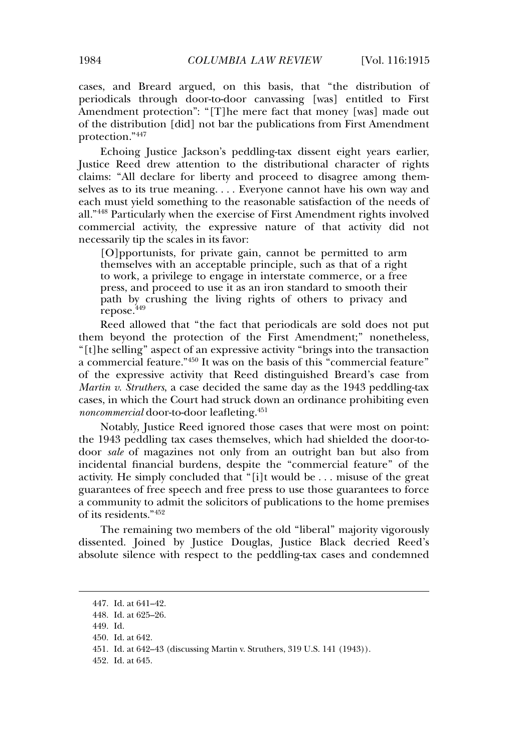cases, and Breard argued, on this basis, that "the distribution of periodicals through door-to-door canvassing [was] entitled to First Amendment protection": "[T]he mere fact that money [was] made out of the distribution [did] not bar the publications from First Amendment protection."[447]

Echoing Justice Jackson's peddling-tax dissent eight years earlier, Justice Reed drew attention to the distributional character of rights claims: "All declare for liberty and proceed to disagree among themselves as to its true meaning. . . . Everyone cannot have his own way and each must yield something to the reasonable satisfaction of the needs of all."[448] Particularly when the exercise of First Amendment rights involved commercial activity, the expressive nature of that activity did not necessarily tip the scales in its favor:

> [O]pportunists, for private gain, cannot be permitted to arm themselves with an acceptable principle, such as that of a right to work, a privilege to engage in interstate commerce, or a free press, and proceed to use it as an iron standard to smooth their path by crushing the living rights of others to privacy and repose.[449]

Reed allowed that "the fact that periodicals are sold does not put them beyond the protection of the First Amendment;" nonetheless, "[t]he selling" aspect of an expressive activity "brings into the transaction a commercial feature."[450] It was on the basis of this "commercial feature" of the expressive activity that Reed distinguished Breard's case from *Martin v. Struthers*, a case decided the same day as the 1943 peddling-tax cases, in which the Court had struck down an ordinance prohibiting even *noncommercial* door-to-door leafleting.[451]

Notably, Justice Reed ignored those cases that were most on point: the 1943 peddling tax cases themselves, which had shielded the door-to-door *sale* of magazines not only from an outright ban but also from incidental financial burdens, despite the "commercial feature" of the activity. He simply concluded that "[i]t would be . . . misuse of the great guarantees of free speech and free press to use those guarantees to force a community to admit the solicitors of publications to the home premises of its residents."[452]

The remaining two members of the old "liberal" majority vigorously dissented. Joined by Justice Douglas, Justice Black decried Reed's absolute silence with respect to the peddling-tax cases and condemned

---

447. Id. at 641–42.

448. Id. at 625–26.

449. Id.

450. Id. at 642.

451. Id. at 642–43 (discussing Martin v. Struthers, 319 U.S. 141 (1943)).

452. Id. at 645.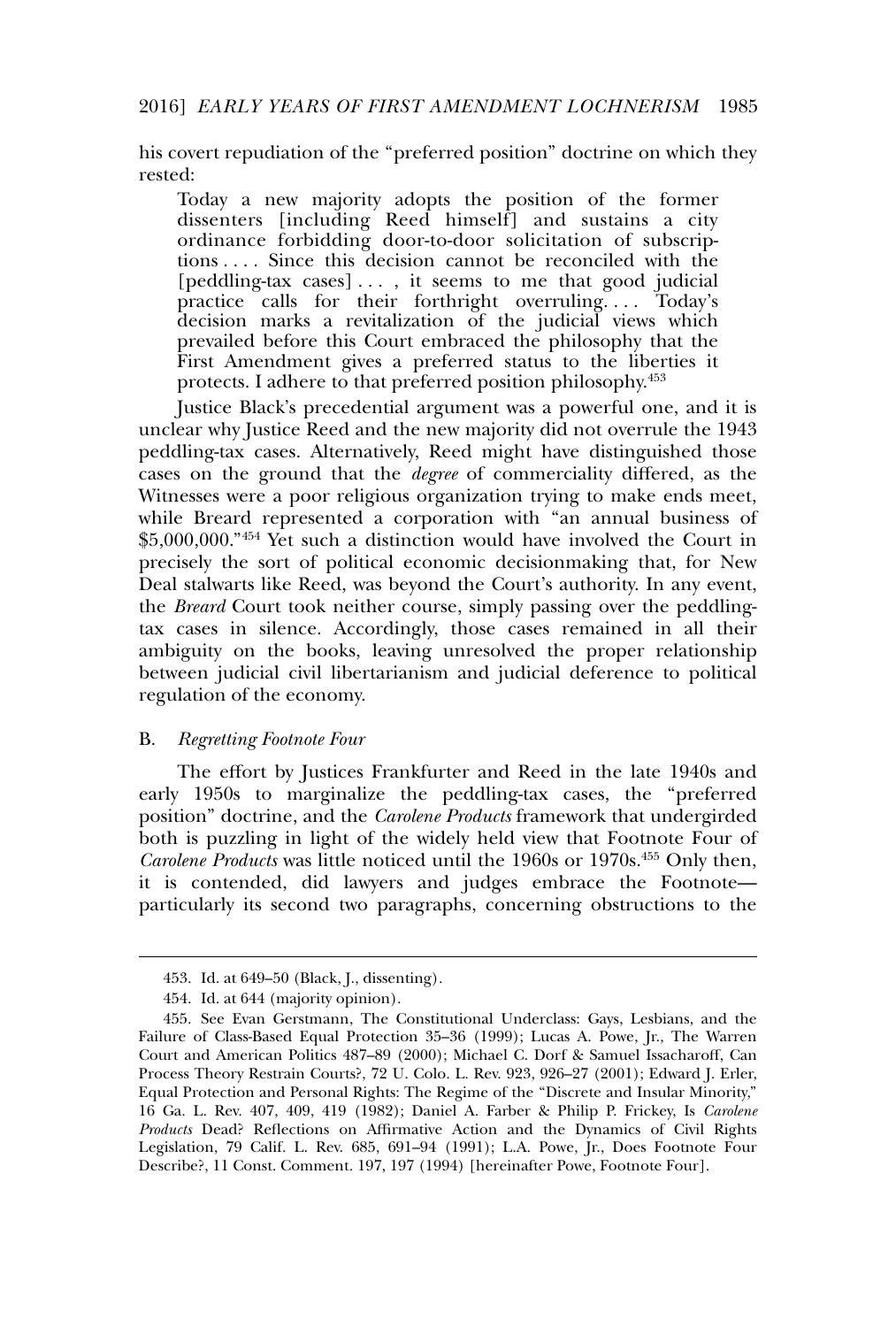his covert repudiation of the "preferred position" doctrine on which they rested:

> Today a new majority adopts the position of the former dissenters [including Reed himself] and sustains a city ordinance forbidding door-to-door solicitation of subscriptions . . . . Since this decision cannot be reconciled with the [peddling-tax cases] . . . , it seems to me that good judicial practice calls for their forthright overruling. . . . Today's decision marks a revitalization of the judicial views which prevailed before this Court embraced the philosophy that the First Amendment gives a preferred status to the liberties it protects. I adhere to that preferred position philosophy.[453]

Justice Black's precedential argument was a powerful one, and it is unclear why Justice Reed and the new majority did not overrule the 1943 peddling-tax cases. Alternatively, Reed might have distinguished those cases on the ground that the *degree* of commerciality differed, as the Witnesses were a poor religious organization trying to make ends meet, while Breard represented a corporation with "an annual business of $5,000,000."[454] Yet such a distinction would have involved the Court in precisely the sort of political economic decisionmaking that, for New Deal stalwarts like Reed, was beyond the Court's authority. In any event, the *Breard* Court took neither course, simply passing over the peddling-tax cases in silence. Accordingly, those cases remained in all their ambiguity on the books, leaving unresolved the proper relationship between judicial civil libertarianism and judicial deference to political regulation of the economy.

## B. *Regretting Footnote Four*

The effort by Justices Frankfurter and Reed in the late 1940s and early 1950s to marginalize the peddling-tax cases, the "preferred position" doctrine, and the *Carolene Products* framework that undergirded both is puzzling in light of the widely held view that Footnote Four of *Carolene Products* was little noticed until the 1960s or 1970s.[455] Only then, it is contended, did lawyers and judges embrace the Footnote—particularly its second two paragraphs, concerning obstructions to the

---

453. Id. at 649–50 (Black, J., dissenting).

454. Id. at 644 (majority opinion).

455. See Evan Gerstmann, The Constitutional Underclass: Gays, Lesbians, and the Failure of Class-Based Equal Protection 35–36 (1999); Lucas A. Powe, Jr., The Warren Court and American Politics 487–89 (2000); Michael C. Dorf & Samuel Issacharoff, Can Process Theory Restrain Courts?, 72 U. Colo. L. Rev. 923, 926–27 (2001); Edward J. Erler, Equal Protection and Personal Rights: The Regime of the "Discrete and Insular Minority," 16 Ga. L. Rev. 407, 409, 419 (1982); Daniel A. Farber & Philip P. Frickey, Is *Carolene Products* Dead? Reflections on Affirmative Action and the Dynamics of Civil Rights Legislation, 79 Calif. L. Rev. 685, 691–94 (1991); L.A. Powe, Jr., Does Footnote Four Describe?, 11 Const. Comment. 197, 197 (1994) [hereinafter Powe, Footnote Four].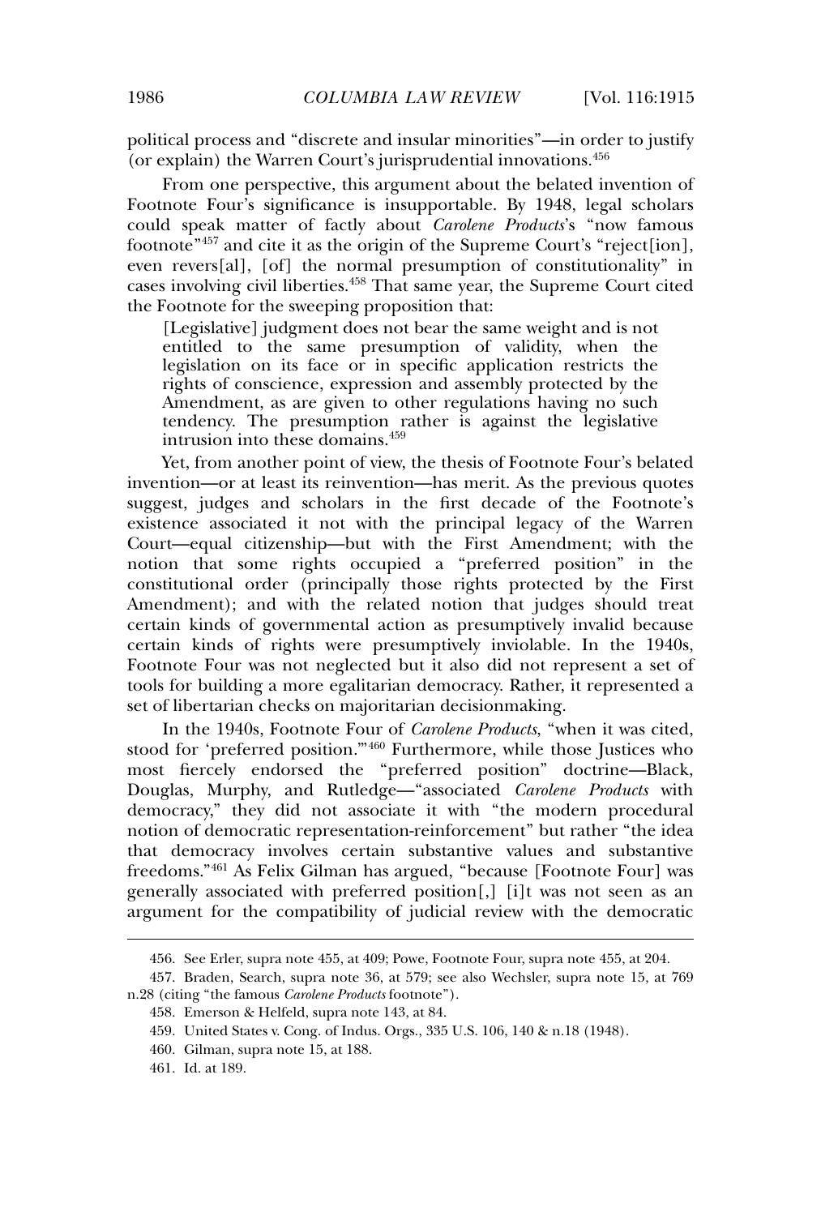political process and "discrete and insular minorities"—in order to justify (or explain) the Warren Court's jurisprudential innovations.[456]

From one perspective, this argument about the belated invention of Footnote Four's significance is insupportable. By 1948, legal scholars could speak matter of factly about *Carolene Products*'s "now famous footnote"[457] and cite it as the origin of the Supreme Court's "reject[ion], even revers[al], [of] the normal presumption of constitutionality" in cases involving civil liberties.[458] That same year, the Supreme Court cited the Footnote for the sweeping proposition that:

> [Legislative] judgment does not bear the same weight and is not entitled to the same presumption of validity, when the legislation on its face or in specific application restricts the rights of conscience, expression and assembly protected by the Amendment, as are given to other regulations having no such tendency. The presumption rather is against the legislative intrusion into these domains.[459]

Yet, from another point of view, the thesis of Footnote Four's belated invention—or at least its reinvention—has merit. As the previous quotes suggest, judges and scholars in the first decade of the Footnote's existence associated it not with the principal legacy of the Warren Court—equal citizenship—but with the First Amendment; with the notion that some rights occupied a "preferred position" in the constitutional order (principally those rights protected by the First Amendment); and with the related notion that judges should treat certain kinds of governmental action as presumptively invalid because certain kinds of rights were presumptively inviolable. In the 1940s, Footnote Four was not neglected but it also did not represent a set of tools for building a more egalitarian democracy. Rather, it represented a set of libertarian checks on majoritarian decisionmaking.

In the 1940s, Footnote Four of *Carolene Products*, "when it was cited, stood for 'preferred position.'"[460] Furthermore, while those Justices who most fiercely endorsed the "preferred position" doctrine—Black, Douglas, Murphy, and Rutledge—"associated *Carolene Products* with democracy," they did not associate it with "the modern procedural notion of democratic representation-reinforcement" but rather "the idea that democracy involves certain substantive values and substantive freedoms."[461] As Felix Gilman has argued, "because [Footnote Four] was generally associated with preferred position[,] [i]t was not seen as an argument for the compatibility of judicial review with the democratic

456. See Erler, supra note 455, at 409; Powe, Footnote Four, supra note 455, at 204.

457. Braden, Search, supra note 36, at 579; see also Wechsler, supra note 15, at 769 n.28 (citing "the famous *Carolene Products* footnote").

458. Emerson & Helfeld, supra note 143, at 84.

459. United States v. Cong. of Indus. Orgs., 335 U.S. 106, 140 & n.18 (1948).

460. Gilman, supra note 15, at 188.

461. Id. at 189.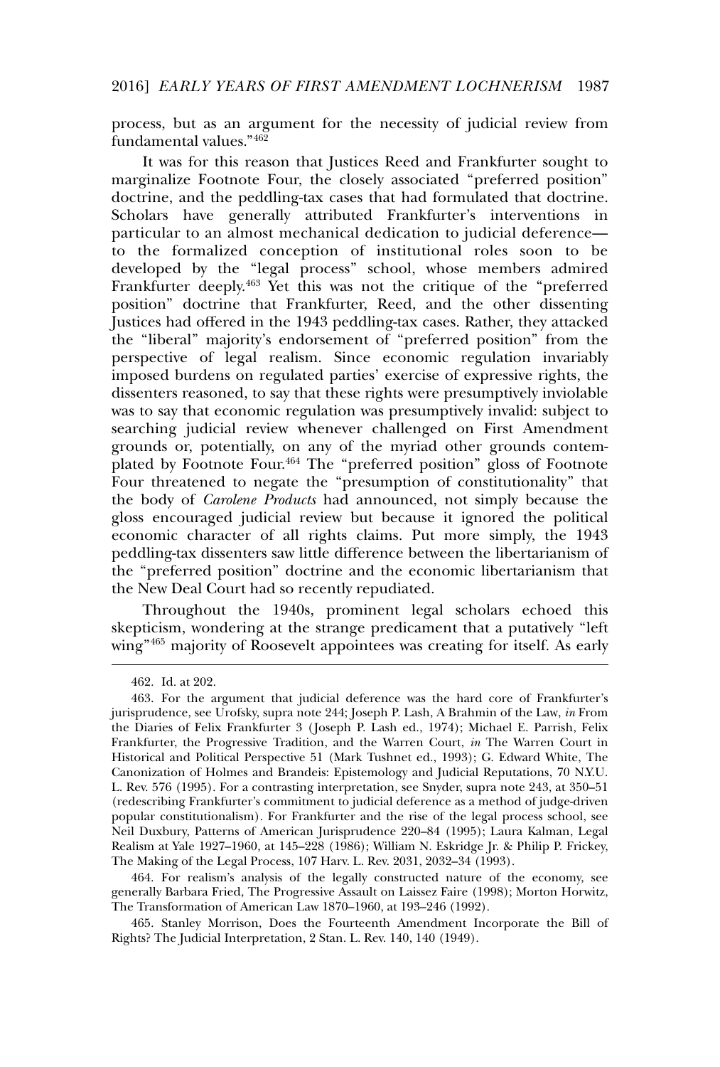process, but as an argument for the necessity of judicial review from fundamental values."[462]

It was for this reason that Justices Reed and Frankfurter sought to marginalize Footnote Four, the closely associated "preferred position" doctrine, and the peddling-tax cases that had formulated that doctrine. Scholars have generally attributed Frankfurter's interventions in particular to an almost mechanical dedication to judicial deference—to the formalized conception of institutional roles soon to be developed by the "legal process" school, whose members admired Frankfurter deeply.[463] Yet this was not the critique of the "preferred position" doctrine that Frankfurter, Reed, and the other dissenting Justices had offered in the 1943 peddling-tax cases. Rather, they attacked the "liberal" majority's endorsement of "preferred position" from the perspective of legal realism. Since economic regulation invariably imposed burdens on regulated parties' exercise of expressive rights, the dissenters reasoned, to say that these rights were presumptively inviolable was to say that economic regulation was presumptively invalid: subject to searching judicial review whenever challenged on First Amendment grounds or, potentially, on any of the myriad other grounds contemplated by Footnote Four.[464] The "preferred position" gloss of Footnote Four threatened to negate the "presumption of constitutionality" that the body of *Carolene Products* had announced, not simply because the gloss encouraged judicial review but because it ignored the political economic character of all rights claims. Put more simply, the 1943 peddling-tax dissenters saw little difference between the libertarianism of the "preferred position" doctrine and the economic libertarianism that the New Deal Court had so recently repudiated.

Throughout the 1940s, prominent legal scholars echoed this skepticism, wondering at the strange predicament that a putatively "left wing"[465] majority of Roosevelt appointees was creating for itself. As early

---

462. Id. at 202.

463. For the argument that judicial deference was the hard core of Frankfurter's jurisprudence, see Urofsky, supra note 244; Joseph P. Lash, A Brahmin of the Law, *in* From the Diaries of Felix Frankfurter 3 (Joseph P. Lash ed., 1974); Michael E. Parrish, Felix Frankfurter, the Progressive Tradition, and the Warren Court, *in* The Warren Court in Historical and Political Perspective 51 (Mark Tushnet ed., 1993); G. Edward White, The Canonization of Holmes and Brandeis: Epistemology and Judicial Reputations, 70 N.Y.U. L. Rev. 576 (1995). For a contrasting interpretation, see Snyder, supra note 243, at 350–51 (redescribing Frankfurter's commitment to judicial deference as a method of judge-driven popular constitutionalism). For Frankfurter and the rise of the legal process school, see Neil Duxbury, Patterns of American Jurisprudence 220–84 (1995); Laura Kalman, Legal Realism at Yale 1927–1960, at 145–228 (1986); William N. Eskridge Jr. & Philip P. Frickey, The Making of the Legal Process, 107 Harv. L. Rev. 2031, 2032–34 (1993).

464. For realism's analysis of the legally constructed nature of the economy, see generally Barbara Fried, The Progressive Assault on Laissez Faire (1998); Morton Horwitz, The Transformation of American Law 1870–1960, at 193–246 (1992).

465. Stanley Morrison, Does the Fourteenth Amendment Incorporate the Bill of Rights? The Judicial Interpretation, 2 Stan. L. Rev. 140, 140 (1949).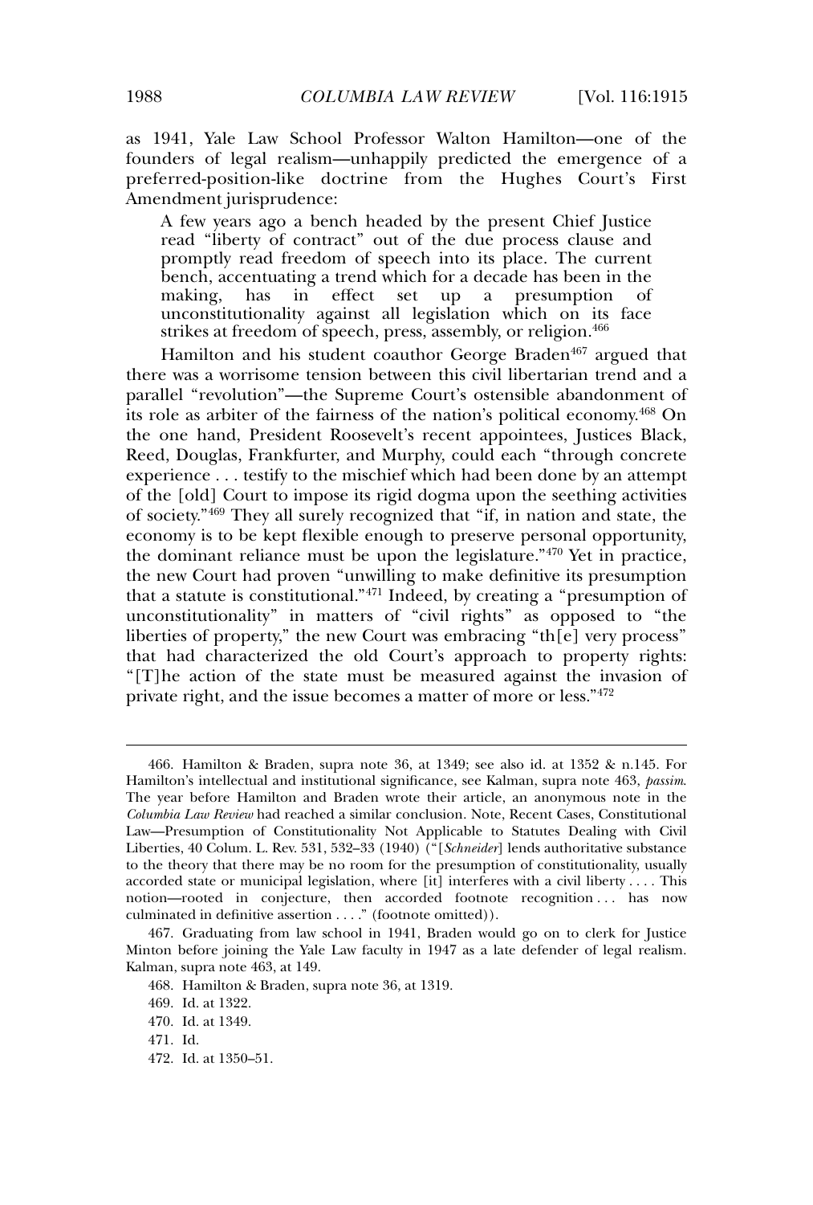as 1941, Yale Law School Professor Walton Hamilton—one of the founders of legal realism—unhappily predicted the emergence of a preferred-position-like doctrine from the Hughes Court's First Amendment jurisprudence:

> A few years ago a bench headed by the present Chief Justice read "liberty of contract" out of the due process clause and promptly read freedom of speech into its place. The current bench, accentuating a trend which for a decade has been in the making, has in effect set up a presumption of unconstitutionality against all legislation which on its face strikes at freedom of speech, press, assembly, or religion.[466]

Hamilton and his student coauthor George Braden[467] argued that there was a worrisome tension between this civil libertarian trend and a parallel "revolution"—the Supreme Court's ostensible abandonment of its role as arbiter of the fairness of the nation's political economy.[468] On the one hand, President Roosevelt's recent appointees, Justices Black, Reed, Douglas, Frankfurter, and Murphy, could each "through concrete experience . . . testify to the mischief which had been done by an attempt of the [old] Court to impose its rigid dogma upon the seething activities of society."[469] They all surely recognized that "if, in nation and state, the economy is to be kept flexible enough to preserve personal opportunity, the dominant reliance must be upon the legislature."[470] Yet in practice, the new Court had proven "unwilling to make definitive its presumption that a statute is constitutional."[471] Indeed, by creating a "presumption of unconstitutionality" in matters of "civil rights" as opposed to "the liberties of property," the new Court was embracing "th[e] very process" that had characterized the old Court's approach to property rights: "[T]he action of the state must be measured against the invasion of private right, and the issue becomes a matter of more or less."[472]

---

466. Hamilton & Braden, supra note 36, at 1349; see also id. at 1352 & n.145. For Hamilton's intellectual and institutional significance, see Kalman, supra note 463, *passim*. The year before Hamilton and Braden wrote their article, an anonymous note in the *Columbia Law Review* had reached a similar conclusion. Note, Recent Cases, Constitutional Law—Presumption of Constitutionality Not Applicable to Statutes Dealing with Civil Liberties, 40 Colum. L. Rev. 531, 532–33 (1940) ("[*Schneider*] lends authoritative substance to the theory that there may be no room for the presumption of constitutionality, usually accorded state or municipal legislation, where [it] interferes with a civil liberty . . . . This notion—rooted in conjecture, then accorded footnote recognition . . . has now culminated in definitive assertion . . . ." (footnote omitted)).

467. Graduating from law school in 1941, Braden would go on to clerk for Justice Minton before joining the Yale Law faculty in 1947 as a late defender of legal realism. Kalman, supra note 463, at 149.

468. Hamilton & Braden, supra note 36, at 1319.

469. Id. at 1322.

470. Id. at 1349.

471. Id.

472. Id. at 1350–51.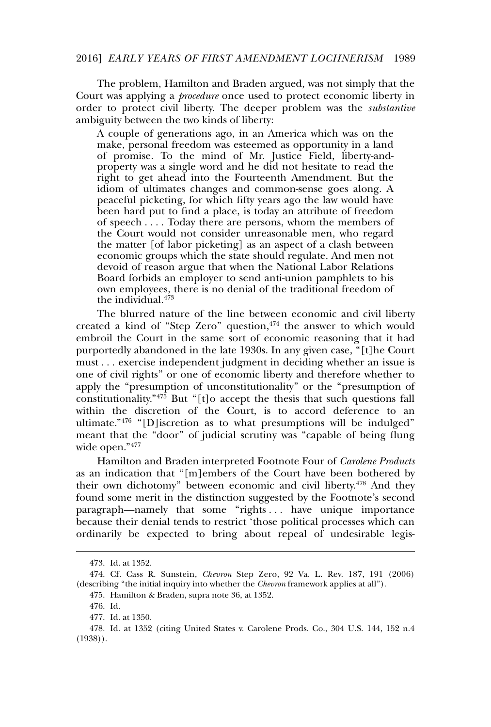The problem, Hamilton and Braden argued, was not simply that the Court was applying a *procedure* once used to protect economic liberty in order to protect civil liberty. The deeper problem was the *substantive* ambiguity between the two kinds of liberty:

> A couple of generations ago, in an America which was on the make, personal freedom was esteemed as opportunity in a land of promise. To the mind of Mr. Justice Field, liberty-and-property was a single word and he did not hesitate to read the right to get ahead into the Fourteenth Amendment. But the idiom of ultimates changes and common-sense goes along. A peaceful picketing, for which fifty years ago the law would have been hard put to find a place, is today an attribute of freedom of speech . . . . Today there are persons, whom the members of the Court would not consider unreasonable men, who regard the matter [of labor picketing] as an aspect of a clash between economic groups which the state should regulate. And men not devoid of reason argue that when the National Labor Relations Board forbids an employer to send anti-union pamphlets to his own employees, there is no denial of the traditional freedom of the individual.[473]

The blurred nature of the line between economic and civil liberty created a kind of "Step Zero" question,[474] the answer to which would embroil the Court in the same sort of economic reasoning that it had purportedly abandoned in the late 1930s. In any given case, "[t]he Court must . . . exercise independent judgment in deciding whether an issue is one of civil rights" or one of economic liberty and therefore whether to apply the "presumption of unconstitutionality" or the "presumption of constitutionality."[475] But "[t]o accept the thesis that such questions fall within the discretion of the Court, is to accord deference to an ultimate."[476] "[D]iscretion as to what presumptions will be indulged" meant that the "door" of judicial scrutiny was "capable of being flung wide open."[477]

Hamilton and Braden interpreted Footnote Four of *Carolene Products* as an indication that "[m]embers of the Court have been bothered by their own dichotomy" between economic and civil liberty.[478] And they found some merit in the distinction suggested by the Footnote's second paragraph—namely that some "rights . . . have unique importance because their denial tends to restrict 'those political processes which can ordinarily be expected to bring about repeal of undesirable legis-

---

473. Id. at 1352.

474. Cf. Cass R. Sunstein, *Chevron* Step Zero, 92 Va. L. Rev. 187, 191 (2006) (describing "the initial inquiry into whether the *Chevron* framework applies at all").

475. Hamilton & Braden, supra note 36, at 1352.

476. Id.

477. Id. at 1350.

478. Id. at 1352 (citing United States v. Carolene Prods. Co., 304 U.S. 144, 152 n.4 (1938)).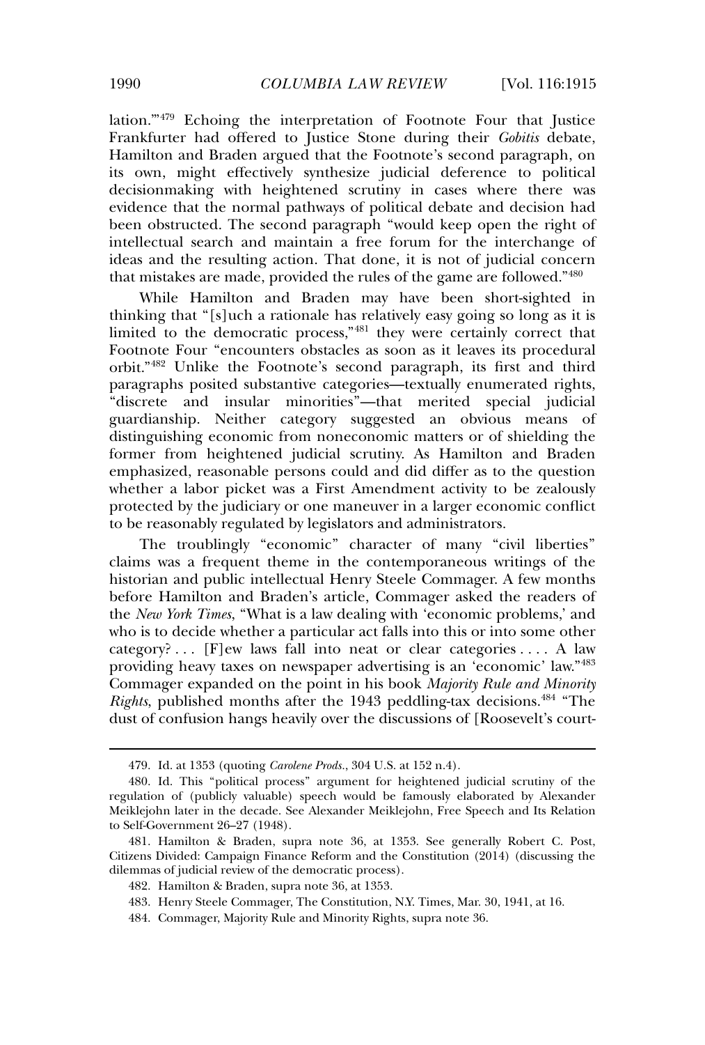lation.'"[479] Echoing the interpretation of Footnote Four that Justice Frankfurter had offered to Justice Stone during their *Gobitis* debate, Hamilton and Braden argued that the Footnote's second paragraph, on its own, might effectively synthesize judicial deference to political decisionmaking with heightened scrutiny in cases where there was evidence that the normal pathways of political debate and decision had been obstructed. The second paragraph "would keep open the right of intellectual search and maintain a free forum for the interchange of ideas and the resulting action. That done, it is not of judicial concern that mistakes are made, provided the rules of the game are followed."[480]

While Hamilton and Braden may have been short-sighted in thinking that "[s]uch a rationale has relatively easy going so long as it is limited to the democratic process,"[481] they were certainly correct that Footnote Four "encounters obstacles as soon as it leaves its procedural orbit."[482] Unlike the Footnote's second paragraph, its first and third paragraphs posited substantive categories—textually enumerated rights, "discrete and insular minorities"—that merited special judicial guardianship. Neither category suggested an obvious means of distinguishing economic from noneconomic matters or of shielding the former from heightened judicial scrutiny. As Hamilton and Braden emphasized, reasonable persons could and did differ as to the question whether a labor picket was a First Amendment activity to be zealously protected by the judiciary or one maneuver in a larger economic conflict to be reasonably regulated by legislators and administrators.

The troublingly "economic" character of many "civil liberties" claims was a frequent theme in the contemporaneous writings of the historian and public intellectual Henry Steele Commager. A few months before Hamilton and Braden's article, Commager asked the readers of the *New York Times*, "What is a law dealing with 'economic problems,' and who is to decide whether a particular act falls into this or into some other category? . . . [F]ew laws fall into neat or clear categories . . . . A law providing heavy taxes on newspaper advertising is an 'economic' law."[483] Commager expanded on the point in his book *Majority Rule and Minority Rights*, published months after the 1943 peddling-tax decisions.[484] "The dust of confusion hangs heavily over the discussions of [Roosevelt's court-

---

479. Id. at 1353 (quoting *Carolene Prods.*, 304 U.S. at 152 n.4).

480. Id. This "political process" argument for heightened judicial scrutiny of the regulation of (publicly valuable) speech would be famously elaborated by Alexander Meiklejohn later in the decade. See Alexander Meiklejohn, Free Speech and Its Relation to Self-Government 26–27 (1948).

481. Hamilton & Braden, supra note 36, at 1353. See generally Robert C. Post, Citizens Divided: Campaign Finance Reform and the Constitution (2014) (discussing the dilemmas of judicial review of the democratic process).

482. Hamilton & Braden, supra note 36, at 1353.

483. Henry Steele Commager, The Constitution, N.Y. Times, Mar. 30, 1941, at 16.

484. Commager, Majority Rule and Minority Rights, supra note 36.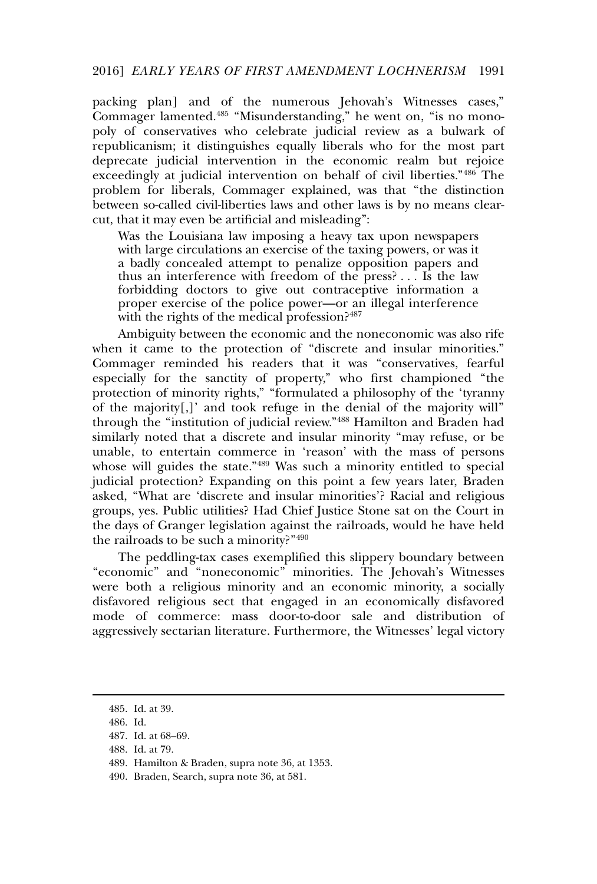packing plan] and of the numerous Jehovah's Witnesses cases," Commager lamented.[485] "Misunderstanding," he went on, "is no monopoly of conservatives who celebrate judicial review as a bulwark of republicanism; it distinguishes equally liberals who for the most part deprecate judicial intervention in the economic realm but rejoice exceedingly at judicial intervention on behalf of civil liberties."[486] The problem for liberals, Commager explained, was that "the distinction between so-called civil-liberties laws and other laws is by no means clear-cut, that it may even be artificial and misleading":

> Was the Louisiana law imposing a heavy tax upon newspapers with large circulations an exercise of the taxing powers, or was it a badly concealed attempt to penalize opposition papers and thus an interference with freedom of the press? . . . Is the law forbidding doctors to give out contraceptive information a proper exercise of the police power—or an illegal interference with the rights of the medical profession?[487]

Ambiguity between the economic and the noneconomic was also rife when it came to the protection of "discrete and insular minorities." Commager reminded his readers that it was "conservatives, fearful especially for the sanctity of property," who first championed "the protection of minority rights," "formulated a philosophy of the 'tyranny of the majority[,]' and took refuge in the denial of the majority will" through the "institution of judicial review."[488] Hamilton and Braden had similarly noted that a discrete and insular minority "may refuse, or be unable, to entertain commerce in 'reason' with the mass of persons whose will guides the state."[489] Was such a minority entitled to special judicial protection? Expanding on this point a few years later, Braden asked, "What are 'discrete and insular minorities'? Racial and religious groups, yes. Public utilities? Had Chief Justice Stone sat on the Court in the days of Granger legislation against the railroads, would he have held the railroads to be such a minority?"[490]

The peddling-tax cases exemplified this slippery boundary between "economic" and "noneconomic" minorities. The Jehovah's Witnesses were both a religious minority and an economic minority, a socially disfavored religious sect that engaged in an economically disfavored mode of commerce: mass door-to-door sale and distribution of aggressively sectarian literature. Furthermore, the Witnesses' legal victory

---

485. Id. at 39.

486. Id.

487. Id. at 68–69.

488. Id. at 79.

489. Hamilton & Braden, supra note 36, at 1353.

490. Braden, Search, supra note 36, at 581.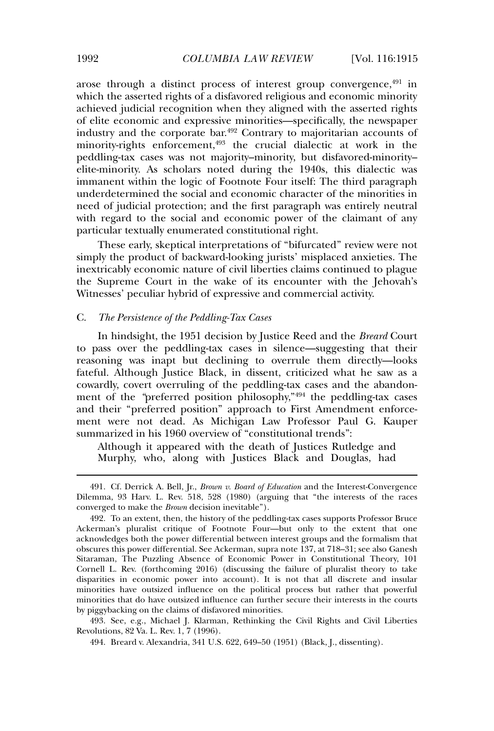arose through a distinct process of interest group convergence,[491] in which the asserted rights of a disfavored religious and economic minority achieved judicial recognition when they aligned with the asserted rights of elite economic and expressive minorities—specifically, the newspaper industry and the corporate bar.[492] Contrary to majoritarian accounts of minority-rights enforcement,[493] the crucial dialectic at work in the peddling-tax cases was not majority–minority, but disfavored-minority–elite-minority. As scholars noted during the 1940s, this dialectic was immanent within the logic of Footnote Four itself: The third paragraph underdetermined the social and economic character of the minorities in need of judicial protection; and the first paragraph was entirely neutral with regard to the social and economic power of the claimant of any particular textually enumerated constitutional right.

These early, skeptical interpretations of "bifurcated" review were not simply the product of backward-looking jurists' misplaced anxieties. The inextricably economic nature of civil liberties claims continued to plague the Supreme Court in the wake of its encounter with the Jehovah's Witnesses' peculiar hybrid of expressive and commercial activity.

### C. *The Persistence of the Peddling-Tax Cases*

In hindsight, the 1951 decision by Justice Reed and the *Breard* Court to pass over the peddling-tax cases in silence—suggesting that their reasoning was inapt but declining to overrule them directly—looks fateful. Although Justice Black, in dissent, criticized what he saw as a cowardly, covert overruling of the peddling-tax cases and the abandonment of the "preferred position philosophy,"[494] the peddling-tax cases and their "preferred position" approach to First Amendment enforcement were not dead. As Michigan Law Professor Paul G. Kauper summarized in his 1960 overview of "constitutional trends":

> Although it appeared with the death of Justices Rutledge and Murphy, who, along with Justices Black and Douglas, had

---

491. Cf. Derrick A. Bell, Jr., *Brown v. Board of Education* and the Interest-Convergence Dilemma, 93 Harv. L. Rev. 518, 528 (1980) (arguing that "the interests of the races converged to make the *Brown* decision inevitable").

492. To an extent, then, the history of the peddling-tax cases supports Professor Bruce Ackerman's pluralist critique of Footnote Four—but only to the extent that one acknowledges both the power differential between interest groups and the formalism that obscures this power differential. See Ackerman, supra note 137, at 718–31; see also Ganesh Sitaraman, The Puzzling Absence of Economic Power in Constitutional Theory, 101 Cornell L. Rev. (forthcoming 2016) (discussing the failure of pluralist theory to take disparities in economic power into account). It is not that all discrete and insular minorities have outsized influence on the political process but rather that powerful minorities that do have outsized influence can further secure their interests in the courts by piggybacking on the claims of disfavored minorities.

493. See, e.g., Michael J. Klarman, Rethinking the Civil Rights and Civil Liberties Revolutions, 82 Va. L. Rev. 1, 7 (1996).

494. Breard v. Alexandria, 341 U.S. 622, 649–50 (1951) (Black, J., dissenting).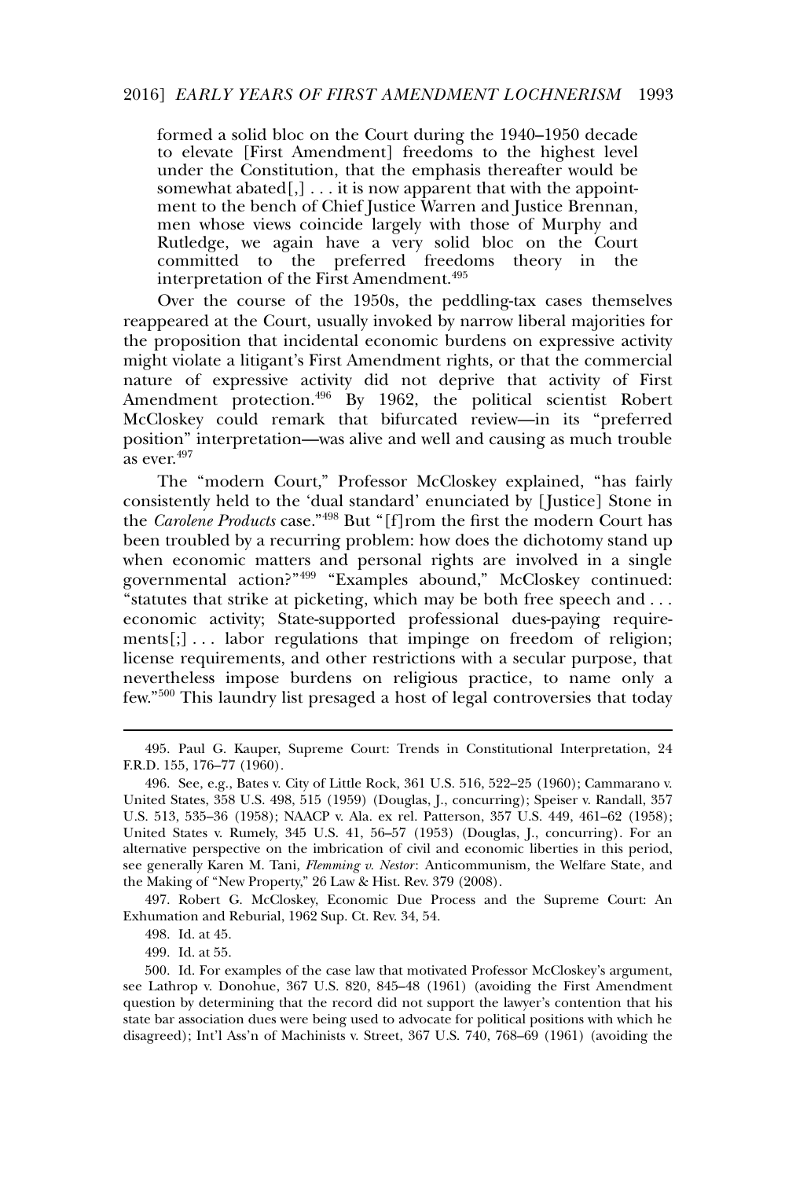> formed a solid bloc on the Court during the 1940–1950 decade to elevate [First Amendment] freedoms to the highest level under the Constitution, that the emphasis thereafter would be somewhat abated[,] . . . it is now apparent that with the appointment to the bench of Chief Justice Warren and Justice Brennan, men whose views coincide largely with those of Murphy and Rutledge, we again have a very solid bloc on the Court committed to the preferred freedoms theory in the interpretation of the First Amendment.[495]

Over the course of the 1950s, the peddling-tax cases themselves reappeared at the Court, usually invoked by narrow liberal majorities for the proposition that incidental economic burdens on expressive activity might violate a litigant's First Amendment rights, or that the commercial nature of expressive activity did not deprive that activity of First Amendment protection.[496] By 1962, the political scientist Robert McCloskey could remark that bifurcated review—in its "preferred position" interpretation—was alive and well and causing as much trouble as ever.[497]

The "modern Court," Professor McCloskey explained, "has fairly consistently held to the 'dual standard' enunciated by [Justice] Stone in the *Carolene Products* case."[498] But "[f]rom the first the modern Court has been troubled by a recurring problem: how does the dichotomy stand up when economic matters and personal rights are involved in a single governmental action?"[499] "Examples abound," McCloskey continued: "statutes that strike at picketing, which may be both free speech and . . . economic activity; State-supported professional dues-paying requirements[;] . . . labor regulations that impinge on freedom of religion; license requirements, and other restrictions with a secular purpose, that nevertheless impose burdens on religious practice, to name only a few."[500] This laundry list presaged a host of legal controversies that today

---

495. Paul G. Kauper, Supreme Court: Trends in Constitutional Interpretation, 24 F.R.D. 155, 176–77 (1960).

496. See, e.g., Bates v. City of Little Rock, 361 U.S. 516, 522–25 (1960); Cammarano v. United States, 358 U.S. 498, 515 (1959) (Douglas, J., concurring); Speiser v. Randall, 357 U.S. 513, 535–36 (1958); NAACP v. Ala. ex rel. Patterson, 357 U.S. 449, 461–62 (1958); United States v. Rumely, 345 U.S. 41, 56–57 (1953) (Douglas, J., concurring). For an alternative perspective on the imbrication of civil and economic liberties in this period, see generally Karen M. Tani, *Flemming v. Nestor*: Anticommunism, the Welfare State, and the Making of "New Property," 26 Law & Hist. Rev. 379 (2008).

497. Robert G. McCloskey, Economic Due Process and the Supreme Court: An Exhumation and Reburial, 1962 Sup. Ct. Rev. 34, 54.

498. Id. at 45.

499. Id. at 55.

500. Id. For examples of the case law that motivated Professor McCloskey's argument, see Lathrop v. Donohue, 367 U.S. 820, 845–48 (1961) (avoiding the First Amendment question by determining that the record did not support the lawyer's contention that his state bar association dues were being used to advocate for political positions with which he disagreed); Int'l Ass'n of Machinists v. Street, 367 U.S. 740, 768–69 (1961) (avoiding the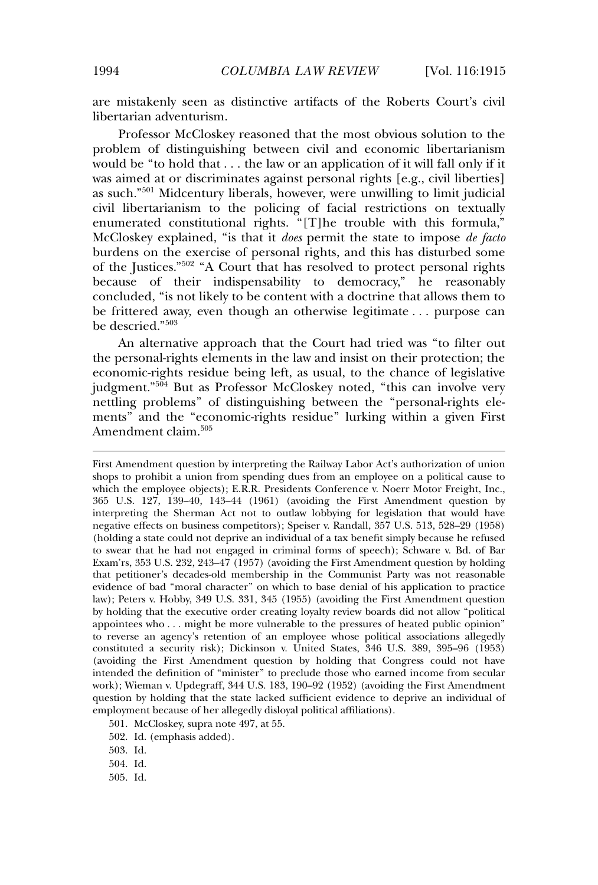are mistakenly seen as distinctive artifacts of the Roberts Court's civil libertarian adventurism.

Professor McCloskey reasoned that the most obvious solution to the problem of distinguishing between civil and economic libertarianism would be "to hold that . . . the law or an application of it will fall only if it was aimed at or discriminates against personal rights [e.g., civil liberties] as such."[501] Midcentury liberals, however, were unwilling to limit judicial civil libertarianism to the policing of facial restrictions on textually enumerated constitutional rights. "[T]he trouble with this formula," McCloskey explained, "is that it *does* permit the state to impose *de facto* burdens on the exercise of personal rights, and this has disturbed some of the Justices."[502] "A Court that has resolved to protect personal rights because of their indispensability to democracy," he reasonably concluded, "is not likely to be content with a doctrine that allows them to be frittered away, even though an otherwise legitimate . . . purpose can be descried."[503]

An alternative approach that the Court had tried was "to filter out the personal-rights elements in the law and insist on their protection; the economic-rights residue being left, as usual, to the chance of legislative judgment."[504] But as Professor McCloskey noted, "this can involve very nettling problems" of distinguishing between the "personal-rights elements" and the "economic-rights residue" lurking within a given First Amendment claim.[505]

---

First Amendment question by interpreting the Railway Labor Act's authorization of union shops to prohibit a union from spending dues from an employee on a political cause to which the employee objects); E.R.R. Presidents Conference v. Noerr Motor Freight, Inc., 365 U.S. 127, 139–40, 143–44 (1961) (avoiding the First Amendment question by interpreting the Sherman Act not to outlaw lobbying for legislation that would have negative effects on business competitors); Speiser v. Randall, 357 U.S. 513, 528–29 (1958) (holding a state could not deprive an individual of a tax benefit simply because he refused to swear that he had not engaged in criminal forms of speech); Schware v. Bd. of Bar Exam'rs, 353 U.S. 232, 243–47 (1957) (avoiding the First Amendment question by holding that petitioner's decades-old membership in the Communist Party was not reasonable evidence of bad "moral character" on which to base denial of his application to practice law); Peters v. Hobby, 349 U.S. 331, 345 (1955) (avoiding the First Amendment question by holding that the executive order creating loyalty review boards did not allow "political appointees who . . . might be more vulnerable to the pressures of heated public opinion" to reverse an agency's retention of an employee whose political associations allegedly constituted a security risk); Dickinson v. United States, 346 U.S. 389, 395–96 (1953) (avoiding the First Amendment question by holding that Congress could not have intended the definition of "minister" to preclude those who earned income from secular work); Wieman v. Updegraff, 344 U.S. 183, 190–92 (1952) (avoiding the First Amendment question by holding that the state lacked sufficient evidence to deprive an individual of employment because of her allegedly disloyal political affiliations).

501. McCloskey, supra note 497, at 55.

502. Id. (emphasis added).

503. Id.

504. Id.

505. Id.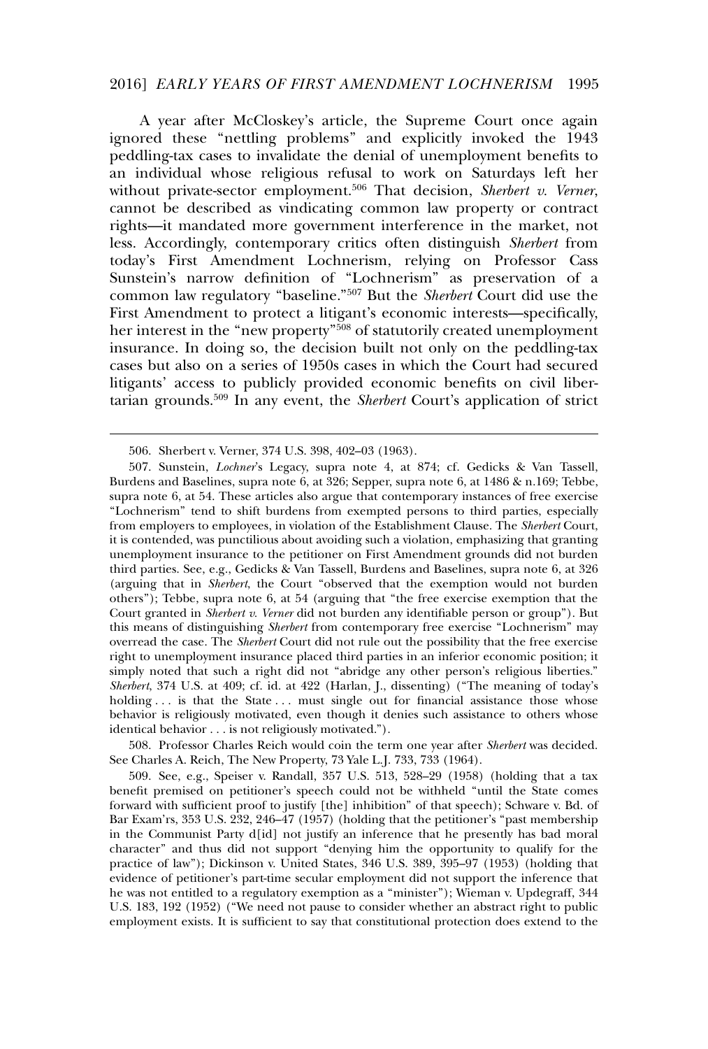A year after McCloskey's article, the Supreme Court once again ignored these "nettling problems" and explicitly invoked the 1943 peddling-tax cases to invalidate the denial of unemployment benefits to an individual whose religious refusal to work on Saturdays left her without private-sector employment.[506] That decision, *Sherbert v. Verner*, cannot be described as vindicating common law property or contract rights—it mandated more government interference in the market, not less. Accordingly, contemporary critics often distinguish *Sherbert* from today's First Amendment Lochnerism, relying on Professor Cass Sunstein's narrow definition of "Lochnerism" as preservation of a common law regulatory "baseline."[507] But the *Sherbert* Court did use the First Amendment to protect a litigant's economic interests—specifically, her interest in the "new property"[508] of statutorily created unemployment insurance. In doing so, the decision built not only on the peddling-tax cases but also on a series of 1950s cases in which the Court had secured litigants' access to publicly provided economic benefits on civil libertarian grounds.[509] In any event, the *Sherbert* Court's application of strict

---

506. Sherbert v. Verner, 374 U.S. 398, 402–03 (1963).

507. Sunstein, *Lochner*'s Legacy, supra note 4, at 874; cf. Gedicks & Van Tassell, Burdens and Baselines, supra note 6, at 326; Sepper, supra note 6, at 1486 & n.169; Tebbe, supra note 6, at 54. These articles also argue that contemporary instances of free exercise "Lochnerism" tend to shift burdens from exempted persons to third parties, especially from employers to employees, in violation of the Establishment Clause. The *Sherbert* Court, it is contended, was punctilious about avoiding such a violation, emphasizing that granting unemployment insurance to the petitioner on First Amendment grounds did not burden third parties. See, e.g., Gedicks & Van Tassell, Burdens and Baselines, supra note 6, at 326 (arguing that in *Sherbert*, the Court "observed that the exemption would not burden others"); Tebbe, supra note 6, at 54 (arguing that "the free exercise exemption that the Court granted in *Sherbert v. Verner* did not burden any identifiable person or group"). But this means of distinguishing *Sherbert* from contemporary free exercise "Lochnerism" may overread the case. The *Sherbert* Court did not rule out the possibility that the free exercise right to unemployment insurance placed third parties in an inferior economic position; it simply noted that such a right did not "abridge any other person's religious liberties." *Sherbert*, 374 U.S. at 409; cf. id. at 422 (Harlan, J., dissenting) ("The meaning of today's holding . . . is that the State . . . must single out for financial assistance those whose behavior is religiously motivated, even though it denies such assistance to others whose identical behavior . . . is not religiously motivated.").

508. Professor Charles Reich would coin the term one year after *Sherbert* was decided. See Charles A. Reich, The New Property, 73 Yale L.J. 733, 733 (1964).

509. See, e.g., Speiser v. Randall, 357 U.S. 513, 528–29 (1958) (holding that a tax benefit premised on petitioner's speech could not be withheld "until the State comes forward with sufficient proof to justify [the] inhibition" of that speech); Schware v. Bd. of Bar Exam'rs, 353 U.S. 232, 246–47 (1957) (holding that the petitioner's "past membership in the Communist Party d[id] not justify an inference that he presently has bad moral character" and thus did not support "denying him the opportunity to qualify for the practice of law"); Dickinson v. United States, 346 U.S. 389, 395–97 (1953) (holding that evidence of petitioner's part-time secular employment did not support the inference that he was not entitled to a regulatory exemption as a "minister"); Wieman v. Updegraff, 344 U.S. 183, 192 (1952) ("We need not pause to consider whether an abstract right to public employment exists. It is sufficient to say that constitutional protection does extend to the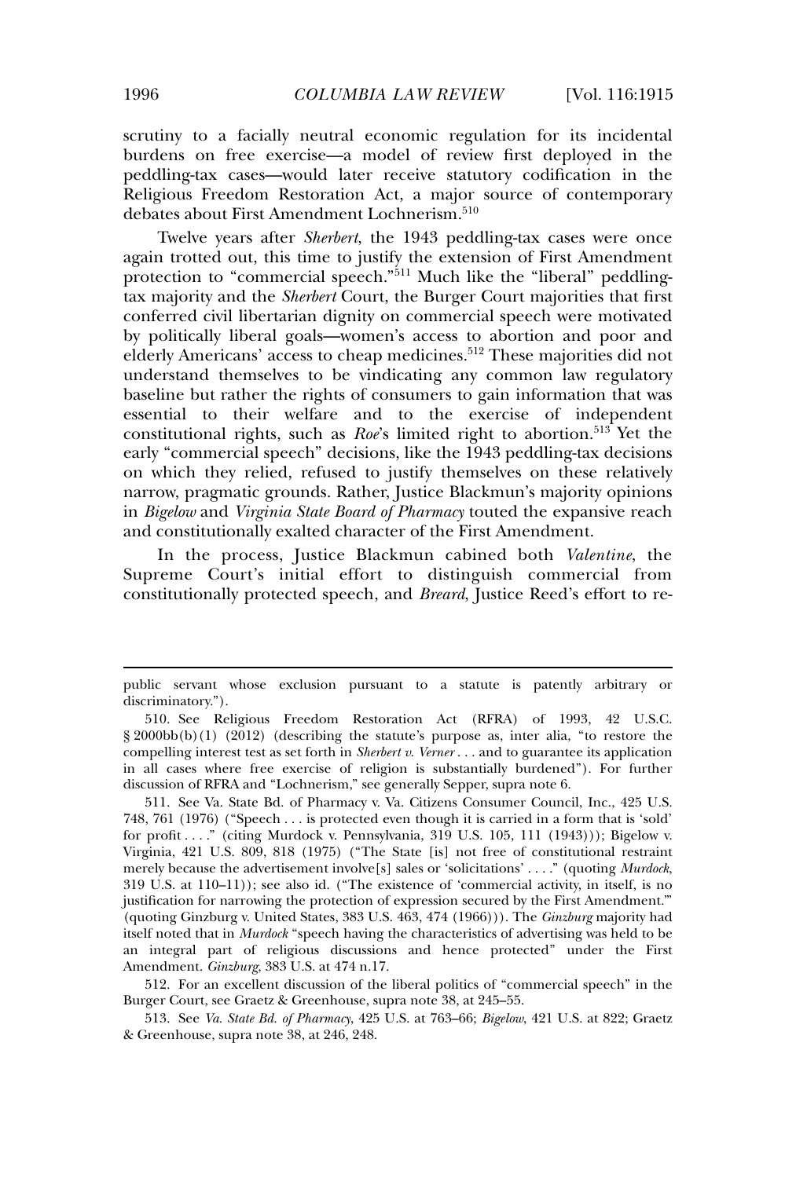scrutiny to a facially neutral economic regulation for its incidental burdens on free exercise—a model of review first deployed in the peddling-tax cases—would later receive statutory codification in the Religious Freedom Restoration Act, a major source of contemporary debates about First Amendment Lochnerism.[510]

Twelve years after *Sherbert*, the 1943 peddling-tax cases were once again trotted out, this time to justify the extension of First Amendment protection to "commercial speech."[511] Much like the "liberal" peddling-tax majority and the *Sherbert* Court, the Burger Court majorities that first conferred civil libertarian dignity on commercial speech were motivated by politically liberal goals—women's access to abortion and poor and elderly Americans' access to cheap medicines.[512] These majorities did not understand themselves to be vindicating any common law regulatory baseline but rather the rights of consumers to gain information that was essential to their welfare and to the exercise of independent constitutional rights, such as *Roe*'s limited right to abortion.[513] Yet the early "commercial speech" decisions, like the 1943 peddling-tax decisions on which they relied, refused to justify themselves on these relatively narrow, pragmatic grounds. Rather, Justice Blackmun's majority opinions in *Bigelow* and *Virginia State Board of Pharmacy* touted the expansive reach and constitutionally exalted character of the First Amendment.

In the process, Justice Blackmun cabined both *Valentine*, the Supreme Court's initial effort to distinguish commercial from constitutionally protected speech, and *Breard*, Justice Reed's effort to re-

---

public servant whose exclusion pursuant to a statute is patently arbitrary or discriminatory.").

510. See Religious Freedom Restoration Act (RFRA) of 1993, 42 U.S.C. § 2000bb(b)(1) (2012) (describing the statute's purpose as, inter alia, "to restore the compelling interest test as set forth in *Sherbert v. Verner* . . . and to guarantee its application in all cases where free exercise of religion is substantially burdened"). For further discussion of RFRA and "Lochnerism," see generally Sepper, supra note 6.

511. See Va. State Bd. of Pharmacy v. Va. Citizens Consumer Council, Inc., 425 U.S. 748, 761 (1976) ("Speech . . . is protected even though it is carried in a form that is 'sold' for profit . . . ." (citing Murdock v. Pennsylvania, 319 U.S. 105, 111 (1943))); Bigelow v. Virginia, 421 U.S. 809, 818 (1975) ("The State [is] not free of constitutional restraint merely because the advertisement involve[s] sales or 'solicitations' . . . ." (quoting *Murdock*, 319 U.S. at 110–11)); see also id. ("The existence of 'commercial activity, in itself, is no justification for narrowing the protection of expression secured by the First Amendment.'" (quoting Ginzburg v. United States, 383 U.S. 463, 474 (1966))). The *Ginzburg* majority had itself noted that in *Murdock* "speech having the characteristics of advertising was held to be an integral part of religious discussions and hence protected" under the First Amendment. *Ginzburg*, 383 U.S. at 474 n.17.

512. For an excellent discussion of the liberal politics of "commercial speech" in the Burger Court, see Graetz & Greenhouse, supra note 38, at 245–55.

513. See *Va. State Bd. of Pharmacy*, 425 U.S. at 763–66; *Bigelow*, 421 U.S. at 822; Graetz & Greenhouse, supra note 38, at 246, 248.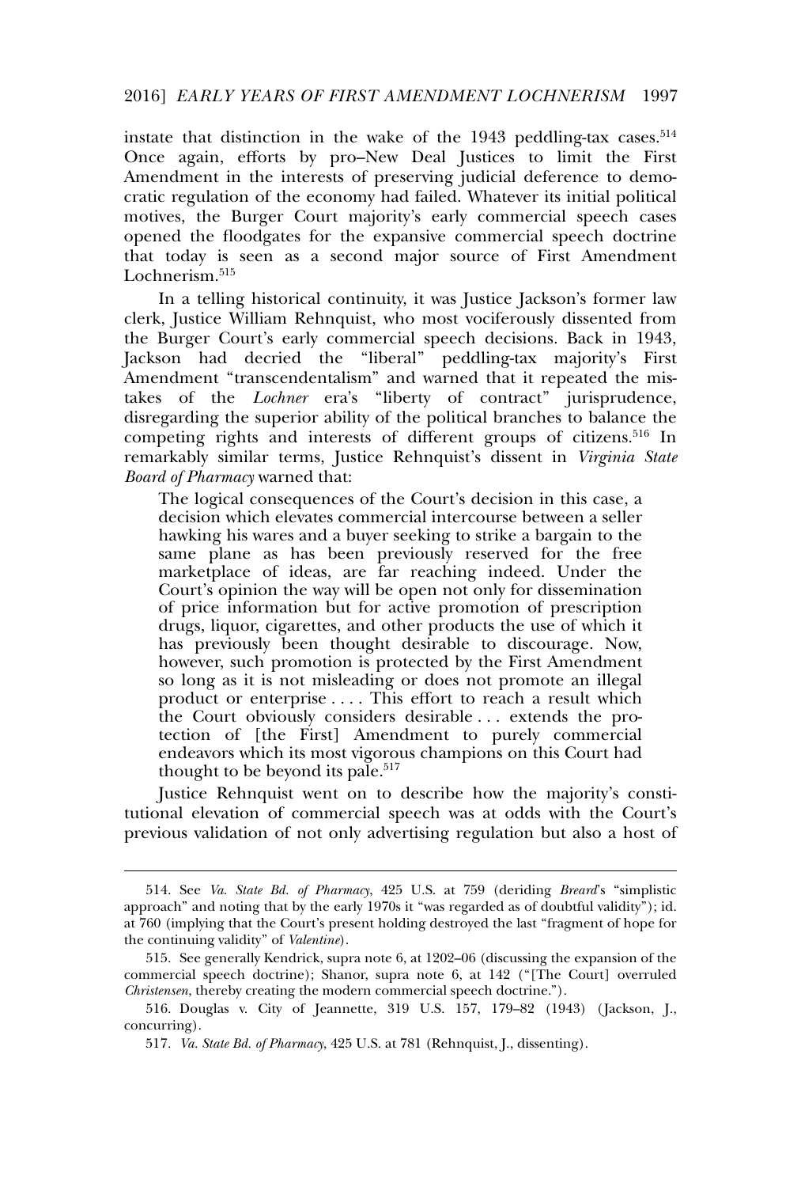instate that distinction in the wake of the 1943 peddling-tax cases.[514] Once again, efforts by pro–New Deal Justices to limit the First Amendment in the interests of preserving judicial deference to democratic regulation of the economy had failed. Whatever its initial political motives, the Burger Court majority's early commercial speech cases opened the floodgates for the expansive commercial speech doctrine that today is seen as a second major source of First Amendment Lochnerism.[515]

In a telling historical continuity, it was Justice Jackson's former law clerk, Justice William Rehnquist, who most vociferously dissented from the Burger Court's early commercial speech decisions. Back in 1943, Jackson had decried the "liberal" peddling-tax majority's First Amendment "transcendentalism" and warned that it repeated the mistakes of the *Lochner* era's "liberty of contract" jurisprudence, disregarding the superior ability of the political branches to balance the competing rights and interests of different groups of citizens.[516] In remarkably similar terms, Justice Rehnquist's dissent in *Virginia State Board of Pharmacy* warned that:

> The logical consequences of the Court's decision in this case, a decision which elevates commercial intercourse between a seller hawking his wares and a buyer seeking to strike a bargain to the same plane as has been previously reserved for the free marketplace of ideas, are far reaching indeed. Under the Court's opinion the way will be open not only for dissemination of price information but for active promotion of prescription drugs, liquor, cigarettes, and other products the use of which it has previously been thought desirable to discourage. Now, however, such promotion is protected by the First Amendment so long as it is not misleading or does not promote an illegal product or enterprise . . . . This effort to reach a result which the Court obviously considers desirable . . . extends the protection of [the First] Amendment to purely commercial endeavors which its most vigorous champions on this Court had thought to be beyond its pale.[517]

Justice Rehnquist went on to describe how the majority's constitutional elevation of commercial speech was at odds with the Court's previous validation of not only advertising regulation but also a host of

---

514. See *Va. State Bd. of Pharmacy*, 425 U.S. at 759 (deriding *Breard*'s "simplistic approach" and noting that by the early 1970s it "was regarded as of doubtful validity"); id. at 760 (implying that the Court's present holding destroyed the last "fragment of hope for the continuing validity" of *Valentine*).

515. See generally Kendrick, supra note 6, at 1202–06 (discussing the expansion of the commercial speech doctrine); Shanor, supra note 6, at 142 ("[The Court] overruled *Christensen*, thereby creating the modern commercial speech doctrine.").

516. Douglas v. City of Jeannette, 319 U.S. 157, 179–82 (1943) (Jackson, J., concurring).

517. *Va. State Bd. of Pharmacy*, 425 U.S. at 781 (Rehnquist, J., dissenting).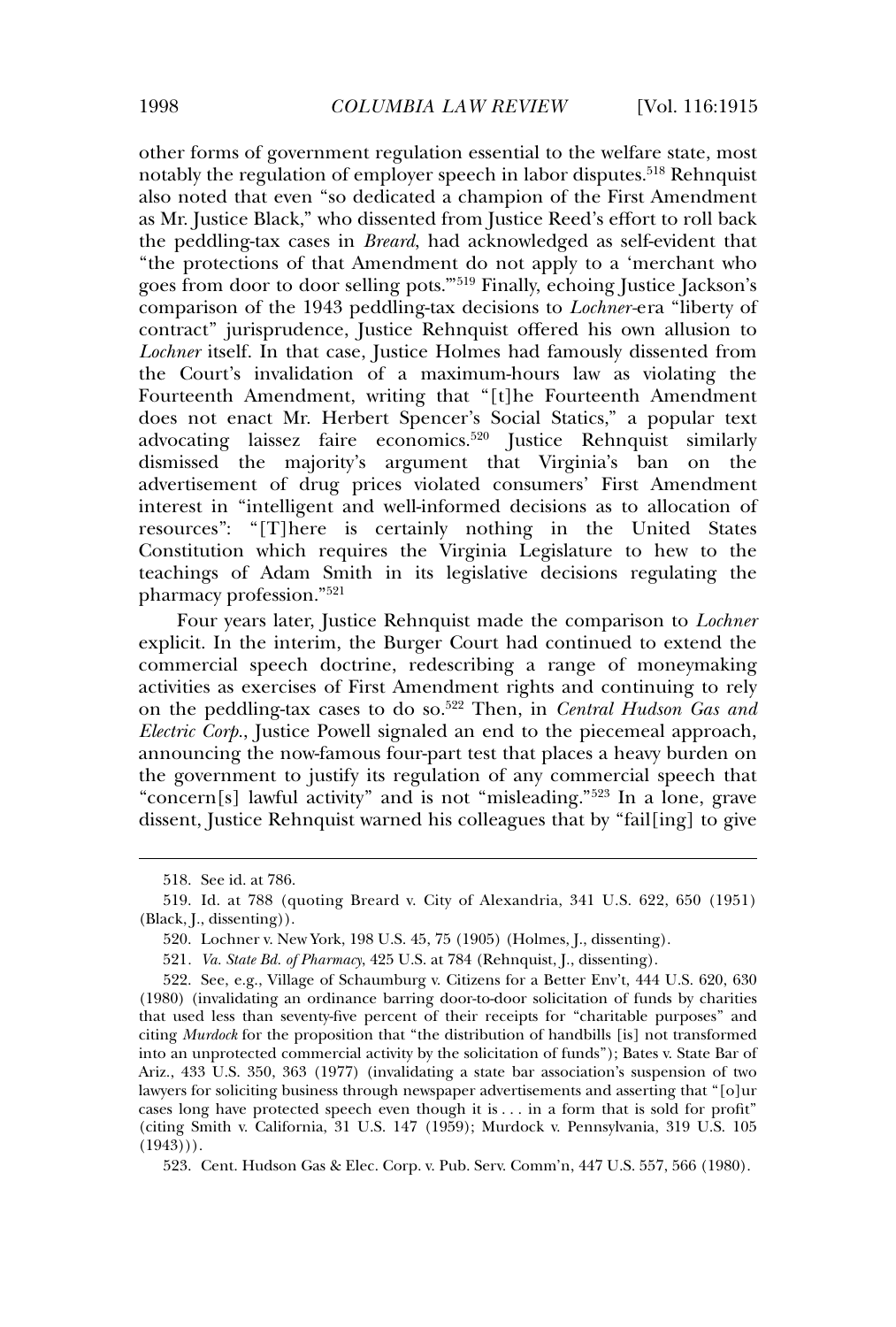other forms of government regulation essential to the welfare state, most notably the regulation of employer speech in labor disputes.[518] Rehnquist also noted that even "so dedicated a champion of the First Amendment as Mr. Justice Black," who dissented from Justice Reed's effort to roll back the peddling-tax cases in *Breard*, had acknowledged as self-evident that "the protections of that Amendment do not apply to a 'merchant who goes from door to door selling pots.'"[519] Finally, echoing Justice Jackson's comparison of the 1943 peddling-tax decisions to *Lochner*-era "liberty of contract" jurisprudence, Justice Rehnquist offered his own allusion to *Lochner* itself. In that case, Justice Holmes had famously dissented from the Court's invalidation of a maximum-hours law as violating the Fourteenth Amendment, writing that "[t]he Fourteenth Amendment does not enact Mr. Herbert Spencer's Social Statics," a popular text advocating laissez faire economics.[520] Justice Rehnquist similarly dismissed the majority's argument that Virginia's ban on the advertisement of drug prices violated consumers' First Amendment interest in "intelligent and well-informed decisions as to allocation of resources": "[T]here is certainly nothing in the United States Constitution which requires the Virginia Legislature to hew to the teachings of Adam Smith in its legislative decisions regulating the pharmacy profession."[521]

Four years later, Justice Rehnquist made the comparison to *Lochner* explicit. In the interim, the Burger Court had continued to extend the commercial speech doctrine, redescribing a range of moneymaking activities as exercises of First Amendment rights and continuing to rely on the peddling-tax cases to do so.[522] Then, in *Central Hudson Gas and Electric Corp.*, Justice Powell signaled an end to the piecemeal approach, announcing the now-famous four-part test that places a heavy burden on the government to justify its regulation of any commercial speech that "concern[s] lawful activity" and is not "misleading."[523] In a lone, grave dissent, Justice Rehnquist warned his colleagues that by "fail[ing] to give

---

518. See id. at 786.

519. Id. at 788 (quoting Breard v. City of Alexandria, 341 U.S. 622, 650 (1951) (Black, J., dissenting)).

520. Lochner v. New York, 198 U.S. 45, 75 (1905) (Holmes, J., dissenting).

521. *Va. State Bd. of Pharmacy*, 425 U.S. at 784 (Rehnquist, J., dissenting).

522. See, e.g., Village of Schaumburg v. Citizens for a Better Env't, 444 U.S. 620, 630 (1980) (invalidating an ordinance barring door-to-door solicitation of funds by charities that used less than seventy-five percent of their receipts for "charitable purposes" and citing *Murdock* for the proposition that "the distribution of handbills [is] not transformed into an unprotected commercial activity by the solicitation of funds"); Bates v. State Bar of Ariz., 433 U.S. 350, 363 (1977) (invalidating a state bar association's suspension of two lawyers for soliciting business through newspaper advertisements and asserting that "[o]ur cases long have protected speech even though it is . . . in a form that is sold for profit" (citing Smith v. California, 31 U.S. 147 (1959); Murdock v. Pennsylvania, 319 U.S. 105 (1943))).

523. Cent. Hudson Gas & Elec. Corp. v. Pub. Serv. Comm'n, 447 U.S. 557, 566 (1980).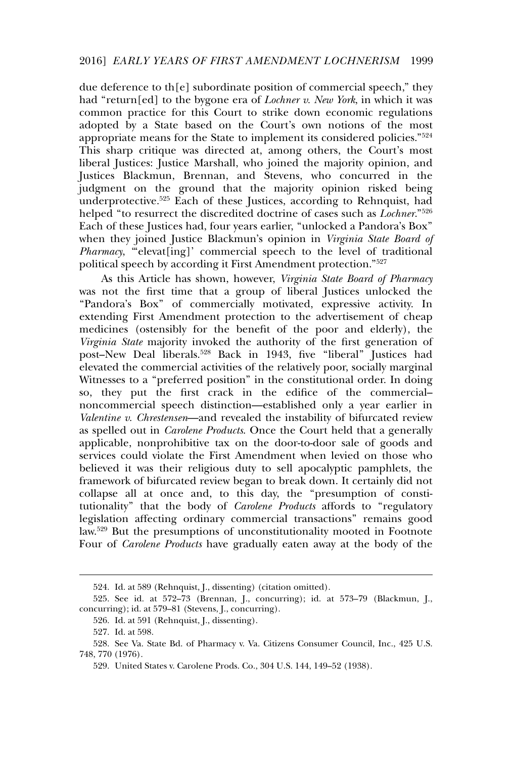due deference to th[e] subordinate position of commercial speech," they had "return[ed] to the bygone era of *Lochner v. New York*, in which it was common practice for this Court to strike down economic regulations adopted by a State based on the Court's own notions of the most appropriate means for the State to implement its considered policies."[524] This sharp critique was directed at, among others, the Court's most liberal Justices: Justice Marshall, who joined the majority opinion, and Justices Blackmun, Brennan, and Stevens, who concurred in the judgment on the ground that the majority opinion risked being underprotective.[525] Each of these Justices, according to Rehnquist, had helped "to resurrect the discredited doctrine of cases such as *Lochner*."[526] Each of these Justices had, four years earlier, "unlocked a Pandora's Box" when they joined Justice Blackmun's opinion in *Virginia State Board of Pharmacy*, "'elevat[ing]' commercial speech to the level of traditional political speech by according it First Amendment protection."[527]

As this Article has shown, however, *Virginia State Board of Pharmacy* was not the first time that a group of liberal Justices unlocked the "Pandora's Box" of commercially motivated, expressive activity. In extending First Amendment protection to the advertisement of cheap medicines (ostensibly for the benefit of the poor and elderly), the *Virginia State* majority invoked the authority of the first generation of post–New Deal liberals.[528] Back in 1943, five "liberal" Justices had elevated the commercial activities of the relatively poor, socially marginal Witnesses to a "preferred position" in the constitutional order. In doing so, they put the first crack in the edifice of the commercial–noncommercial speech distinction—established only a year earlier in *Valentine v. Chrestensen*—and revealed the instability of bifurcated review as spelled out in *Carolene Products*. Once the Court held that a generally applicable, nonprohibitive tax on the door-to-door sale of goods and services could violate the First Amendment when levied on those who believed it was their religious duty to sell apocalyptic pamphlets, the framework of bifurcated review began to break down. It certainly did not collapse all at once and, to this day, the "presumption of constitutionality" that the body of *Carolene Products* affords to "regulatory legislation affecting ordinary commercial transactions" remains good law.[529] But the presumptions of unconstitutionality mooted in Footnote Four of *Carolene Products* have gradually eaten away at the body of the

---

524. Id. at 589 (Rehnquist, J., dissenting) (citation omitted).

525. See id. at 572–73 (Brennan, J., concurring); id. at 573–79 (Blackmun, J., concurring); id. at 579–81 (Stevens, J., concurring).

526. Id. at 591 (Rehnquist, J., dissenting).

527. Id. at 598.

528. See Va. State Bd. of Pharmacy v. Va. Citizens Consumer Council, Inc., 425 U.S. 748, 770 (1976).

529. United States v. Carolene Prods. Co., 304 U.S. 144, 149–52 (1938).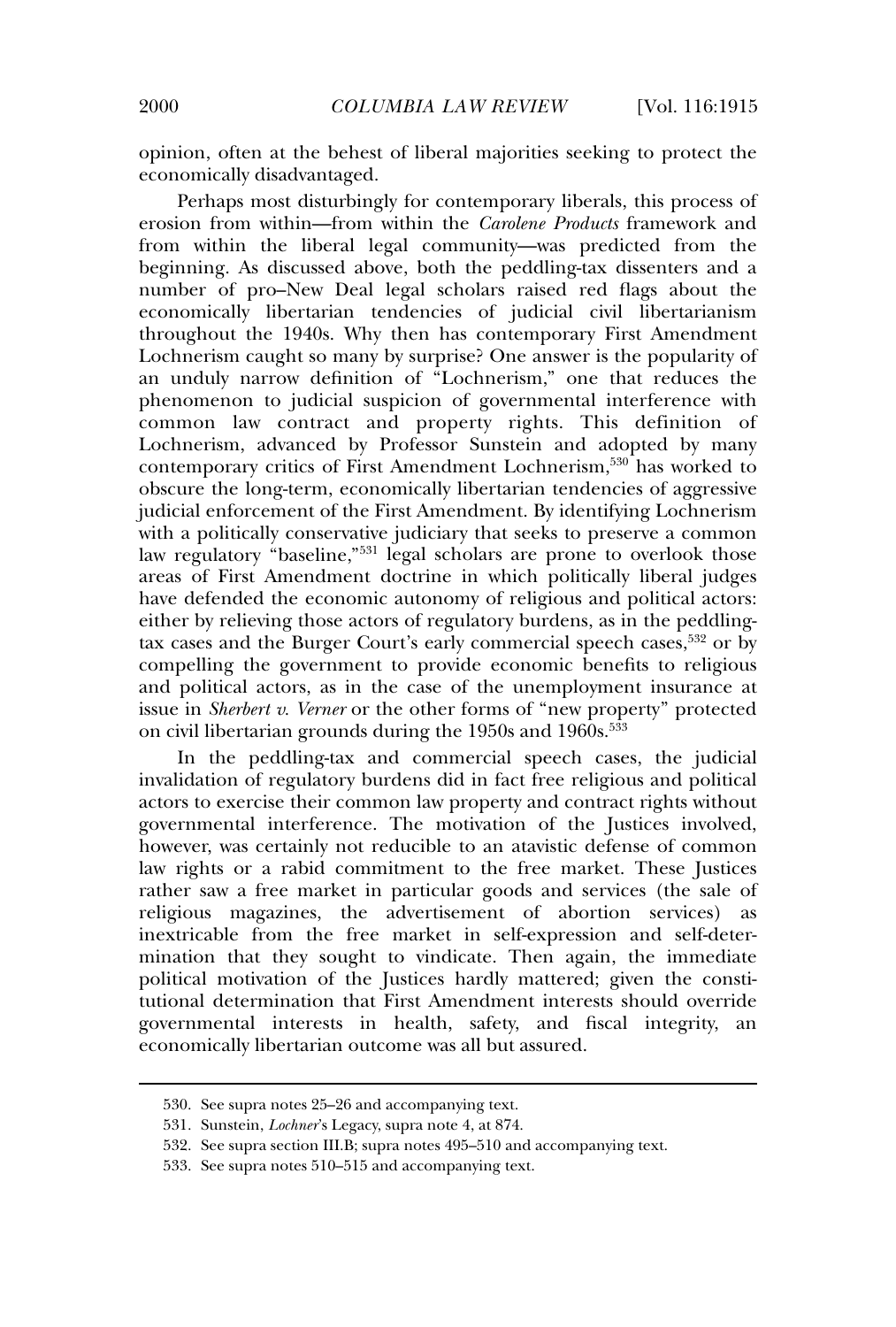opinion, often at the behest of liberal majorities seeking to protect the economically disadvantaged.

Perhaps most disturbingly for contemporary liberals, this process of erosion from within—from within the *Carolene Products* framework and from within the liberal legal community—was predicted from the beginning. As discussed above, both the peddling-tax dissenters and a number of pro–New Deal legal scholars raised red flags about the economically libertarian tendencies of judicial civil libertarianism throughout the 1940s. Why then has contemporary First Amendment Lochnerism caught so many by surprise? One answer is the popularity of an unduly narrow definition of "Lochnerism," one that reduces the phenomenon to judicial suspicion of governmental interference with common law contract and property rights. This definition of Lochnerism, advanced by Professor Sunstein and adopted by many contemporary critics of First Amendment Lochnerism,[530] has worked to obscure the long-term, economically libertarian tendencies of aggressive judicial enforcement of the First Amendment. By identifying Lochnerism with a politically conservative judiciary that seeks to preserve a common law regulatory "baseline,"[531] legal scholars are prone to overlook those areas of First Amendment doctrine in which politically liberal judges have defended the economic autonomy of religious and political actors: either by relieving those actors of regulatory burdens, as in the peddling-tax cases and the Burger Court's early commercial speech cases,[532] or by compelling the government to provide economic benefits to religious and political actors, as in the case of the unemployment insurance at issue in *Sherbert v. Verner* or the other forms of "new property" protected on civil libertarian grounds during the 1950s and 1960s.[533]

In the peddling-tax and commercial speech cases, the judicial invalidation of regulatory burdens did in fact free religious and political actors to exercise their common law property and contract rights without governmental interference. The motivation of the Justices involved, however, was certainly not reducible to an atavistic defense of common law rights or a rabid commitment to the free market. These Justices rather saw a free market in particular goods and services (the sale of religious magazines, the advertisement of abortion services) as inextricable from the free market in self-expression and self-determination that they sought to vindicate. Then again, the immediate political motivation of the Justices hardly mattered; given the constitutional determination that First Amendment interests should override governmental interests in health, safety, and fiscal integrity, an economically libertarian outcome was all but assured.

---

530. See supra notes 25–26 and accompanying text.

531. Sunstein, *Lochner*'s Legacy, supra note 4, at 874.

532. See supra section III.B; supra notes 495–510 and accompanying text.

533. See supra notes 510–515 and accompanying text.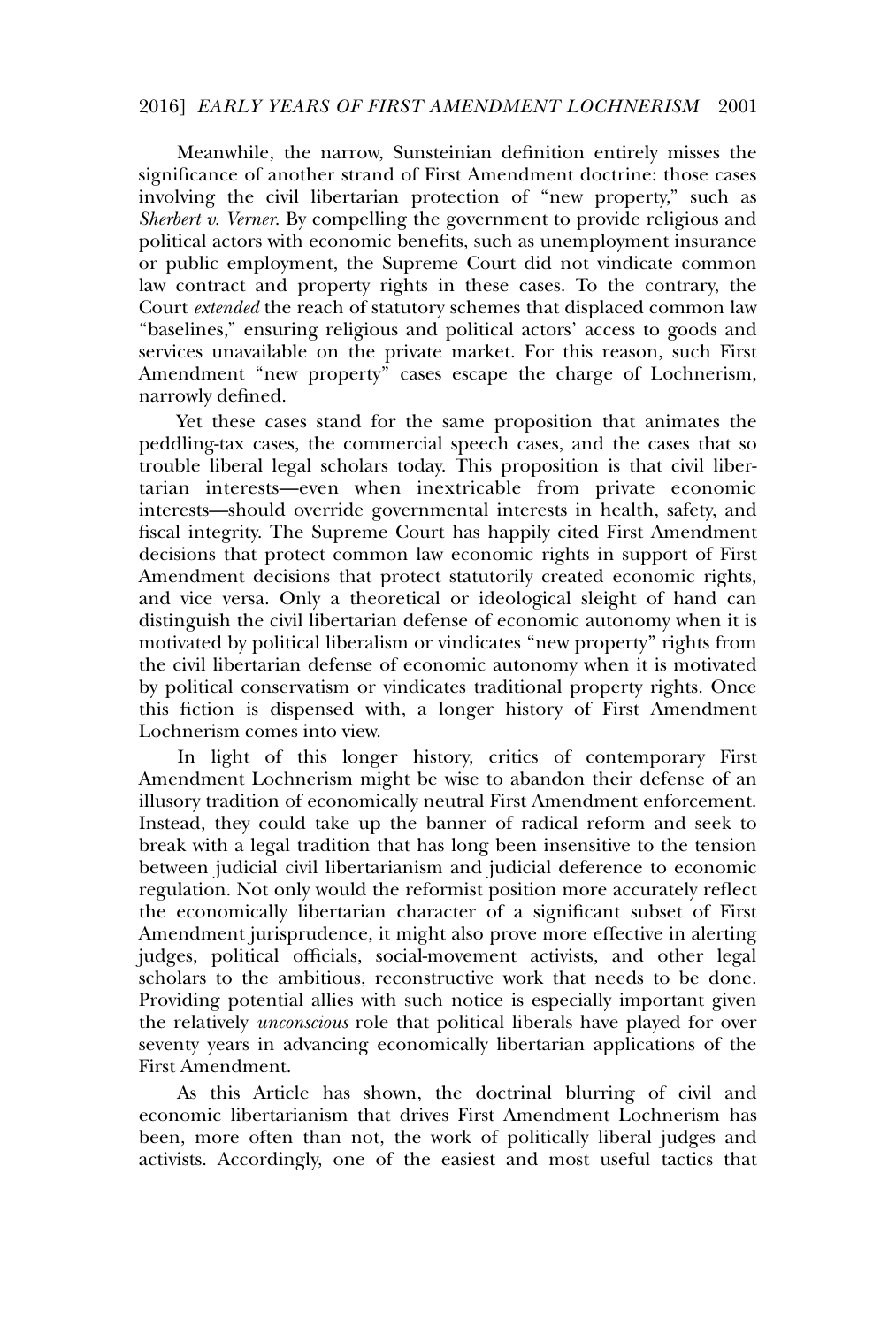Meanwhile, the narrow, Sunsteinian definition entirely misses the significance of another strand of First Amendment doctrine: those cases involving the civil libertarian protection of "new property," such as *Sherbert v. Verner*. By compelling the government to provide religious and political actors with economic benefits, such as unemployment insurance or public employment, the Supreme Court did not vindicate common law contract and property rights in these cases. To the contrary, the Court *extended* the reach of statutory schemes that displaced common law "baselines," ensuring religious and political actors' access to goods and services unavailable on the private market. For this reason, such First Amendment "new property" cases escape the charge of Lochnerism, narrowly defined.

Yet these cases stand for the same proposition that animates the peddling-tax cases, the commercial speech cases, and the cases that so trouble liberal legal scholars today. This proposition is that civil libertarian interests—even when inextricable from private economic interests—should override governmental interests in health, safety, and fiscal integrity. The Supreme Court has happily cited First Amendment decisions that protect common law economic rights in support of First Amendment decisions that protect statutorily created economic rights, and vice versa. Only a theoretical or ideological sleight of hand can distinguish the civil libertarian defense of economic autonomy when it is motivated by political liberalism or vindicates "new property" rights from the civil libertarian defense of economic autonomy when it is motivated by political conservatism or vindicates traditional property rights. Once this fiction is dispensed with, a longer history of First Amendment Lochnerism comes into view.

In light of this longer history, critics of contemporary First Amendment Lochnerism might be wise to abandon their defense of an illusory tradition of economically neutral First Amendment enforcement. Instead, they could take up the banner of radical reform and seek to break with a legal tradition that has long been insensitive to the tension between judicial civil libertarianism and judicial deference to economic regulation. Not only would the reformist position more accurately reflect the economically libertarian character of a significant subset of First Amendment jurisprudence, it might also prove more effective in alerting judges, political officials, social-movement activists, and other legal scholars to the ambitious, reconstructive work that needs to be done. Providing potential allies with such notice is especially important given the relatively *unconscious* role that political liberals have played for over seventy years in advancing economically libertarian applications of the First Amendment.

As this Article has shown, the doctrinal blurring of civil and economic libertarianism that drives First Amendment Lochnerism has been, more often than not, the work of politically liberal judges and activists. Accordingly, one of the easiest and most useful tactics that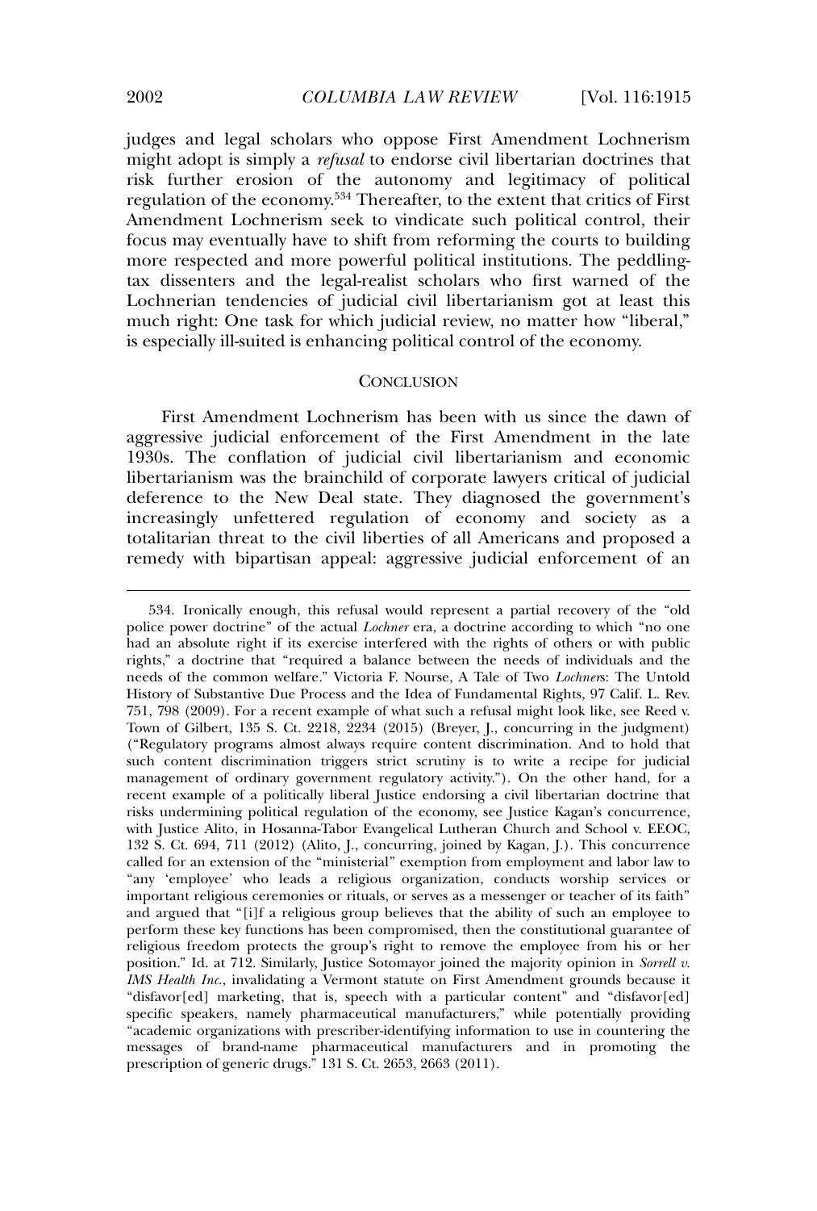judges and legal scholars who oppose First Amendment Lochnerism might adopt is simply a *refusal* to endorse civil libertarian doctrines that risk further erosion of the autonomy and legitimacy of political regulation of the economy.[534] Thereafter, to the extent that critics of First Amendment Lochnerism seek to vindicate such political control, their focus may eventually have to shift from reforming the courts to building more respected and more powerful political institutions. The peddling-tax dissenters and the legal-realist scholars who first warned of the Lochnerian tendencies of judicial civil libertarianism got at least this much right: One task for which judicial review, no matter how "liberal," is especially ill-suited is enhancing political control of the economy.

## CONCLUSION

First Amendment Lochnerism has been with us since the dawn of aggressive judicial enforcement of the First Amendment in the late 1930s. The conflation of judicial civil libertarianism and economic libertarianism was the brainchild of corporate lawyers critical of judicial deference to the New Deal state. They diagnosed the government's increasingly unfettered regulation of economy and society as a totalitarian threat to the civil liberties of all Americans and proposed a remedy with bipartisan appeal: aggressive judicial enforcement of an

---

534. Ironically enough, this refusal would represent a partial recovery of the "old police power doctrine" of the actual *Lochner* era, a doctrine according to which "no one had an absolute right if its exercise interfered with the rights of others or with public rights," a doctrine that "required a balance between the needs of individuals and the needs of the common welfare." Victoria F. Nourse, A Tale of Two *Lochner*s: The Untold History of Substantive Due Process and the Idea of Fundamental Rights, 97 Calif. L. Rev. 751, 798 (2009). For a recent example of what such a refusal might look like, see Reed v. Town of Gilbert, 135 S. Ct. 2218, 2234 (2015) (Breyer, J., concurring in the judgment) ("Regulatory programs almost always require content discrimination. And to hold that such content discrimination triggers strict scrutiny is to write a recipe for judicial management of ordinary government regulatory activity."). On the other hand, for a recent example of a politically liberal Justice endorsing a civil libertarian doctrine that risks undermining political regulation of the economy, see Justice Kagan's concurrence, with Justice Alito, in Hosanna-Tabor Evangelical Lutheran Church and School v. EEOC, 132 S. Ct. 694, 711 (2012) (Alito, J., concurring, joined by Kagan, J.). This concurrence called for an extension of the "ministerial" exemption from employment and labor law to "any 'employee' who leads a religious organization, conducts worship services or important religious ceremonies or rituals, or serves as a messenger or teacher of its faith" and argued that "[i]f a religious group believes that the ability of such an employee to perform these key functions has been compromised, then the constitutional guarantee of religious freedom protects the group's right to remove the employee from his or her position." Id. at 712. Similarly, Justice Sotomayor joined the majority opinion in *Sorrell v. IMS Health Inc.*, invalidating a Vermont statute on First Amendment grounds because it "disfavor[ed] marketing, that is, speech with a particular content" and "disfavor[ed] specific speakers, namely pharmaceutical manufacturers," while potentially providing "academic organizations with prescriber-identifying information to use in countering the messages of brand-name pharmaceutical manufacturers and in promoting the prescription of generic drugs." 131 S. Ct. 2653, 2663 (2011).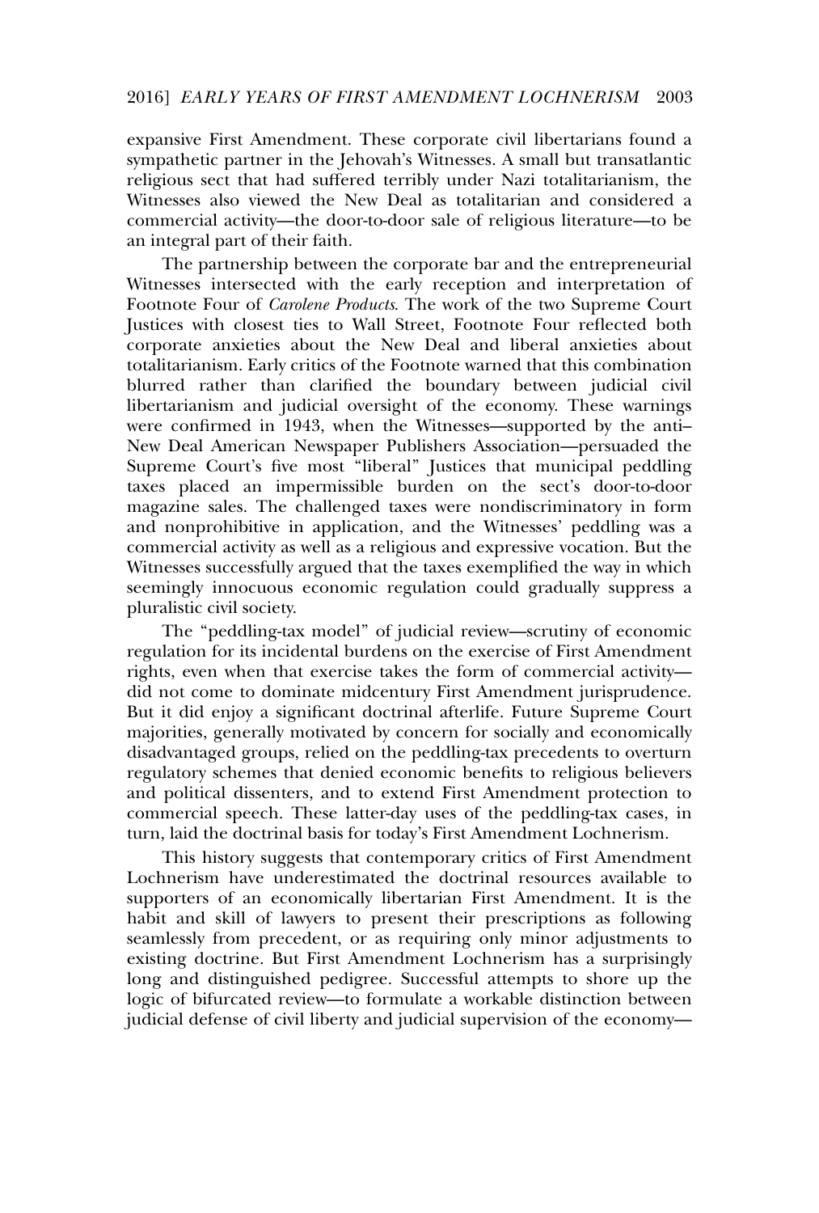expansive First Amendment. These corporate civil libertarians found a sympathetic partner in the Jehovah's Witnesses. A small but transatlantic religious sect that had suffered terribly under Nazi totalitarianism, the Witnesses also viewed the New Deal as totalitarian and considered a commercial activity—the door-to-door sale of religious literature—to be an integral part of their faith.

The partnership between the corporate bar and the entrepreneurial Witnesses intersected with the early reception and interpretation of Footnote Four of *Carolene Products*. The work of the two Supreme Court Justices with closest ties to Wall Street, Footnote Four reflected both corporate anxieties about the New Deal and liberal anxieties about totalitarianism. Early critics of the Footnote warned that this combination blurred rather than clarified the boundary between judicial civil libertarianism and judicial oversight of the economy. These warnings were confirmed in 1943, when the Witnesses—supported by the anti–New Deal American Newspaper Publishers Association—persuaded the Supreme Court's five most "liberal" Justices that municipal peddling taxes placed an impermissible burden on the sect's door-to-door magazine sales. The challenged taxes were nondiscriminatory in form and nonprohibitive in application, and the Witnesses' peddling was a commercial activity as well as a religious and expressive vocation. But the Witnesses successfully argued that the taxes exemplified the way in which seemingly innocuous economic regulation could gradually suppress a pluralistic civil society.

The "peddling-tax model" of judicial review—scrutiny of economic regulation for its incidental burdens on the exercise of First Amendment rights, even when that exercise takes the form of commercial activity—did not come to dominate midcentury First Amendment jurisprudence. But it did enjoy a significant doctrinal afterlife. Future Supreme Court majorities, generally motivated by concern for socially and economically disadvantaged groups, relied on the peddling-tax precedents to overturn regulatory schemes that denied economic benefits to religious believers and political dissenters, and to extend First Amendment protection to commercial speech. These latter-day uses of the peddling-tax cases, in turn, laid the doctrinal basis for today's First Amendment Lochnerism.

This history suggests that contemporary critics of First Amendment Lochnerism have underestimated the doctrinal resources available to supporters of an economically libertarian First Amendment. It is the habit and skill of lawyers to present their prescriptions as following seamlessly from precedent, or as requiring only minor adjustments to existing doctrine. But First Amendment Lochnerism has a surprisingly long and distinguished pedigree. Successful attempts to shore up the logic of bifurcated review—to formulate a workable distinction between judicial defense of civil liberty and judicial supervision of the economy—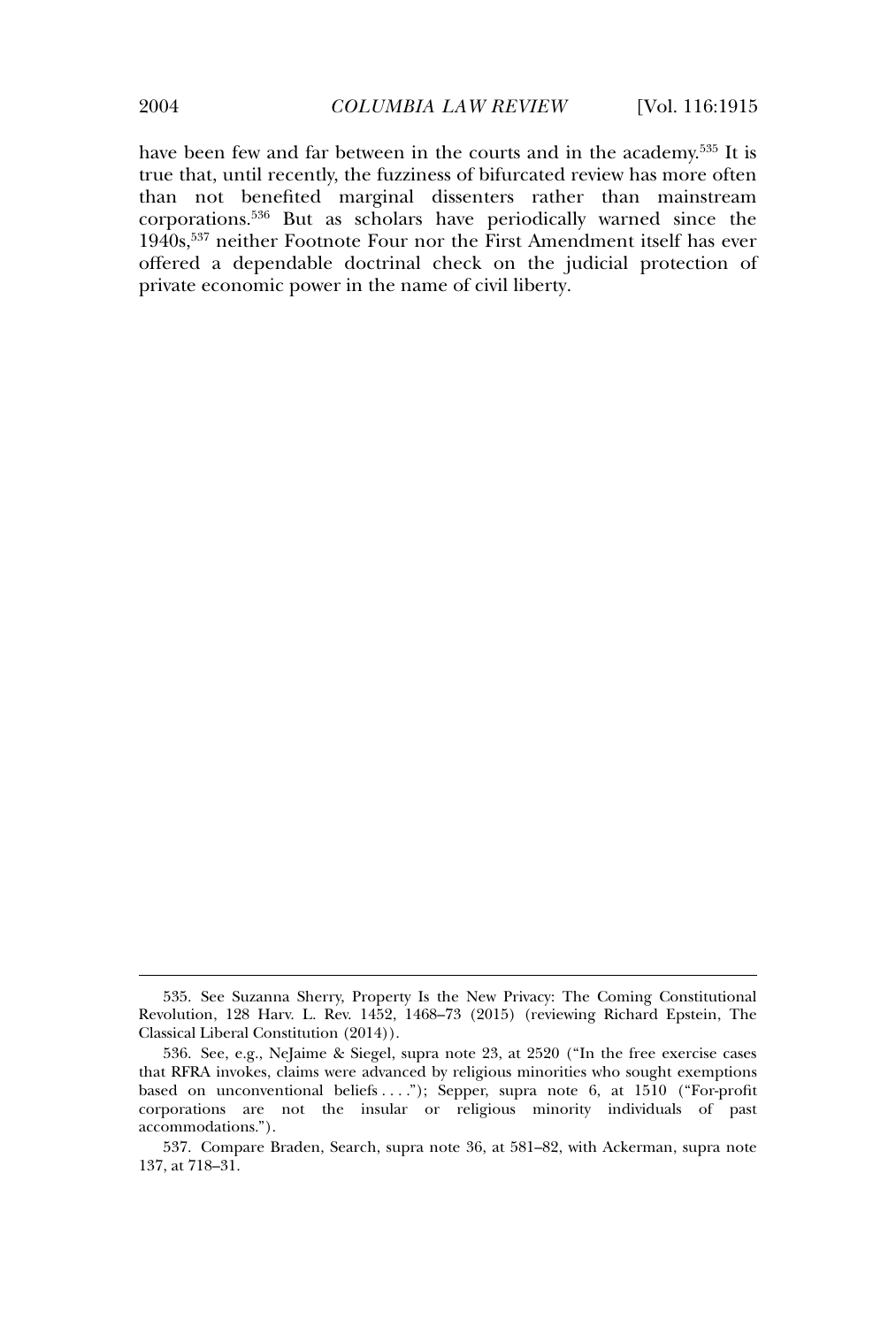have been few and far between in the courts and in the academy.[535] It is true that, until recently, the fuzziness of bifurcated review has more often than not benefited marginal dissenters rather than mainstream corporations.[536] But as scholars have periodically warned since the 1940s,[537] neither Footnote Four nor the First Amendment itself has ever offered a dependable doctrinal check on the judicial protection of private economic power in the name of civil liberty.

---

535. See Suzanna Sherry, Property Is the New Privacy: The Coming Constitutional Revolution, 128 Harv. L. Rev. 1452, 1468–73 (2015) (reviewing Richard Epstein, The Classical Liberal Constitution (2014)).

536. See, e.g., NeJaime & Siegel, supra note 23, at 2520 ("In the free exercise cases that RFRA invokes, claims were advanced by religious minorities who sought exemptions based on unconventional beliefs . . . ."); Sepper, supra note 6, at 1510 ("For-profit corporations are not the insular or religious minority individuals of past accommodations.").

537. Compare Braden, Search, supra note 36, at 581–82, with Ackerman, supra note 137, at 718–31.